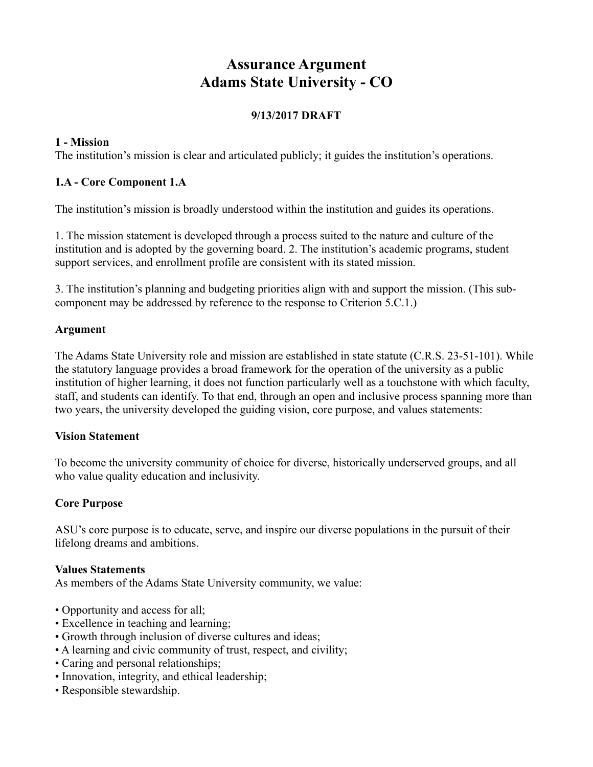# Assurance Argument
# Adams State University - CO

**9/13/2017 DRAFT**

**1 - Mission**

The institution's mission is clear and articulated publicly; it guides the institution's operations.

**1.A - Core Component 1.A**

The institution's mission is broadly understood within the institution and guides its operations.

1. The mission statement is developed through a process suited to the nature and culture of the institution and is adopted by the governing board. 2. The institution's academic programs, student support services, and enrollment profile are consistent with its stated mission.

3. The institution's planning and budgeting priorities align with and support the mission. (This sub-component may be addressed by reference to the response to Criterion 5.C.1.)

**Argument**

The Adams State University role and mission are established in state statute (C.R.S. 23-51-101). While the statutory language provides a broad framework for the operation of the university as a public institution of higher learning, it does not function particularly well as a touchstone with which faculty, staff, and students can identify. To that end, through an open and inclusive process spanning more than two years, the university developed the guiding vision, core purpose, and values statements:

**Vision Statement**

To become the university community of choice for diverse, historically underserved groups, and all who value quality education and inclusivity.

**Core Purpose**

ASU's core purpose is to educate, serve, and inspire our diverse populations in the pursuit of their lifelong dreams and ambitions.

**Values Statements**

As members of the Adams State University community, we value:

- Opportunity and access for all;
- Excellence in teaching and learning;
- Growth through inclusion of diverse cultures and ideas;
- A learning and civic community of trust, respect, and civility;
- Caring and personal relationships;
- Innovation, integrity, and ethical leadership;
- Responsible stewardship.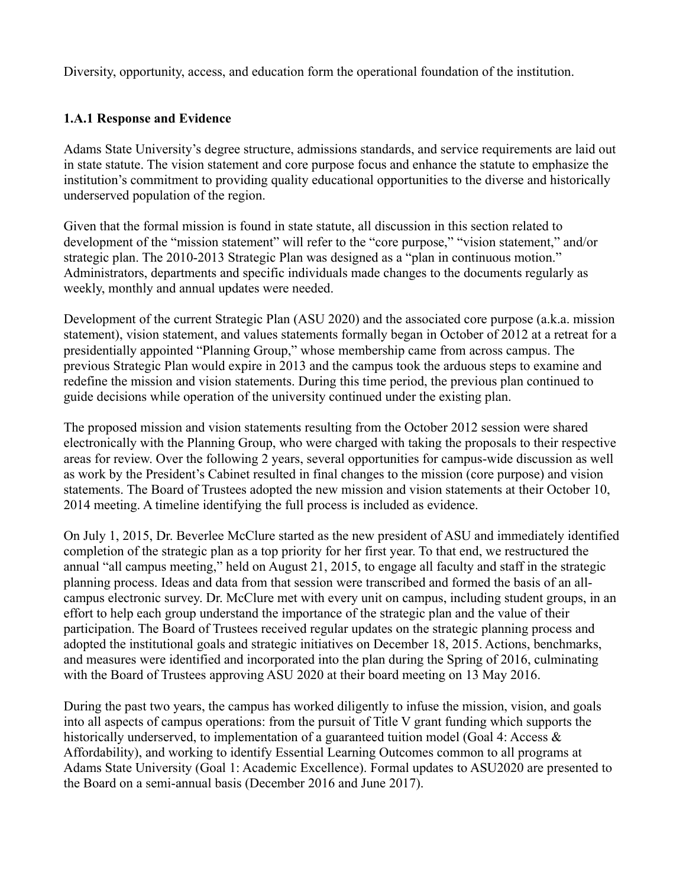Diversity, opportunity, access, and education form the operational foundation of the institution.

### 1.A.1 Response and Evidence

Adams State University's degree structure, admissions standards, and service requirements are laid out in state statute. The vision statement and core purpose focus and enhance the statute to emphasize the institution's commitment to providing quality educational opportunities to the diverse and historically underserved population of the region.

Given that the formal mission is found in state statute, all discussion in this section related to development of the "mission statement" will refer to the "core purpose," "vision statement," and/or strategic plan. The 2010-2013 Strategic Plan was designed as a "plan in continuous motion." Administrators, departments and specific individuals made changes to the documents regularly as weekly, monthly and annual updates were needed.

Development of the current Strategic Plan (ASU 2020) and the associated core purpose (a.k.a. mission statement), vision statement, and values statements formally began in October of 2012 at a retreat for a presidentially appointed "Planning Group," whose membership came from across campus. The previous Strategic Plan would expire in 2013 and the campus took the arduous steps to examine and redefine the mission and vision statements. During this time period, the previous plan continued to guide decisions while operation of the university continued under the existing plan.

The proposed mission and vision statements resulting from the October 2012 session were shared electronically with the Planning Group, who were charged with taking the proposals to their respective areas for review. Over the following 2 years, several opportunities for campus-wide discussion as well as work by the President's Cabinet resulted in final changes to the mission (core purpose) and vision statements. The Board of Trustees adopted the new mission and vision statements at their October 10, 2014 meeting. A timeline identifying the full process is included as evidence.

On July 1, 2015, Dr. Beverlee McClure started as the new president of ASU and immediately identified completion of the strategic plan as a top priority for her first year. To that end, we restructured the annual "all campus meeting," held on August 21, 2015, to engage all faculty and staff in the strategic planning process. Ideas and data from that session were transcribed and formed the basis of an all-campus electronic survey. Dr. McClure met with every unit on campus, including student groups, in an effort to help each group understand the importance of the strategic plan and the value of their participation. The Board of Trustees received regular updates on the strategic planning process and adopted the institutional goals and strategic initiatives on December 18, 2015. Actions, benchmarks, and measures were identified and incorporated into the plan during the Spring of 2016, culminating with the Board of Trustees approving ASU 2020 at their board meeting on 13 May 2016.

During the past two years, the campus has worked diligently to infuse the mission, vision, and goals into all aspects of campus operations: from the pursuit of Title V grant funding which supports the historically underserved, to implementation of a guaranteed tuition model (Goal 4: Access & Affordability), and working to identify Essential Learning Outcomes common to all programs at Adams State University (Goal 1: Academic Excellence). Formal updates to ASU2020 are presented to the Board on a semi-annual basis (December 2016 and June 2017).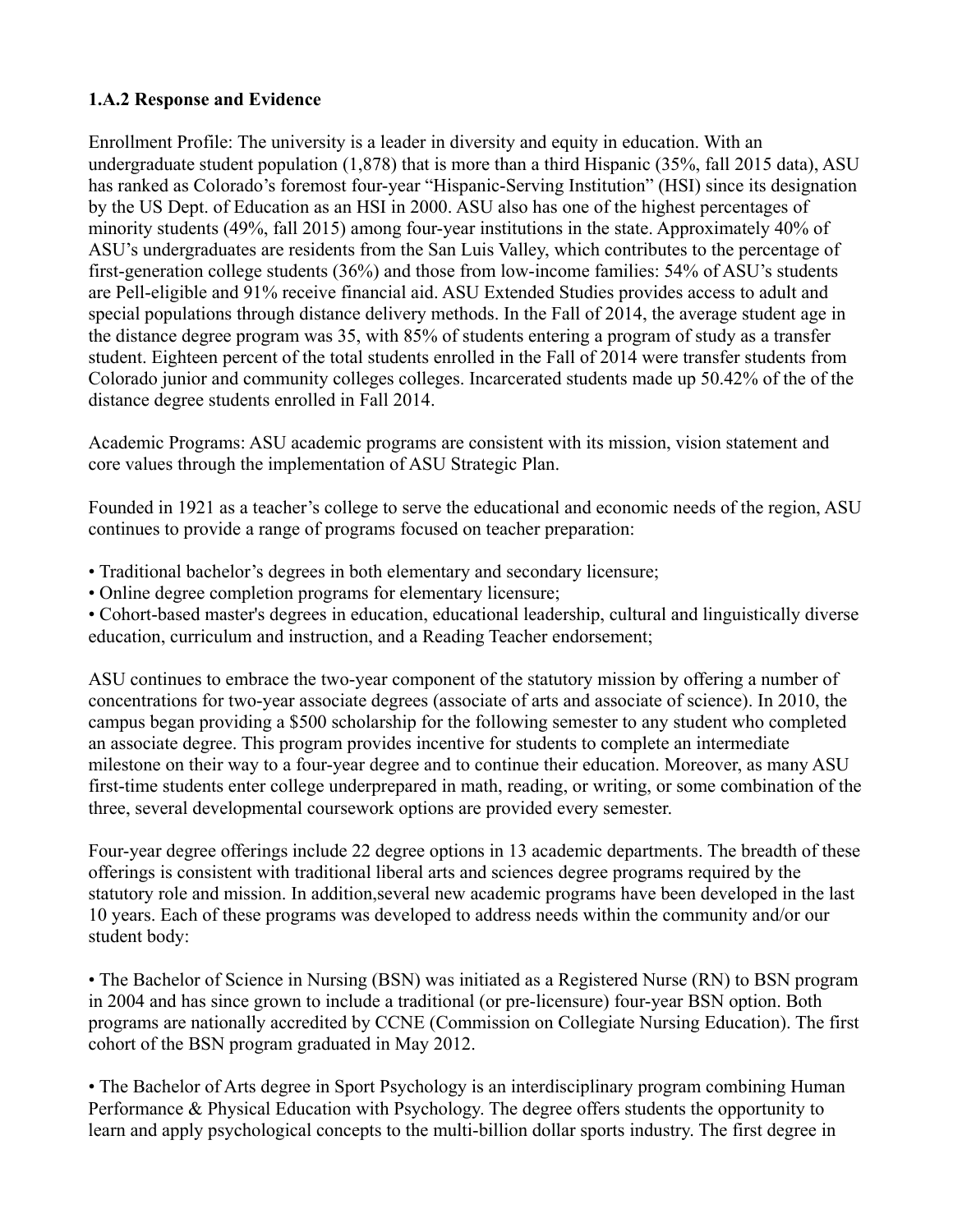**1.A.2 Response and Evidence**

Enrollment Profile: The university is a leader in diversity and equity in education. With an undergraduate student population (1,878) that is more than a third Hispanic (35%, fall 2015 data), ASU has ranked as Colorado's foremost four-year "Hispanic-Serving Institution" (HSI) since its designation by the US Dept. of Education as an HSI in 2000. ASU also has one of the highest percentages of minority students (49%, fall 2015) among four-year institutions in the state. Approximately 40% of ASU's undergraduates are residents from the San Luis Valley, which contributes to the percentage of first-generation college students (36%) and those from low-income families: 54% of ASU's students are Pell-eligible and 91% receive financial aid. ASU Extended Studies provides access to adult and special populations through distance delivery methods. In the Fall of 2014, the average student age in the distance degree program was 35, with 85% of students entering a program of study as a transfer student. Eighteen percent of the total students enrolled in the Fall of 2014 were transfer students from Colorado junior and community colleges colleges. Incarcerated students made up 50.42% of the of the distance degree students enrolled in Fall 2014.

Academic Programs: ASU academic programs are consistent with its mission, vision statement and core values through the implementation of ASU Strategic Plan.

Founded in 1921 as a teacher's college to serve the educational and economic needs of the region, ASU continues to provide a range of programs focused on teacher preparation:

- Traditional bachelor's degrees in both elementary and secondary licensure;
- Online degree completion programs for elementary licensure;
- Cohort-based master's degrees in education, educational leadership, cultural and linguistically diverse education, curriculum and instruction, and a Reading Teacher endorsement;

ASU continues to embrace the two-year component of the statutory mission by offering a number of concentrations for two-year associate degrees (associate of arts and associate of science). In 2010, the campus began providing a $500 scholarship for the following semester to any student who completed an associate degree. This program provides incentive for students to complete an intermediate milestone on their way to a four-year degree and to continue their education. Moreover, as many ASU first-time students enter college underprepared in math, reading, or writing, or some combination of the three, several developmental coursework options are provided every semester.

Four-year degree offerings include 22 degree options in 13 academic departments. The breadth of these offerings is consistent with traditional liberal arts and sciences degree programs required by the statutory role and mission. In addition,several new academic programs have been developed in the last 10 years. Each of these programs was developed to address needs within the community and/or our student body:

- The Bachelor of Science in Nursing (BSN) was initiated as a Registered Nurse (RN) to BSN program in 2004 and has since grown to include a traditional (or pre-licensure) four-year BSN option. Both programs are nationally accredited by CCNE (Commission on Collegiate Nursing Education). The first cohort of the BSN program graduated in May 2012.

- The Bachelor of Arts degree in Sport Psychology is an interdisciplinary program combining Human Performance & Physical Education with Psychology. The degree offers students the opportunity to learn and apply psychological concepts to the multi-billion dollar sports industry. The first degree in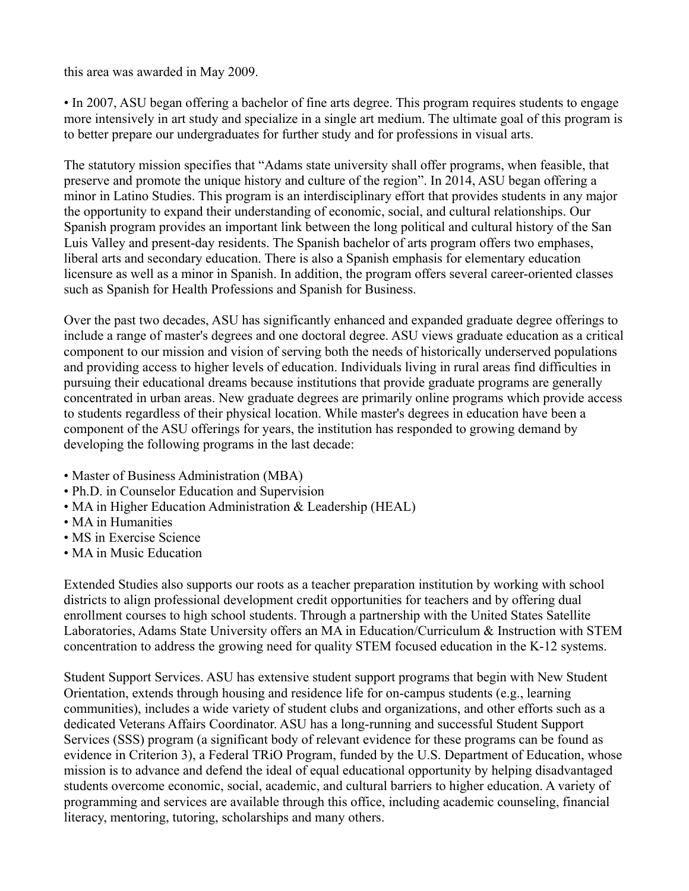this area was awarded in May 2009.

- In 2007, ASU began offering a bachelor of fine arts degree. This program requires students to engage more intensively in art study and specialize in a single art medium. The ultimate goal of this program is to better prepare our undergraduates for further study and for professions in visual arts.

The statutory mission specifies that "Adams state university shall offer programs, when feasible, that preserve and promote the unique history and culture of the region". In 2014, ASU began offering a minor in Latino Studies. This program is an interdisciplinary effort that provides students in any major the opportunity to expand their understanding of economic, social, and cultural relationships. Our Spanish program provides an important link between the long political and cultural history of the San Luis Valley and present-day residents. The Spanish bachelor of arts program offers two emphases, liberal arts and secondary education. There is also a Spanish emphasis for elementary education licensure as well as a minor in Spanish. In addition, the program offers several career-oriented classes such as Spanish for Health Professions and Spanish for Business.

Over the past two decades, ASU has significantly enhanced and expanded graduate degree offerings to include a range of master's degrees and one doctoral degree. ASU views graduate education as a critical component to our mission and vision of serving both the needs of historically underserved populations and providing access to higher levels of education. Individuals living in rural areas find difficulties in pursuing their educational dreams because institutions that provide graduate programs are generally concentrated in urban areas. New graduate degrees are primarily online programs which provide access to students regardless of their physical location. While master's degrees in education have been a component of the ASU offerings for years, the institution has responded to growing demand by developing the following programs in the last decade:

- Master of Business Administration (MBA)
- Ph.D. in Counselor Education and Supervision
- MA in Higher Education Administration & Leadership (HEAL)
- MA in Humanities
- MS in Exercise Science
- MA in Music Education

Extended Studies also supports our roots as a teacher preparation institution by working with school districts to align professional development credit opportunities for teachers and by offering dual enrollment courses to high school students. Through a partnership with the United States Satellite Laboratories, Adams State University offers an MA in Education/Curriculum & Instruction with STEM concentration to address the growing need for quality STEM focused education in the K-12 systems.

Student Support Services. ASU has extensive student support programs that begin with New Student Orientation, extends through housing and residence life for on-campus students (e.g., learning communities), includes a wide variety of student clubs and organizations, and other efforts such as a dedicated Veterans Affairs Coordinator. ASU has a long-running and successful Student Support Services (SSS) program (a significant body of relevant evidence for these programs can be found as evidence in Criterion 3), a Federal TRiO Program, funded by the U.S. Department of Education, whose mission is to advance and defend the ideal of equal educational opportunity by helping disadvantaged students overcome economic, social, academic, and cultural barriers to higher education. A variety of programming and services are available through this office, including academic counseling, financial literacy, mentoring, tutoring, scholarships and many others.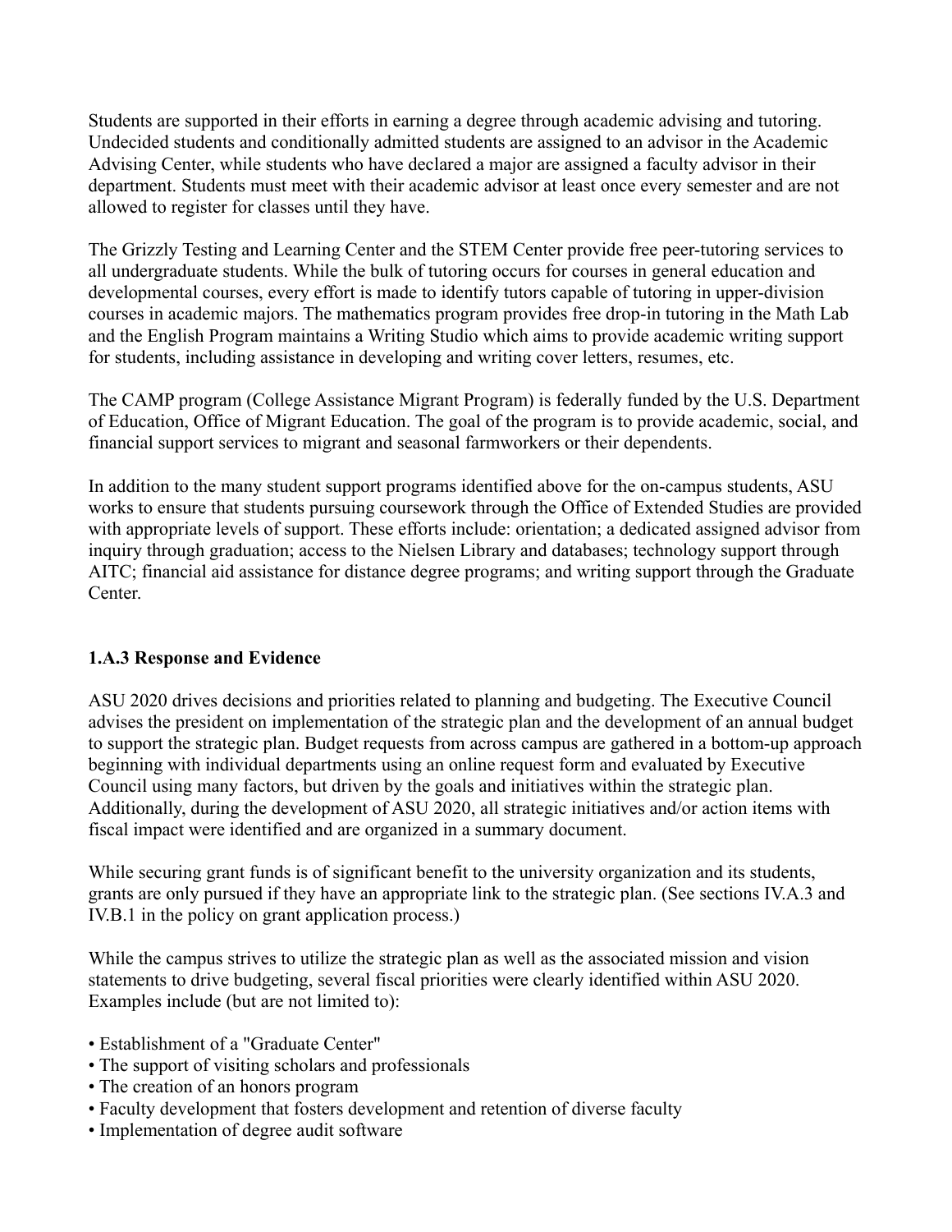Students are supported in their efforts in earning a degree through academic advising and tutoring. Undecided students and conditionally admitted students are assigned to an advisor in the Academic Advising Center, while students who have declared a major are assigned a faculty advisor in their department. Students must meet with their academic advisor at least once every semester and are not allowed to register for classes until they have.

The Grizzly Testing and Learning Center and the STEM Center provide free peer-tutoring services to all undergraduate students. While the bulk of tutoring occurs for courses in general education and developmental courses, every effort is made to identify tutors capable of tutoring in upper-division courses in academic majors. The mathematics program provides free drop-in tutoring in the Math Lab and the English Program maintains a Writing Studio which aims to provide academic writing support for students, including assistance in developing and writing cover letters, resumes, etc.

The CAMP program (College Assistance Migrant Program) is federally funded by the U.S. Department of Education, Office of Migrant Education. The goal of the program is to provide academic, social, and financial support services to migrant and seasonal farmworkers or their dependents.

In addition to the many student support programs identified above for the on-campus students, ASU works to ensure that students pursuing coursework through the Office of Extended Studies are provided with appropriate levels of support. These efforts include: orientation; a dedicated assigned advisor from inquiry through graduation; access to the Nielsen Library and databases; technology support through AITC; financial aid assistance for distance degree programs; and writing support through the Graduate Center.

### 1.A.3 Response and Evidence

ASU 2020 drives decisions and priorities related to planning and budgeting. The Executive Council advises the president on implementation of the strategic plan and the development of an annual budget to support the strategic plan. Budget requests from across campus are gathered in a bottom-up approach beginning with individual departments using an online request form and evaluated by Executive Council using many factors, but driven by the goals and initiatives within the strategic plan. Additionally, during the development of ASU 2020, all strategic initiatives and/or action items with fiscal impact were identified and are organized in a summary document.

While securing grant funds is of significant benefit to the university organization and its students, grants are only pursued if they have an appropriate link to the strategic plan. (See sections IV.A.3 and IV.B.1 in the policy on grant application process.)

While the campus strives to utilize the strategic plan as well as the associated mission and vision statements to drive budgeting, several fiscal priorities were clearly identified within ASU 2020. Examples include (but are not limited to):

- Establishment of a "Graduate Center"
- The support of visiting scholars and professionals
- The creation of an honors program
- Faculty development that fosters development and retention of diverse faculty
- Implementation of degree audit software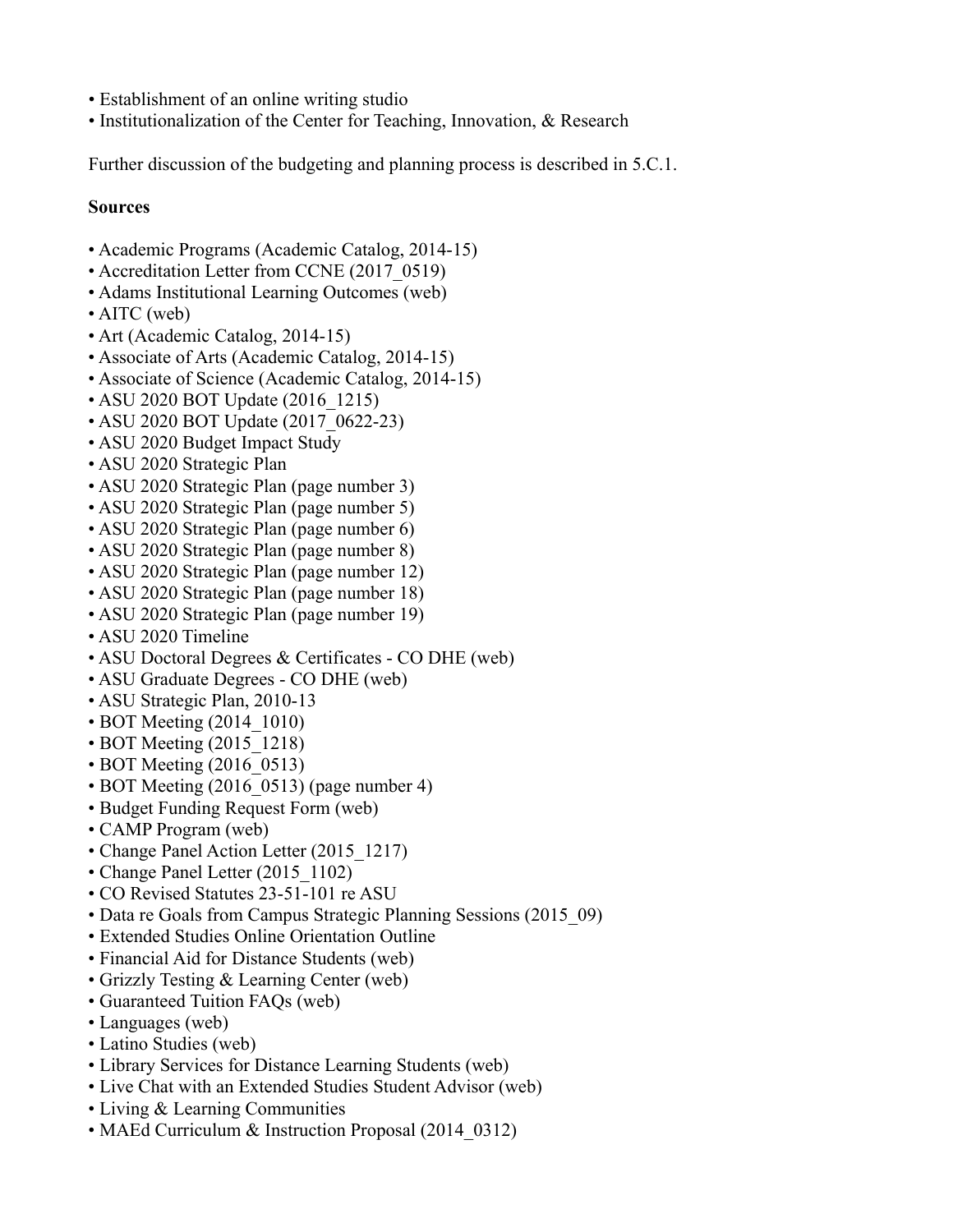- Establishment of an online writing studio
- Institutionalization of the Center for Teaching, Innovation, & Research

Further discussion of the budgeting and planning process is described in 5.C.1.

**Sources**

- Academic Programs (Academic Catalog, 2014-15)
- Accreditation Letter from CCNE (2017_0519)
- Adams Institutional Learning Outcomes (web)
- AITC (web)
- Art (Academic Catalog, 2014-15)
- Associate of Arts (Academic Catalog, 2014-15)
- Associate of Science (Academic Catalog, 2014-15)
- ASU 2020 BOT Update (2016_1215)
- ASU 2020 BOT Update (2017_0622-23)
- ASU 2020 Budget Impact Study
- ASU 2020 Strategic Plan
- ASU 2020 Strategic Plan (page number 3)
- ASU 2020 Strategic Plan (page number 5)
- ASU 2020 Strategic Plan (page number 6)
- ASU 2020 Strategic Plan (page number 8)
- ASU 2020 Strategic Plan (page number 12)
- ASU 2020 Strategic Plan (page number 18)
- ASU 2020 Strategic Plan (page number 19)
- ASU 2020 Timeline
- ASU Doctoral Degrees & Certificates - CO DHE (web)
- ASU Graduate Degrees - CO DHE (web)
- ASU Strategic Plan, 2010-13
- BOT Meeting (2014_1010)
- BOT Meeting (2015_1218)
- BOT Meeting (2016_0513)
- BOT Meeting (2016_0513) (page number 4)
- Budget Funding Request Form (web)
- CAMP Program (web)
- Change Panel Action Letter (2015_1217)
- Change Panel Letter (2015_1102)
- CO Revised Statutes 23-51-101 re ASU
- Data re Goals from Campus Strategic Planning Sessions (2015_09)
- Extended Studies Online Orientation Outline
- Financial Aid for Distance Students (web)
- Grizzly Testing & Learning Center (web)
- Guaranteed Tuition FAQs (web)
- Languages (web)
- Latino Studies (web)
- Library Services for Distance Learning Students (web)
- Live Chat with an Extended Studies Student Advisor (web)
- Living & Learning Communities
- MAEd Curriculum & Instruction Proposal (2014_0312)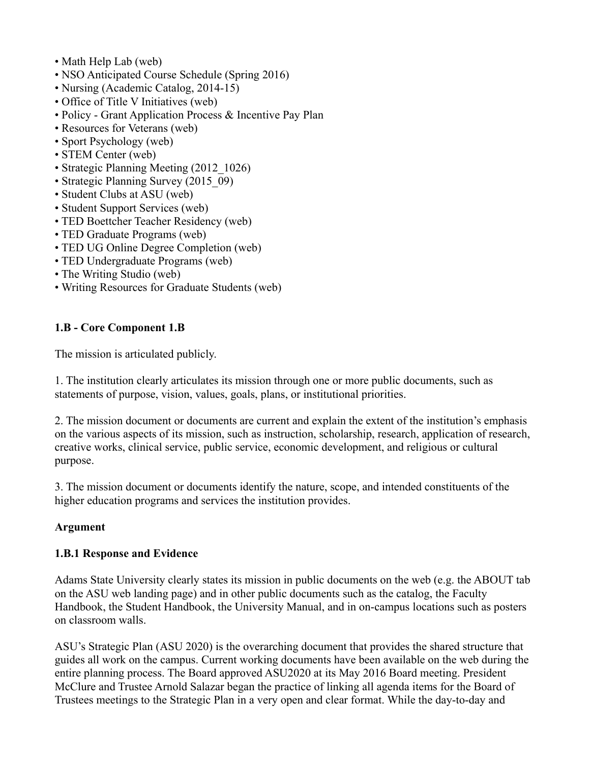- Math Help Lab (web)
- NSO Anticipated Course Schedule (Spring 2016)
- Nursing (Academic Catalog, 2014-15)
- Office of Title V Initiatives (web)
- Policy - Grant Application Process & Incentive Pay Plan
- Resources for Veterans (web)
- Sport Psychology (web)
- STEM Center (web)
- Strategic Planning Meeting (2012_1026)
- Strategic Planning Survey (2015_09)
- Student Clubs at ASU (web)
- Student Support Services (web)
- TED Boettcher Teacher Residency (web)
- TED Graduate Programs (web)
- TED UG Online Degree Completion (web)
- TED Undergraduate Programs (web)
- The Writing Studio (web)
- Writing Resources for Graduate Students (web)

## 1.B - Core Component 1.B

The mission is articulated publicly.

1. The institution clearly articulates its mission through one or more public documents, such as statements of purpose, vision, values, goals, plans, or institutional priorities.

2. The mission document or documents are current and explain the extent of the institution's emphasis on the various aspects of its mission, such as instruction, scholarship, research, application of research, creative works, clinical service, public service, economic development, and religious or cultural purpose.

3. The mission document or documents identify the nature, scope, and intended constituents of the higher education programs and services the institution provides.

### Argument

### 1.B.1 Response and Evidence

Adams State University clearly states its mission in public documents on the web (e.g. the ABOUT tab on the ASU web landing page) and in other public documents such as the catalog, the Faculty Handbook, the Student Handbook, the University Manual, and in on-campus locations such as posters on classroom walls.

ASU's Strategic Plan (ASU 2020) is the overarching document that provides the shared structure that guides all work on the campus. Current working documents have been available on the web during the entire planning process. The Board approved ASU2020 at its May 2016 Board meeting. President McClure and Trustee Arnold Salazar began the practice of linking all agenda items for the Board of Trustees meetings to the Strategic Plan in a very open and clear format. While the day-to-day and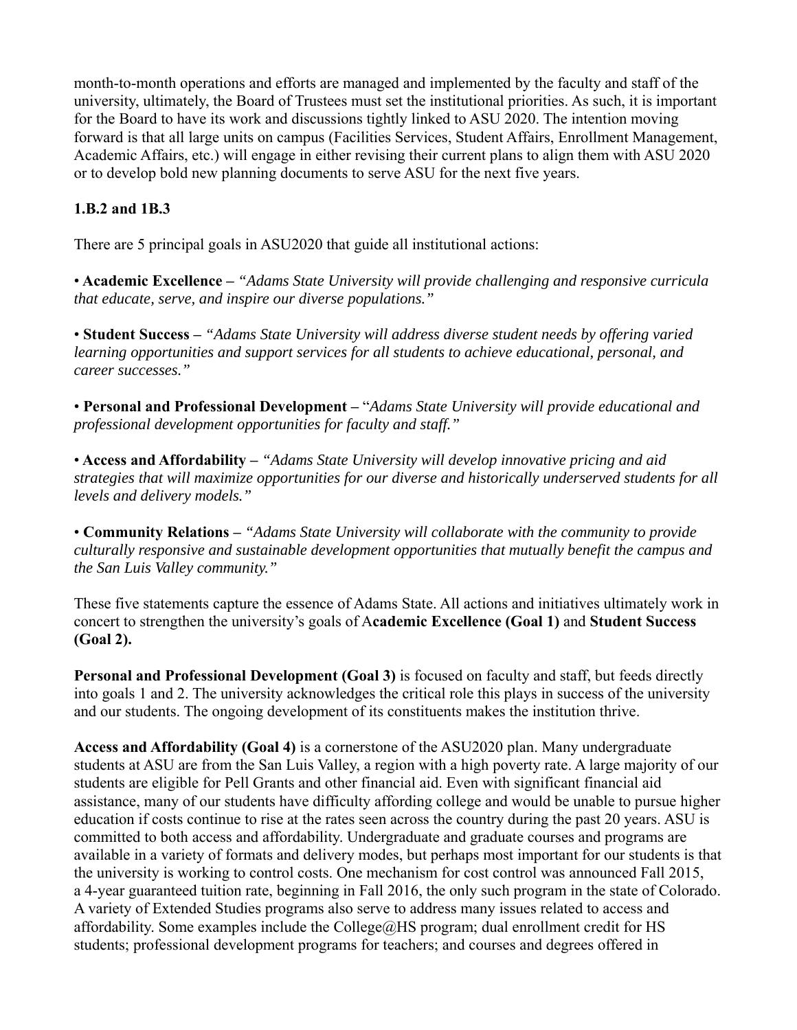month-to-month operations and efforts are managed and implemented by the faculty and staff of the university, ultimately, the Board of Trustees must set the institutional priorities. As such, it is important for the Board to have its work and discussions tightly linked to ASU 2020. The intention moving forward is that all large units on campus (Facilities Services, Student Affairs, Enrollment Management, Academic Affairs, etc.) will engage in either revising their current plans to align them with ASU 2020 or to develop bold new planning documents to serve ASU for the next five years.

**1.B.2 and 1B.3**

There are 5 principal goals in ASU2020 that guide all institutional actions:

• **Academic Excellence –** *"Adams State University will provide challenging and responsive curricula that educate, serve, and inspire our diverse populations."*

• **Student Success –** *"Adams State University will address diverse student needs by offering varied learning opportunities and support services for all students to achieve educational, personal, and career successes."*

• **Personal and Professional Development –** "*Adams State University will provide educational and professional development opportunities for faculty and staff."*

• **Access and Affordability –** *"Adams State University will develop innovative pricing and aid strategies that will maximize opportunities for our diverse and historically underserved students for all levels and delivery models."*

• **Community Relations –** *"Adams State University will collaborate with the community to provide culturally responsive and sustainable development opportunities that mutually benefit the campus and the San Luis Valley community."*

These five statements capture the essence of Adams State. All actions and initiatives ultimately work in concert to strengthen the university's goals of A**cademic Excellence (Goal 1)** and **Student Success (Goal 2).**

**Personal and Professional Development (Goal 3)** is focused on faculty and staff, but feeds directly into goals 1 and 2. The university acknowledges the critical role this plays in success of the university and our students. The ongoing development of its constituents makes the institution thrive.

**Access and Affordability (Goal 4)** is a cornerstone of the ASU2020 plan. Many undergraduate students at ASU are from the San Luis Valley, a region with a high poverty rate. A large majority of our students are eligible for Pell Grants and other financial aid. Even with significant financial aid assistance, many of our students have difficulty affording college and would be unable to pursue higher education if costs continue to rise at the rates seen across the country during the past 20 years. ASU is committed to both access and affordability. Undergraduate and graduate courses and programs are available in a variety of formats and delivery modes, but perhaps most important for our students is that the university is working to control costs. One mechanism for cost control was announced Fall 2015, a 4-year guaranteed tuition rate, beginning in Fall 2016, the only such program in the state of Colorado. A variety of Extended Studies programs also serve to address many issues related to access and affordability. Some examples include the College@HS program; dual enrollment credit for HS students; professional development programs for teachers; and courses and degrees offered in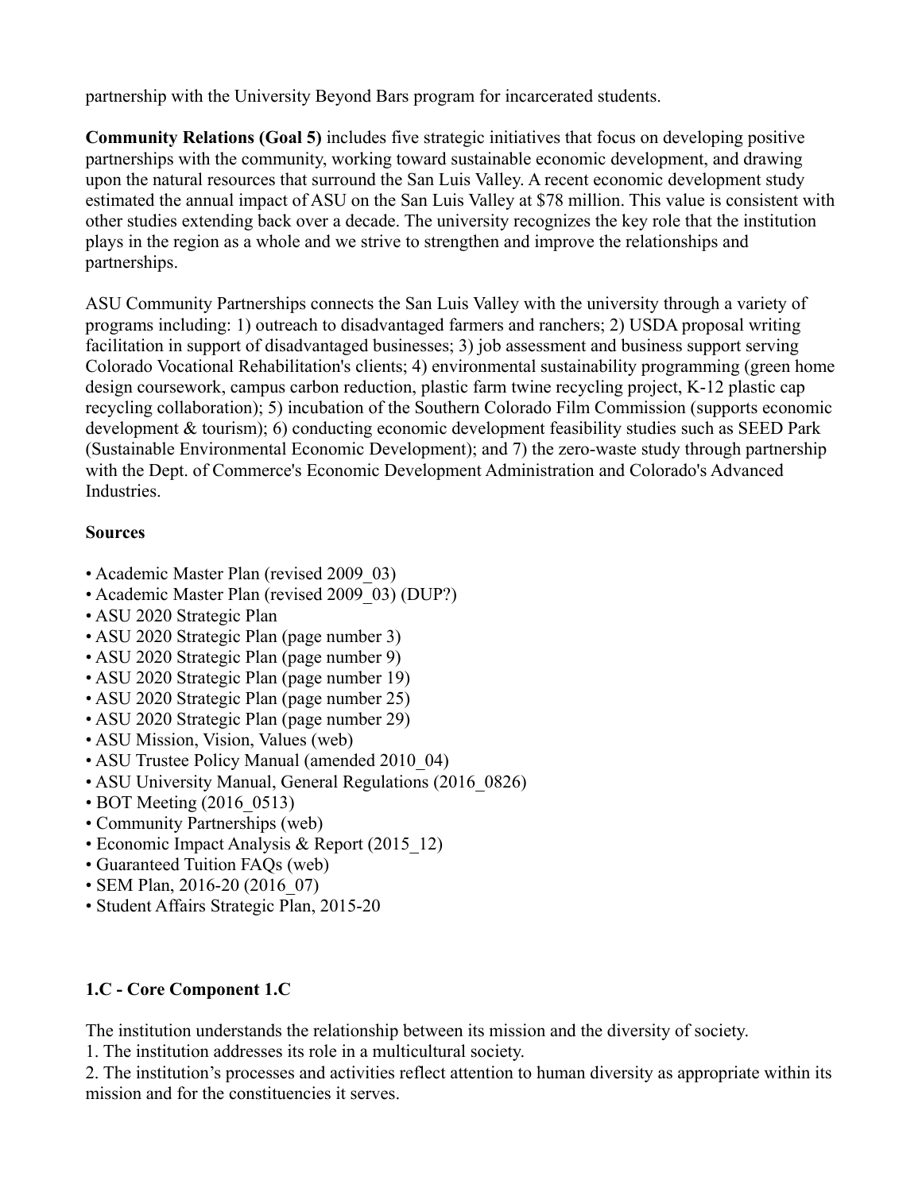partnership with the University Beyond Bars program for incarcerated students.

**Community Relations (Goal 5)** includes five strategic initiatives that focus on developing positive partnerships with the community, working toward sustainable economic development, and drawing upon the natural resources that surround the San Luis Valley. A recent economic development study estimated the annual impact of ASU on the San Luis Valley at $78 million. This value is consistent with other studies extending back over a decade. The university recognizes the key role that the institution plays in the region as a whole and we strive to strengthen and improve the relationships and partnerships.

ASU Community Partnerships connects the San Luis Valley with the university through a variety of programs including: 1) outreach to disadvantaged farmers and ranchers; 2) USDA proposal writing facilitation in support of disadvantaged businesses; 3) job assessment and business support serving Colorado Vocational Rehabilitation's clients; 4) environmental sustainability programming (green home design coursework, campus carbon reduction, plastic farm twine recycling project, K-12 plastic cap recycling collaboration); 5) incubation of the Southern Colorado Film Commission (supports economic development & tourism); 6) conducting economic development feasibility studies such as SEED Park (Sustainable Environmental Economic Development); and 7) the zero-waste study through partnership with the Dept. of Commerce's Economic Development Administration and Colorado's Advanced Industries.

**Sources**

- Academic Master Plan (revised 2009_03)
- Academic Master Plan (revised 2009_03) (DUP?)
- ASU 2020 Strategic Plan
- ASU 2020 Strategic Plan (page number 3)
- ASU 2020 Strategic Plan (page number 9)
- ASU 2020 Strategic Plan (page number 19)
- ASU 2020 Strategic Plan (page number 25)
- ASU 2020 Strategic Plan (page number 29)
- ASU Mission, Vision, Values (web)
- ASU Trustee Policy Manual (amended 2010_04)
- ASU University Manual, General Regulations (2016_0826)
- BOT Meeting (2016_0513)
- Community Partnerships (web)
- Economic Impact Analysis & Report (2015_12)
- Guaranteed Tuition FAQs (web)
- SEM Plan, 2016-20 (2016_07)
- Student Affairs Strategic Plan, 2015-20

## 1.C - Core Component 1.C

The institution understands the relationship between its mission and the diversity of society.

1. The institution addresses its role in a multicultural society.
2. The institution's processes and activities reflect attention to human diversity as appropriate within its mission and for the constituencies it serves.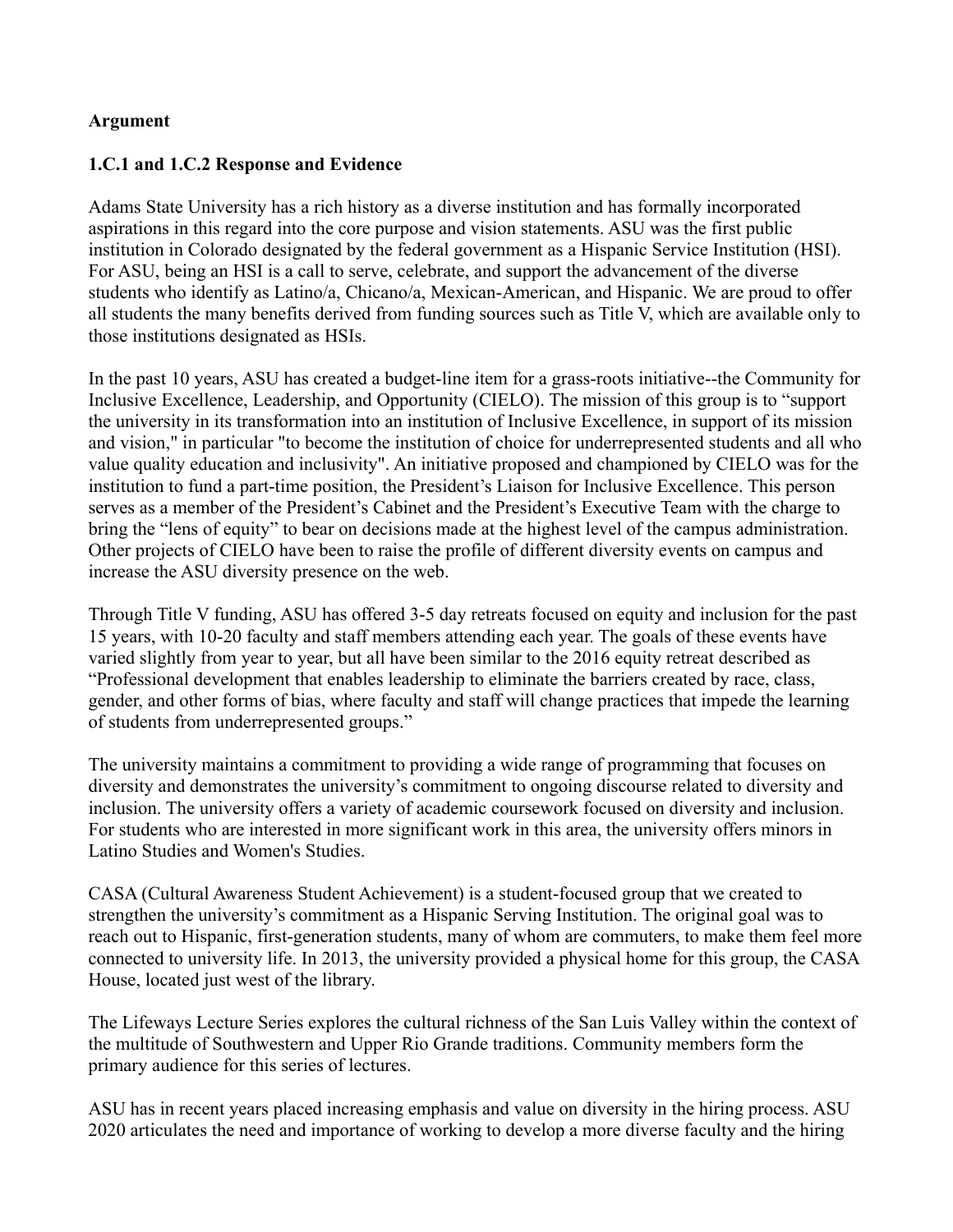**Argument**

**1.C.1 and 1.C.2 Response and Evidence**

Adams State University has a rich history as a diverse institution and has formally incorporated aspirations in this regard into the core purpose and vision statements. ASU was the first public institution in Colorado designated by the federal government as a Hispanic Service Institution (HSI). For ASU, being an HSI is a call to serve, celebrate, and support the advancement of the diverse students who identify as Latino/a, Chicano/a, Mexican-American, and Hispanic. We are proud to offer all students the many benefits derived from funding sources such as Title V, which are available only to those institutions designated as HSIs.

In the past 10 years, ASU has created a budget-line item for a grass-roots initiative--the Community for Inclusive Excellence, Leadership, and Opportunity (CIELO). The mission of this group is to "support the university in its transformation into an institution of Inclusive Excellence, in support of its mission and vision," in particular "to become the institution of choice for underrepresented students and all who value quality education and inclusivity". An initiative proposed and championed by CIELO was for the institution to fund a part-time position, the President's Liaison for Inclusive Excellence. This person serves as a member of the President's Cabinet and the President's Executive Team with the charge to bring the "lens of equity" to bear on decisions made at the highest level of the campus administration. Other projects of CIELO have been to raise the profile of different diversity events on campus and increase the ASU diversity presence on the web.

Through Title V funding, ASU has offered 3-5 day retreats focused on equity and inclusion for the past 15 years, with 10-20 faculty and staff members attending each year. The goals of these events have varied slightly from year to year, but all have been similar to the 2016 equity retreat described as "Professional development that enables leadership to eliminate the barriers created by race, class, gender, and other forms of bias, where faculty and staff will change practices that impede the learning of students from underrepresented groups."

The university maintains a commitment to providing a wide range of programming that focuses on diversity and demonstrates the university's commitment to ongoing discourse related to diversity and inclusion. The university offers a variety of academic coursework focused on diversity and inclusion. For students who are interested in more significant work in this area, the university offers minors in Latino Studies and Women's Studies.

CASA (Cultural Awareness Student Achievement) is a student-focused group that we created to strengthen the university's commitment as a Hispanic Serving Institution. The original goal was to reach out to Hispanic, first-generation students, many of whom are commuters, to make them feel more connected to university life. In 2013, the university provided a physical home for this group, the CASA House, located just west of the library.

The Lifeways Lecture Series explores the cultural richness of the San Luis Valley within the context of the multitude of Southwestern and Upper Rio Grande traditions. Community members form the primary audience for this series of lectures.

ASU has in recent years placed increasing emphasis and value on diversity in the hiring process. ASU 2020 articulates the need and importance of working to develop a more diverse faculty and the hiring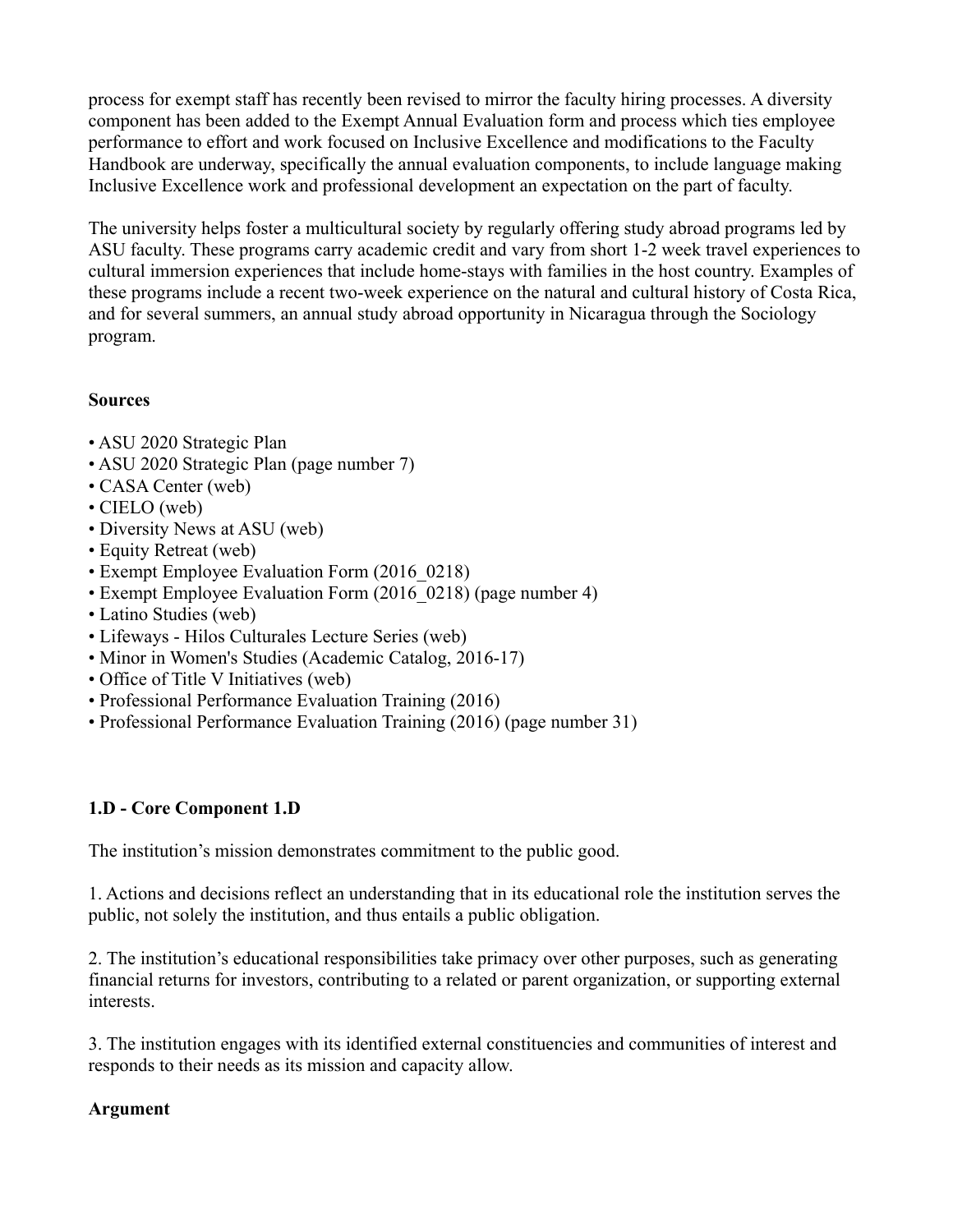process for exempt staff has recently been revised to mirror the faculty hiring processes. A diversity component has been added to the Exempt Annual Evaluation form and process which ties employee performance to effort and work focused on Inclusive Excellence and modifications to the Faculty Handbook are underway, specifically the annual evaluation components, to include language making Inclusive Excellence work and professional development an expectation on the part of faculty.

The university helps foster a multicultural society by regularly offering study abroad programs led by ASU faculty. These programs carry academic credit and vary from short 1-2 week travel experiences to cultural immersion experiences that include home-stays with families in the host country. Examples of these programs include a recent two-week experience on the natural and cultural history of Costa Rica, and for several summers, an annual study abroad opportunity in Nicaragua through the Sociology program.

**Sources**

- ASU 2020 Strategic Plan
- ASU 2020 Strategic Plan (page number 7)
- CASA Center (web)
- CIELO (web)
- Diversity News at ASU (web)
- Equity Retreat (web)
- Exempt Employee Evaluation Form (2016_0218)
- Exempt Employee Evaluation Form (2016_0218) (page number 4)
- Latino Studies (web)
- Lifeways - Hilos Culturales Lecture Series (web)
- Minor in Women's Studies (Academic Catalog, 2016-17)
- Office of Title V Initiatives (web)
- Professional Performance Evaluation Training (2016)
- Professional Performance Evaluation Training (2016) (page number 31)

## 1.D - Core Component 1.D

The institution's mission demonstrates commitment to the public good.

1. Actions and decisions reflect an understanding that in its educational role the institution serves the public, not solely the institution, and thus entails a public obligation.

2. The institution's educational responsibilities take primacy over other purposes, such as generating financial returns for investors, contributing to a related or parent organization, or supporting external interests.

3. The institution engages with its identified external constituencies and communities of interest and responds to their needs as its mission and capacity allow.

**Argument**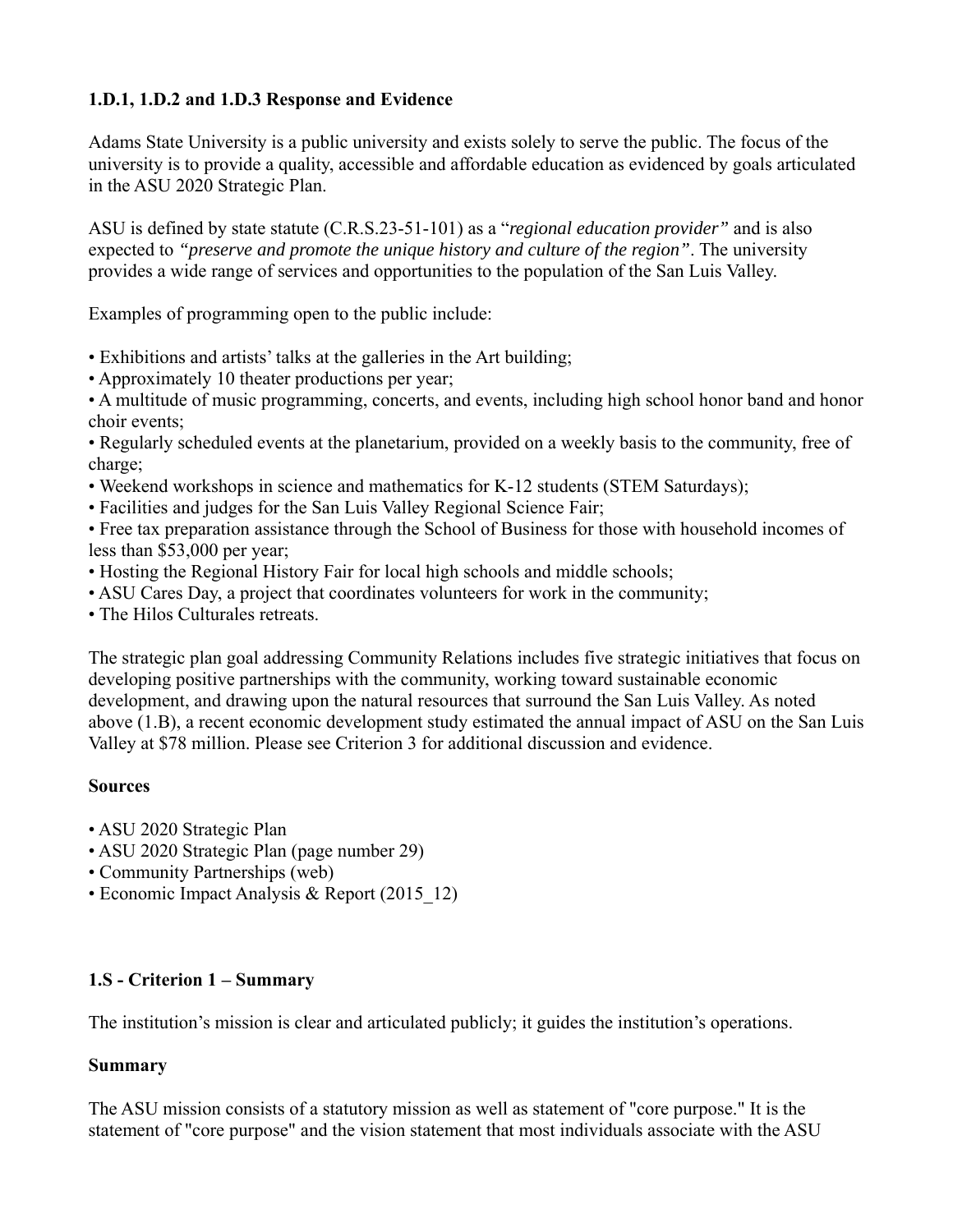**1.D.1, 1.D.2 and 1.D.3 Response and Evidence**

Adams State University is a public university and exists solely to serve the public. The focus of the university is to provide a quality, accessible and affordable education as evidenced by goals articulated in the ASU 2020 Strategic Plan.

ASU is defined by state statute (C.R.S.23-51-101) as a "*regional education provider"* and is also expected to *"preserve and promote the unique history and culture of the region"*. The university provides a wide range of services and opportunities to the population of the San Luis Valley.

Examples of programming open to the public include:

- Exhibitions and artists' talks at the galleries in the Art building;
- Approximately 10 theater productions per year;
- A multitude of music programming, concerts, and events, including high school honor band and honor choir events;
- Regularly scheduled events at the planetarium, provided on a weekly basis to the community, free of charge;
- Weekend workshops in science and mathematics for K-12 students (STEM Saturdays);
- Facilities and judges for the San Luis Valley Regional Science Fair;
- Free tax preparation assistance through the School of Business for those with household incomes of less than $53,000 per year;
- Hosting the Regional History Fair for local high schools and middle schools;
- ASU Cares Day, a project that coordinates volunteers for work in the community;
- The Hilos Culturales retreats.

The strategic plan goal addressing Community Relations includes five strategic initiatives that focus on developing positive partnerships with the community, working toward sustainable economic development, and drawing upon the natural resources that surround the San Luis Valley. As noted above (1.B), a recent economic development study estimated the annual impact of ASU on the San Luis Valley at $78 million. Please see Criterion 3 for additional discussion and evidence.

**Sources**

- ASU 2020 Strategic Plan
- ASU 2020 Strategic Plan (page number 29)
- Community Partnerships (web)
- Economic Impact Analysis & Report (2015_12)

**1.S - Criterion 1 – Summary**

The institution's mission is clear and articulated publicly; it guides the institution's operations.

**Summary**

The ASU mission consists of a statutory mission as well as statement of "core purpose." It is the statement of "core purpose" and the vision statement that most individuals associate with the ASU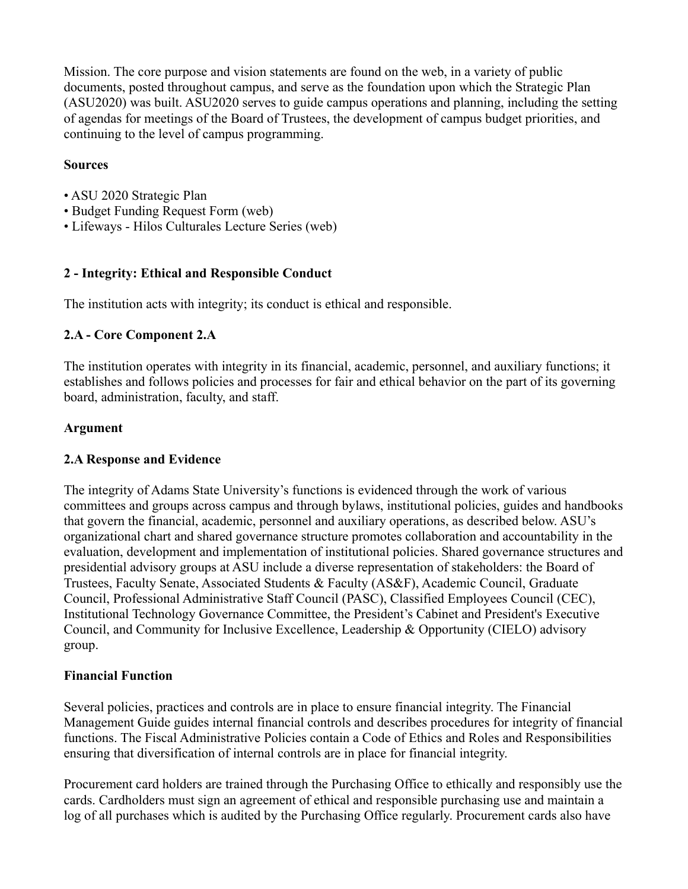Mission. The core purpose and vision statements are found on the web, in a variety of public documents, posted throughout campus, and serve as the foundation upon which the Strategic Plan (ASU2020) was built. ASU2020 serves to guide campus operations and planning, including the setting of agendas for meetings of the Board of Trustees, the development of campus budget priorities, and continuing to the level of campus programming.

**Sources**

- ASU 2020 Strategic Plan
- Budget Funding Request Form (web)
- Lifeways - Hilos Culturales Lecture Series (web)

## 2 - Integrity: Ethical and Responsible Conduct

The institution acts with integrity; its conduct is ethical and responsible.

### 2.A - Core Component 2.A

The institution operates with integrity in its financial, academic, personnel, and auxiliary functions; it establishes and follows policies and processes for fair and ethical behavior on the part of its governing board, administration, faculty, and staff.

**Argument**

**2.A Response and Evidence**

The integrity of Adams State University's functions is evidenced through the work of various committees and groups across campus and through bylaws, institutional policies, guides and handbooks that govern the financial, academic, personnel and auxiliary operations, as described below. ASU's organizational chart and shared governance structure promotes collaboration and accountability in the evaluation, development and implementation of institutional policies. Shared governance structures and presidential advisory groups at ASU include a diverse representation of stakeholders: the Board of Trustees, Faculty Senate, Associated Students & Faculty (AS&F), Academic Council, Graduate Council, Professional Administrative Staff Council (PASC), Classified Employees Council (CEC), Institutional Technology Governance Committee, the President's Cabinet and President's Executive Council, and Community for Inclusive Excellence, Leadership & Opportunity (CIELO) advisory group.

**Financial Function**

Several policies, practices and controls are in place to ensure financial integrity. The Financial Management Guide guides internal financial controls and describes procedures for integrity of financial functions. The Fiscal Administrative Policies contain a Code of Ethics and Roles and Responsibilities ensuring that diversification of internal controls are in place for financial integrity.

Procurement card holders are trained through the Purchasing Office to ethically and responsibly use the cards. Cardholders must sign an agreement of ethical and responsible purchasing use and maintain a log of all purchases which is audited by the Purchasing Office regularly. Procurement cards also have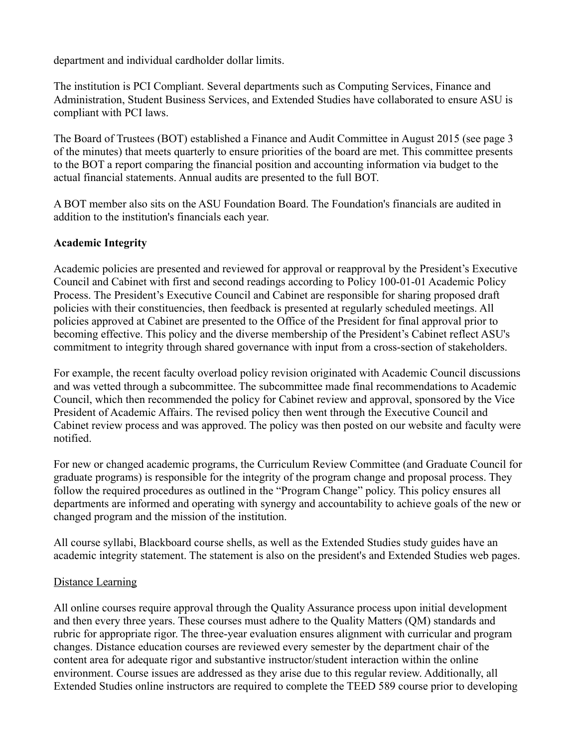department and individual cardholder dollar limits.

The institution is PCI Compliant. Several departments such as Computing Services, Finance and Administration, Student Business Services, and Extended Studies have collaborated to ensure ASU is compliant with PCI laws.

The Board of Trustees (BOT) established a Finance and Audit Committee in August 2015 (see page 3 of the minutes) that meets quarterly to ensure priorities of the board are met. This committee presents to the BOT a report comparing the financial position and accounting information via budget to the actual financial statements. Annual audits are presented to the full BOT.

A BOT member also sits on the ASU Foundation Board. The Foundation's financials are audited in addition to the institution's financials each year.

**Academic Integrity**

Academic policies are presented and reviewed for approval or reapproval by the President's Executive Council and Cabinet with first and second readings according to Policy 100-01-01 Academic Policy Process. The President's Executive Council and Cabinet are responsible for sharing proposed draft policies with their constituencies, then feedback is presented at regularly scheduled meetings. All policies approved at Cabinet are presented to the Office of the President for final approval prior to becoming effective. This policy and the diverse membership of the President's Cabinet reflect ASU's commitment to integrity through shared governance with input from a cross-section of stakeholders.

For example, the recent faculty overload policy revision originated with Academic Council discussions and was vetted through a subcommittee. The subcommittee made final recommendations to Academic Council, which then recommended the policy for Cabinet review and approval, sponsored by the Vice President of Academic Affairs. The revised policy then went through the Executive Council and Cabinet review process and was approved. The policy was then posted on our website and faculty were notified.

For new or changed academic programs, the Curriculum Review Committee (and Graduate Council for graduate programs) is responsible for the integrity of the program change and proposal process. They follow the required procedures as outlined in the "Program Change" policy. This policy ensures all departments are informed and operating with synergy and accountability to achieve goals of the new or changed program and the mission of the institution.

All course syllabi, Blackboard course shells, as well as the Extended Studies study guides have an academic integrity statement. The statement is also on the president's and Extended Studies web pages.

<u>Distance Learning</u>

All online courses require approval through the Quality Assurance process upon initial development and then every three years. These courses must adhere to the Quality Matters (QM) standards and rubric for appropriate rigor. The three-year evaluation ensures alignment with curricular and program changes. Distance education courses are reviewed every semester by the department chair of the content area for adequate rigor and substantive instructor/student interaction within the online environment. Course issues are addressed as they arise due to this regular review. Additionally, all Extended Studies online instructors are required to complete the TEED 589 course prior to developing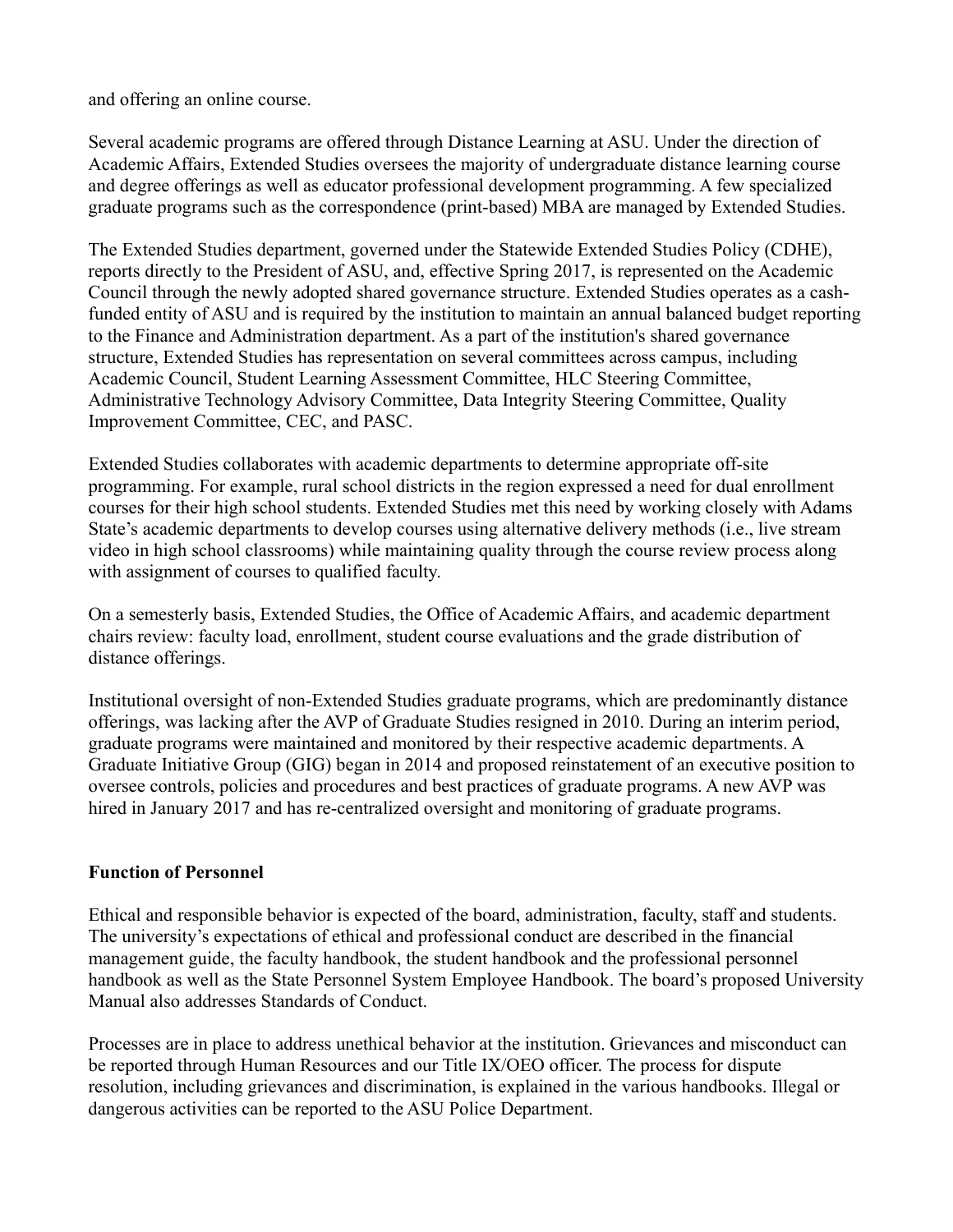and offering an online course.

Several academic programs are offered through Distance Learning at ASU. Under the direction of Academic Affairs, Extended Studies oversees the majority of undergraduate distance learning course and degree offerings as well as educator professional development programming. A few specialized graduate programs such as the correspondence (print-based) MBA are managed by Extended Studies.

The Extended Studies department, governed under the Statewide Extended Studies Policy (CDHE), reports directly to the President of ASU, and, effective Spring 2017, is represented on the Academic Council through the newly adopted shared governance structure. Extended Studies operates as a cash-funded entity of ASU and is required by the institution to maintain an annual balanced budget reporting to the Finance and Administration department. As a part of the institution's shared governance structure, Extended Studies has representation on several committees across campus, including Academic Council, Student Learning Assessment Committee, HLC Steering Committee, Administrative Technology Advisory Committee, Data Integrity Steering Committee, Quality Improvement Committee, CEC, and PASC.

Extended Studies collaborates with academic departments to determine appropriate off-site programming. For example, rural school districts in the region expressed a need for dual enrollment courses for their high school students. Extended Studies met this need by working closely with Adams State's academic departments to develop courses using alternative delivery methods (i.e., live stream video in high school classrooms) while maintaining quality through the course review process along with assignment of courses to qualified faculty.

On a semesterly basis, Extended Studies, the Office of Academic Affairs, and academic department chairs review: faculty load, enrollment, student course evaluations and the grade distribution of distance offerings.

Institutional oversight of non-Extended Studies graduate programs, which are predominantly distance offerings, was lacking after the AVP of Graduate Studies resigned in 2010. During an interim period, graduate programs were maintained and monitored by their respective academic departments. A Graduate Initiative Group (GIG) began in 2014 and proposed reinstatement of an executive position to oversee controls, policies and procedures and best practices of graduate programs. A new AVP was hired in January 2017 and has re-centralized oversight and monitoring of graduate programs.

**Function of Personnel**

Ethical and responsible behavior is expected of the board, administration, faculty, staff and students. The university's expectations of ethical and professional conduct are described in the financial management guide, the faculty handbook, the student handbook and the professional personnel handbook as well as the State Personnel System Employee Handbook. The board's proposed University Manual also addresses Standards of Conduct.

Processes are in place to address unethical behavior at the institution. Grievances and misconduct can be reported through Human Resources and our Title IX/OEO officer. The process for dispute resolution, including grievances and discrimination, is explained in the various handbooks. Illegal or dangerous activities can be reported to the ASU Police Department.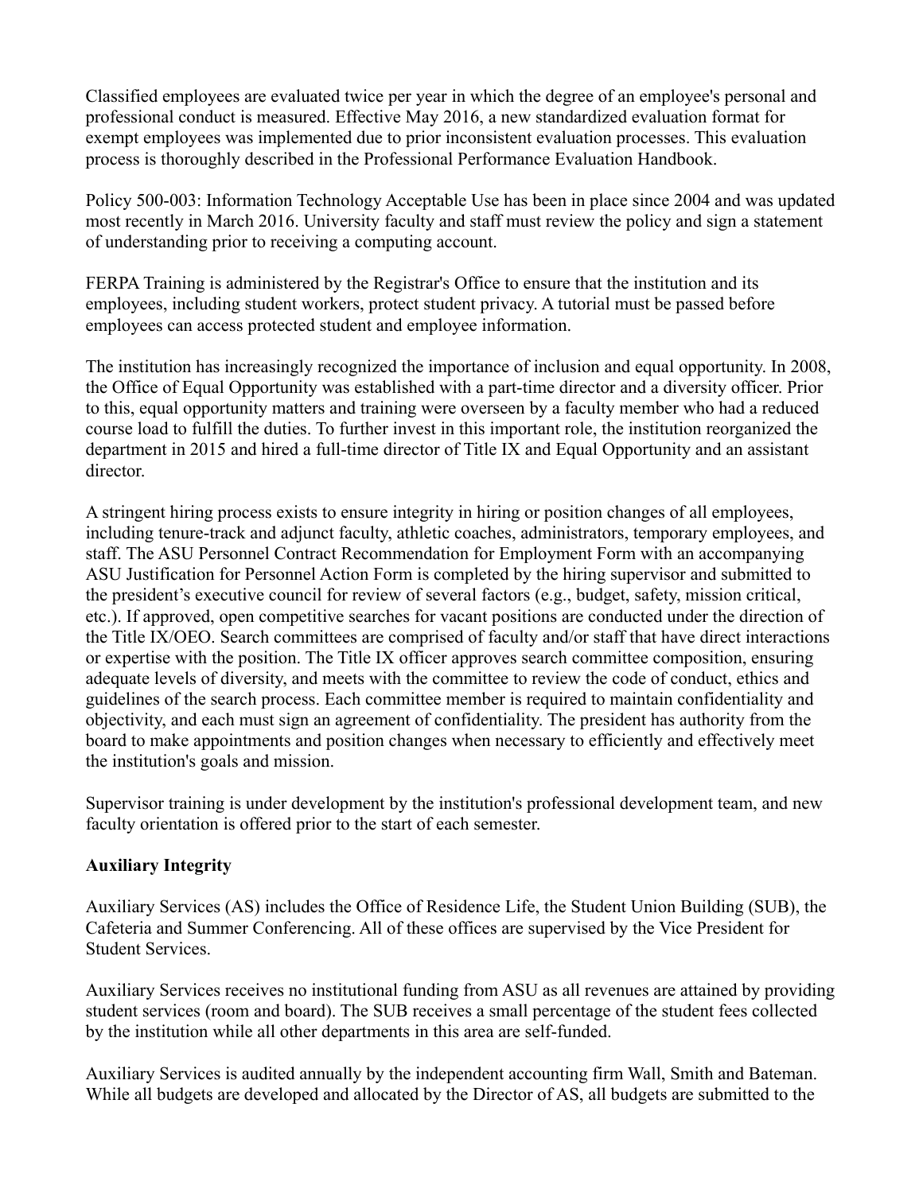Classified employees are evaluated twice per year in which the degree of an employee's personal and professional conduct is measured. Effective May 2016, a new standardized evaluation format for exempt employees was implemented due to prior inconsistent evaluation processes. This evaluation process is thoroughly described in the Professional Performance Evaluation Handbook.

Policy 500-003: Information Technology Acceptable Use has been in place since 2004 and was updated most recently in March 2016. University faculty and staff must review the policy and sign a statement of understanding prior to receiving a computing account.

FERPA Training is administered by the Registrar's Office to ensure that the institution and its employees, including student workers, protect student privacy. A tutorial must be passed before employees can access protected student and employee information.

The institution has increasingly recognized the importance of inclusion and equal opportunity. In 2008, the Office of Equal Opportunity was established with a part-time director and a diversity officer. Prior to this, equal opportunity matters and training were overseen by a faculty member who had a reduced course load to fulfill the duties. To further invest in this important role, the institution reorganized the department in 2015 and hired a full-time director of Title IX and Equal Opportunity and an assistant director.

A stringent hiring process exists to ensure integrity in hiring or position changes of all employees, including tenure-track and adjunct faculty, athletic coaches, administrators, temporary employees, and staff. The ASU Personnel Contract Recommendation for Employment Form with an accompanying ASU Justification for Personnel Action Form is completed by the hiring supervisor and submitted to the president's executive council for review of several factors (e.g., budget, safety, mission critical, etc.). If approved, open competitive searches for vacant positions are conducted under the direction of the Title IX/OEO. Search committees are comprised of faculty and/or staff that have direct interactions or expertise with the position. The Title IX officer approves search committee composition, ensuring adequate levels of diversity, and meets with the committee to review the code of conduct, ethics and guidelines of the search process. Each committee member is required to maintain confidentiality and objectivity, and each must sign an agreement of confidentiality. The president has authority from the board to make appointments and position changes when necessary to efficiently and effectively meet the institution's goals and mission.

Supervisor training is under development by the institution's professional development team, and new faculty orientation is offered prior to the start of each semester.

**Auxiliary Integrity**

Auxiliary Services (AS) includes the Office of Residence Life, the Student Union Building (SUB), the Cafeteria and Summer Conferencing. All of these offices are supervised by the Vice President for Student Services.

Auxiliary Services receives no institutional funding from ASU as all revenues are attained by providing student services (room and board). The SUB receives a small percentage of the student fees collected by the institution while all other departments in this area are self-funded.

Auxiliary Services is audited annually by the independent accounting firm Wall, Smith and Bateman. While all budgets are developed and allocated by the Director of AS, all budgets are submitted to the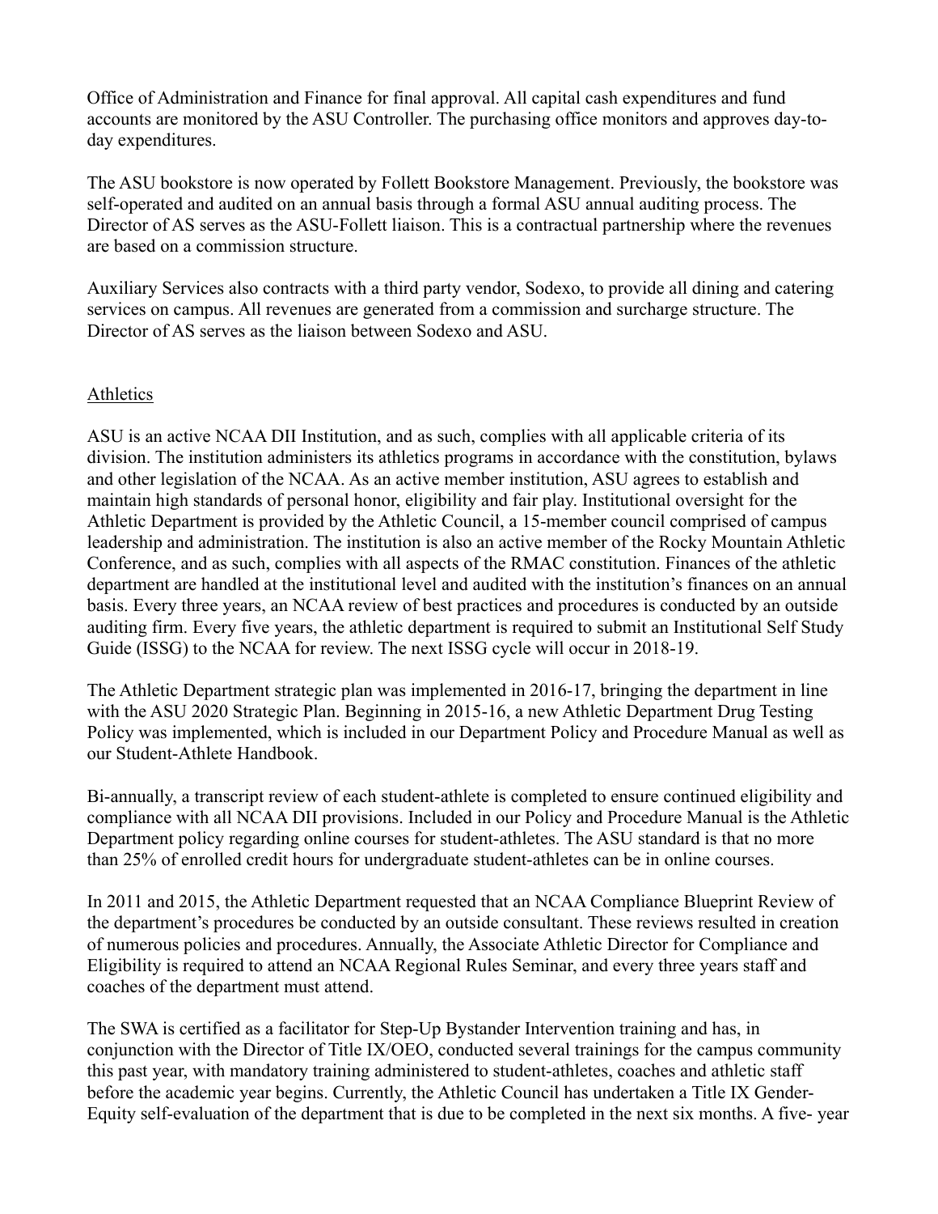Office of Administration and Finance for final approval. All capital cash expenditures and fund accounts are monitored by the ASU Controller. The purchasing office monitors and approves day-to-day expenditures.

The ASU bookstore is now operated by Follett Bookstore Management. Previously, the bookstore was self-operated and audited on an annual basis through a formal ASU annual auditing process. The Director of AS serves as the ASU-Follett liaison. This is a contractual partnership where the revenues are based on a commission structure.

Auxiliary Services also contracts with a third party vendor, Sodexo, to provide all dining and catering services on campus. All revenues are generated from a commission and surcharge structure. The Director of AS serves as the liaison between Sodexo and ASU.

<u>Athletics</u>

ASU is an active NCAA DII Institution, and as such, complies with all applicable criteria of its division. The institution administers its athletics programs in accordance with the constitution, bylaws and other legislation of the NCAA. As an active member institution, ASU agrees to establish and maintain high standards of personal honor, eligibility and fair play. Institutional oversight for the Athletic Department is provided by the Athletic Council, a 15-member council comprised of campus leadership and administration. The institution is also an active member of the Rocky Mountain Athletic Conference, and as such, complies with all aspects of the RMAC constitution. Finances of the athletic department are handled at the institutional level and audited with the institution's finances on an annual basis. Every three years, an NCAA review of best practices and procedures is conducted by an outside auditing firm. Every five years, the athletic department is required to submit an Institutional Self Study Guide (ISSG) to the NCAA for review. The next ISSG cycle will occur in 2018-19.

The Athletic Department strategic plan was implemented in 2016-17, bringing the department in line with the ASU 2020 Strategic Plan. Beginning in 2015-16, a new Athletic Department Drug Testing Policy was implemented, which is included in our Department Policy and Procedure Manual as well as our Student-Athlete Handbook.

Bi-annually, a transcript review of each student-athlete is completed to ensure continued eligibility and compliance with all NCAA DII provisions. Included in our Policy and Procedure Manual is the Athletic Department policy regarding online courses for student-athletes. The ASU standard is that no more than 25% of enrolled credit hours for undergraduate student-athletes can be in online courses.

In 2011 and 2015, the Athletic Department requested that an NCAA Compliance Blueprint Review of the department's procedures be conducted by an outside consultant. These reviews resulted in creation of numerous policies and procedures. Annually, the Associate Athletic Director for Compliance and Eligibility is required to attend an NCAA Regional Rules Seminar, and every three years staff and coaches of the department must attend.

The SWA is certified as a facilitator for Step-Up Bystander Intervention training and has, in conjunction with the Director of Title IX/OEO, conducted several trainings for the campus community this past year, with mandatory training administered to student-athletes, coaches and athletic staff before the academic year begins. Currently, the Athletic Council has undertaken a Title IX Gender-Equity self-evaluation of the department that is due to be completed in the next six months. A five- year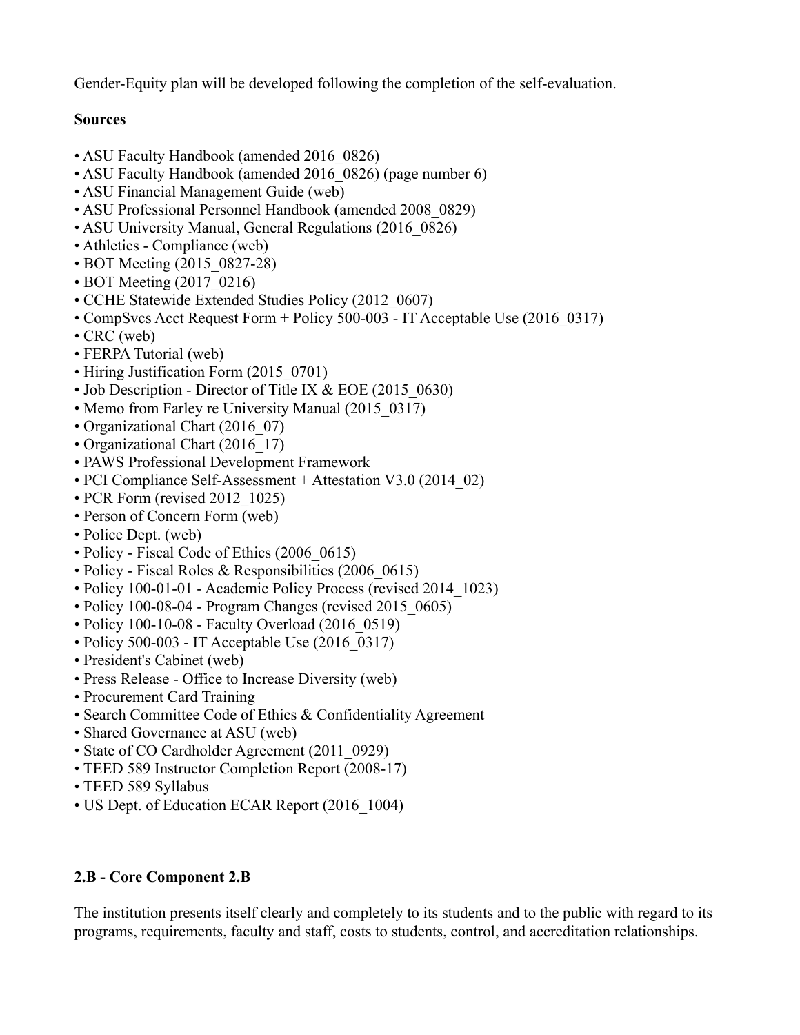Gender-Equity plan will be developed following the completion of the self-evaluation.

**Sources**

- ASU Faculty Handbook (amended 2016_0826)
- ASU Faculty Handbook (amended 2016_0826) (page number 6)
- ASU Financial Management Guide (web)
- ASU Professional Personnel Handbook (amended 2008_0829)
- ASU University Manual, General Regulations (2016_0826)
- Athletics - Compliance (web)
- BOT Meeting (2015_0827-28)
- BOT Meeting (2017_0216)
- CCHE Statewide Extended Studies Policy (2012_0607)
- CompSvcs Acct Request Form + Policy 500-003 - IT Acceptable Use (2016_0317)
- CRC (web)
- FERPA Tutorial (web)
- Hiring Justification Form (2015_0701)
- Job Description - Director of Title IX & EOE (2015_0630)
- Memo from Farley re University Manual (2015_0317)
- Organizational Chart (2016_07)
- Organizational Chart (2016_17)
- PAWS Professional Development Framework
- PCI Compliance Self-Assessment + Attestation V3.0 (2014_02)
- PCR Form (revised 2012_1025)
- Person of Concern Form (web)
- Police Dept. (web)
- Policy - Fiscal Code of Ethics (2006_0615)
- Policy - Fiscal Roles & Responsibilities (2006_0615)
- Policy 100-01-01 - Academic Policy Process (revised 2014_1023)
- Policy 100-08-04 - Program Changes (revised 2015_0605)
- Policy 100-10-08 - Faculty Overload (2016_0519)
- Policy 500-003 - IT Acceptable Use (2016_0317)
- President's Cabinet (web)
- Press Release - Office to Increase Diversity (web)
- Procurement Card Training
- Search Committee Code of Ethics & Confidentiality Agreement
- Shared Governance at ASU (web)
- State of CO Cardholder Agreement (2011_0929)
- TEED 589 Instructor Completion Report (2008-17)
- TEED 589 Syllabus
- US Dept. of Education ECAR Report (2016_1004)

## 2.B - Core Component 2.B

The institution presents itself clearly and completely to its students and to the public with regard to its programs, requirements, faculty and staff, costs to students, control, and accreditation relationships.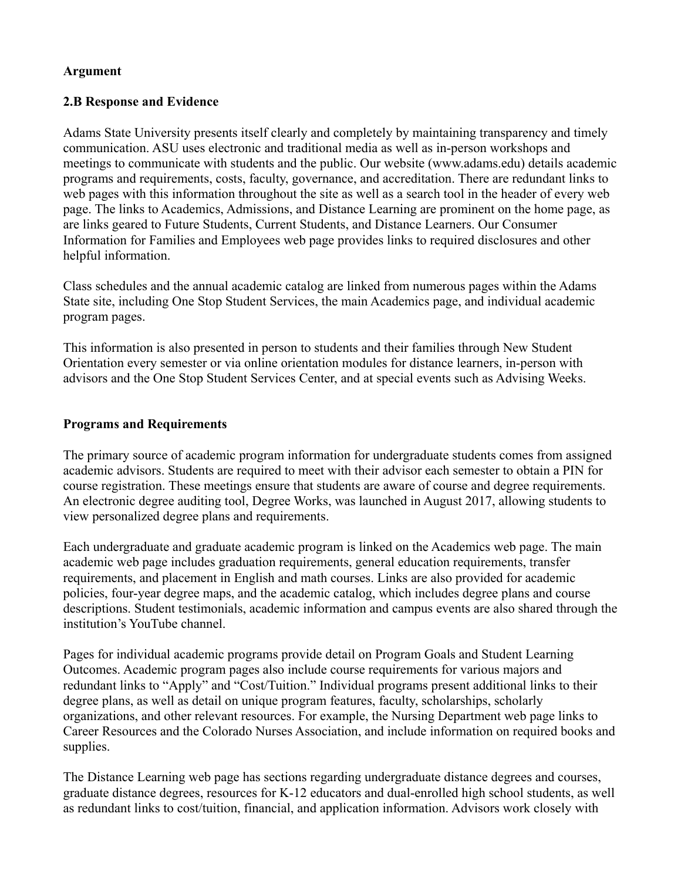**Argument**

**2.B Response and Evidence**

Adams State University presents itself clearly and completely by maintaining transparency and timely communication. ASU uses electronic and traditional media as well as in-person workshops and meetings to communicate with students and the public. Our website (www.adams.edu) details academic programs and requirements, costs, faculty, governance, and accreditation. There are redundant links to web pages with this information throughout the site as well as a search tool in the header of every web page. The links to Academics, Admissions, and Distance Learning are prominent on the home page, as are links geared to Future Students, Current Students, and Distance Learners. Our Consumer Information for Families and Employees web page provides links to required disclosures and other helpful information.

Class schedules and the annual academic catalog are linked from numerous pages within the Adams State site, including One Stop Student Services, the main Academics page, and individual academic program pages.

This information is also presented in person to students and their families through New Student Orientation every semester or via online orientation modules for distance learners, in-person with advisors and the One Stop Student Services Center, and at special events such as Advising Weeks.

**Programs and Requirements**

The primary source of academic program information for undergraduate students comes from assigned academic advisors. Students are required to meet with their advisor each semester to obtain a PIN for course registration. These meetings ensure that students are aware of course and degree requirements. An electronic degree auditing tool, Degree Works, was launched in August 2017, allowing students to view personalized degree plans and requirements.

Each undergraduate and graduate academic program is linked on the Academics web page. The main academic web page includes graduation requirements, general education requirements, transfer requirements, and placement in English and math courses. Links are also provided for academic policies, four-year degree maps, and the academic catalog, which includes degree plans and course descriptions. Student testimonials, academic information and campus events are also shared through the institution's YouTube channel.

Pages for individual academic programs provide detail on Program Goals and Student Learning Outcomes. Academic program pages also include course requirements for various majors and redundant links to "Apply" and "Cost/Tuition." Individual programs present additional links to their degree plans, as well as detail on unique program features, faculty, scholarships, scholarly organizations, and other relevant resources. For example, the Nursing Department web page links to Career Resources and the Colorado Nurses Association, and include information on required books and supplies.

The Distance Learning web page has sections regarding undergraduate distance degrees and courses, graduate distance degrees, resources for K-12 educators and dual-enrolled high school students, as well as redundant links to cost/tuition, financial, and application information. Advisors work closely with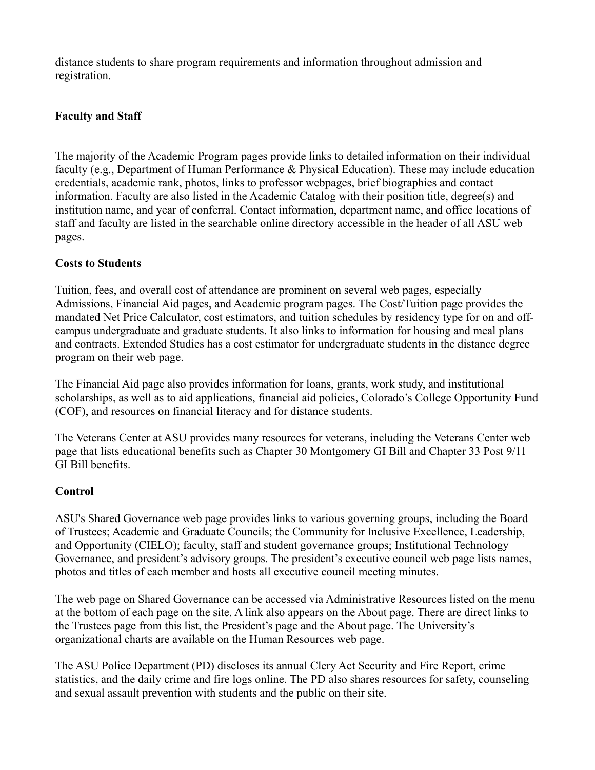distance students to share program requirements and information throughout admission and registration.

**Faculty and Staff**

The majority of the Academic Program pages provide links to detailed information on their individual faculty (e.g., Department of Human Performance & Physical Education). These may include education credentials, academic rank, photos, links to professor webpages, brief biographies and contact information. Faculty are also listed in the Academic Catalog with their position title, degree(s) and institution name, and year of conferral. Contact information, department name, and office locations of staff and faculty are listed in the searchable online directory accessible in the header of all ASU web pages.

**Costs to Students**

Tuition, fees, and overall cost of attendance are prominent on several web pages, especially Admissions, Financial Aid pages, and Academic program pages. The Cost/Tuition page provides the mandated Net Price Calculator, cost estimators, and tuition schedules by residency type for on and off-campus undergraduate and graduate students. It also links to information for housing and meal plans and contracts. Extended Studies has a cost estimator for undergraduate students in the distance degree program on their web page.

The Financial Aid page also provides information for loans, grants, work study, and institutional scholarships, as well as to aid applications, financial aid policies, Colorado's College Opportunity Fund (COF), and resources on financial literacy and for distance students.

The Veterans Center at ASU provides many resources for veterans, including the Veterans Center web page that lists educational benefits such as Chapter 30 Montgomery GI Bill and Chapter 33 Post 9/11 GI Bill benefits.

**Control**

ASU's Shared Governance web page provides links to various governing groups, including the Board of Trustees; Academic and Graduate Councils; the Community for Inclusive Excellence, Leadership, and Opportunity (CIELO); faculty, staff and student governance groups; Institutional Technology Governance, and president's advisory groups. The president's executive council web page lists names, photos and titles of each member and hosts all executive council meeting minutes.

The web page on Shared Governance can be accessed via Administrative Resources listed on the menu at the bottom of each page on the site. A link also appears on the About page. There are direct links to the Trustees page from this list, the President's page and the About page. The University's organizational charts are available on the Human Resources web page.

The ASU Police Department (PD) discloses its annual Clery Act Security and Fire Report, crime statistics, and the daily crime and fire logs online. The PD also shares resources for safety, counseling and sexual assault prevention with students and the public on their site.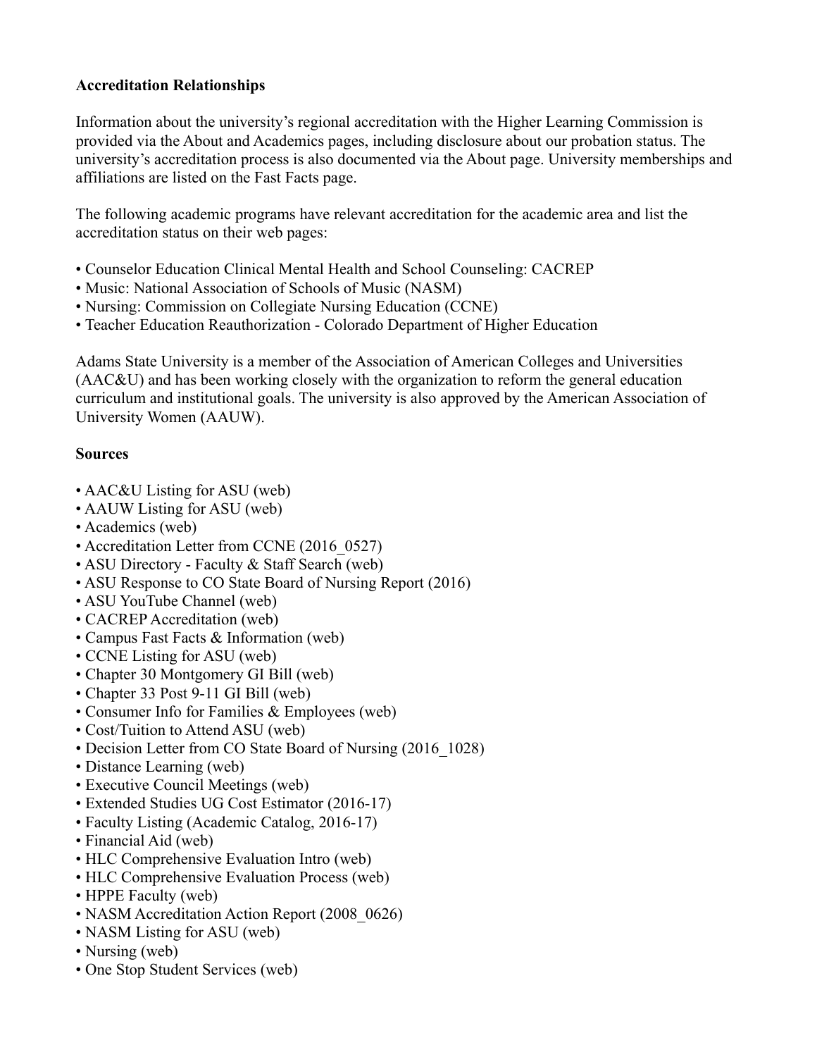**Accreditation Relationships**

Information about the university's regional accreditation with the Higher Learning Commission is provided via the About and Academics pages, including disclosure about our probation status. The university's accreditation process is also documented via the About page. University memberships and affiliations are listed on the Fast Facts page.

The following academic programs have relevant accreditation for the academic area and list the accreditation status on their web pages:

- Counselor Education Clinical Mental Health and School Counseling: CACREP
- Music: National Association of Schools of Music (NASM)
- Nursing: Commission on Collegiate Nursing Education (CCNE)
- Teacher Education Reauthorization - Colorado Department of Higher Education

Adams State University is a member of the Association of American Colleges and Universities (AAC&U) and has been working closely with the organization to reform the general education curriculum and institutional goals. The university is also approved by the American Association of University Women (AAUW).

**Sources**

- AAC&U Listing for ASU (web)
- AAUW Listing for ASU (web)
- Academics (web)
- Accreditation Letter from CCNE (2016_0527)
- ASU Directory - Faculty & Staff Search (web)
- ASU Response to CO State Board of Nursing Report (2016)
- ASU YouTube Channel (web)
- CACREP Accreditation (web)
- Campus Fast Facts & Information (web)
- CCNE Listing for ASU (web)
- Chapter 30 Montgomery GI Bill (web)
- Chapter 33 Post 9-11 GI Bill (web)
- Consumer Info for Families & Employees (web)
- Cost/Tuition to Attend ASU (web)
- Decision Letter from CO State Board of Nursing (2016_1028)
- Distance Learning (web)
- Executive Council Meetings (web)
- Extended Studies UG Cost Estimator (2016-17)
- Faculty Listing (Academic Catalog, 2016-17)
- Financial Aid (web)
- HLC Comprehensive Evaluation Intro (web)
- HLC Comprehensive Evaluation Process (web)
- HPPE Faculty (web)
- NASM Accreditation Action Report (2008_0626)
- NASM Listing for ASU (web)
- Nursing (web)
- One Stop Student Services (web)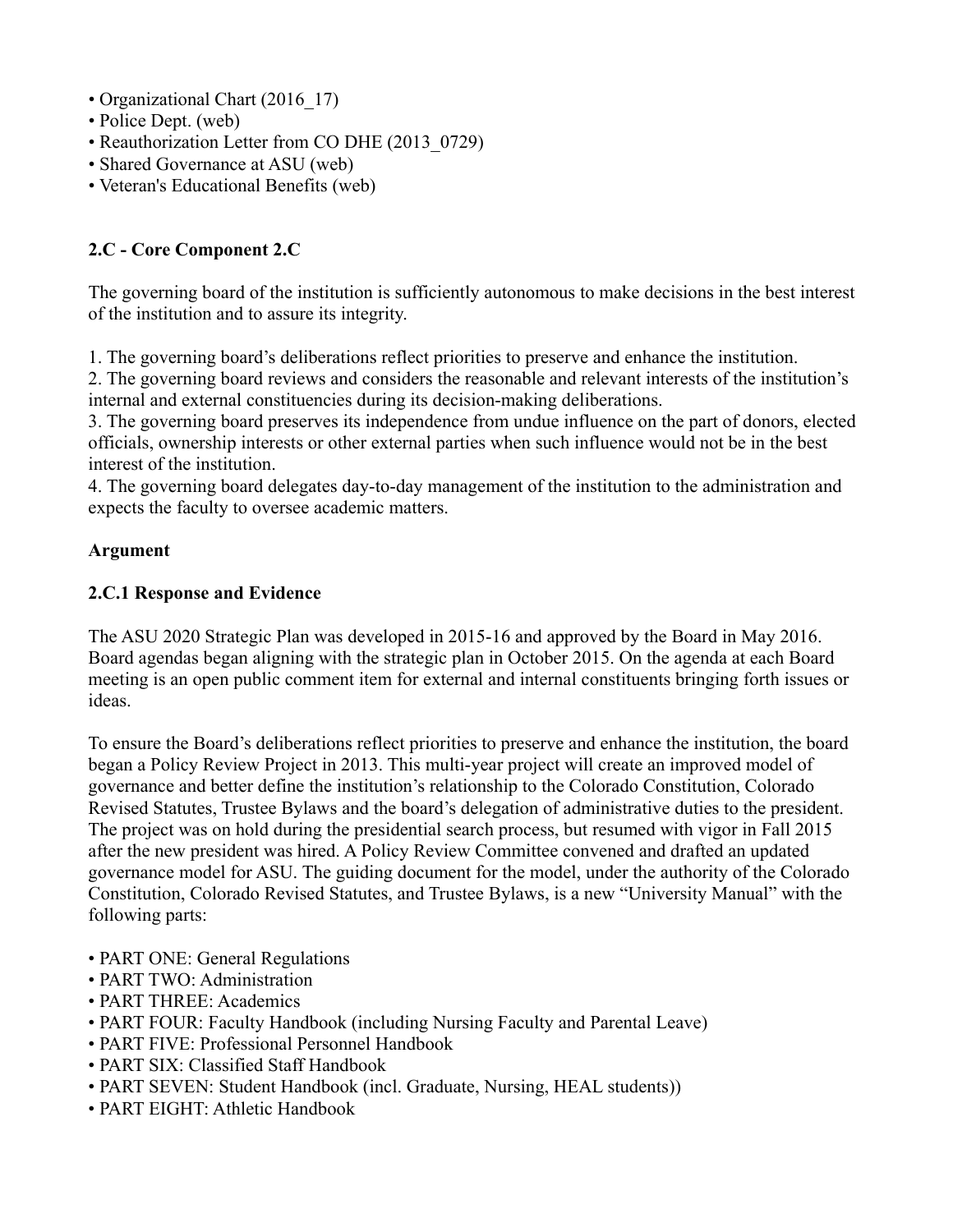- Organizational Chart (2016_17)
- Police Dept. (web)
- Reauthorization Letter from CO DHE (2013_0729)
- Shared Governance at ASU (web)
- Veteran's Educational Benefits (web)

## 2.C - Core Component 2.C

The governing board of the institution is sufficiently autonomous to make decisions in the best interest of the institution and to assure its integrity.

1. The governing board's deliberations reflect priorities to preserve and enhance the institution.
2. The governing board reviews and considers the reasonable and relevant interests of the institution's internal and external constituencies during its decision-making deliberations.
3. The governing board preserves its independence from undue influence on the part of donors, elected officials, ownership interests or other external parties when such influence would not be in the best interest of the institution.
4. The governing board delegates day-to-day management of the institution to the administration and expects the faculty to oversee academic matters.

### Argument

### 2.C.1 Response and Evidence

The ASU 2020 Strategic Plan was developed in 2015-16 and approved by the Board in May 2016. Board agendas began aligning with the strategic plan in October 2015. On the agenda at each Board meeting is an open public comment item for external and internal constituents bringing forth issues or ideas.

To ensure the Board's deliberations reflect priorities to preserve and enhance the institution, the board began a Policy Review Project in 2013. This multi-year project will create an improved model of governance and better define the institution's relationship to the Colorado Constitution, Colorado Revised Statutes, Trustee Bylaws and the board's delegation of administrative duties to the president. The project was on hold during the presidential search process, but resumed with vigor in Fall 2015 after the new president was hired. A Policy Review Committee convened and drafted an updated governance model for ASU. The guiding document for the model, under the authority of the Colorado Constitution, Colorado Revised Statutes, and Trustee Bylaws, is a new "University Manual" with the following parts:

- PART ONE: General Regulations
- PART TWO: Administration
- PART THREE: Academics
- PART FOUR: Faculty Handbook (including Nursing Faculty and Parental Leave)
- PART FIVE: Professional Personnel Handbook
- PART SIX: Classified Staff Handbook
- PART SEVEN: Student Handbook (incl. Graduate, Nursing, HEAL students))
- PART EIGHT: Athletic Handbook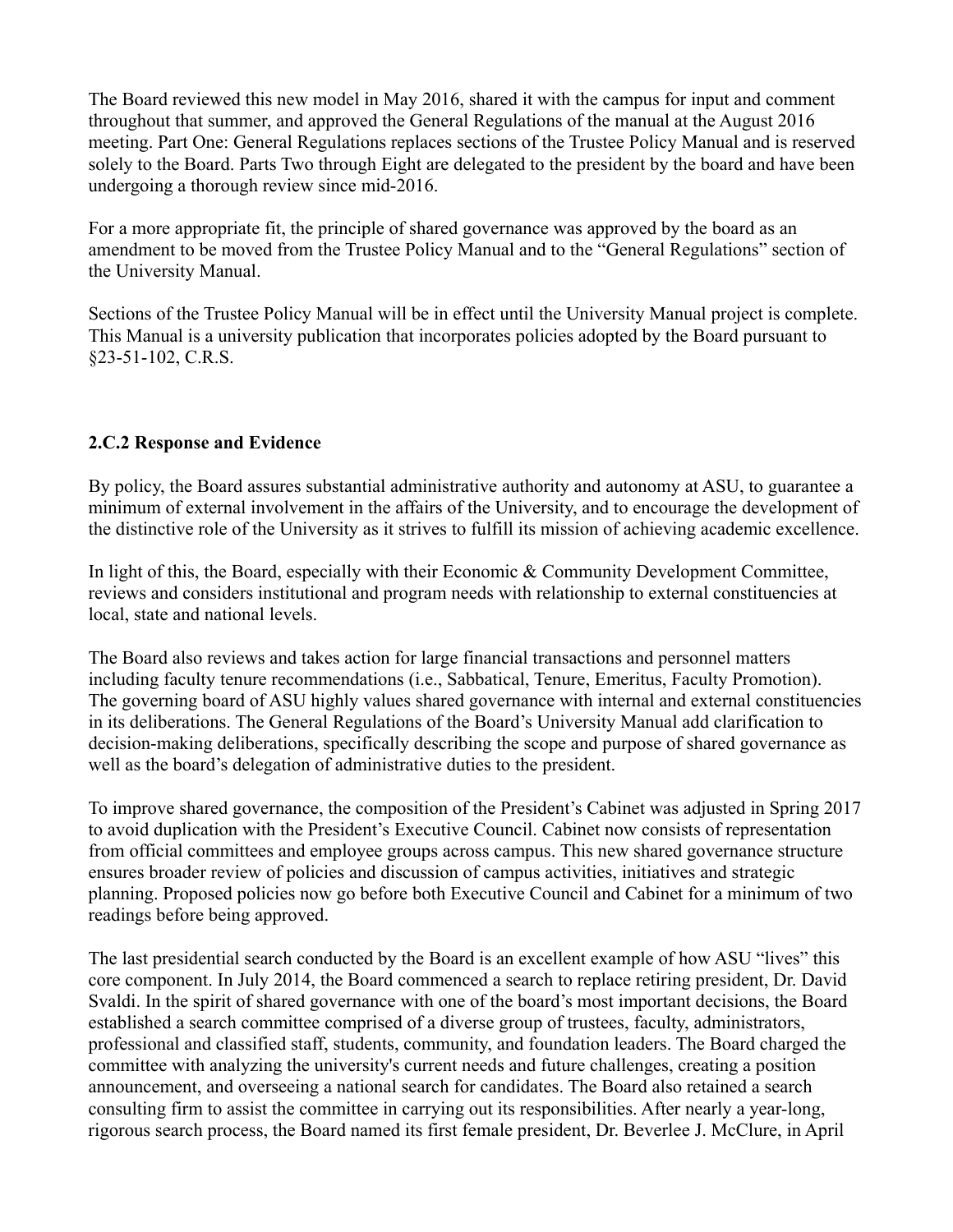The Board reviewed this new model in May 2016, shared it with the campus for input and comment throughout that summer, and approved the General Regulations of the manual at the August 2016 meeting. Part One: General Regulations replaces sections of the Trustee Policy Manual and is reserved solely to the Board. Parts Two through Eight are delegated to the president by the board and have been undergoing a thorough review since mid-2016.

For a more appropriate fit, the principle of shared governance was approved by the board as an amendment to be moved from the Trustee Policy Manual and to the "General Regulations" section of the University Manual.

Sections of the Trustee Policy Manual will be in effect until the University Manual project is complete. This Manual is a university publication that incorporates policies adopted by the Board pursuant to §23-51-102, C.R.S.

**2.C.2 Response and Evidence**

By policy, the Board assures substantial administrative authority and autonomy at ASU, to guarantee a minimum of external involvement in the affairs of the University, and to encourage the development of the distinctive role of the University as it strives to fulfill its mission of achieving academic excellence.

In light of this, the Board, especially with their Economic & Community Development Committee, reviews and considers institutional and program needs with relationship to external constituencies at local, state and national levels.

The Board also reviews and takes action for large financial transactions and personnel matters including faculty tenure recommendations (i.e., Sabbatical, Tenure, Emeritus, Faculty Promotion). The governing board of ASU highly values shared governance with internal and external constituencies in its deliberations. The General Regulations of the Board's University Manual add clarification to decision-making deliberations, specifically describing the scope and purpose of shared governance as well as the board's delegation of administrative duties to the president.

To improve shared governance, the composition of the President's Cabinet was adjusted in Spring 2017 to avoid duplication with the President's Executive Council. Cabinet now consists of representation from official committees and employee groups across campus. This new shared governance structure ensures broader review of policies and discussion of campus activities, initiatives and strategic planning. Proposed policies now go before both Executive Council and Cabinet for a minimum of two readings before being approved.

The last presidential search conducted by the Board is an excellent example of how ASU "lives" this core component. In July 2014, the Board commenced a search to replace retiring president, Dr. David Svaldi. In the spirit of shared governance with one of the board's most important decisions, the Board established a search committee comprised of a diverse group of trustees, faculty, administrators, professional and classified staff, students, community, and foundation leaders. The Board charged the committee with analyzing the university's current needs and future challenges, creating a position announcement, and overseeing a national search for candidates. The Board also retained a search consulting firm to assist the committee in carrying out its responsibilities. After nearly a year-long, rigorous search process, the Board named its first female president, Dr. Beverlee J. McClure, in April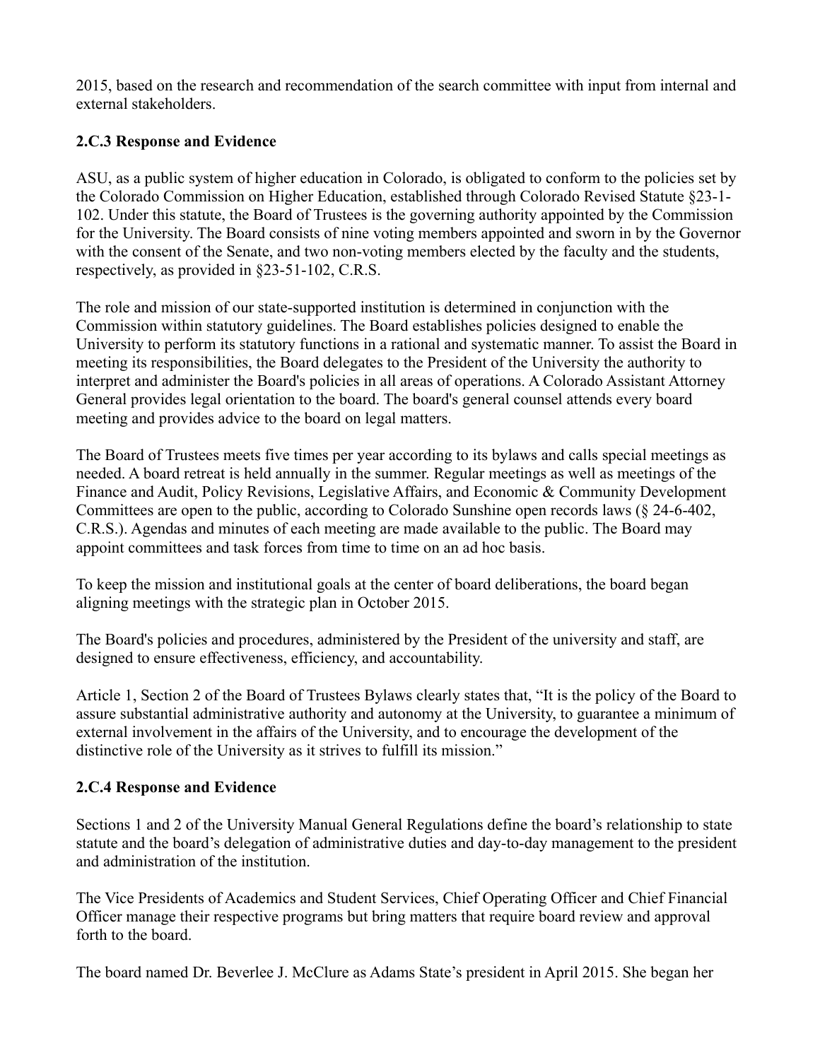2015, based on the research and recommendation of the search committee with input from internal and external stakeholders.

**2.C.3 Response and Evidence**

ASU, as a public system of higher education in Colorado, is obligated to conform to the policies set by the Colorado Commission on Higher Education, established through Colorado Revised Statute §23-1-102. Under this statute, the Board of Trustees is the governing authority appointed by the Commission for the University. The Board consists of nine voting members appointed and sworn in by the Governor with the consent of the Senate, and two non-voting members elected by the faculty and the students, respectively, as provided in §23-51-102, C.R.S.

The role and mission of our state-supported institution is determined in conjunction with the Commission within statutory guidelines. The Board establishes policies designed to enable the University to perform its statutory functions in a rational and systematic manner. To assist the Board in meeting its responsibilities, the Board delegates to the President of the University the authority to interpret and administer the Board's policies in all areas of operations. A Colorado Assistant Attorney General provides legal orientation to the board. The board's general counsel attends every board meeting and provides advice to the board on legal matters.

The Board of Trustees meets five times per year according to its bylaws and calls special meetings as needed. A board retreat is held annually in the summer. Regular meetings as well as meetings of the Finance and Audit, Policy Revisions, Legislative Affairs, and Economic & Community Development Committees are open to the public, according to Colorado Sunshine open records laws (§ 24-6-402, C.R.S.). Agendas and minutes of each meeting are made available to the public. The Board may appoint committees and task forces from time to time on an ad hoc basis.

To keep the mission and institutional goals at the center of board deliberations, the board began aligning meetings with the strategic plan in October 2015.

The Board's policies and procedures, administered by the President of the university and staff, are designed to ensure effectiveness, efficiency, and accountability.

Article 1, Section 2 of the Board of Trustees Bylaws clearly states that, "It is the policy of the Board to assure substantial administrative authority and autonomy at the University, to guarantee a minimum of external involvement in the affairs of the University, and to encourage the development of the distinctive role of the University as it strives to fulfill its mission."

**2.C.4 Response and Evidence**

Sections 1 and 2 of the University Manual General Regulations define the board's relationship to state statute and the board's delegation of administrative duties and day-to-day management to the president and administration of the institution.

The Vice Presidents of Academics and Student Services, Chief Operating Officer and Chief Financial Officer manage their respective programs but bring matters that require board review and approval forth to the board.

The board named Dr. Beverlee J. McClure as Adams State's president in April 2015. She began her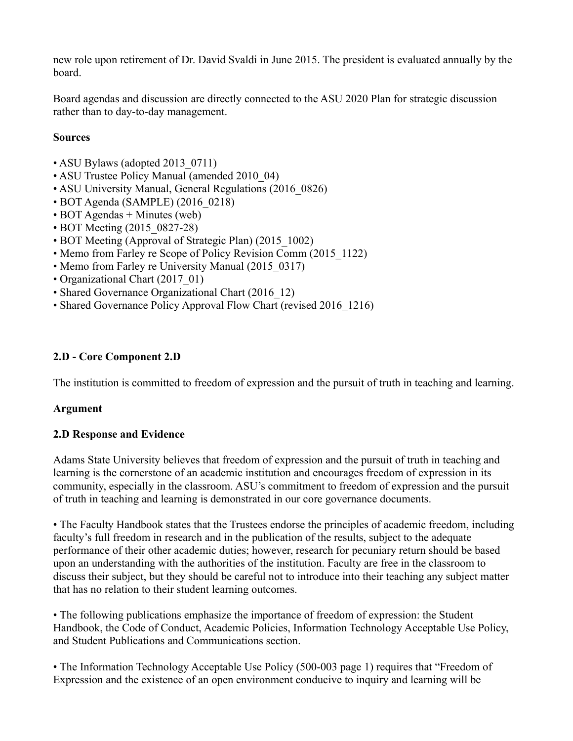new role upon retirement of Dr. David Svaldi in June 2015. The president is evaluated annually by the board.

Board agendas and discussion are directly connected to the ASU 2020 Plan for strategic discussion rather than to day-to-day management.

**Sources**

- ASU Bylaws (adopted 2013_0711)
- ASU Trustee Policy Manual (amended 2010_04)
- ASU University Manual, General Regulations (2016_0826)
- BOT Agenda (SAMPLE) (2016_0218)
- BOT Agendas + Minutes (web)
- BOT Meeting (2015_0827-28)
- BOT Meeting (Approval of Strategic Plan) (2015_1002)
- Memo from Farley re Scope of Policy Revision Comm (2015_1122)
- Memo from Farley re University Manual (2015_0317)
- Organizational Chart (2017_01)
- Shared Governance Organizational Chart (2016_12)
- Shared Governance Policy Approval Flow Chart (revised 2016_1216)

## 2.D - Core Component 2.D

The institution is committed to freedom of expression and the pursuit of truth in teaching and learning.

**Argument**

**2.D Response and Evidence**

Adams State University believes that freedom of expression and the pursuit of truth in teaching and learning is the cornerstone of an academic institution and encourages freedom of expression in its community, especially in the classroom. ASU's commitment to freedom of expression and the pursuit of truth in teaching and learning is demonstrated in our core governance documents.

- The Faculty Handbook states that the Trustees endorse the principles of academic freedom, including faculty's full freedom in research and in the publication of the results, subject to the adequate performance of their other academic duties; however, research for pecuniary return should be based upon an understanding with the authorities of the institution. Faculty are free in the classroom to discuss their subject, but they should be careful not to introduce into their teaching any subject matter that has no relation to their student learning outcomes.

- The following publications emphasize the importance of freedom of expression: the Student Handbook, the Code of Conduct, Academic Policies, Information Technology Acceptable Use Policy, and Student Publications and Communications section.

- The Information Technology Acceptable Use Policy (500-003 page 1) requires that "Freedom of Expression and the existence of an open environment conducive to inquiry and learning will be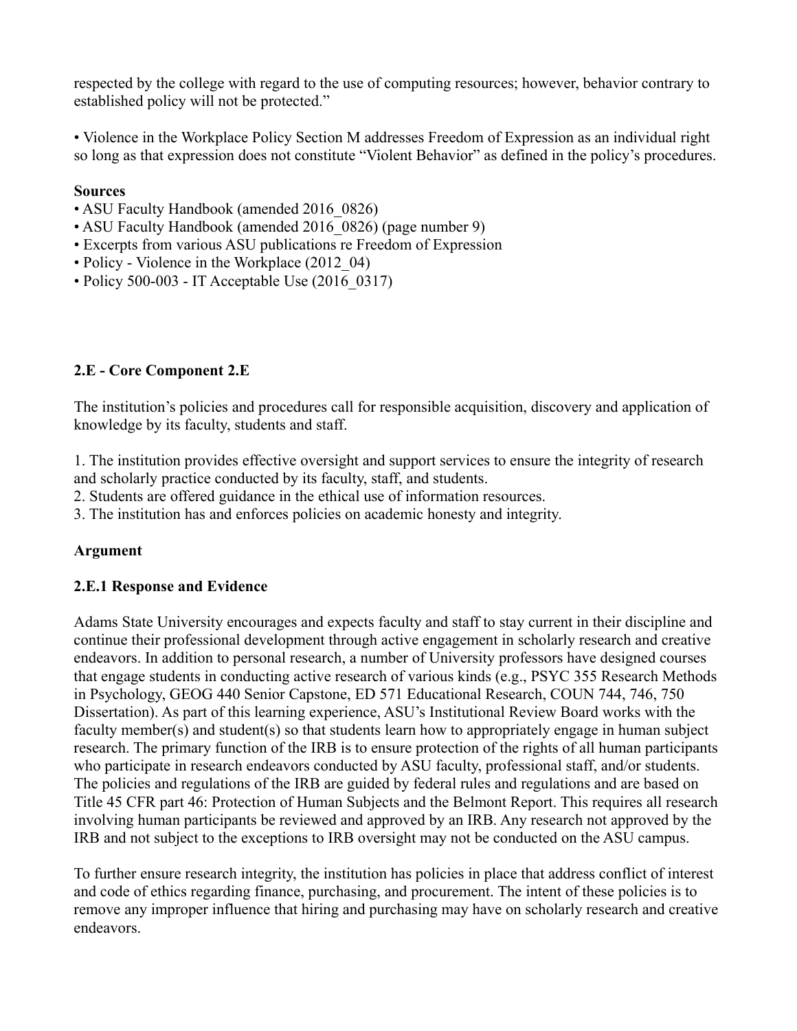respected by the college with regard to the use of computing resources; however, behavior contrary to established policy will not be protected."

- Violence in the Workplace Policy Section M addresses Freedom of Expression as an individual right so long as that expression does not constitute "Violent Behavior" as defined in the policy's procedures.

**Sources**

- ASU Faculty Handbook (amended 2016_0826)
- ASU Faculty Handbook (amended 2016_0826) (page number 9)
- Excerpts from various ASU publications re Freedom of Expression
- Policy - Violence in the Workplace (2012_04)
- Policy 500-003 - IT Acceptable Use (2016_0317)

### 2.E - Core Component 2.E

The institution's policies and procedures call for responsible acquisition, discovery and application of knowledge by its faculty, students and staff.

1. The institution provides effective oversight and support services to ensure the integrity of research and scholarly practice conducted by its faculty, staff, and students.
2. Students are offered guidance in the ethical use of information resources.
3. The institution has and enforces policies on academic honesty and integrity.

**Argument**

**2.E.1 Response and Evidence**

Adams State University encourages and expects faculty and staff to stay current in their discipline and continue their professional development through active engagement in scholarly research and creative endeavors. In addition to personal research, a number of University professors have designed courses that engage students in conducting active research of various kinds (e.g., PSYC 355 Research Methods in Psychology, GEOG 440 Senior Capstone, ED 571 Educational Research, COUN 744, 746, 750 Dissertation). As part of this learning experience, ASU's Institutional Review Board works with the faculty member(s) and student(s) so that students learn how to appropriately engage in human subject research. The primary function of the IRB is to ensure protection of the rights of all human participants who participate in research endeavors conducted by ASU faculty, professional staff, and/or students. The policies and regulations of the IRB are guided by federal rules and regulations and are based on Title 45 CFR part 46: Protection of Human Subjects and the Belmont Report. This requires all research involving human participants be reviewed and approved by an IRB. Any research not approved by the IRB and not subject to the exceptions to IRB oversight may not be conducted on the ASU campus.

To further ensure research integrity, the institution has policies in place that address conflict of interest and code of ethics regarding finance, purchasing, and procurement. The intent of these policies is to remove any improper influence that hiring and purchasing may have on scholarly research and creative endeavors.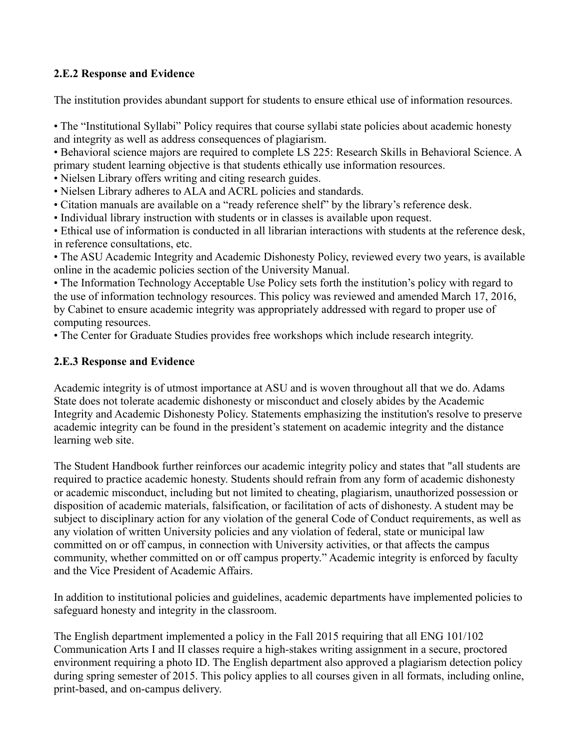**2.E.2 Response and Evidence**

The institution provides abundant support for students to ensure ethical use of information resources.

- The "Institutional Syllabi" Policy requires that course syllabi state policies about academic honesty and integrity as well as address consequences of plagiarism.
- Behavioral science majors are required to complete LS 225: Research Skills in Behavioral Science. A primary student learning objective is that students ethically use information resources.
- Nielsen Library offers writing and citing research guides.
- Nielsen Library adheres to ALA and ACRL policies and standards.
- Citation manuals are available on a "ready reference shelf" by the library's reference desk.
- Individual library instruction with students or in classes is available upon request.
- Ethical use of information is conducted in all librarian interactions with students at the reference desk, in reference consultations, etc.
- The ASU Academic Integrity and Academic Dishonesty Policy, reviewed every two years, is available online in the academic policies section of the University Manual.
- The Information Technology Acceptable Use Policy sets forth the institution's policy with regard to the use of information technology resources. This policy was reviewed and amended March 17, 2016, by Cabinet to ensure academic integrity was appropriately addressed with regard to proper use of computing resources.
- The Center for Graduate Studies provides free workshops which include research integrity.

**2.E.3 Response and Evidence**

Academic integrity is of utmost importance at ASU and is woven throughout all that we do. Adams State does not tolerate academic dishonesty or misconduct and closely abides by the Academic Integrity and Academic Dishonesty Policy. Statements emphasizing the institution's resolve to preserve academic integrity can be found in the president's statement on academic integrity and the distance learning web site.

The Student Handbook further reinforces our academic integrity policy and states that "all students are required to practice academic honesty. Students should refrain from any form of academic dishonesty or academic misconduct, including but not limited to cheating, plagiarism, unauthorized possession or disposition of academic materials, falsification, or facilitation of acts of dishonesty. A student may be subject to disciplinary action for any violation of the general Code of Conduct requirements, as well as any violation of written University policies and any violation of federal, state or municipal law committed on or off campus, in connection with University activities, or that affects the campus community, whether committed on or off campus property." Academic integrity is enforced by faculty and the Vice President of Academic Affairs.

In addition to institutional policies and guidelines, academic departments have implemented policies to safeguard honesty and integrity in the classroom.

The English department implemented a policy in the Fall 2015 requiring that all ENG 101/102 Communication Arts I and II classes require a high-stakes writing assignment in a secure, proctored environment requiring a photo ID. The English department also approved a plagiarism detection policy during spring semester of 2015. This policy applies to all courses given in all formats, including online, print-based, and on-campus delivery.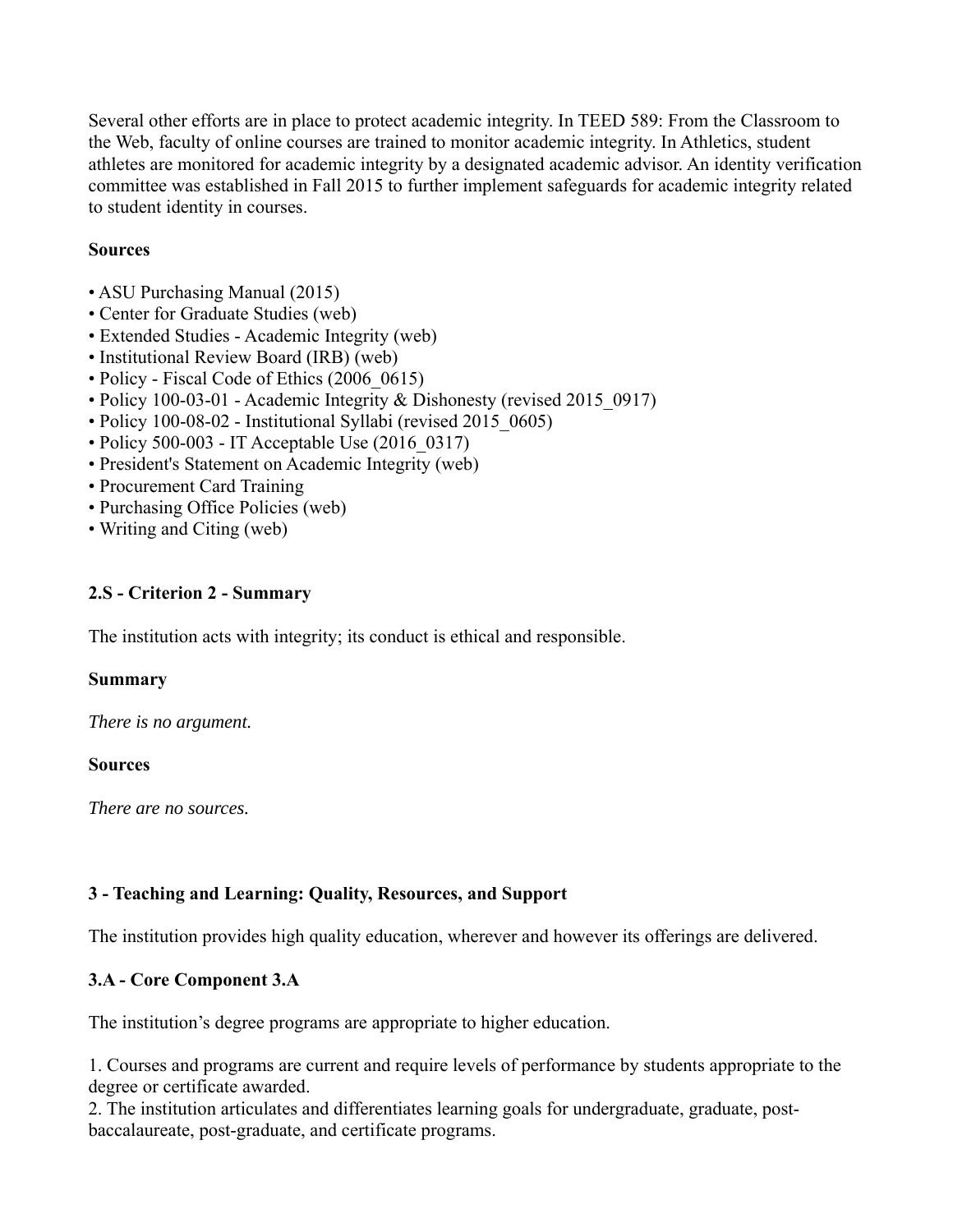Several other efforts are in place to protect academic integrity. In TEED 589: From the Classroom to the Web, faculty of online courses are trained to monitor academic integrity. In Athletics, student athletes are monitored for academic integrity by a designated academic advisor. An identity verification committee was established in Fall 2015 to further implement safeguards for academic integrity related to student identity in courses.

**Sources**

- ASU Purchasing Manual (2015)
- Center for Graduate Studies (web)
- Extended Studies - Academic Integrity (web)
- Institutional Review Board (IRB) (web)
- Policy - Fiscal Code of Ethics (2006_0615)
- Policy 100-03-01 - Academic Integrity & Dishonesty (revised 2015_0917)
- Policy 100-08-02 - Institutional Syllabi (revised 2015_0605)
- Policy 500-003 - IT Acceptable Use (2016_0317)
- President's Statement on Academic Integrity (web)
- Procurement Card Training
- Purchasing Office Policies (web)
- Writing and Citing (web)

## 2.S - Criterion 2 - Summary

The institution acts with integrity; its conduct is ethical and responsible.

**Summary**

*There is no argument.*

**Sources**

*There are no sources.*

## 3 - Teaching and Learning: Quality, Resources, and Support

The institution provides high quality education, wherever and however its offerings are delivered.

## 3.A - Core Component 3.A

The institution's degree programs are appropriate to higher education.

1. Courses and programs are current and require levels of performance by students appropriate to the degree or certificate awarded.
2. The institution articulates and differentiates learning goals for undergraduate, graduate, post-baccalaureate, post-graduate, and certificate programs.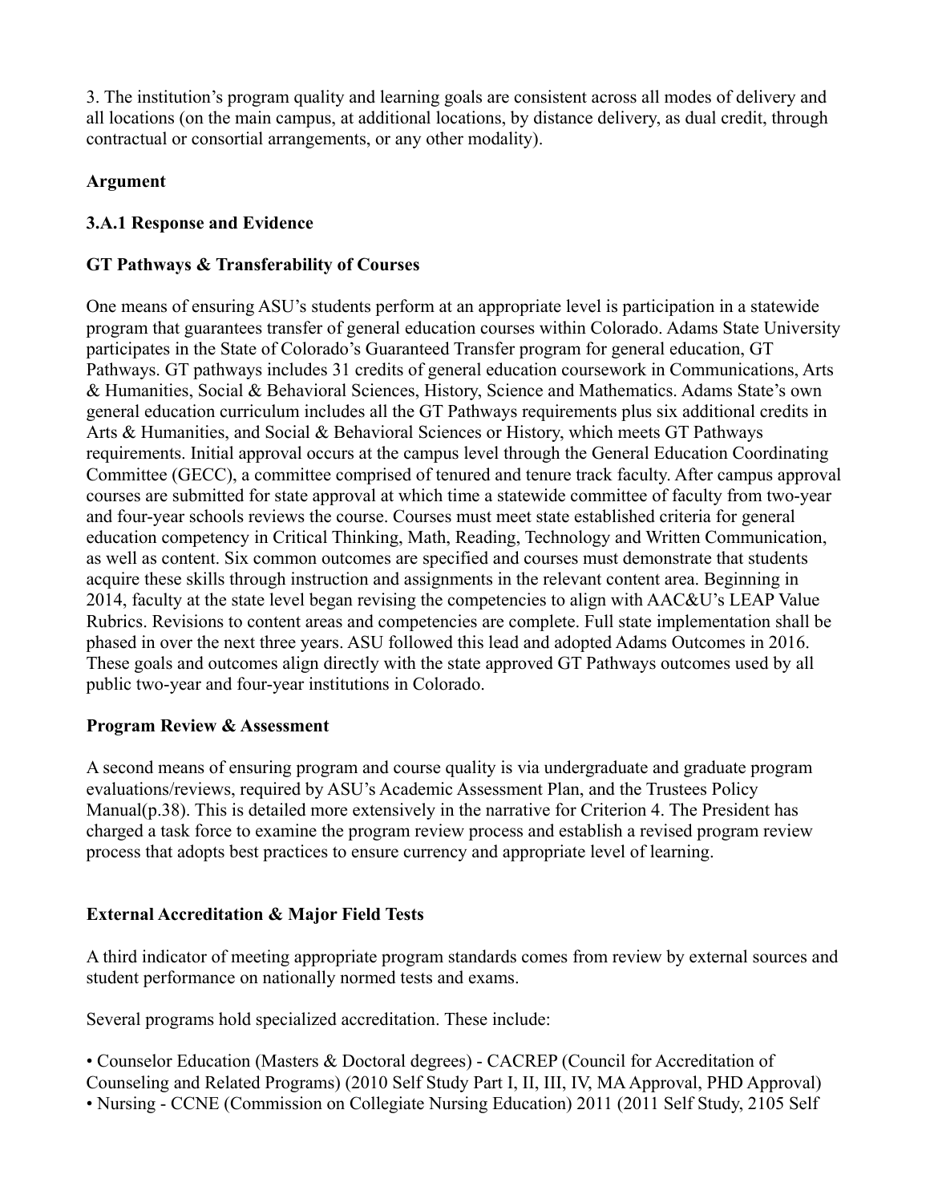3. The institution's program quality and learning goals are consistent across all modes of delivery and all locations (on the main campus, at additional locations, by distance delivery, as dual credit, through contractual or consortial arrangements, or any other modality).

**Argument**

**3.A.1 Response and Evidence**

**GT Pathways & Transferability of Courses**

One means of ensuring ASU's students perform at an appropriate level is participation in a statewide program that guarantees transfer of general education courses within Colorado. Adams State University participates in the State of Colorado's Guaranteed Transfer program for general education, GT Pathways. GT pathways includes 31 credits of general education coursework in Communications, Arts & Humanities, Social & Behavioral Sciences, History, Science and Mathematics. Adams State's own general education curriculum includes all the GT Pathways requirements plus six additional credits in Arts & Humanities, and Social & Behavioral Sciences or History, which meets GT Pathways requirements. Initial approval occurs at the campus level through the General Education Coordinating Committee (GECC), a committee comprised of tenured and tenure track faculty. After campus approval courses are submitted for state approval at which time a statewide committee of faculty from two-year and four-year schools reviews the course. Courses must meet state established criteria for general education competency in Critical Thinking, Math, Reading, Technology and Written Communication, as well as content. Six common outcomes are specified and courses must demonstrate that students acquire these skills through instruction and assignments in the relevant content area. Beginning in 2014, faculty at the state level began revising the competencies to align with AAC&U's LEAP Value Rubrics. Revisions to content areas and competencies are complete. Full state implementation shall be phased in over the next three years. ASU followed this lead and adopted Adams Outcomes in 2016. These goals and outcomes align directly with the state approved GT Pathways outcomes used by all public two-year and four-year institutions in Colorado.

**Program Review & Assessment**

A second means of ensuring program and course quality is via undergraduate and graduate program evaluations/reviews, required by ASU's Academic Assessment Plan, and the Trustees Policy Manual(p.38). This is detailed more extensively in the narrative for Criterion 4. The President has charged a task force to examine the program review process and establish a revised program review process that adopts best practices to ensure currency and appropriate level of learning.

**External Accreditation & Major Field Tests**

A third indicator of meeting appropriate program standards comes from review by external sources and student performance on nationally normed tests and exams.

Several programs hold specialized accreditation. These include:

- Counselor Education (Masters & Doctoral degrees) - CACREP (Council for Accreditation of Counseling and Related Programs) (2010 Self Study Part I, II, III, IV, MA Approval, PHD Approval)
- Nursing - CCNE (Commission on Collegiate Nursing Education) 2011 (2011 Self Study, 2105 Self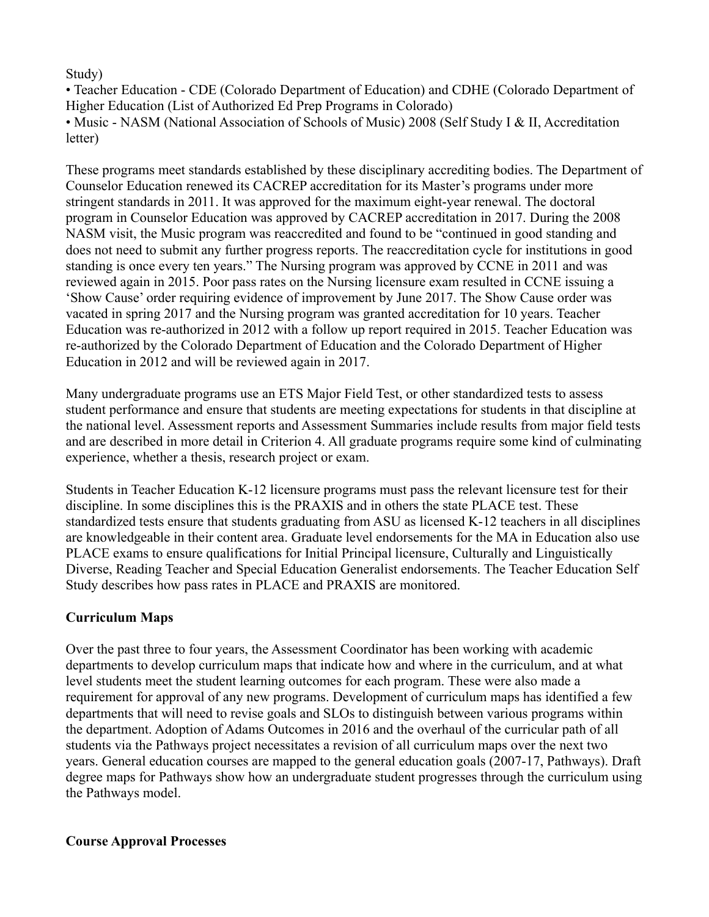Study)

- Teacher Education - CDE (Colorado Department of Education) and CDHE (Colorado Department of Higher Education (List of Authorized Ed Prep Programs in Colorado)
- Music - NASM (National Association of Schools of Music) 2008 (Self Study I & II, Accreditation letter)

These programs meet standards established by these disciplinary accrediting bodies. The Department of Counselor Education renewed its CACREP accreditation for its Master's programs under more stringent standards in 2011. It was approved for the maximum eight-year renewal. The doctoral program in Counselor Education was approved by CACREP accreditation in 2017. During the 2008 NASM visit, the Music program was reaccredited and found to be "continued in good standing and does not need to submit any further progress reports. The reaccreditation cycle for institutions in good standing is once every ten years." The Nursing program was approved by CCNE in 2011 and was reviewed again in 2015. Poor pass rates on the Nursing licensure exam resulted in CCNE issuing a 'Show Cause' order requiring evidence of improvement by June 2017. The Show Cause order was vacated in spring 2017 and the Nursing program was granted accreditation for 10 years. Teacher Education was re-authorized in 2012 with a follow up report required in 2015. Teacher Education was re-authorized by the Colorado Department of Education and the Colorado Department of Higher Education in 2012 and will be reviewed again in 2017.

Many undergraduate programs use an ETS Major Field Test, or other standardized tests to assess student performance and ensure that students are meeting expectations for students in that discipline at the national level. Assessment reports and Assessment Summaries include results from major field tests and are described in more detail in Criterion 4. All graduate programs require some kind of culminating experience, whether a thesis, research project or exam.

Students in Teacher Education K-12 licensure programs must pass the relevant licensure test for their discipline. In some disciplines this is the PRAXIS and in others the state PLACE test. These standardized tests ensure that students graduating from ASU as licensed K-12 teachers in all disciplines are knowledgeable in their content area. Graduate level endorsements for the MA in Education also use PLACE exams to ensure qualifications for Initial Principal licensure, Culturally and Linguistically Diverse, Reading Teacher and Special Education Generalist endorsements. The Teacher Education Self Study describes how pass rates in PLACE and PRAXIS are monitored.

**Curriculum Maps**

Over the past three to four years, the Assessment Coordinator has been working with academic departments to develop curriculum maps that indicate how and where in the curriculum, and at what level students meet the student learning outcomes for each program. These were also made a requirement for approval of any new programs. Development of curriculum maps has identified a few departments that will need to revise goals and SLOs to distinguish between various programs within the department. Adoption of Adams Outcomes in 2016 and the overhaul of the curricular path of all students via the Pathways project necessitates a revision of all curriculum maps over the next two years. General education courses are mapped to the general education goals (2007-17, Pathways). Draft degree maps for Pathways show how an undergraduate student progresses through the curriculum using the Pathways model.

**Course Approval Processes**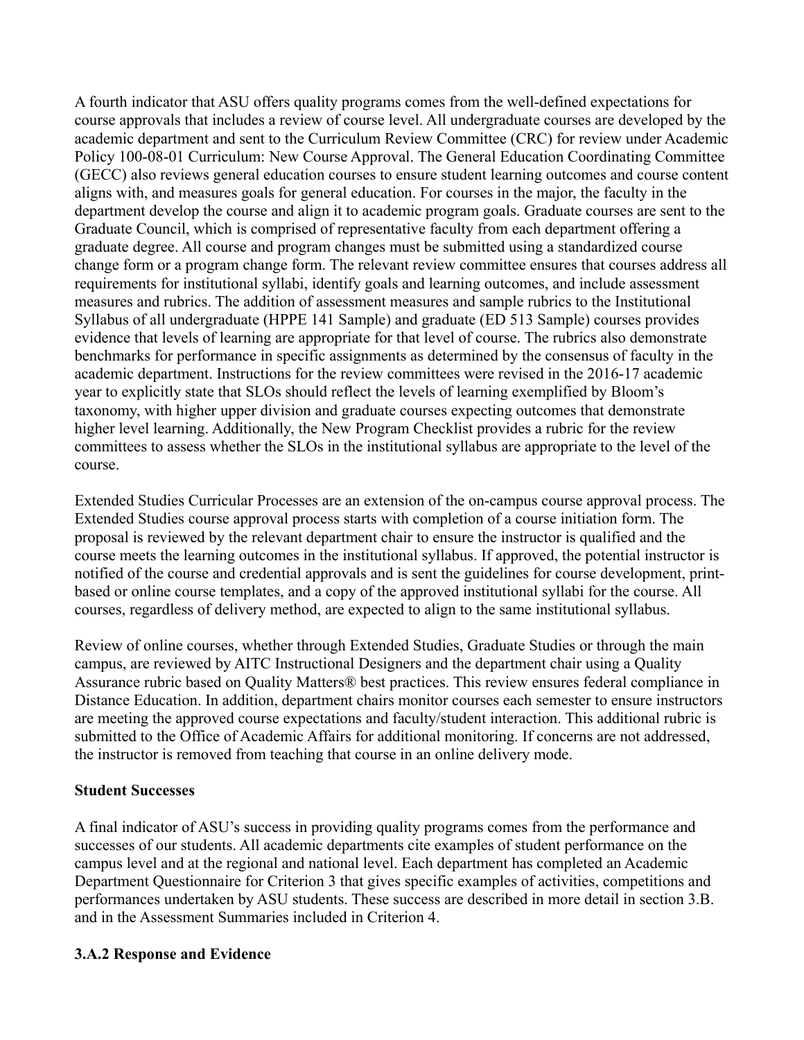A fourth indicator that ASU offers quality programs comes from the well-defined expectations for course approvals that includes a review of course level. All undergraduate courses are developed by the academic department and sent to the Curriculum Review Committee (CRC) for review under Academic Policy 100-08-01 Curriculum: New Course Approval. The General Education Coordinating Committee (GECC) also reviews general education courses to ensure student learning outcomes and course content aligns with, and measures goals for general education. For courses in the major, the faculty in the department develop the course and align it to academic program goals. Graduate courses are sent to the Graduate Council, which is comprised of representative faculty from each department offering a graduate degree. All course and program changes must be submitted using a standardized course change form or a program change form. The relevant review committee ensures that courses address all requirements for institutional syllabi, identify goals and learning outcomes, and include assessment measures and rubrics. The addition of assessment measures and sample rubrics to the Institutional Syllabus of all undergraduate (HPPE 141 Sample) and graduate (ED 513 Sample) courses provides evidence that levels of learning are appropriate for that level of course. The rubrics also demonstrate benchmarks for performance in specific assignments as determined by the consensus of faculty in the academic department. Instructions for the review committees were revised in the 2016-17 academic year to explicitly state that SLOs should reflect the levels of learning exemplified by Bloom's taxonomy, with higher upper division and graduate courses expecting outcomes that demonstrate higher level learning. Additionally, the New Program Checklist provides a rubric for the review committees to assess whether the SLOs in the institutional syllabus are appropriate to the level of the course.

Extended Studies Curricular Processes are an extension of the on-campus course approval process. The Extended Studies course approval process starts with completion of a course initiation form. The proposal is reviewed by the relevant department chair to ensure the instructor is qualified and the course meets the learning outcomes in the institutional syllabus. If approved, the potential instructor is notified of the course and credential approvals and is sent the guidelines for course development, print-based or online course templates, and a copy of the approved institutional syllabi for the course. All courses, regardless of delivery method, are expected to align to the same institutional syllabus.

Review of online courses, whether through Extended Studies, Graduate Studies or through the main campus, are reviewed by AITC Instructional Designers and the department chair using a Quality Assurance rubric based on Quality Matters® best practices. This review ensures federal compliance in Distance Education. In addition, department chairs monitor courses each semester to ensure instructors are meeting the approved course expectations and faculty/student interaction. This additional rubric is submitted to the Office of Academic Affairs for additional monitoring. If concerns are not addressed, the instructor is removed from teaching that course in an online delivery mode.

**Student Successes**

A final indicator of ASU's success in providing quality programs comes from the performance and successes of our students. All academic departments cite examples of student performance on the campus level and at the regional and national level. Each department has completed an Academic Department Questionnaire for Criterion 3 that gives specific examples of activities, competitions and performances undertaken by ASU students. These success are described in more detail in section 3.B. and in the Assessment Summaries included in Criterion 4.

**3.A.2 Response and Evidence**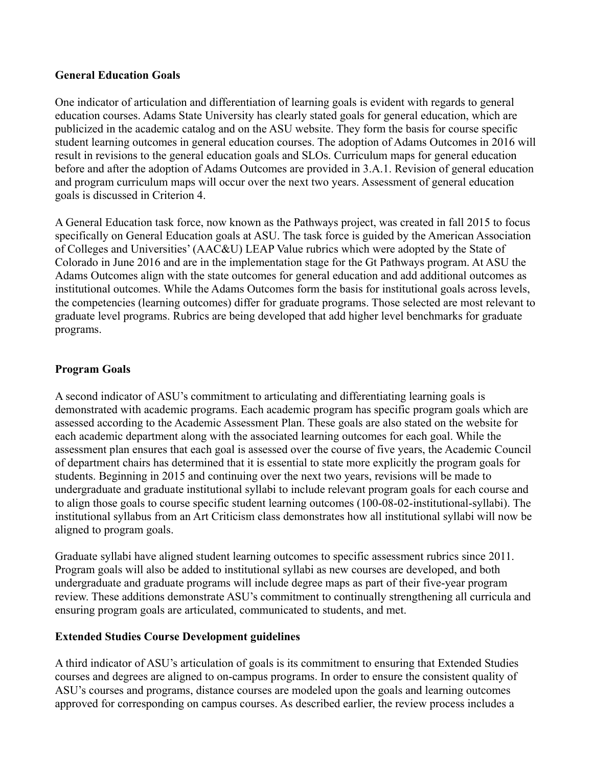**General Education Goals**

One indicator of articulation and differentiation of learning goals is evident with regards to general education courses. Adams State University has clearly stated goals for general education, which are publicized in the academic catalog and on the ASU website. They form the basis for course specific student learning outcomes in general education courses. The adoption of Adams Outcomes in 2016 will result in revisions to the general education goals and SLOs. Curriculum maps for general education before and after the adoption of Adams Outcomes are provided in 3.A.1. Revision of general education and program curriculum maps will occur over the next two years. Assessment of general education goals is discussed in Criterion 4.

A General Education task force, now known as the Pathways project, was created in fall 2015 to focus specifically on General Education goals at ASU. The task force is guided by the American Association of Colleges and Universities' (AAC&U) LEAP Value rubrics which were adopted by the State of Colorado in June 2016 and are in the implementation stage for the Gt Pathways program. At ASU the Adams Outcomes align with the state outcomes for general education and add additional outcomes as institutional outcomes. While the Adams Outcomes form the basis for institutional goals across levels, the competencies (learning outcomes) differ for graduate programs. Those selected are most relevant to graduate level programs. Rubrics are being developed that add higher level benchmarks for graduate programs.

**Program Goals**

A second indicator of ASU's commitment to articulating and differentiating learning goals is demonstrated with academic programs. Each academic program has specific program goals which are assessed according to the Academic Assessment Plan. These goals are also stated on the website for each academic department along with the associated learning outcomes for each goal. While the assessment plan ensures that each goal is assessed over the course of five years, the Academic Council of department chairs has determined that it is essential to state more explicitly the program goals for students. Beginning in 2015 and continuing over the next two years, revisions will be made to undergraduate and graduate institutional syllabi to include relevant program goals for each course and to align those goals to course specific student learning outcomes (100-08-02-institutional-syllabi). The institutional syllabus from an Art Criticism class demonstrates how all institutional syllabi will now be aligned to program goals.

Graduate syllabi have aligned student learning outcomes to specific assessment rubrics since 2011. Program goals will also be added to institutional syllabi as new courses are developed, and both undergraduate and graduate programs will include degree maps as part of their five-year program review. These additions demonstrate ASU's commitment to continually strengthening all curricula and ensuring program goals are articulated, communicated to students, and met.

**Extended Studies Course Development guidelines**

A third indicator of ASU's articulation of goals is its commitment to ensuring that Extended Studies courses and degrees are aligned to on-campus programs. In order to ensure the consistent quality of ASU's courses and programs, distance courses are modeled upon the goals and learning outcomes approved for corresponding on campus courses. As described earlier, the review process includes a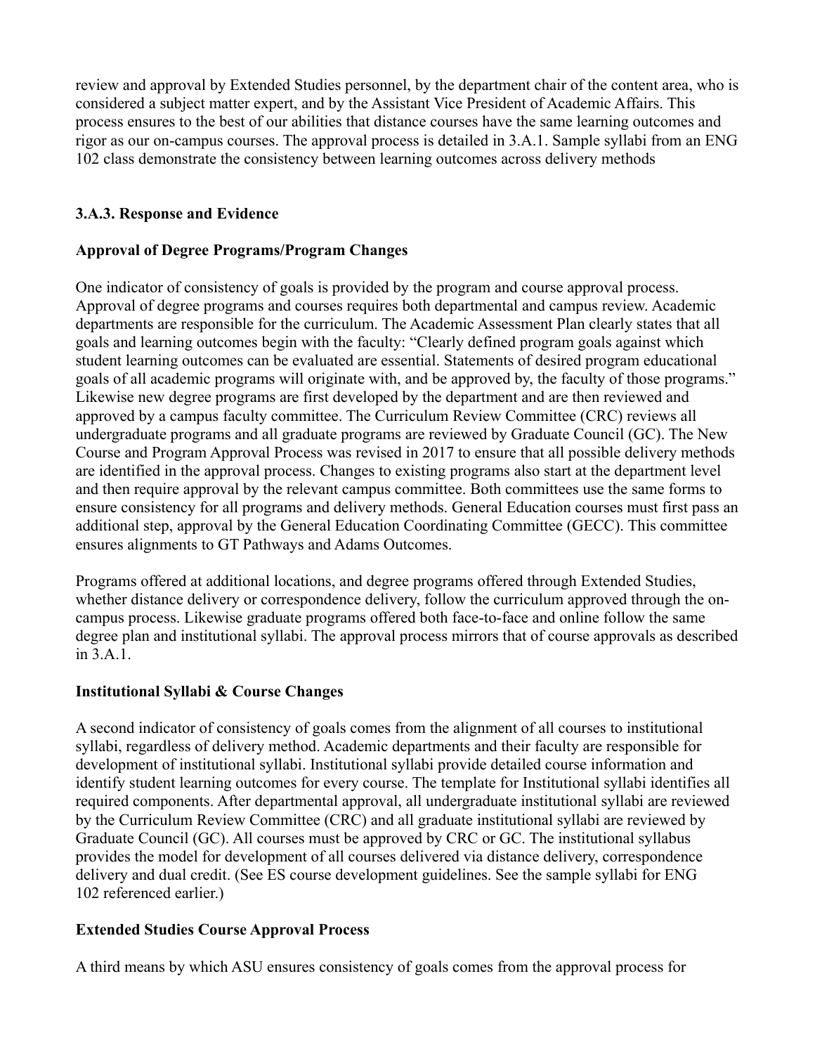review and approval by Extended Studies personnel, by the department chair of the content area, who is considered a subject matter expert, and by the Assistant Vice President of Academic Affairs. This process ensures to the best of our abilities that distance courses have the same learning outcomes and rigor as our on-campus courses. The approval process is detailed in 3.A.1. Sample syllabi from an ENG 102 class demonstrate the consistency between learning outcomes across delivery methods

### 3.A.3. Response and Evidence

**Approval of Degree Programs/Program Changes**

One indicator of consistency of goals is provided by the program and course approval process. Approval of degree programs and courses requires both departmental and campus review. Academic departments are responsible for the curriculum. The Academic Assessment Plan clearly states that all goals and learning outcomes begin with the faculty: "Clearly defined program goals against which student learning outcomes can be evaluated are essential. Statements of desired program educational goals of all academic programs will originate with, and be approved by, the faculty of those programs." Likewise new degree programs are first developed by the department and are then reviewed and approved by a campus faculty committee. The Curriculum Review Committee (CRC) reviews all undergraduate programs and all graduate programs are reviewed by Graduate Council (GC). The New Course and Program Approval Process was revised in 2017 to ensure that all possible delivery methods are identified in the approval process. Changes to existing programs also start at the department level and then require approval by the relevant campus committee. Both committees use the same forms to ensure consistency for all programs and delivery methods. General Education courses must first pass an additional step, approval by the General Education Coordinating Committee (GECC). This committee ensures alignments to GT Pathways and Adams Outcomes.

Programs offered at additional locations, and degree programs offered through Extended Studies, whether distance delivery or correspondence delivery, follow the curriculum approved through the on-campus process. Likewise graduate programs offered both face-to-face and online follow the same degree plan and institutional syllabi. The approval process mirrors that of course approvals as described in 3.A.1.

**Institutional Syllabi & Course Changes**

A second indicator of consistency of goals comes from the alignment of all courses to institutional syllabi, regardless of delivery method. Academic departments and their faculty are responsible for development of institutional syllabi. Institutional syllabi provide detailed course information and identify student learning outcomes for every course. The template for Institutional syllabi identifies all required components. After departmental approval, all undergraduate institutional syllabi are reviewed by the Curriculum Review Committee (CRC) and all graduate institutional syllabi are reviewed by Graduate Council (GC). All courses must be approved by CRC or GC. The institutional syllabus provides the model for development of all courses delivered via distance delivery, correspondence delivery and dual credit. (See ES course development guidelines. See the sample syllabi for ENG 102 referenced earlier.)

**Extended Studies Course Approval Process**

A third means by which ASU ensures consistency of goals comes from the approval process for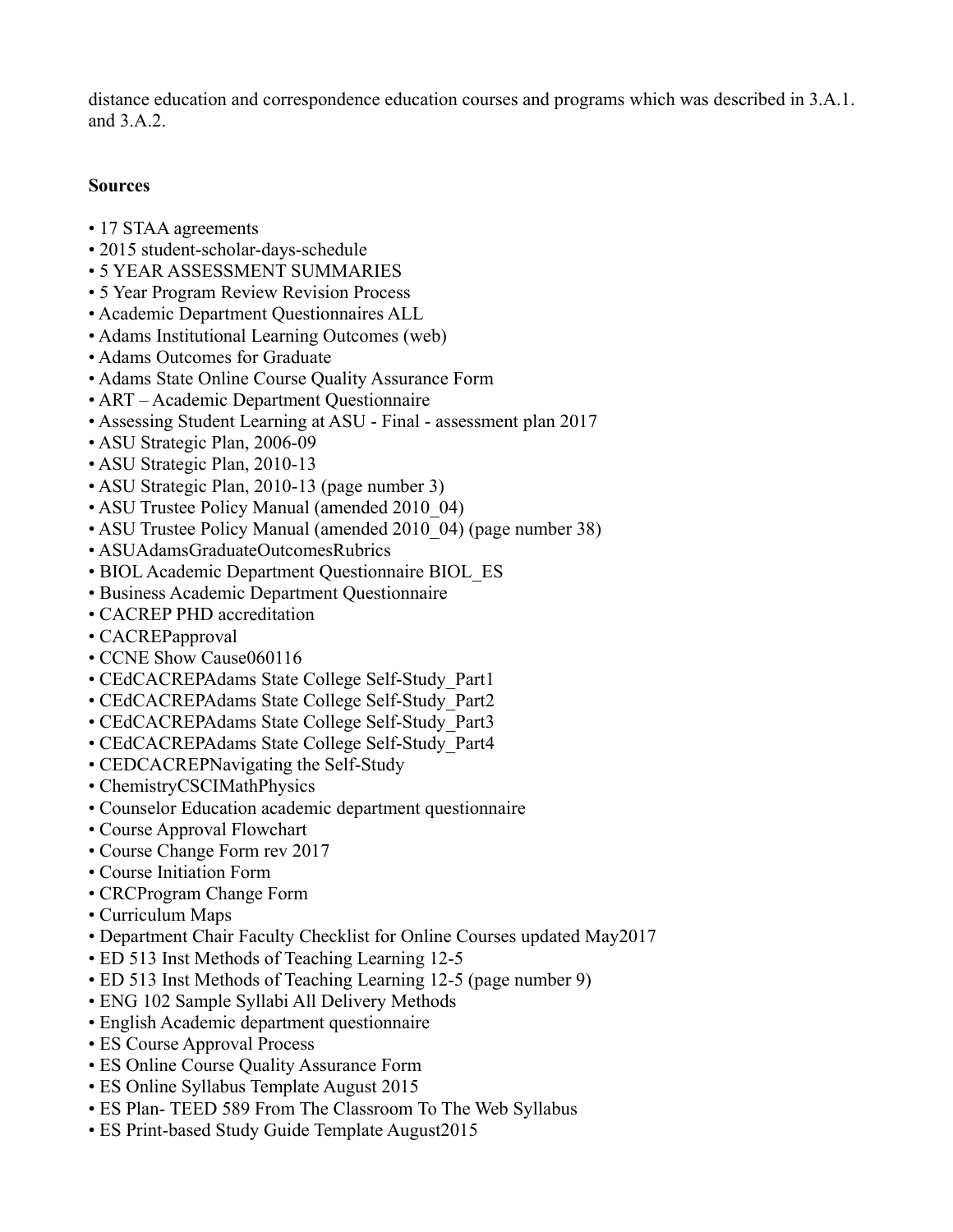distance education and correspondence education courses and programs which was described in 3.A.1. and 3.A.2.

**Sources**

- 17 STAA agreements
- 2015 student-scholar-days-schedule
- 5 YEAR ASSESSMENT SUMMARIES
- 5 Year Program Review Revision Process
- Academic Department Questionnaires ALL
- Adams Institutional Learning Outcomes (web)
- Adams Outcomes for Graduate
- Adams State Online Course Quality Assurance Form
- ART – Academic Department Questionnaire
- Assessing Student Learning at ASU - Final - assessment plan 2017
- ASU Strategic Plan, 2006-09
- ASU Strategic Plan, 2010-13
- ASU Strategic Plan, 2010-13 (page number 3)
- ASU Trustee Policy Manual (amended 2010_04)
- ASU Trustee Policy Manual (amended 2010_04) (page number 38)
- ASUAdamsGraduateOutcomesRubrics
- BIOL Academic Department Questionnaire BIOL_ES
- Business Academic Department Questionnaire
- CACREP PHD accreditation
- CACREPapproval
- CCNE Show Cause060116
- CEdCACREPAdams State College Self-Study_Part1
- CEdCACREPAdams State College Self-Study_Part2
- CEdCACREPAdams State College Self-Study_Part3
- CEdCACREPAdams State College Self-Study_Part4
- CEDCACREPNavigating the Self-Study
- ChemistryCSCIMathPhysics
- Counselor Education academic department questionnaire
- Course Approval Flowchart
- Course Change Form rev 2017
- Course Initiation Form
- CRCProgram Change Form
- Curriculum Maps
- Department Chair Faculty Checklist for Online Courses updated May2017
- ED 513 Inst Methods of Teaching Learning 12-5
- ED 513 Inst Methods of Teaching Learning 12-5 (page number 9)
- ENG 102 Sample Syllabi All Delivery Methods
- English Academic department questionnaire
- ES Course Approval Process
- ES Online Course Quality Assurance Form
- ES Online Syllabus Template August 2015
- ES Plan- TEED 589 From The Classroom To The Web Syllabus
- ES Print-based Study Guide Template August2015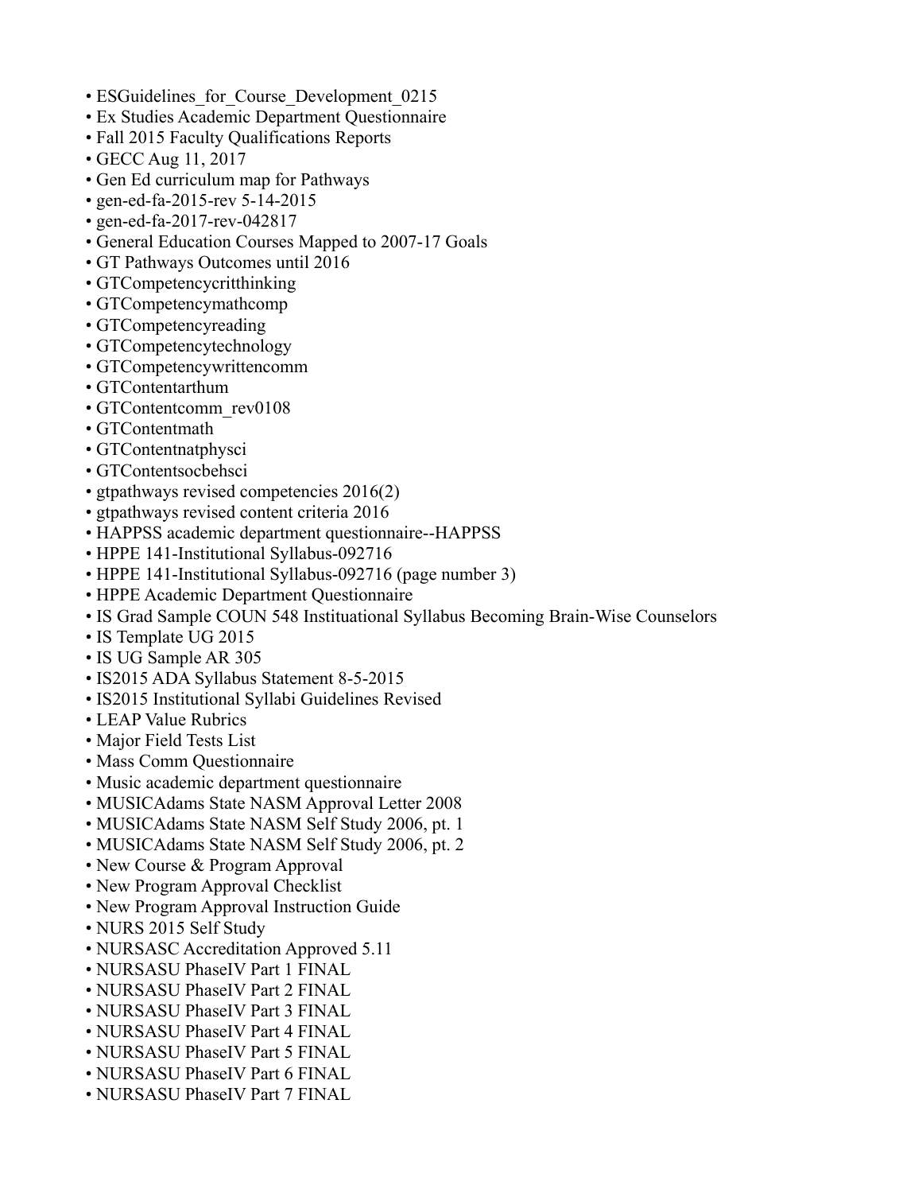- ESGuidelines_for_Course_Development_0215
- Ex Studies Academic Department Questionnaire
- Fall 2015 Faculty Qualifications Reports
- GECC Aug 11, 2017
- Gen Ed curriculum map for Pathways
- gen-ed-fa-2015-rev 5-14-2015
- gen-ed-fa-2017-rev-042817
- General Education Courses Mapped to 2007-17 Goals
- GT Pathways Outcomes until 2016
- GTCompetencycritthinking
- GTCompetencymathcomp
- GTCompetencyreading
- GTCompetencytechnology
- GTCompetencywrittencomm
- GTContentarthum
- GTContentcomm_rev0108
- GTContentmath
- GTContentnatphysci
- GTContentsocbehsci
- gtpathways revised competencies 2016(2)
- gtpathways revised content criteria 2016
- HAPPSS academic department questionnaire--HAPPSS
- HPPE 141-Institutional Syllabus-092716
- HPPE 141-Institutional Syllabus-092716 (page number 3)
- HPPE Academic Department Questionnaire
- IS Grad Sample COUN 548 Instituational Syllabus Becoming Brain-Wise Counselors
- IS Template UG 2015
- IS UG Sample AR 305
- IS2015 ADA Syllabus Statement 8-5-2015
- IS2015 Institutional Syllabi Guidelines Revised
- LEAP Value Rubrics
- Major Field Tests List
- Mass Comm Questionnaire
- Music academic department questionnaire
- MUSICAdams State NASM Approval Letter 2008
- MUSICAdams State NASM Self Study 2006, pt. 1
- MUSICAdams State NASM Self Study 2006, pt. 2
- New Course & Program Approval
- New Program Approval Checklist
- New Program Approval Instruction Guide
- NURS 2015 Self Study
- NURSASC Accreditation Approved 5.11
- NURSASU PhaseIV Part 1 FINAL
- NURSASU PhaseIV Part 2 FINAL
- NURSASU PhaseIV Part 3 FINAL
- NURSASU PhaseIV Part 4 FINAL
- NURSASU PhaseIV Part 5 FINAL
- NURSASU PhaseIV Part 6 FINAL
- NURSASU PhaseIV Part 7 FINAL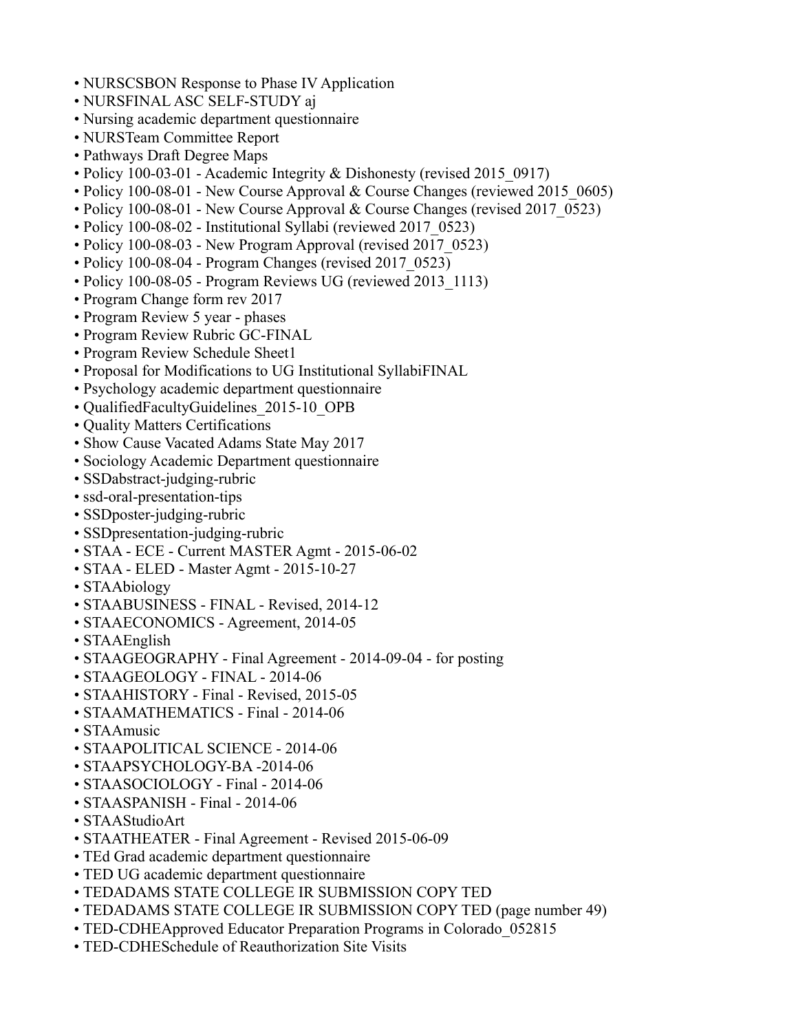- NURSCSBON Response to Phase IV Application
- NURSFINAL ASC SELF-STUDY aj
- Nursing academic department questionnaire
- NURSTeam Committee Report
- Pathways Draft Degree Maps
- Policy 100-03-01 - Academic Integrity & Dishonesty (revised 2015_0917)
- Policy 100-08-01 - New Course Approval & Course Changes (reviewed 2015_0605)
- Policy 100-08-01 - New Course Approval & Course Changes (revised 2017_0523)
- Policy 100-08-02 - Institutional Syllabi (reviewed 2017_0523)
- Policy 100-08-03 - New Program Approval (revised 2017_0523)
- Policy 100-08-04 - Program Changes (revised 2017_0523)
- Policy 100-08-05 - Program Reviews UG (reviewed 2013_1113)
- Program Change form rev 2017
- Program Review 5 year - phases
- Program Review Rubric GC-FINAL
- Program Review Schedule Sheet1
- Proposal for Modifications to UG Institutional SyllabiFINAL
- Psychology academic department questionnaire
- QualifiedFacultyGuidelines_2015-10_OPB
- Quality Matters Certifications
- Show Cause Vacated Adams State May 2017
- Sociology Academic Department questionnaire
- SSDabstract-judging-rubric
- ssd-oral-presentation-tips
- SSDposter-judging-rubric
- SSDpresentation-judging-rubric
- STAA - ECE - Current MASTER Agmt - 2015-06-02
- STAA - ELED - Master Agmt - 2015-10-27
- STAAbiology
- STAABUSINESS - FINAL - Revised, 2014-12
- STAAECONOMICS - Agreement, 2014-05
- STAAEnglish
- STAAGEOGRAPHY - Final Agreement - 2014-09-04 - for posting
- STAAGEOLOGY - FINAL - 2014-06
- STAAHISTORY - Final - Revised, 2015-05
- STAAMATHEMATICS - Final - 2014-06
- STAAmusic
- STAAPOLITICAL SCIENCE - 2014-06
- STAAPSYCHOLOGY-BA -2014-06
- STAASOCIOLOGY - Final - 2014-06
- STAASPANISH - Final - 2014-06
- STAAStudioArt
- STAATHEATER - Final Agreement - Revised 2015-06-09
- TEd Grad academic department questionnaire
- TED UG academic department questionnaire
- TEDADAMS STATE COLLEGE IR SUBMISSION COPY TED
- TEDADAMS STATE COLLEGE IR SUBMISSION COPY TED (page number 49)
- TED-CDHEApproved Educator Preparation Programs in Colorado_052815
- TED-CDHESchedule of Reauthorization Site Visits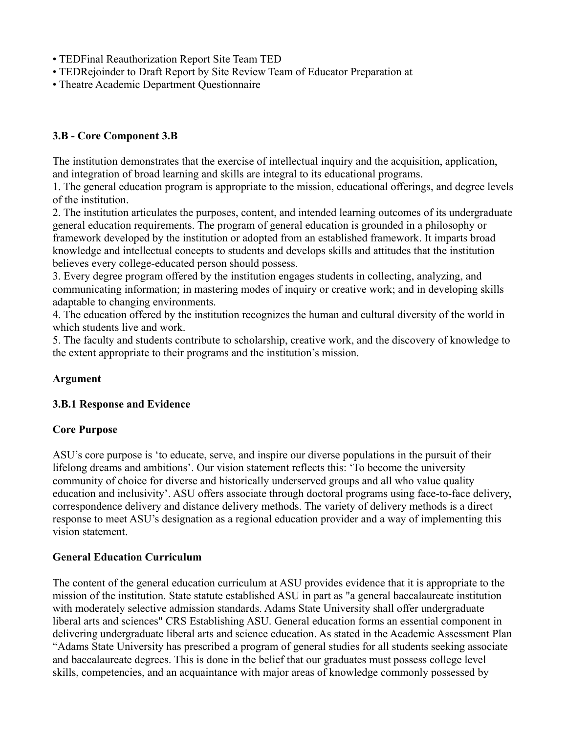- TEDFinal Reauthorization Report Site Team TED
- TEDRejoinder to Draft Report by Site Review Team of Educator Preparation at
- Theatre Academic Department Questionnaire

### 3.B - Core Component 3.B

The institution demonstrates that the exercise of intellectual inquiry and the acquisition, application, and integration of broad learning and skills are integral to its educational programs.

1. The general education program is appropriate to the mission, educational offerings, and degree levels of the institution.
2. The institution articulates the purposes, content, and intended learning outcomes of its undergraduate general education requirements. The program of general education is grounded in a philosophy or framework developed by the institution or adopted from an established framework. It imparts broad knowledge and intellectual concepts to students and develops skills and attitudes that the institution believes every college-educated person should possess.
3. Every degree program offered by the institution engages students in collecting, analyzing, and communicating information; in mastering modes of inquiry or creative work; and in developing skills adaptable to changing environments.
4. The education offered by the institution recognizes the human and cultural diversity of the world in which students live and work.
5. The faculty and students contribute to scholarship, creative work, and the discovery of knowledge to the extent appropriate to their programs and the institution's mission.

#### Argument

#### 3.B.1 Response and Evidence

#### Core Purpose

ASU's core purpose is 'to educate, serve, and inspire our diverse populations in the pursuit of their lifelong dreams and ambitions'. Our vision statement reflects this: 'To become the university community of choice for diverse and historically underserved groups and all who value quality education and inclusivity'. ASU offers associate through doctoral programs using face-to-face delivery, correspondence delivery and distance delivery methods. The variety of delivery methods is a direct response to meet ASU's designation as a regional education provider and a way of implementing this vision statement.

#### General Education Curriculum

The content of the general education curriculum at ASU provides evidence that it is appropriate to the mission of the institution. State statute established ASU in part as "a general baccalaureate institution with moderately selective admission standards. Adams State University shall offer undergraduate liberal arts and sciences" CRS Establishing ASU. General education forms an essential component in delivering undergraduate liberal arts and science education. As stated in the Academic Assessment Plan "Adams State University has prescribed a program of general studies for all students seeking associate and baccalaureate degrees. This is done in the belief that our graduates must possess college level skills, competencies, and an acquaintance with major areas of knowledge commonly possessed by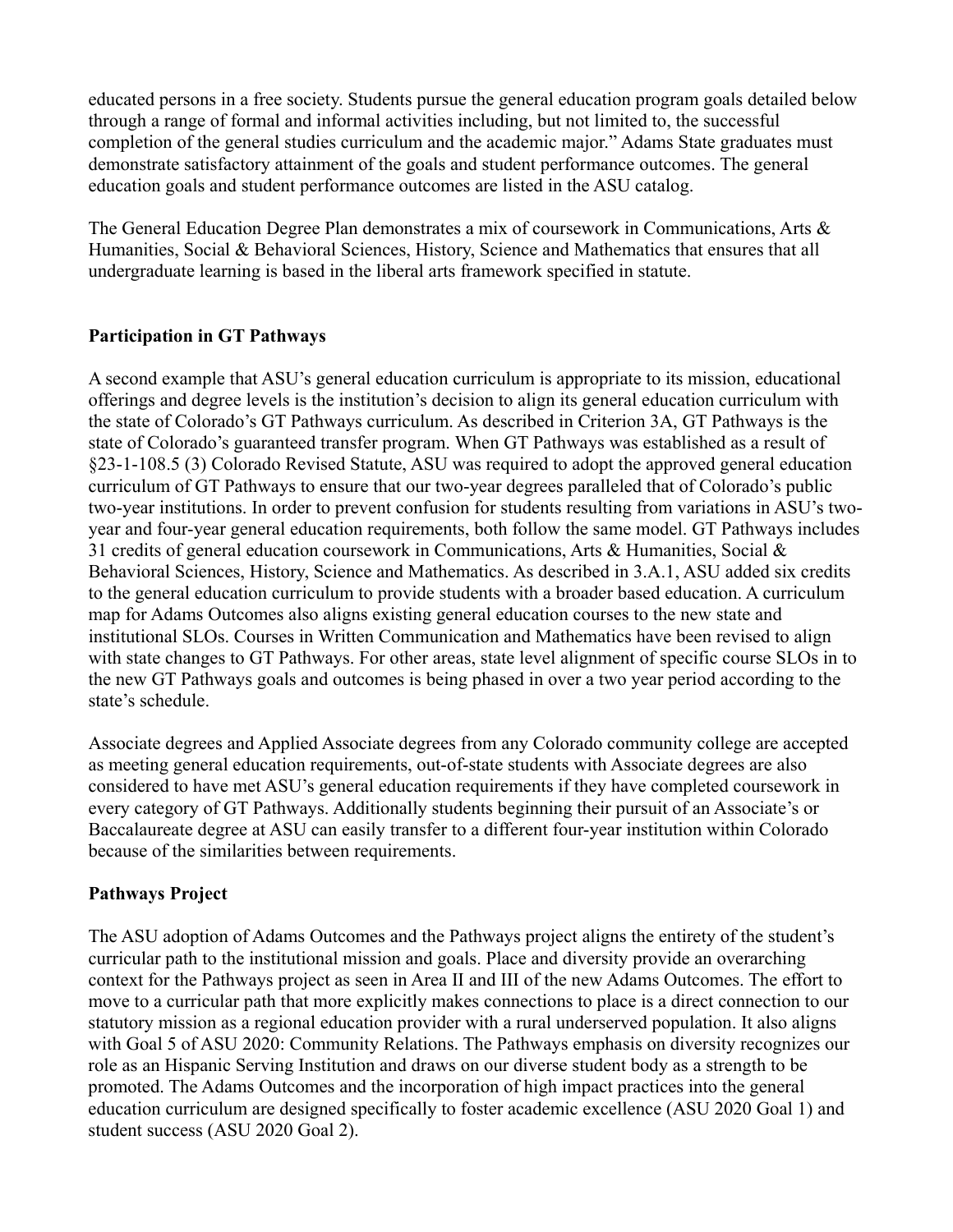educated persons in a free society. Students pursue the general education program goals detailed below through a range of formal and informal activities including, but not limited to, the successful completion of the general studies curriculum and the academic major." Adams State graduates must demonstrate satisfactory attainment of the goals and student performance outcomes. The general education goals and student performance outcomes are listed in the ASU catalog.

The General Education Degree Plan demonstrates a mix of coursework in Communications, Arts & Humanities, Social & Behavioral Sciences, History, Science and Mathematics that ensures that all undergraduate learning is based in the liberal arts framework specified in statute.

**Participation in GT Pathways**

A second example that ASU's general education curriculum is appropriate to its mission, educational offerings and degree levels is the institution's decision to align its general education curriculum with the state of Colorado's GT Pathways curriculum. As described in Criterion 3A, GT Pathways is the state of Colorado's guaranteed transfer program. When GT Pathways was established as a result of §23-1-108.5 (3) Colorado Revised Statute, ASU was required to adopt the approved general education curriculum of GT Pathways to ensure that our two-year degrees paralleled that of Colorado's public two-year institutions. In order to prevent confusion for students resulting from variations in ASU's two-year and four-year general education requirements, both follow the same model. GT Pathways includes 31 credits of general education coursework in Communications, Arts & Humanities, Social & Behavioral Sciences, History, Science and Mathematics. As described in 3.A.1, ASU added six credits to the general education curriculum to provide students with a broader based education. A curriculum map for Adams Outcomes also aligns existing general education courses to the new state and institutional SLOs. Courses in Written Communication and Mathematics have been revised to align with state changes to GT Pathways. For other areas, state level alignment of specific course SLOs in to the new GT Pathways goals and outcomes is being phased in over a two year period according to the state's schedule.

Associate degrees and Applied Associate degrees from any Colorado community college are accepted as meeting general education requirements, out-of-state students with Associate degrees are also considered to have met ASU's general education requirements if they have completed coursework in every category of GT Pathways. Additionally students beginning their pursuit of an Associate's or Baccalaureate degree at ASU can easily transfer to a different four-year institution within Colorado because of the similarities between requirements.

**Pathways Project**

The ASU adoption of Adams Outcomes and the Pathways project aligns the entirety of the student's curricular path to the institutional mission and goals. Place and diversity provide an overarching context for the Pathways project as seen in Area II and III of the new Adams Outcomes. The effort to move to a curricular path that more explicitly makes connections to place is a direct connection to our statutory mission as a regional education provider with a rural underserved population. It also aligns with Goal 5 of ASU 2020: Community Relations. The Pathways emphasis on diversity recognizes our role as an Hispanic Serving Institution and draws on our diverse student body as a strength to be promoted. The Adams Outcomes and the incorporation of high impact practices into the general education curriculum are designed specifically to foster academic excellence (ASU 2020 Goal 1) and student success (ASU 2020 Goal 2).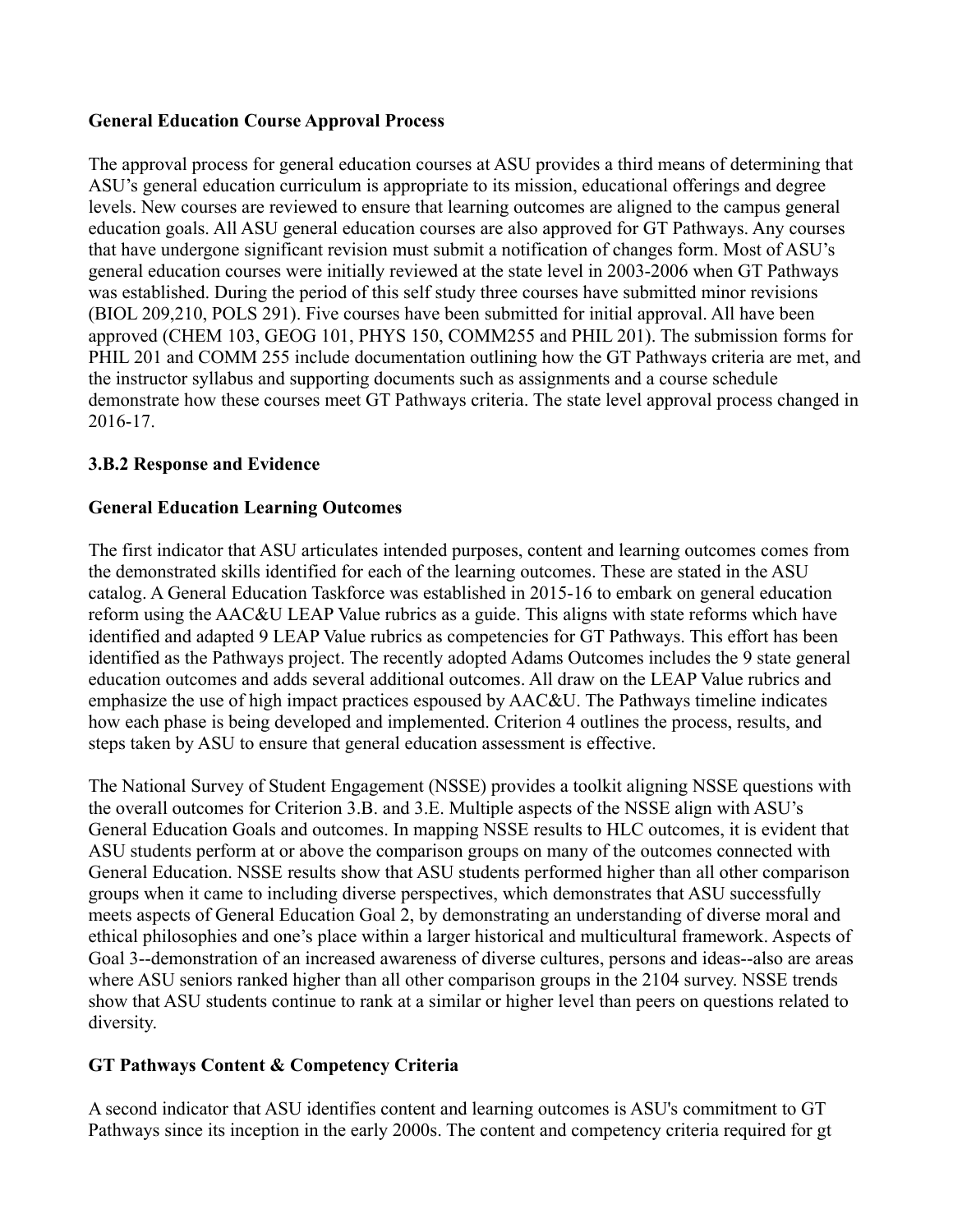**General Education Course Approval Process**

The approval process for general education courses at ASU provides a third means of determining that ASU's general education curriculum is appropriate to its mission, educational offerings and degree levels. New courses are reviewed to ensure that learning outcomes are aligned to the campus general education goals. All ASU general education courses are also approved for GT Pathways. Any courses that have undergone significant revision must submit a notification of changes form. Most of ASU's general education courses were initially reviewed at the state level in 2003-2006 when GT Pathways was established. During the period of this self study three courses have submitted minor revisions (BIOL 209,210, POLS 291). Five courses have been submitted for initial approval. All have been approved (CHEM 103, GEOG 101, PHYS 150, COMM255 and PHIL 201). The submission forms for PHIL 201 and COMM 255 include documentation outlining how the GT Pathways criteria are met, and the instructor syllabus and supporting documents such as assignments and a course schedule demonstrate how these courses meet GT Pathways criteria. The state level approval process changed in 2016-17.

**3.B.2 Response and Evidence**

**General Education Learning Outcomes**

The first indicator that ASU articulates intended purposes, content and learning outcomes comes from the demonstrated skills identified for each of the learning outcomes. These are stated in the ASU catalog. A General Education Taskforce was established in 2015-16 to embark on general education reform using the AAC&U LEAP Value rubrics as a guide. This aligns with state reforms which have identified and adapted 9 LEAP Value rubrics as competencies for GT Pathways. This effort has been identified as the Pathways project. The recently adopted Adams Outcomes includes the 9 state general education outcomes and adds several additional outcomes. All draw on the LEAP Value rubrics and emphasize the use of high impact practices espoused by AAC&U. The Pathways timeline indicates how each phase is being developed and implemented. Criterion 4 outlines the process, results, and steps taken by ASU to ensure that general education assessment is effective.

The National Survey of Student Engagement (NSSE) provides a toolkit aligning NSSE questions with the overall outcomes for Criterion 3.B. and 3.E. Multiple aspects of the NSSE align with ASU's General Education Goals and outcomes. In mapping NSSE results to HLC outcomes, it is evident that ASU students perform at or above the comparison groups on many of the outcomes connected with General Education. NSSE results show that ASU students performed higher than all other comparison groups when it came to including diverse perspectives, which demonstrates that ASU successfully meets aspects of General Education Goal 2, by demonstrating an understanding of diverse moral and ethical philosophies and one's place within a larger historical and multicultural framework. Aspects of Goal 3--demonstration of an increased awareness of diverse cultures, persons and ideas--also are areas where ASU seniors ranked higher than all other comparison groups in the 2104 survey. NSSE trends show that ASU students continue to rank at a similar or higher level than peers on questions related to diversity.

**GT Pathways Content & Competency Criteria**

A second indicator that ASU identifies content and learning outcomes is ASU's commitment to GT Pathways since its inception in the early 2000s. The content and competency criteria required for gt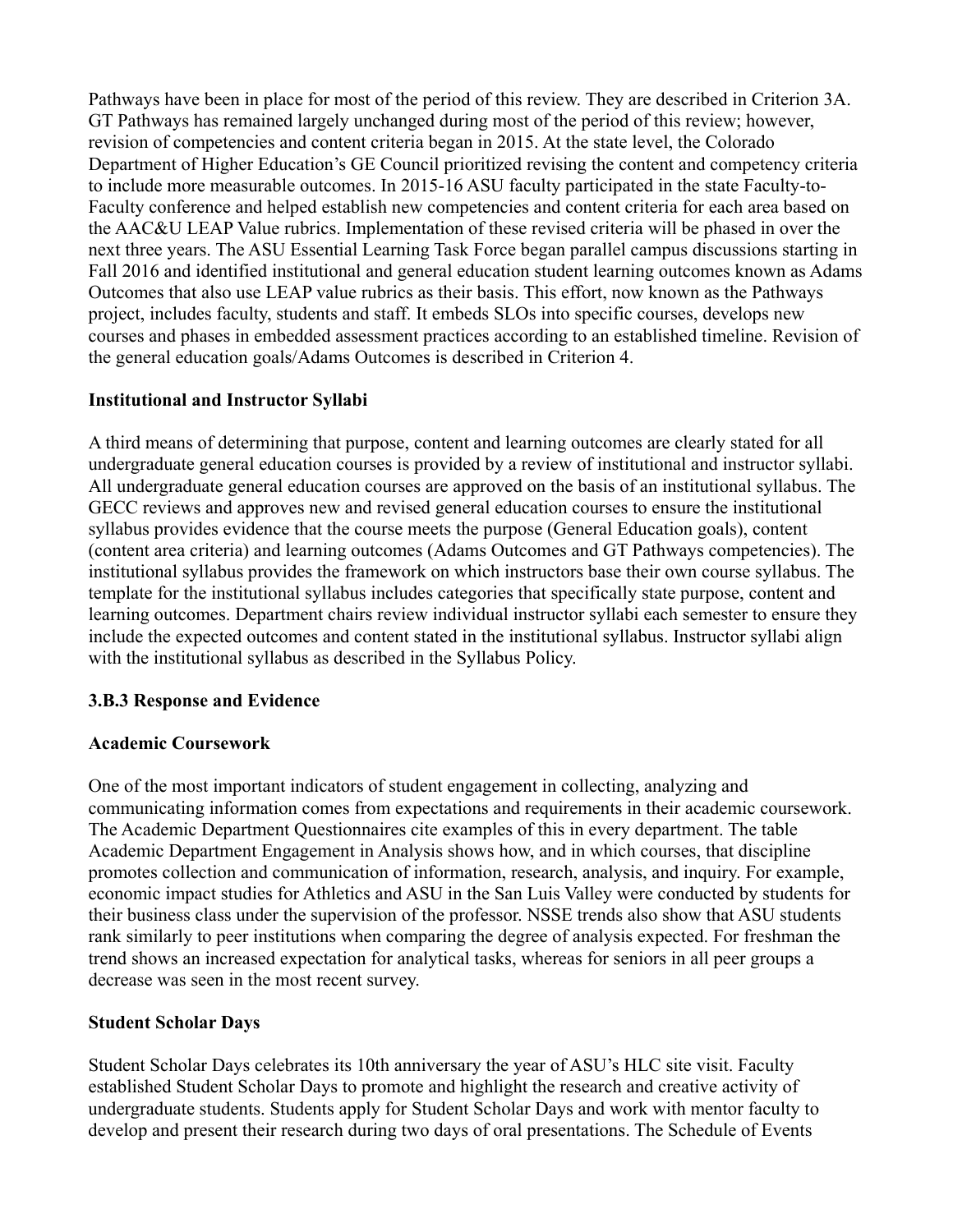Pathways have been in place for most of the period of this review. They are described in Criterion 3A. GT Pathways has remained largely unchanged during most of the period of this review; however, revision of competencies and content criteria began in 2015. At the state level, the Colorado Department of Higher Education's GE Council prioritized revising the content and competency criteria to include more measurable outcomes. In 2015-16 ASU faculty participated in the state Faculty-to-Faculty conference and helped establish new competencies and content criteria for each area based on the AAC&U LEAP Value rubrics. Implementation of these revised criteria will be phased in over the next three years. The ASU Essential Learning Task Force began parallel campus discussions starting in Fall 2016 and identified institutional and general education student learning outcomes known as Adams Outcomes that also use LEAP value rubrics as their basis. This effort, now known as the Pathways project, includes faculty, students and staff. It embeds SLOs into specific courses, develops new courses and phases in embedded assessment practices according to an established timeline. Revision of the general education goals/Adams Outcomes is described in Criterion 4.

**Institutional and Instructor Syllabi**

A third means of determining that purpose, content and learning outcomes are clearly stated for all undergraduate general education courses is provided by a review of institutional and instructor syllabi. All undergraduate general education courses are approved on the basis of an institutional syllabus. The GECC reviews and approves new and revised general education courses to ensure the institutional syllabus provides evidence that the course meets the purpose (General Education goals), content (content area criteria) and learning outcomes (Adams Outcomes and GT Pathways competencies). The institutional syllabus provides the framework on which instructors base their own course syllabus. The template for the institutional syllabus includes categories that specifically state purpose, content and learning outcomes. Department chairs review individual instructor syllabi each semester to ensure they include the expected outcomes and content stated in the institutional syllabus. Instructor syllabi align with the institutional syllabus as described in the Syllabus Policy.

**3.B.3 Response and Evidence**

**Academic Coursework**

One of the most important indicators of student engagement in collecting, analyzing and communicating information comes from expectations and requirements in their academic coursework. The Academic Department Questionnaires cite examples of this in every department. The table Academic Department Engagement in Analysis shows how, and in which courses, that discipline promotes collection and communication of information, research, analysis, and inquiry. For example, economic impact studies for Athletics and ASU in the San Luis Valley were conducted by students for their business class under the supervision of the professor. NSSE trends also show that ASU students rank similarly to peer institutions when comparing the degree of analysis expected. For freshman the trend shows an increased expectation for analytical tasks, whereas for seniors in all peer groups a decrease was seen in the most recent survey.

**Student Scholar Days**

Student Scholar Days celebrates its 10th anniversary the year of ASU's HLC site visit. Faculty established Student Scholar Days to promote and highlight the research and creative activity of undergraduate students. Students apply for Student Scholar Days and work with mentor faculty to develop and present their research during two days of oral presentations. The Schedule of Events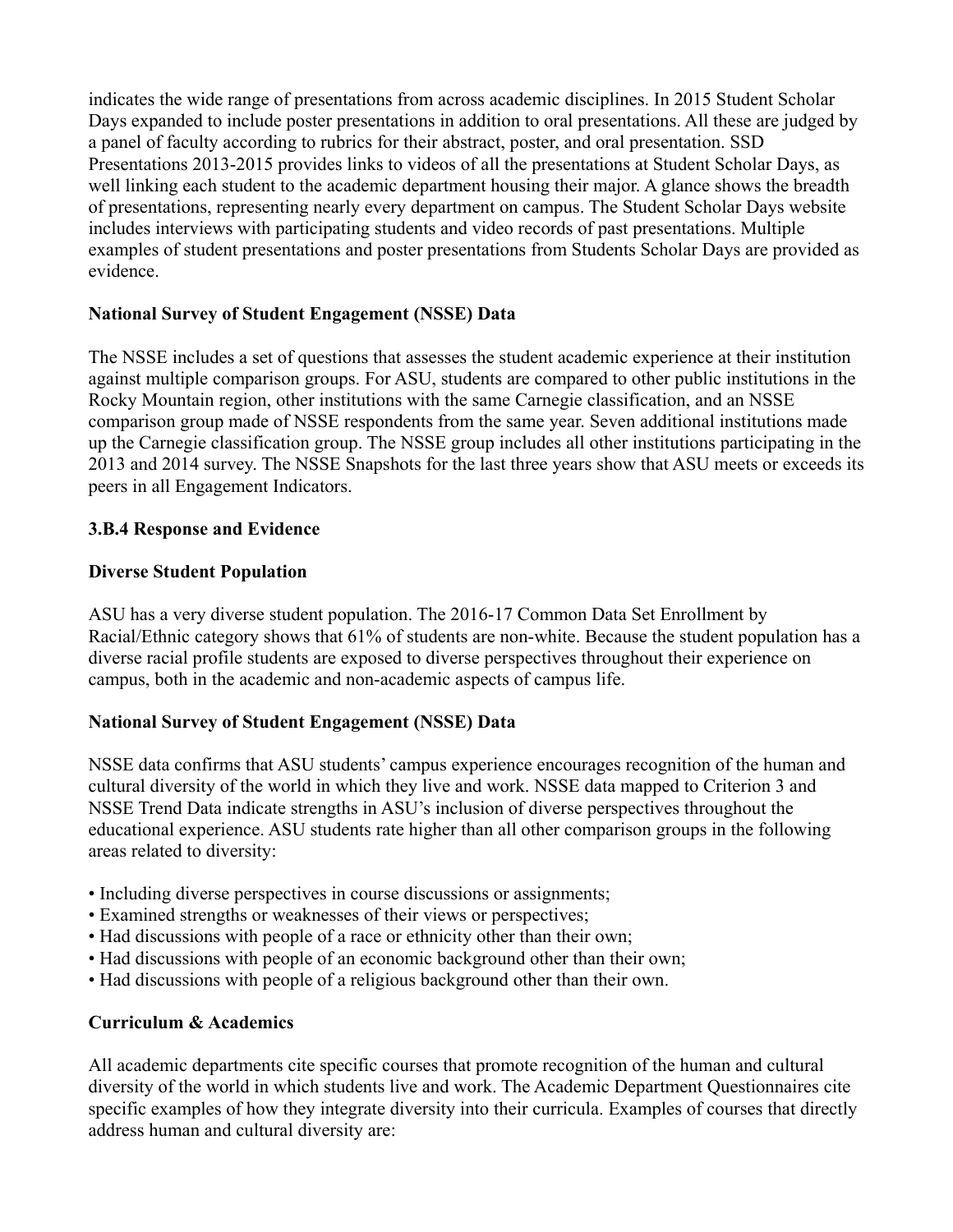indicates the wide range of presentations from across academic disciplines. In 2015 Student Scholar Days expanded to include poster presentations in addition to oral presentations. All these are judged by a panel of faculty according to rubrics for their abstract, poster, and oral presentation. SSD Presentations 2013-2015 provides links to videos of all the presentations at Student Scholar Days, as well linking each student to the academic department housing their major. A glance shows the breadth of presentations, representing nearly every department on campus. The Student Scholar Days website includes interviews with participating students and video records of past presentations. Multiple examples of student presentations and poster presentations from Students Scholar Days are provided as evidence.

**National Survey of Student Engagement (NSSE) Data**

The NSSE includes a set of questions that assesses the student academic experience at their institution against multiple comparison groups. For ASU, students are compared to other public institutions in the Rocky Mountain region, other institutions with the same Carnegie classification, and an NSSE comparison group made of NSSE respondents from the same year. Seven additional institutions made up the Carnegie classification group. The NSSE group includes all other institutions participating in the 2013 and 2014 survey. The NSSE Snapshots for the last three years show that ASU meets or exceeds its peers in all Engagement Indicators.

**3.B.4 Response and Evidence**

**Diverse Student Population**

ASU has a very diverse student population. The 2016-17 Common Data Set Enrollment by Racial/Ethnic category shows that 61% of students are non-white. Because the student population has a diverse racial profile students are exposed to diverse perspectives throughout their experience on campus, both in the academic and non-academic aspects of campus life.

**National Survey of Student Engagement (NSSE) Data**

NSSE data confirms that ASU students' campus experience encourages recognition of the human and cultural diversity of the world in which they live and work. NSSE data mapped to Criterion 3 and NSSE Trend Data indicate strengths in ASU's inclusion of diverse perspectives throughout the educational experience. ASU students rate higher than all other comparison groups in the following areas related to diversity:

- Including diverse perspectives in course discussions or assignments;
- Examined strengths or weaknesses of their views or perspectives;
- Had discussions with people of a race or ethnicity other than their own;
- Had discussions with people of an economic background other than their own;
- Had discussions with people of a religious background other than their own.

**Curriculum & Academics**

All academic departments cite specific courses that promote recognition of the human and cultural diversity of the world in which students live and work. The Academic Department Questionnaires cite specific examples of how they integrate diversity into their curricula. Examples of courses that directly address human and cultural diversity are: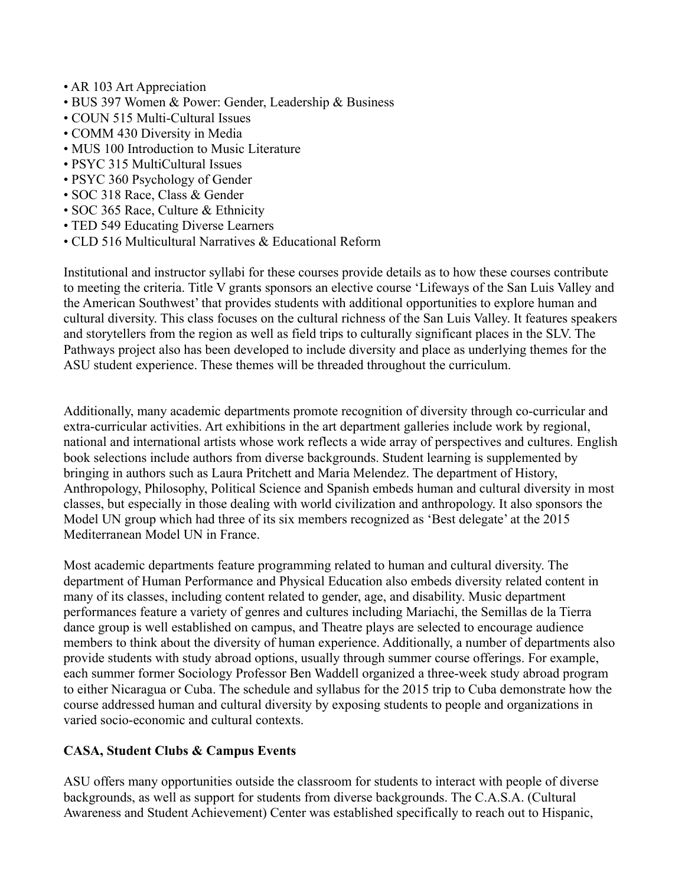- AR 103 Art Appreciation
- BUS 397 Women & Power: Gender, Leadership & Business
- COUN 515 Multi-Cultural Issues
- COMM 430 Diversity in Media
- MUS 100 Introduction to Music Literature
- PSYC 315 MultiCultural Issues
- PSYC 360 Psychology of Gender
- SOC 318 Race, Class & Gender
- SOC 365 Race, Culture & Ethnicity
- TED 549 Educating Diverse Learners
- CLD 516 Multicultural Narratives & Educational Reform

Institutional and instructor syllabi for these courses provide details as to how these courses contribute to meeting the criteria. Title V grants sponsors an elective course 'Lifeways of the San Luis Valley and the American Southwest' that provides students with additional opportunities to explore human and cultural diversity. This class focuses on the cultural richness of the San Luis Valley. It features speakers and storytellers from the region as well as field trips to culturally significant places in the SLV. The Pathways project also has been developed to include diversity and place as underlying themes for the ASU student experience. These themes will be threaded throughout the curriculum.

Additionally, many academic departments promote recognition of diversity through co-curricular and extra-curricular activities. Art exhibitions in the art department galleries include work by regional, national and international artists whose work reflects a wide array of perspectives and cultures. English book selections include authors from diverse backgrounds. Student learning is supplemented by bringing in authors such as Laura Pritchett and Maria Melendez. The department of History, Anthropology, Philosophy, Political Science and Spanish embeds human and cultural diversity in most classes, but especially in those dealing with world civilization and anthropology. It also sponsors the Model UN group which had three of its six members recognized as 'Best delegate' at the 2015 Mediterranean Model UN in France.

Most academic departments feature programming related to human and cultural diversity. The department of Human Performance and Physical Education also embeds diversity related content in many of its classes, including content related to gender, age, and disability. Music department performances feature a variety of genres and cultures including Mariachi, the Semillas de la Tierra dance group is well established on campus, and Theatre plays are selected to encourage audience members to think about the diversity of human experience. Additionally, a number of departments also provide students with study abroad options, usually through summer course offerings. For example, each summer former Sociology Professor Ben Waddell organized a three-week study abroad program to either Nicaragua or Cuba. The schedule and syllabus for the 2015 trip to Cuba demonstrate how the course addressed human and cultural diversity by exposing students to people and organizations in varied socio-economic and cultural contexts.

**CASA, Student Clubs & Campus Events**

ASU offers many opportunities outside the classroom for students to interact with people of diverse backgrounds, as well as support for students from diverse backgrounds. The C.A.S.A. (Cultural Awareness and Student Achievement) Center was established specifically to reach out to Hispanic,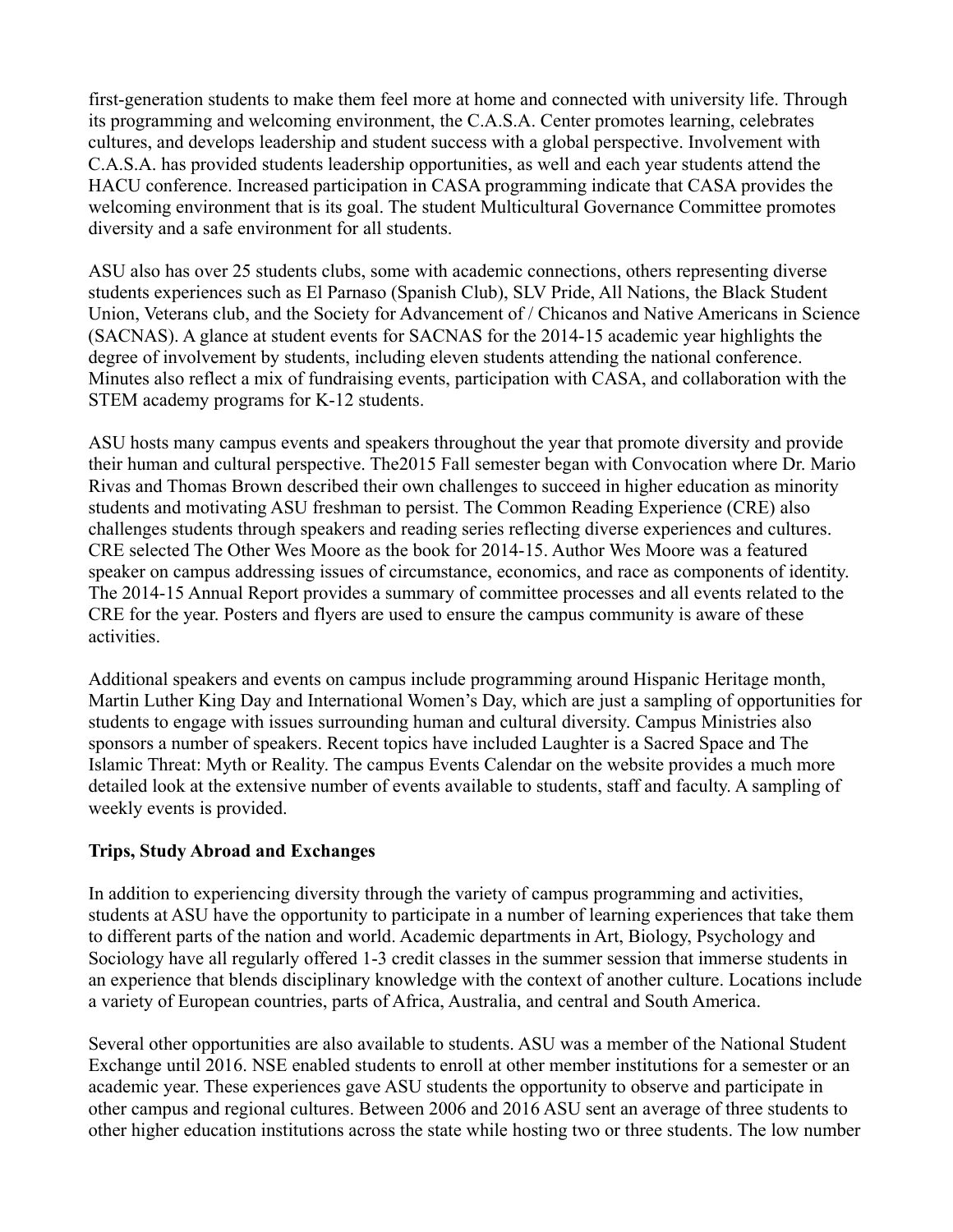first-generation students to make them feel more at home and connected with university life. Through its programming and welcoming environment, the C.A.S.A. Center promotes learning, celebrates cultures, and develops leadership and student success with a global perspective. Involvement with C.A.S.A. has provided students leadership opportunities, as well and each year students attend the HACU conference. Increased participation in CASA programming indicate that CASA provides the welcoming environment that is its goal. The student Multicultural Governance Committee promotes diversity and a safe environment for all students.

ASU also has over 25 students clubs, some with academic connections, others representing diverse students experiences such as El Parnaso (Spanish Club), SLV Pride, All Nations, the Black Student Union, Veterans club, and the Society for Advancement of / Chicanos and Native Americans in Science (SACNAS). A glance at student events for SACNAS for the 2014-15 academic year highlights the degree of involvement by students, including eleven students attending the national conference. Minutes also reflect a mix of fundraising events, participation with CASA, and collaboration with the STEM academy programs for K-12 students.

ASU hosts many campus events and speakers throughout the year that promote diversity and provide their human and cultural perspective. The2015 Fall semester began with Convocation where Dr. Mario Rivas and Thomas Brown described their own challenges to succeed in higher education as minority students and motivating ASU freshman to persist. The Common Reading Experience (CRE) also challenges students through speakers and reading series reflecting diverse experiences and cultures. CRE selected The Other Wes Moore as the book for 2014-15. Author Wes Moore was a featured speaker on campus addressing issues of circumstance, economics, and race as components of identity. The 2014-15 Annual Report provides a summary of committee processes and all events related to the CRE for the year. Posters and flyers are used to ensure the campus community is aware of these activities.

Additional speakers and events on campus include programming around Hispanic Heritage month, Martin Luther King Day and International Women's Day, which are just a sampling of opportunities for students to engage with issues surrounding human and cultural diversity. Campus Ministries also sponsors a number of speakers. Recent topics have included Laughter is a Sacred Space and The Islamic Threat: Myth or Reality. The campus Events Calendar on the website provides a much more detailed look at the extensive number of events available to students, staff and faculty. A sampling of weekly events is provided.

**Trips, Study Abroad and Exchanges**

In addition to experiencing diversity through the variety of campus programming and activities, students at ASU have the opportunity to participate in a number of learning experiences that take them to different parts of the nation and world. Academic departments in Art, Biology, Psychology and Sociology have all regularly offered 1-3 credit classes in the summer session that immerse students in an experience that blends disciplinary knowledge with the context of another culture. Locations include a variety of European countries, parts of Africa, Australia, and central and South America.

Several other opportunities are also available to students. ASU was a member of the National Student Exchange until 2016. NSE enabled students to enroll at other member institutions for a semester or an academic year. These experiences gave ASU students the opportunity to observe and participate in other campus and regional cultures. Between 2006 and 2016 ASU sent an average of three students to other higher education institutions across the state while hosting two or three students. The low number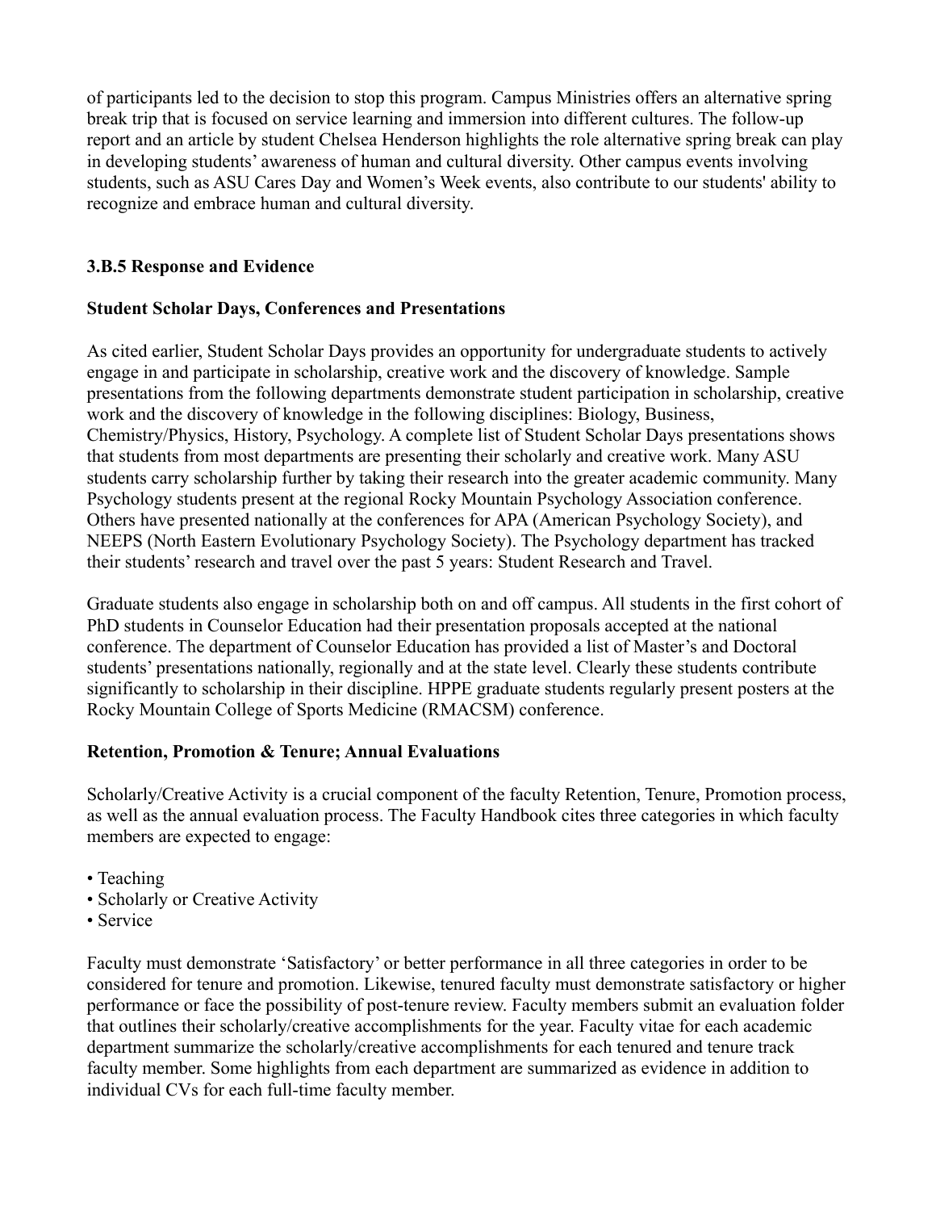of participants led to the decision to stop this program. Campus Ministries offers an alternative spring break trip that is focused on service learning and immersion into different cultures. The follow-up report and an article by student Chelsea Henderson highlights the role alternative spring break can play in developing students' awareness of human and cultural diversity. Other campus events involving students, such as ASU Cares Day and Women's Week events, also contribute to our students' ability to recognize and embrace human and cultural diversity.

### 3.B.5 Response and Evidence

**Student Scholar Days, Conferences and Presentations**

As cited earlier, Student Scholar Days provides an opportunity for undergraduate students to actively engage in and participate in scholarship, creative work and the discovery of knowledge. Sample presentations from the following departments demonstrate student participation in scholarship, creative work and the discovery of knowledge in the following disciplines: Biology, Business, Chemistry/Physics, History, Psychology. A complete list of Student Scholar Days presentations shows that students from most departments are presenting their scholarly and creative work. Many ASU students carry scholarship further by taking their research into the greater academic community. Many Psychology students present at the regional Rocky Mountain Psychology Association conference. Others have presented nationally at the conferences for APA (American Psychology Society), and NEEPS (North Eastern Evolutionary Psychology Society). The Psychology department has tracked their students' research and travel over the past 5 years: Student Research and Travel.

Graduate students also engage in scholarship both on and off campus. All students in the first cohort of PhD students in Counselor Education had their presentation proposals accepted at the national conference. The department of Counselor Education has provided a list of Master's and Doctoral students' presentations nationally, regionally and at the state level. Clearly these students contribute significantly to scholarship in their discipline. HPPE graduate students regularly present posters at the Rocky Mountain College of Sports Medicine (RMACSM) conference.

**Retention, Promotion & Tenure; Annual Evaluations**

Scholarly/Creative Activity is a crucial component of the faculty Retention, Tenure, Promotion process, as well as the annual evaluation process. The Faculty Handbook cites three categories in which faculty members are expected to engage:

- Teaching
- Scholarly or Creative Activity
- Service

Faculty must demonstrate 'Satisfactory' or better performance in all three categories in order to be considered for tenure and promotion. Likewise, tenured faculty must demonstrate satisfactory or higher performance or face the possibility of post-tenure review. Faculty members submit an evaluation folder that outlines their scholarly/creative accomplishments for the year. Faculty vitae for each academic department summarize the scholarly/creative accomplishments for each tenured and tenure track faculty member. Some highlights from each department are summarized as evidence in addition to individual CVs for each full-time faculty member.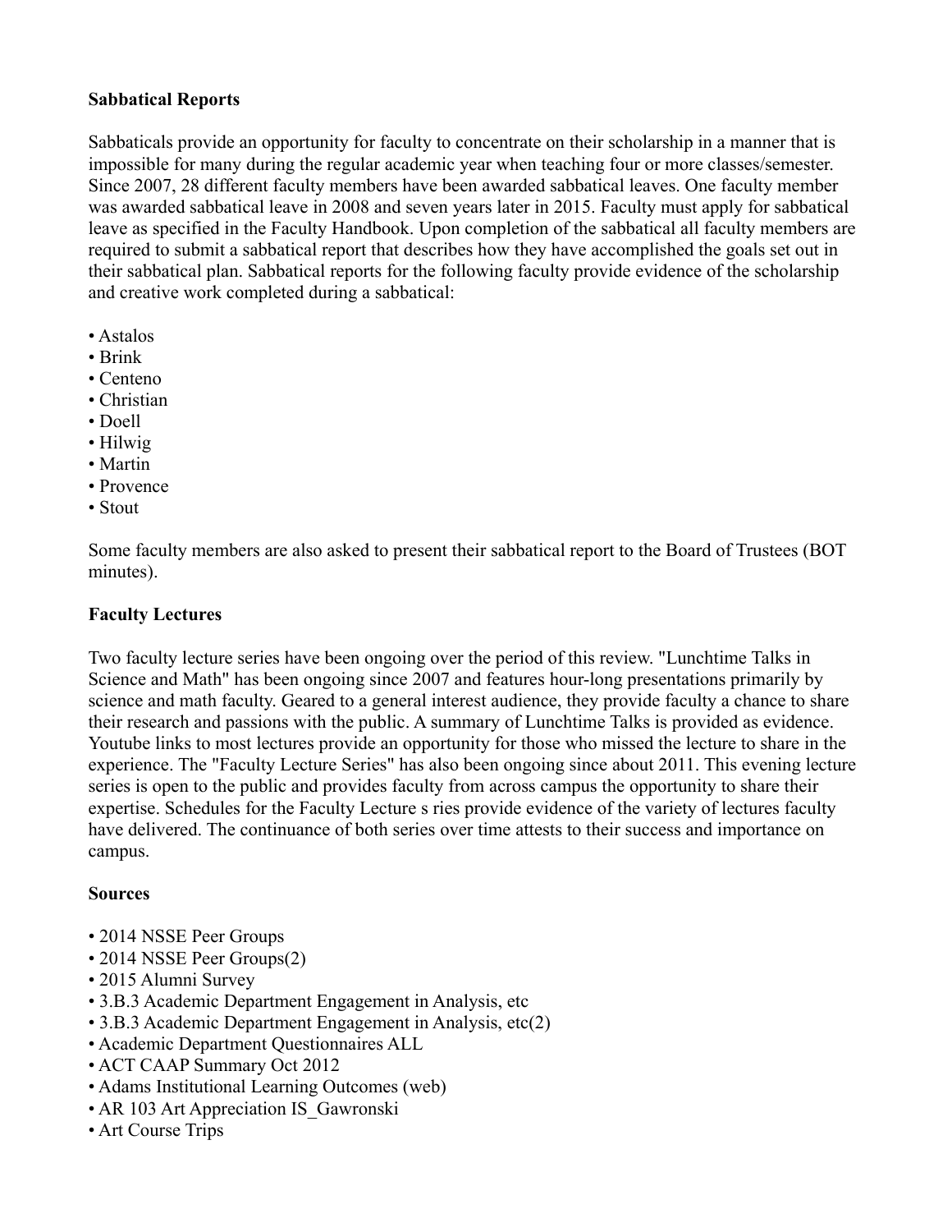**Sabbatical Reports**

Sabbaticals provide an opportunity for faculty to concentrate on their scholarship in a manner that is impossible for many during the regular academic year when teaching four or more classes/semester. Since 2007, 28 different faculty members have been awarded sabbatical leaves. One faculty member was awarded sabbatical leave in 2008 and seven years later in 2015. Faculty must apply for sabbatical leave as specified in the Faculty Handbook. Upon completion of the sabbatical all faculty members are required to submit a sabbatical report that describes how they have accomplished the goals set out in their sabbatical plan. Sabbatical reports for the following faculty provide evidence of the scholarship and creative work completed during a sabbatical:

- Astalos
- Brink
- Centeno
- Christian
- Doell
- Hilwig
- Martin
- Provence
- Stout

Some faculty members are also asked to present their sabbatical report to the Board of Trustees (BOT minutes).

**Faculty Lectures**

Two faculty lecture series have been ongoing over the period of this review. "Lunchtime Talks in Science and Math" has been ongoing since 2007 and features hour-long presentations primarily by science and math faculty. Geared to a general interest audience, they provide faculty a chance to share their research and passions with the public. A summary of Lunchtime Talks is provided as evidence. Youtube links to most lectures provide an opportunity for those who missed the lecture to share in the experience. The "Faculty Lecture Series" has also been ongoing since about 2011. This evening lecture series is open to the public and provides faculty from across campus the opportunity to share their expertise. Schedules for the Faculty Lecture s ries provide evidence of the variety of lectures faculty have delivered. The continuance of both series over time attests to their success and importance on campus.

**Sources**

- 2014 NSSE Peer Groups
- 2014 NSSE Peer Groups(2)
- 2015 Alumni Survey
- 3.B.3 Academic Department Engagement in Analysis, etc
- 3.B.3 Academic Department Engagement in Analysis, etc(2)
- Academic Department Questionnaires ALL
- ACT CAAP Summary Oct 2012
- Adams Institutional Learning Outcomes (web)
- AR 103 Art Appreciation IS_Gawronski
- Art Course Trips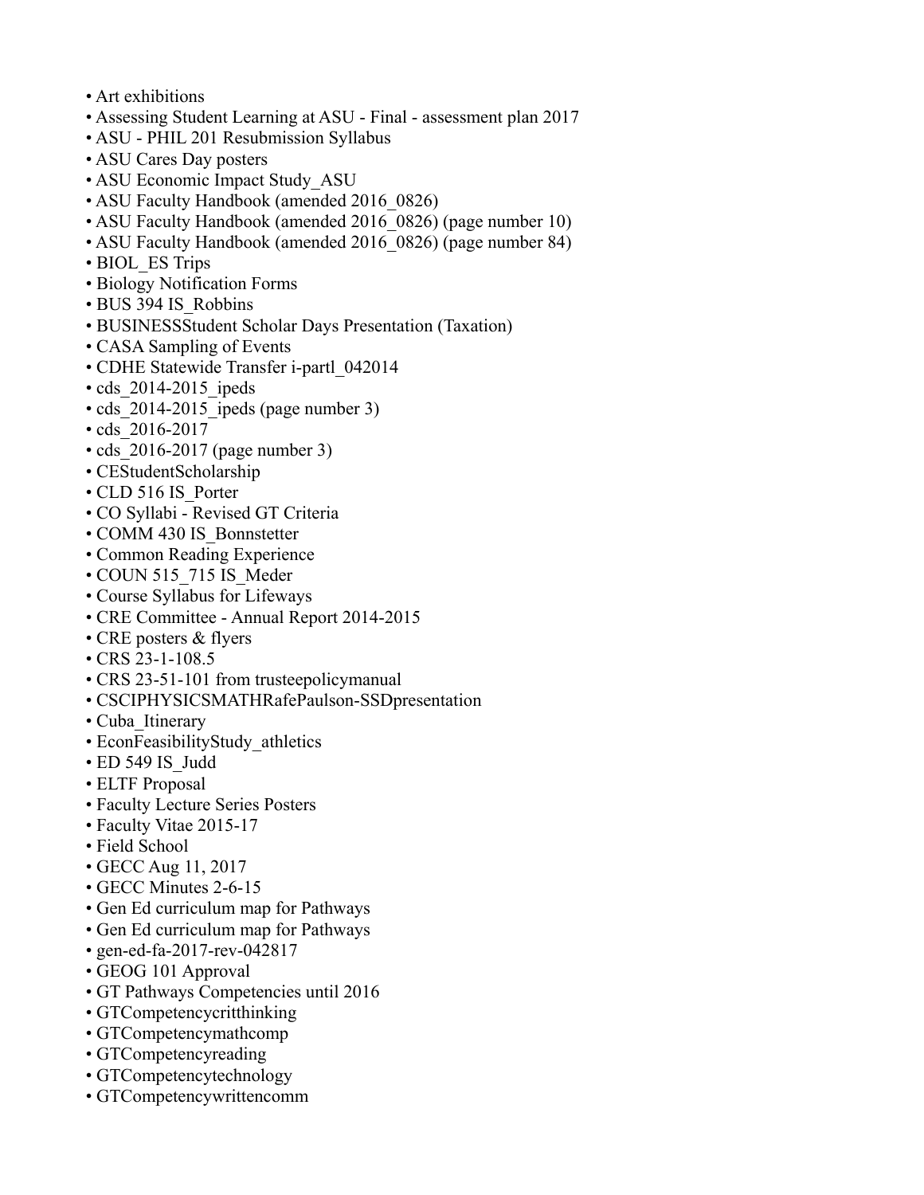- Art exhibitions
- Assessing Student Learning at ASU - Final - assessment plan 2017
- ASU - PHIL 201 Resubmission Syllabus
- ASU Cares Day posters
- ASU Economic Impact Study_ASU
- ASU Faculty Handbook (amended 2016_0826)
- ASU Faculty Handbook (amended 2016_0826) (page number 10)
- ASU Faculty Handbook (amended 2016_0826) (page number 84)
- BIOL_ES Trips
- Biology Notification Forms
- BUS 394 IS_Robbins
- BUSINESSStudent Scholar Days Presentation (Taxation)
- CASA Sampling of Events
- CDHE Statewide Transfer i-partl_042014
- cds_2014-2015_ipeds
- cds_2014-2015_ipeds (page number 3)
- cds_2016-2017
- cds_2016-2017 (page number 3)
- CEStudentScholarship
- CLD 516 IS_Porter
- CO Syllabi - Revised GT Criteria
- COMM 430 IS_Bonnstetter
- Common Reading Experience
- COUN 515_715 IS_Meder
- Course Syllabus for Lifeways
- CRE Committee - Annual Report 2014-2015
- CRE posters & flyers
- CRS 23-1-108.5
- CRS 23-51-101 from trusteepolicymanual
- CSCIPHYSICSMATHRafePaulson-SSDpresentation
- Cuba_Itinerary
- EconFeasibilityStudy_athletics
- ED 549 IS_Judd
- ELTF Proposal
- Faculty Lecture Series Posters
- Faculty Vitae 2015-17
- Field School
- GECC Aug 11, 2017
- GECC Minutes 2-6-15
- Gen Ed curriculum map for Pathways
- Gen Ed curriculum map for Pathways
- gen-ed-fa-2017-rev-042817
- GEOG 101 Approval
- GT Pathways Competencies until 2016
- GTCompetencycritthinking
- GTCompetencymathcomp
- GTCompetencyreading
- GTCompetencytechnology
- GTCompetencywrittencomm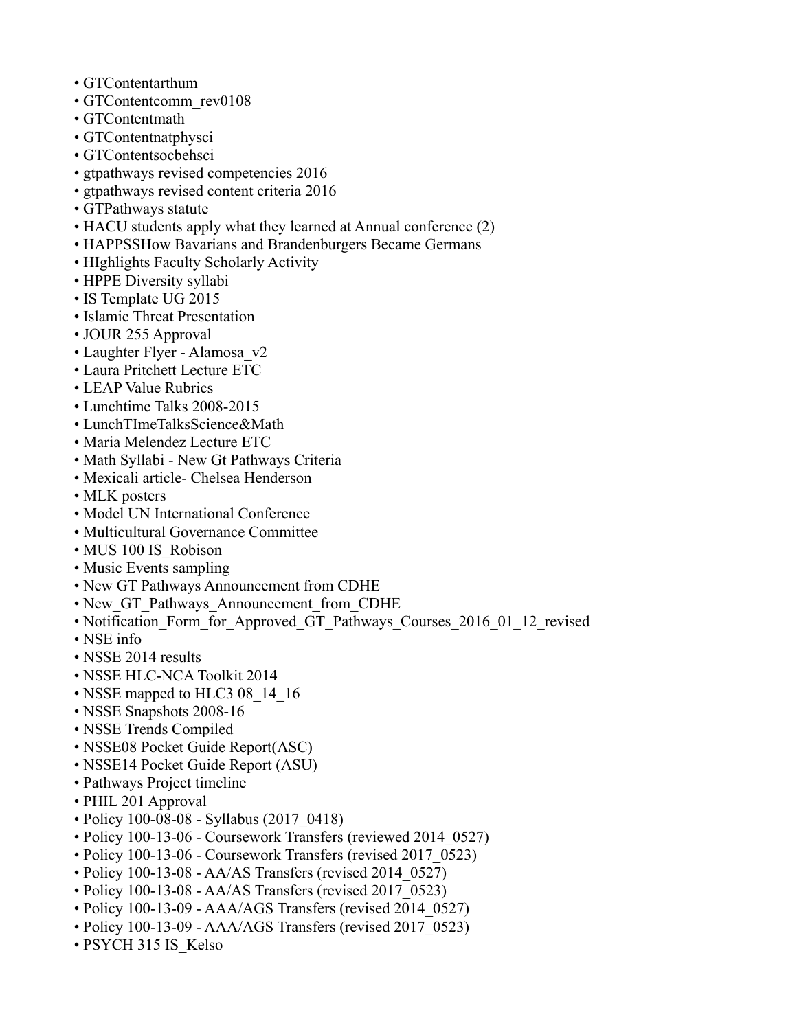- GTContentarthum
- GTContentcomm_rev0108
- GTContentmath
- GTContentnatphysci
- GTContentsocbehsci
- gtpathways revised competencies 2016
- gtpathways revised content criteria 2016
- GTPathways statute
- HACU students apply what they learned at Annual conference (2)
- HAPPSSHow Bavarians and Brandenburgers Became Germans
- HIghlights Faculty Scholarly Activity
- HPPE Diversity syllabi
- IS Template UG 2015
- Islamic Threat Presentation
- JOUR 255 Approval
- Laughter Flyer - Alamosa_v2
- Laura Pritchett Lecture ETC
- LEAP Value Rubrics
- Lunchtime Talks 2008-2015
- LunchTImeTalksScience&Math
- Maria Melendez Lecture ETC
- Math Syllabi - New Gt Pathways Criteria
- Mexicali article- Chelsea Henderson
- MLK posters
- Model UN International Conference
- Multicultural Governance Committee
- MUS 100 IS_Robison
- Music Events sampling
- New GT Pathways Announcement from CDHE
- New_GT_Pathways_Announcement_from_CDHE
- Notification_Form_for_Approved_GT_Pathways_Courses_2016_01_12_revised
- NSE info
- NSSE 2014 results
- NSSE HLC-NCA Toolkit 2014
- NSSE mapped to HLC3 08_14_16
- NSSE Snapshots 2008-16
- NSSE Trends Compiled
- NSSE08 Pocket Guide Report(ASC)
- NSSE14 Pocket Guide Report (ASU)
- Pathways Project timeline
- PHIL 201 Approval
- Policy 100-08-08 - Syllabus (2017_0418)
- Policy 100-13-06 - Coursework Transfers (reviewed 2014_0527)
- Policy 100-13-06 - Coursework Transfers (revised 2017_0523)
- Policy 100-13-08 - AA/AS Transfers (revised 2014_0527)
- Policy 100-13-08 - AA/AS Transfers (revised 2017_0523)
- Policy 100-13-09 - AAA/AGS Transfers (revised 2014_0527)
- Policy 100-13-09 - AAA/AGS Transfers (revised 2017_0523)
- PSYCH 315 IS_Kelso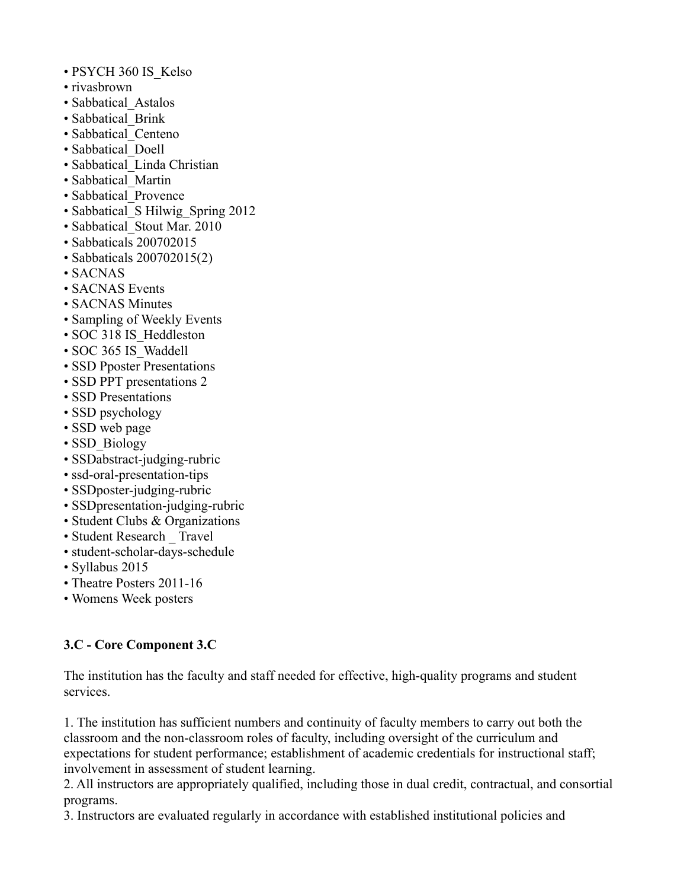- PSYCH 360 IS_Kelso
- rivasbrown
- Sabbatical_Astalos
- Sabbatical_Brink
- Sabbatical_Centeno
- Sabbatical_Doell
- Sabbatical_Linda Christian
- Sabbatical_Martin
- Sabbatical_Provence
- Sabbatical_S Hilwig_Spring 2012
- Sabbatical_Stout Mar. 2010
- Sabbaticals 200702015
- Sabbaticals 200702015(2)
- SACNAS
- SACNAS Events
- SACNAS Minutes
- Sampling of Weekly Events
- SOC 318 IS_Heddleston
- SOC 365 IS_Waddell
- SSD Pposter Presentations
- SSD PPT presentations 2
- SSD Presentations
- SSD psychology
- SSD web page
- SSD_Biology
- SSDabstract-judging-rubric
- ssd-oral-presentation-tips
- SSDposter-judging-rubric
- SSDpresentation-judging-rubric
- Student Clubs & Organizations
- Student Research _ Travel
- student-scholar-days-schedule
- Syllabus 2015
- Theatre Posters 2011-16
- Womens Week posters

**3.C - Core Component 3.C**

The institution has the faculty and staff needed for effective, high-quality programs and student services.

1. The institution has sufficient numbers and continuity of faculty members to carry out both the classroom and the non-classroom roles of faculty, including oversight of the curriculum and expectations for student performance; establishment of academic credentials for instructional staff; involvement in assessment of student learning.
2. All instructors are appropriately qualified, including those in dual credit, contractual, and consortial programs.
3. Instructors are evaluated regularly in accordance with established institutional policies and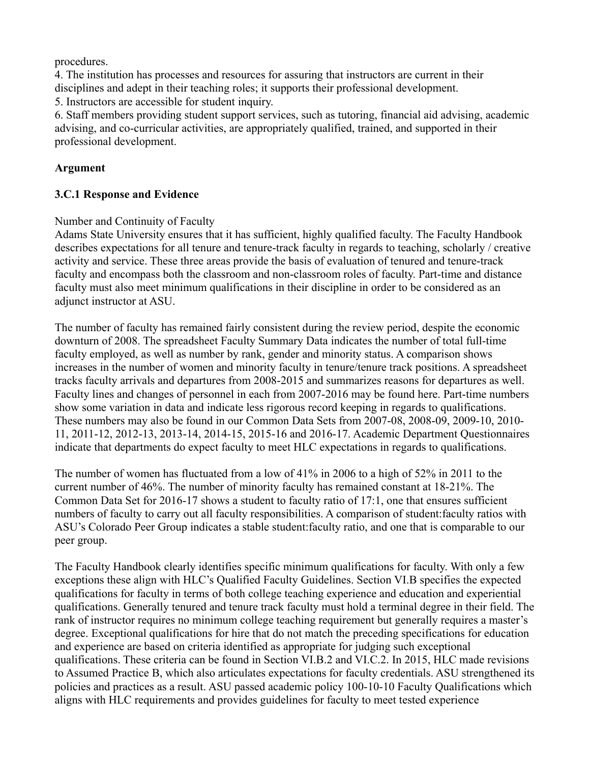procedures.

4. The institution has processes and resources for assuring that instructors are current in their disciplines and adept in their teaching roles; it supports their professional development.
5. Instructors are accessible for student inquiry.
6. Staff members providing student support services, such as tutoring, financial aid advising, academic advising, and co-curricular activities, are appropriately qualified, trained, and supported in their professional development.

**Argument**

**3.C.1 Response and Evidence**

Number and Continuity of Faculty

Adams State University ensures that it has sufficient, highly qualified faculty. The Faculty Handbook describes expectations for all tenure and tenure-track faculty in regards to teaching, scholarly / creative activity and service. These three areas provide the basis of evaluation of tenured and tenure-track faculty and encompass both the classroom and non-classroom roles of faculty. Part-time and distance faculty must also meet minimum qualifications in their discipline in order to be considered as an adjunct instructor at ASU.

The number of faculty has remained fairly consistent during the review period, despite the economic downturn of 2008. The spreadsheet Faculty Summary Data indicates the number of total full-time faculty employed, as well as number by rank, gender and minority status. A comparison shows increases in the number of women and minority faculty in tenure/tenure track positions. A spreadsheet tracks faculty arrivals and departures from 2008-2015 and summarizes reasons for departures as well. Faculty lines and changes of personnel in each from 2007-2016 may be found here. Part-time numbers show some variation in data and indicate less rigorous record keeping in regards to qualifications. These numbers may also be found in our Common Data Sets from 2007-08, 2008-09, 2009-10, 2010-11, 2011-12, 2012-13, 2013-14, 2014-15, 2015-16 and 2016-17. Academic Department Questionnaires indicate that departments do expect faculty to meet HLC expectations in regards to qualifications.

The number of women has fluctuated from a low of 41% in 2006 to a high of 52% in 2011 to the current number of 46%. The number of minority faculty has remained constant at 18-21%. The Common Data Set for 2016-17 shows a student to faculty ratio of 17:1, one that ensures sufficient numbers of faculty to carry out all faculty responsibilities. A comparison of student:faculty ratios with ASU's Colorado Peer Group indicates a stable student:faculty ratio, and one that is comparable to our peer group.

The Faculty Handbook clearly identifies specific minimum qualifications for faculty. With only a few exceptions these align with HLC's Qualified Faculty Guidelines. Section VI.B specifies the expected qualifications for faculty in terms of both college teaching experience and education and experiential qualifications. Generally tenured and tenure track faculty must hold a terminal degree in their field. The rank of instructor requires no minimum college teaching requirement but generally requires a master's degree. Exceptional qualifications for hire that do not match the preceding specifications for education and experience are based on criteria identified as appropriate for judging such exceptional qualifications. These criteria can be found in Section VI.B.2 and VI.C.2. In 2015, HLC made revisions to Assumed Practice B, which also articulates expectations for faculty credentials. ASU strengthened its policies and practices as a result. ASU passed academic policy 100-10-10 Faculty Qualifications which aligns with HLC requirements and provides guidelines for faculty to meet tested experience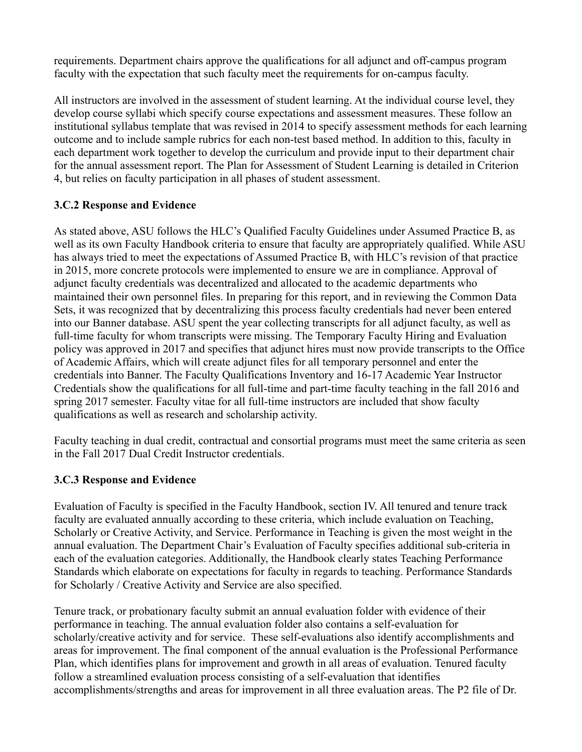requirements. Department chairs approve the qualifications for all adjunct and off-campus program faculty with the expectation that such faculty meet the requirements for on-campus faculty.

All instructors are involved in the assessment of student learning. At the individual course level, they develop course syllabi which specify course expectations and assessment measures. These follow an institutional syllabus template that was revised in 2014 to specify assessment methods for each learning outcome and to include sample rubrics for each non-test based method. In addition to this, faculty in each department work together to develop the curriculum and provide input to their department chair for the annual assessment report. The Plan for Assessment of Student Learning is detailed in Criterion 4, but relies on faculty participation in all phases of student assessment.

**3.C.2 Response and Evidence**

As stated above, ASU follows the HLC's Qualified Faculty Guidelines under Assumed Practice B, as well as its own Faculty Handbook criteria to ensure that faculty are appropriately qualified. While ASU has always tried to meet the expectations of Assumed Practice B, with HLC's revision of that practice in 2015, more concrete protocols were implemented to ensure we are in compliance. Approval of adjunct faculty credentials was decentralized and allocated to the academic departments who maintained their own personnel files. In preparing for this report, and in reviewing the Common Data Sets, it was recognized that by decentralizing this process faculty credentials had never been entered into our Banner database. ASU spent the year collecting transcripts for all adjunct faculty, as well as full-time faculty for whom transcripts were missing. The Temporary Faculty Hiring and Evaluation policy was approved in 2017 and specifies that adjunct hires must now provide transcripts to the Office of Academic Affairs, which will create adjunct files for all temporary personnel and enter the credentials into Banner. The Faculty Qualifications Inventory and 16-17 Academic Year Instructor Credentials show the qualifications for all full-time and part-time faculty teaching in the fall 2016 and spring 2017 semester. Faculty vitae for all full-time instructors are included that show faculty qualifications as well as research and scholarship activity.

Faculty teaching in dual credit, contractual and consortial programs must meet the same criteria as seen in the Fall 2017 Dual Credit Instructor credentials.

**3.C.3 Response and Evidence**

Evaluation of Faculty is specified in the Faculty Handbook, section IV. All tenured and tenure track faculty are evaluated annually according to these criteria, which include evaluation on Teaching, Scholarly or Creative Activity, and Service. Performance in Teaching is given the most weight in the annual evaluation. The Department Chair's Evaluation of Faculty specifies additional sub-criteria in each of the evaluation categories. Additionally, the Handbook clearly states Teaching Performance Standards which elaborate on expectations for faculty in regards to teaching. Performance Standards for Scholarly / Creative Activity and Service are also specified.

Tenure track, or probationary faculty submit an annual evaluation folder with evidence of their performance in teaching. The annual evaluation folder also contains a self-evaluation for scholarly/creative activity and for service. These self-evaluations also identify accomplishments and areas for improvement. The final component of the annual evaluation is the Professional Performance Plan, which identifies plans for improvement and growth in all areas of evaluation. Tenured faculty follow a streamlined evaluation process consisting of a self-evaluation that identifies accomplishments/strengths and areas for improvement in all three evaluation areas. The P2 file of Dr.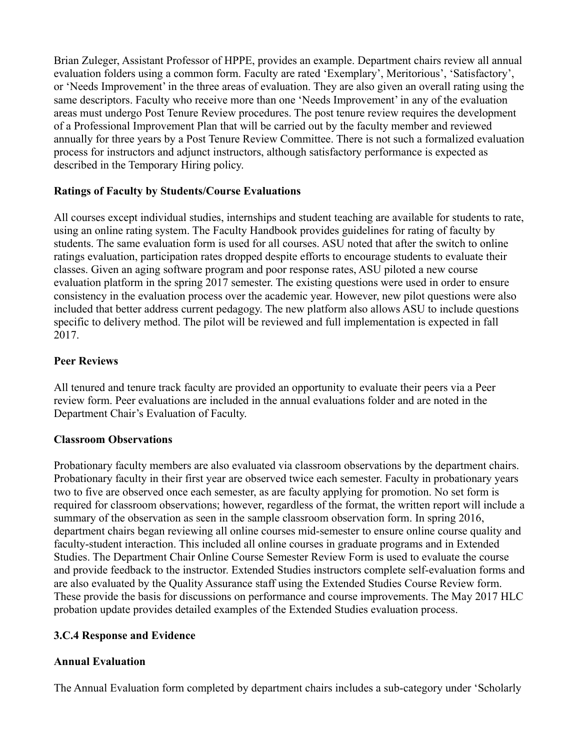Brian Zuleger, Assistant Professor of HPPE, provides an example. Department chairs review all annual evaluation folders using a common form. Faculty are rated 'Exemplary', Meritorious', 'Satisfactory', or 'Needs Improvement' in the three areas of evaluation. They are also given an overall rating using the same descriptors. Faculty who receive more than one 'Needs Improvement' in any of the evaluation areas must undergo Post Tenure Review procedures. The post tenure review requires the development of a Professional Improvement Plan that will be carried out by the faculty member and reviewed annually for three years by a Post Tenure Review Committee. There is not such a formalized evaluation process for instructors and adjunct instructors, although satisfactory performance is expected as described in the Temporary Hiring policy.

**Ratings of Faculty by Students/Course Evaluations**

All courses except individual studies, internships and student teaching are available for students to rate, using an online rating system. The Faculty Handbook provides guidelines for rating of faculty by students. The same evaluation form is used for all courses. ASU noted that after the switch to online ratings evaluation, participation rates dropped despite efforts to encourage students to evaluate their classes. Given an aging software program and poor response rates, ASU piloted a new course evaluation platform in the spring 2017 semester. The existing questions were used in order to ensure consistency in the evaluation process over the academic year. However, new pilot questions were also included that better address current pedagogy. The new platform also allows ASU to include questions specific to delivery method. The pilot will be reviewed and full implementation is expected in fall 2017.

**Peer Reviews**

All tenured and tenure track faculty are provided an opportunity to evaluate their peers via a Peer review form. Peer evaluations are included in the annual evaluations folder and are noted in the Department Chair's Evaluation of Faculty.

**Classroom Observations**

Probationary faculty members are also evaluated via classroom observations by the department chairs. Probationary faculty in their first year are observed twice each semester. Faculty in probationary years two to five are observed once each semester, as are faculty applying for promotion. No set form is required for classroom observations; however, regardless of the format, the written report will include a summary of the observation as seen in the sample classroom observation form. In spring 2016, department chairs began reviewing all online courses mid-semester to ensure online course quality and faculty-student interaction. This included all online courses in graduate programs and in Extended Studies. The Department Chair Online Course Semester Review Form is used to evaluate the course and provide feedback to the instructor. Extended Studies instructors complete self-evaluation forms and are also evaluated by the Quality Assurance staff using the Extended Studies Course Review form. These provide the basis for discussions on performance and course improvements. The May 2017 HLC probation update provides detailed examples of the Extended Studies evaluation process.

**3.C.4 Response and Evidence**

**Annual Evaluation**

The Annual Evaluation form completed by department chairs includes a sub-category under 'Scholarly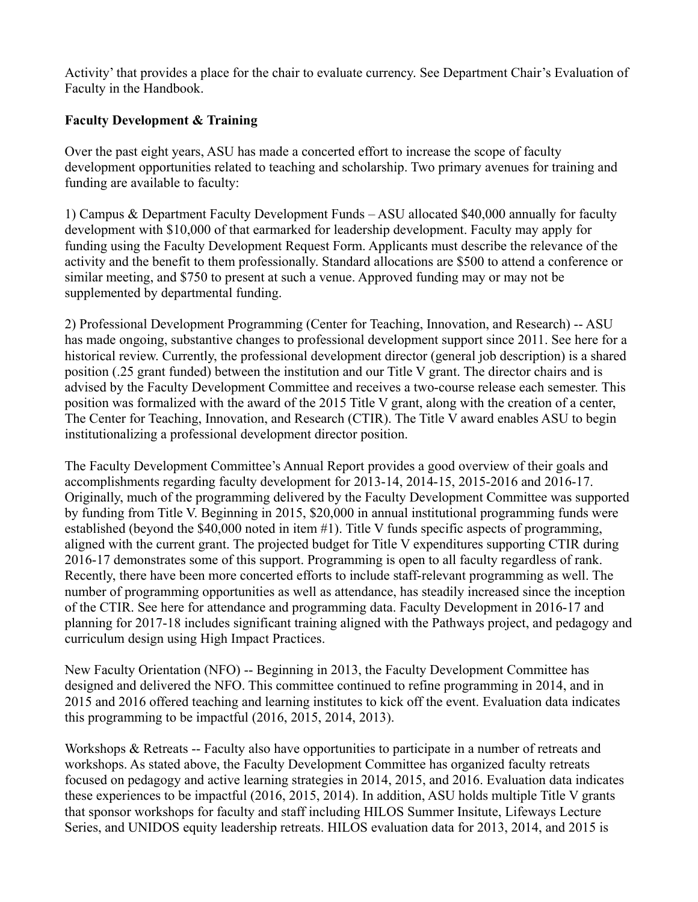Activity' that provides a place for the chair to evaluate currency. See Department Chair's Evaluation of Faculty in the Handbook.

**Faculty Development & Training**

Over the past eight years, ASU has made a concerted effort to increase the scope of faculty development opportunities related to teaching and scholarship. Two primary avenues for training and funding are available to faculty:

1) Campus & Department Faculty Development Funds – ASU allocated $40,000 annually for faculty development with $10,000 of that earmarked for leadership development. Faculty may apply for funding using the Faculty Development Request Form. Applicants must describe the relevance of the activity and the benefit to them professionally. Standard allocations are $500 to attend a conference or similar meeting, and $750 to present at such a venue. Approved funding may or may not be supplemented by departmental funding.

2) Professional Development Programming (Center for Teaching, Innovation, and Research) -- ASU has made ongoing, substantive changes to professional development support since 2011. See here for a historical review. Currently, the professional development director (general job description) is a shared position (.25 grant funded) between the institution and our Title V grant. The director chairs and is advised by the Faculty Development Committee and receives a two-course release each semester. This position was formalized with the award of the 2015 Title V grant, along with the creation of a center, The Center for Teaching, Innovation, and Research (CTIR). The Title V award enables ASU to begin institutionalizing a professional development director position.

The Faculty Development Committee's Annual Report provides a good overview of their goals and accomplishments regarding faculty development for 2013-14, 2014-15, 2015-2016 and 2016-17. Originally, much of the programming delivered by the Faculty Development Committee was supported by funding from Title V. Beginning in 2015, $20,000 in annual institutional programming funds were established (beyond the $40,000 noted in item #1). Title V funds specific aspects of programming, aligned with the current grant. The projected budget for Title V expenditures supporting CTIR during 2016-17 demonstrates some of this support. Programming is open to all faculty regardless of rank. Recently, there have been more concerted efforts to include staff-relevant programming as well. The number of programming opportunities as well as attendance, has steadily increased since the inception of the CTIR. See here for attendance and programming data. Faculty Development in 2016-17 and planning for 2017-18 includes significant training aligned with the Pathways project, and pedagogy and curriculum design using High Impact Practices.

New Faculty Orientation (NFO) -- Beginning in 2013, the Faculty Development Committee has designed and delivered the NFO. This committee continued to refine programming in 2014, and in 2015 and 2016 offered teaching and learning institutes to kick off the event. Evaluation data indicates this programming to be impactful (2016, 2015, 2014, 2013).

Workshops & Retreats -- Faculty also have opportunities to participate in a number of retreats and workshops. As stated above, the Faculty Development Committee has organized faculty retreats focused on pedagogy and active learning strategies in 2014, 2015, and 2016. Evaluation data indicates these experiences to be impactful (2016, 2015, 2014). In addition, ASU holds multiple Title V grants that sponsor workshops for faculty and staff including HILOS Summer Insitute, Lifeways Lecture Series, and UNIDOS equity leadership retreats. HILOS evaluation data for 2013, 2014, and 2015 is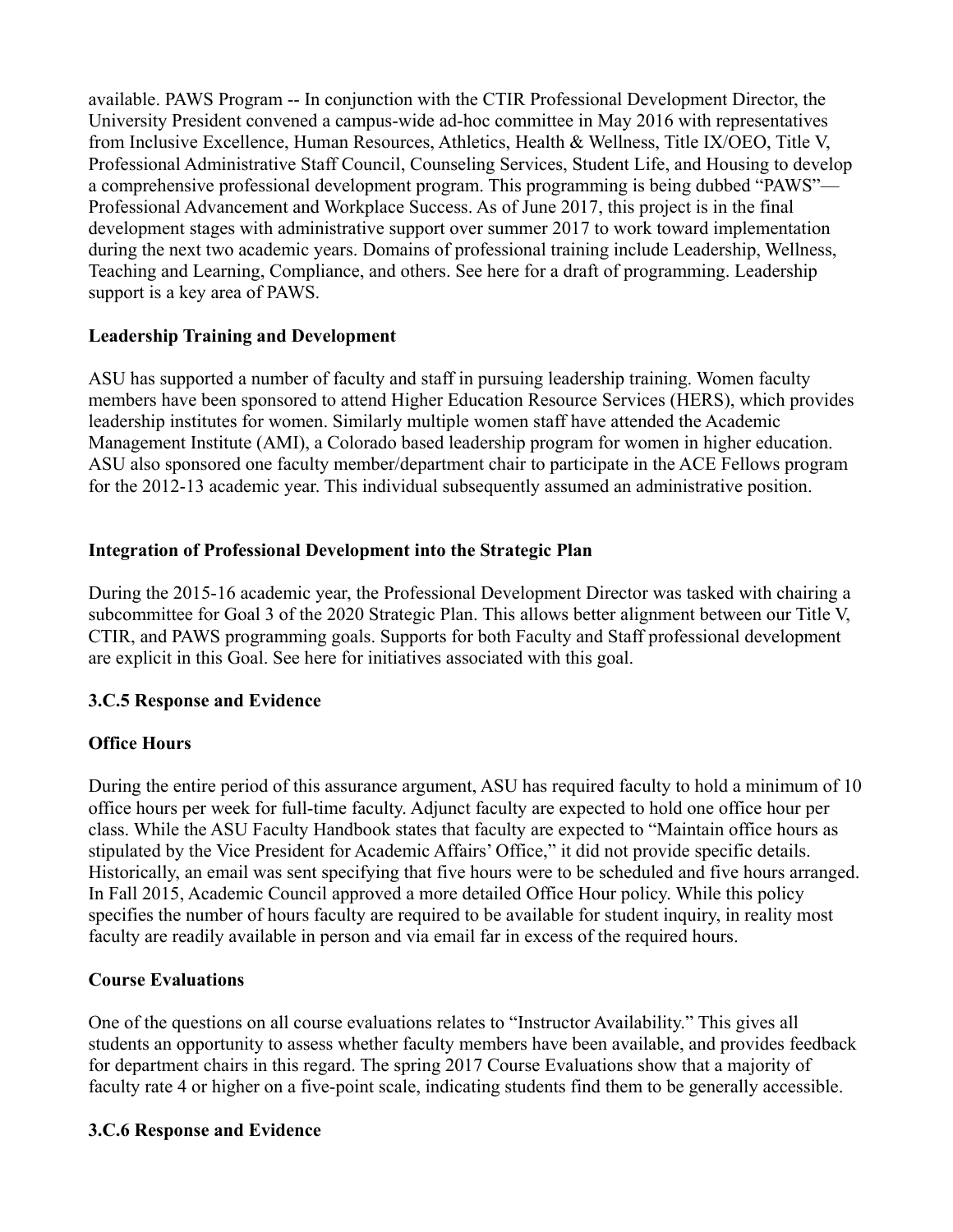available. PAWS Program -- In conjunction with the CTIR Professional Development Director, the University President convened a campus-wide ad-hoc committee in May 2016 with representatives from Inclusive Excellence, Human Resources, Athletics, Health & Wellness, Title IX/OEO, Title V, Professional Administrative Staff Council, Counseling Services, Student Life, and Housing to develop a comprehensive professional development program. This programming is being dubbed "PAWS"—Professional Advancement and Workplace Success. As of June 2017, this project is in the final development stages with administrative support over summer 2017 to work toward implementation during the next two academic years. Domains of professional training include Leadership, Wellness, Teaching and Learning, Compliance, and others. See here for a draft of programming. Leadership support is a key area of PAWS.

**Leadership Training and Development**

ASU has supported a number of faculty and staff in pursuing leadership training. Women faculty members have been sponsored to attend Higher Education Resource Services (HERS), which provides leadership institutes for women. Similarly multiple women staff have attended the Academic Management Institute (AMI), a Colorado based leadership program for women in higher education. ASU also sponsored one faculty member/department chair to participate in the ACE Fellows program for the 2012-13 academic year. This individual subsequently assumed an administrative position.

**Integration of Professional Development into the Strategic Plan**

During the 2015-16 academic year, the Professional Development Director was tasked with chairing a subcommittee for Goal 3 of the 2020 Strategic Plan. This allows better alignment between our Title V, CTIR, and PAWS programming goals. Supports for both Faculty and Staff professional development are explicit in this Goal. See here for initiatives associated with this goal.

**3.C.5 Response and Evidence**

**Office Hours**

During the entire period of this assurance argument, ASU has required faculty to hold a minimum of 10 office hours per week for full-time faculty. Adjunct faculty are expected to hold one office hour per class. While the ASU Faculty Handbook states that faculty are expected to "Maintain office hours as stipulated by the Vice President for Academic Affairs' Office," it did not provide specific details. Historically, an email was sent specifying that five hours were to be scheduled and five hours arranged. In Fall 2015, Academic Council approved a more detailed Office Hour policy. While this policy specifies the number of hours faculty are required to be available for student inquiry, in reality most faculty are readily available in person and via email far in excess of the required hours.

**Course Evaluations**

One of the questions on all course evaluations relates to "Instructor Availability." This gives all students an opportunity to assess whether faculty members have been available, and provides feedback for department chairs in this regard. The spring 2017 Course Evaluations show that a majority of faculty rate 4 or higher on a five-point scale, indicating students find them to be generally accessible.

**3.C.6 Response and Evidence**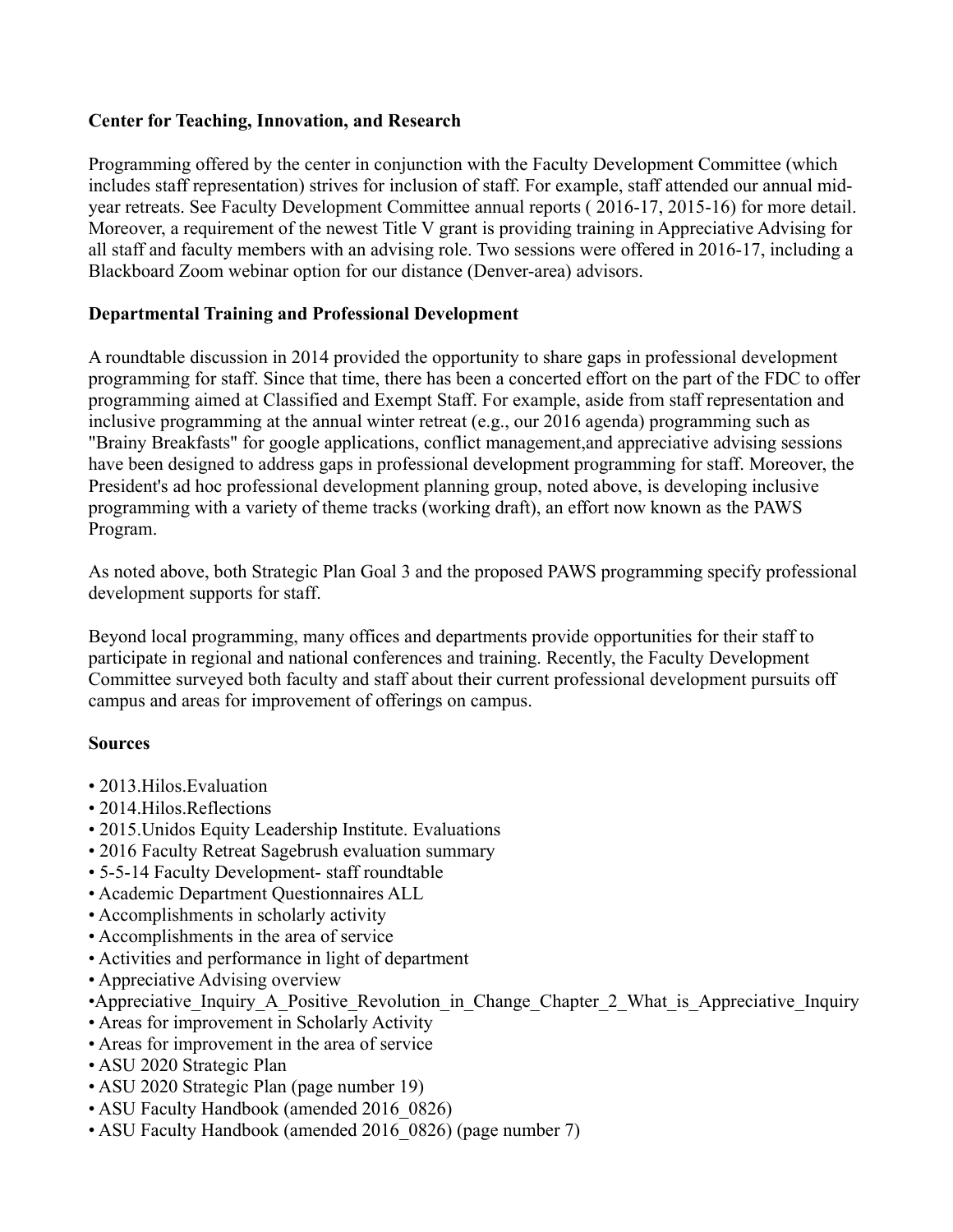**Center for Teaching, Innovation, and Research**

Programming offered by the center in conjunction with the Faculty Development Committee (which includes staff representation) strives for inclusion of staff. For example, staff attended our annual mid-year retreats. See Faculty Development Committee annual reports ( 2016-17, 2015-16) for more detail. Moreover, a requirement of the newest Title V grant is providing training in Appreciative Advising for all staff and faculty members with an advising role. Two sessions were offered in 2016-17, including a Blackboard Zoom webinar option for our distance (Denver-area) advisors.

**Departmental Training and Professional Development**

A roundtable discussion in 2014 provided the opportunity to share gaps in professional development programming for staff. Since that time, there has been a concerted effort on the part of the FDC to offer programming aimed at Classified and Exempt Staff. For example, aside from staff representation and inclusive programming at the annual winter retreat (e.g., our 2016 agenda) programming such as "Brainy Breakfasts" for google applications, conflict management,and appreciative advising sessions have been designed to address gaps in professional development programming for staff. Moreover, the President's ad hoc professional development planning group, noted above, is developing inclusive programming with a variety of theme tracks (working draft), an effort now known as the PAWS Program.

As noted above, both Strategic Plan Goal 3 and the proposed PAWS programming specify professional development supports for staff.

Beyond local programming, many offices and departments provide opportunities for their staff to participate in regional and national conferences and training. Recently, the Faculty Development Committee surveyed both faculty and staff about their current professional development pursuits off campus and areas for improvement of offerings on campus.

**Sources**

- 2013.Hilos.Evaluation
- 2014.Hilos.Reflections
- 2015.Unidos Equity Leadership Institute. Evaluations
- 2016 Faculty Retreat Sagebrush evaluation summary
- 5-5-14 Faculty Development- staff roundtable
- Academic Department Questionnaires ALL
- Accomplishments in scholarly activity
- Accomplishments in the area of service
- Activities and performance in light of department
- Appreciative Advising overview
- Appreciative_Inquiry_A_Positive_Revolution_in_Change_Chapter_2_What_is_Appreciative_Inquiry
- Areas for improvement in Scholarly Activity
- Areas for improvement in the area of service
- ASU 2020 Strategic Plan
- ASU 2020 Strategic Plan (page number 19)
- ASU Faculty Handbook (amended 2016_0826)
- ASU Faculty Handbook (amended 2016_0826) (page number 7)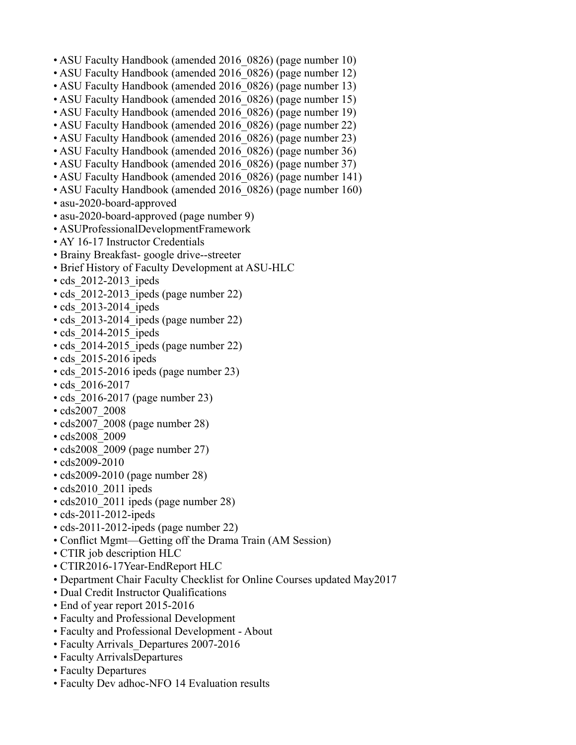- ASU Faculty Handbook (amended 2016_0826) (page number 10)
- ASU Faculty Handbook (amended 2016_0826) (page number 12)
- ASU Faculty Handbook (amended 2016_0826) (page number 13)
- ASU Faculty Handbook (amended 2016_0826) (page number 15)
- ASU Faculty Handbook (amended 2016_0826) (page number 19)
- ASU Faculty Handbook (amended 2016_0826) (page number 22)
- ASU Faculty Handbook (amended 2016_0826) (page number 23)
- ASU Faculty Handbook (amended 2016_0826) (page number 36)
- ASU Faculty Handbook (amended 2016_0826) (page number 37)
- ASU Faculty Handbook (amended 2016_0826) (page number 141)
- ASU Faculty Handbook (amended 2016_0826) (page number 160)
- asu-2020-board-approved
- asu-2020-board-approved (page number 9)
- ASUProfessionalDevelopmentFramework
- AY 16-17 Instructor Credentials
- Brainy Breakfast- google drive--streeter
- Brief History of Faculty Development at ASU-HLC
- cds_2012-2013_ipeds
- cds_2012-2013_ipeds (page number 22)
- cds_2013-2014_ipeds
- cds_2013-2014_ipeds (page number 22)
- cds_2014-2015_ipeds
- cds_2014-2015_ipeds (page number 22)
- cds_2015-2016 ipeds
- cds_2015-2016 ipeds (page number 23)
- cds_2016-2017
- cds_2016-2017 (page number 23)
- cds2007_2008
- cds2007_2008 (page number 28)
- cds2008_2009
- cds2008_2009 (page number 27)
- cds2009-2010
- cds2009-2010 (page number 28)
- cds2010_2011 ipeds
- cds2010_2011 ipeds (page number 28)
- cds-2011-2012-ipeds
- cds-2011-2012-ipeds (page number 22)
- Conflict Mgmt—Getting off the Drama Train (AM Session)
- CTIR job description HLC
- CTIR2016-17Year-EndReport HLC
- Department Chair Faculty Checklist for Online Courses updated May2017
- Dual Credit Instructor Qualifications
- End of year report 2015-2016
- Faculty and Professional Development
- Faculty and Professional Development - About
- Faculty Arrivals_Departures 2007-2016
- Faculty ArrivalsDepartures
- Faculty Departures
- Faculty Dev adhoc-NFO 14 Evaluation results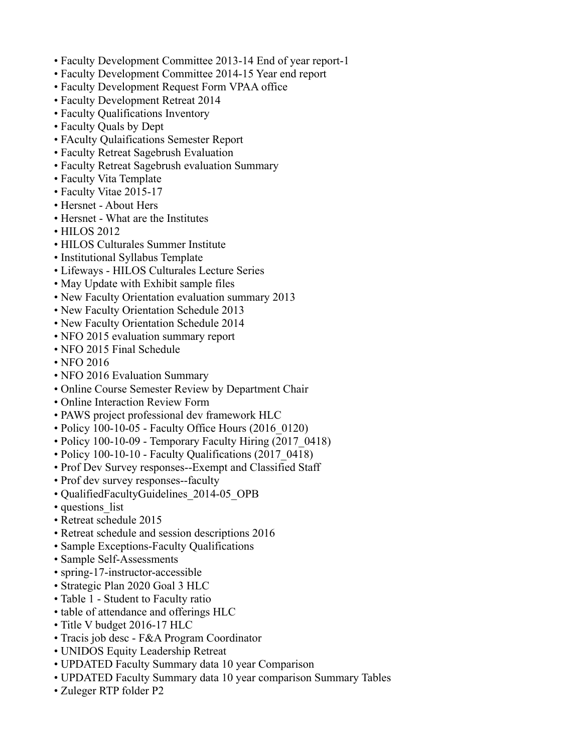- Faculty Development Committee 2013-14 End of year report-1
- Faculty Development Committee 2014-15 Year end report
- Faculty Development Request Form VPAA office
- Faculty Development Retreat 2014
- Faculty Qualifications Inventory
- Faculty Quals by Dept
- FAculty Qulaifications Semester Report
- Faculty Retreat Sagebrush Evaluation
- Faculty Retreat Sagebrush evaluation Summary
- Faculty Vita Template
- Faculty Vitae 2015-17
- Hersnet - About Hers
- Hersnet - What are the Institutes
- HILOS 2012
- HILOS Culturales Summer Institute
- Institutional Syllabus Template
- Lifeways - HILOS Culturales Lecture Series
- May Update with Exhibit sample files
- New Faculty Orientation evaluation summary 2013
- New Faculty Orientation Schedule 2013
- New Faculty Orientation Schedule 2014
- NFO 2015 evaluation summary report
- NFO 2015 Final Schedule
- NFO 2016
- NFO 2016 Evaluation Summary
- Online Course Semester Review by Department Chair
- Online Interaction Review Form
- PAWS project professional dev framework HLC
- Policy 100-10-05 - Faculty Office Hours (2016_0120)
- Policy 100-10-09 - Temporary Faculty Hiring (2017_0418)
- Policy 100-10-10 - Faculty Qualifications (2017_0418)
- Prof Dev Survey responses--Exempt and Classified Staff
- Prof dev survey responses--faculty
- QualifiedFacultyGuidelines_2014-05_OPB
- questions_list
- Retreat schedule 2015
- Retreat schedule and session descriptions 2016
- Sample Exceptions-Faculty Qualifications
- Sample Self-Assessments
- spring-17-instructor-accessible
- Strategic Plan 2020 Goal 3 HLC
- Table 1 - Student to Faculty ratio
- table of attendance and offerings HLC
- Title V budget 2016-17 HLC
- Tracis job desc - F&A Program Coordinator
- UNIDOS Equity Leadership Retreat
- UPDATED Faculty Summary data 10 year Comparison
- UPDATED Faculty Summary data 10 year comparison Summary Tables
- Zuleger RTP folder P2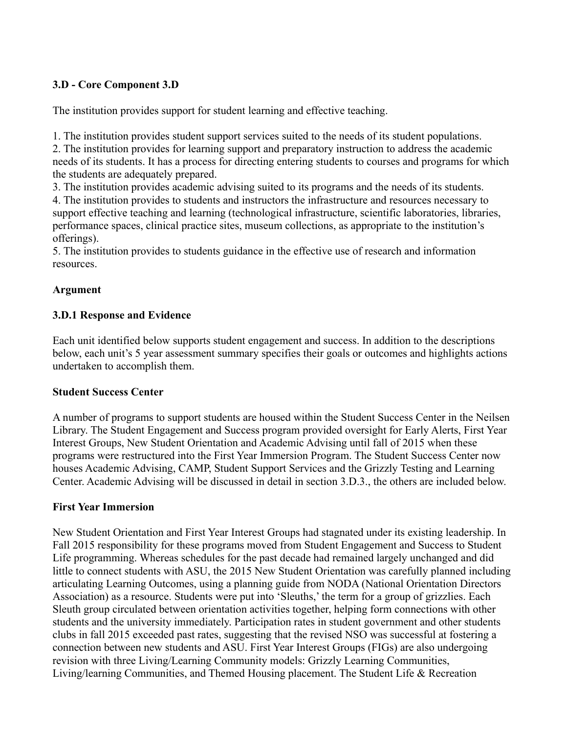**3.D - Core Component 3.D**

The institution provides support for student learning and effective teaching.

1. The institution provides student support services suited to the needs of its student populations.
2. The institution provides for learning support and preparatory instruction to address the academic needs of its students. It has a process for directing entering students to courses and programs for which the students are adequately prepared.
3. The institution provides academic advising suited to its programs and the needs of its students.
4. The institution provides to students and instructors the infrastructure and resources necessary to support effective teaching and learning (technological infrastructure, scientific laboratories, libraries, performance spaces, clinical practice sites, museum collections, as appropriate to the institution's offerings).
5. The institution provides to students guidance in the effective use of research and information resources.

**Argument**

**3.D.1 Response and Evidence**

Each unit identified below supports student engagement and success. In addition to the descriptions below, each unit's 5 year assessment summary specifies their goals or outcomes and highlights actions undertaken to accomplish them.

**Student Success Center**

A number of programs to support students are housed within the Student Success Center in the Neilsen Library. The Student Engagement and Success program provided oversight for Early Alerts, First Year Interest Groups, New Student Orientation and Academic Advising until fall of 2015 when these programs were restructured into the First Year Immersion Program. The Student Success Center now houses Academic Advising, CAMP, Student Support Services and the Grizzly Testing and Learning Center. Academic Advising will be discussed in detail in section 3.D.3., the others are included below.

**First Year Immersion**

New Student Orientation and First Year Interest Groups had stagnated under its existing leadership. In Fall 2015 responsibility for these programs moved from Student Engagement and Success to Student Life programming. Whereas schedules for the past decade had remained largely unchanged and did little to connect students with ASU, the 2015 New Student Orientation was carefully planned including articulating Learning Outcomes, using a planning guide from NODA (National Orientation Directors Association) as a resource. Students were put into 'Sleuths,' the term for a group of grizzlies. Each Sleuth group circulated between orientation activities together, helping form connections with other students and the university immediately. Participation rates in student government and other students clubs in fall 2015 exceeded past rates, suggesting that the revised NSO was successful at fostering a connection between new students and ASU. First Year Interest Groups (FIGs) are also undergoing revision with three Living/Learning Community models: Grizzly Learning Communities, Living/learning Communities, and Themed Housing placement. The Student Life & Recreation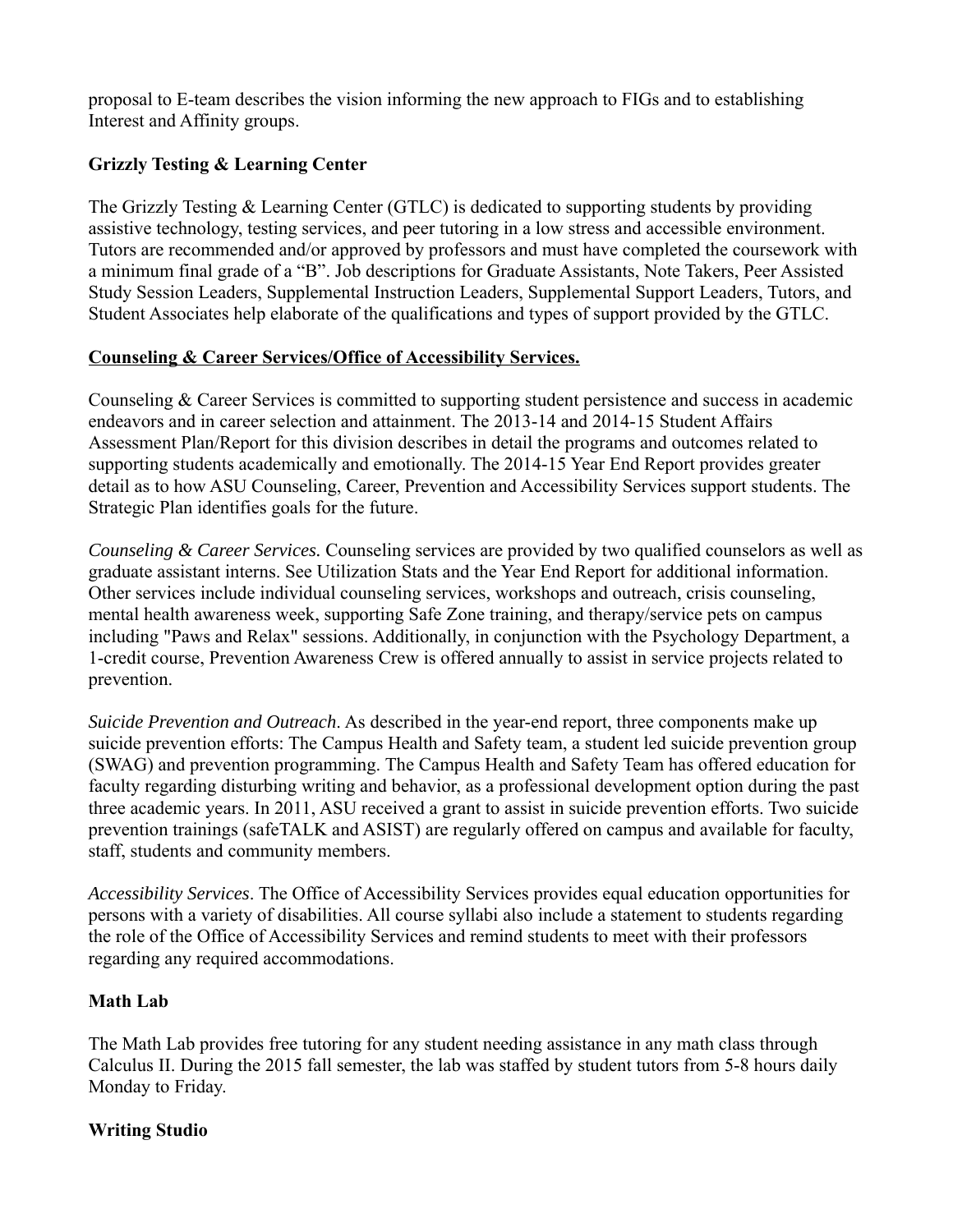proposal to E-team describes the vision informing the new approach to FIGs and to establishing Interest and Affinity groups.

**Grizzly Testing & Learning Center**

The Grizzly Testing & Learning Center (GTLC) is dedicated to supporting students by providing assistive technology, testing services, and peer tutoring in a low stress and accessible environment. Tutors are recommended and/or approved by professors and must have completed the coursework with a minimum final grade of a "B". Job descriptions for Graduate Assistants, Note Takers, Peer Assisted Study Session Leaders, Supplemental Instruction Leaders, Supplemental Support Leaders, Tutors, and Student Associates help elaborate of the qualifications and types of support provided by the GTLC.

**Counseling & Career Services/Office of Accessibility Services.**

Counseling & Career Services is committed to supporting student persistence and success in academic endeavors and in career selection and attainment. The 2013-14 and 2014-15 Student Affairs Assessment Plan/Report for this division describes in detail the programs and outcomes related to supporting students academically and emotionally. The 2014-15 Year End Report provides greater detail as to how ASU Counseling, Career, Prevention and Accessibility Services support students. The Strategic Plan identifies goals for the future.

*Counseling & Career Services.* Counseling services are provided by two qualified counselors as well as graduate assistant interns. See Utilization Stats and the Year End Report for additional information. Other services include individual counseling services, workshops and outreach, crisis counseling, mental health awareness week, supporting Safe Zone training, and therapy/service pets on campus including "Paws and Relax" sessions. Additionally, in conjunction with the Psychology Department, a 1-credit course, Prevention Awareness Crew is offered annually to assist in service projects related to prevention.

*Suicide Prevention and Outreach*. As described in the year-end report, three components make up suicide prevention efforts: The Campus Health and Safety team, a student led suicide prevention group (SWAG) and prevention programming. The Campus Health and Safety Team has offered education for faculty regarding disturbing writing and behavior, as a professional development option during the past three academic years. In 2011, ASU received a grant to assist in suicide prevention efforts. Two suicide prevention trainings (safeTALK and ASIST) are regularly offered on campus and available for faculty, staff, students and community members.

*Accessibility Services*. The Office of Accessibility Services provides equal education opportunities for persons with a variety of disabilities. All course syllabi also include a statement to students regarding the role of the Office of Accessibility Services and remind students to meet with their professors regarding any required accommodations.

**Math Lab**

The Math Lab provides free tutoring for any student needing assistance in any math class through Calculus II. During the 2015 fall semester, the lab was staffed by student tutors from 5-8 hours daily Monday to Friday.

**Writing Studio**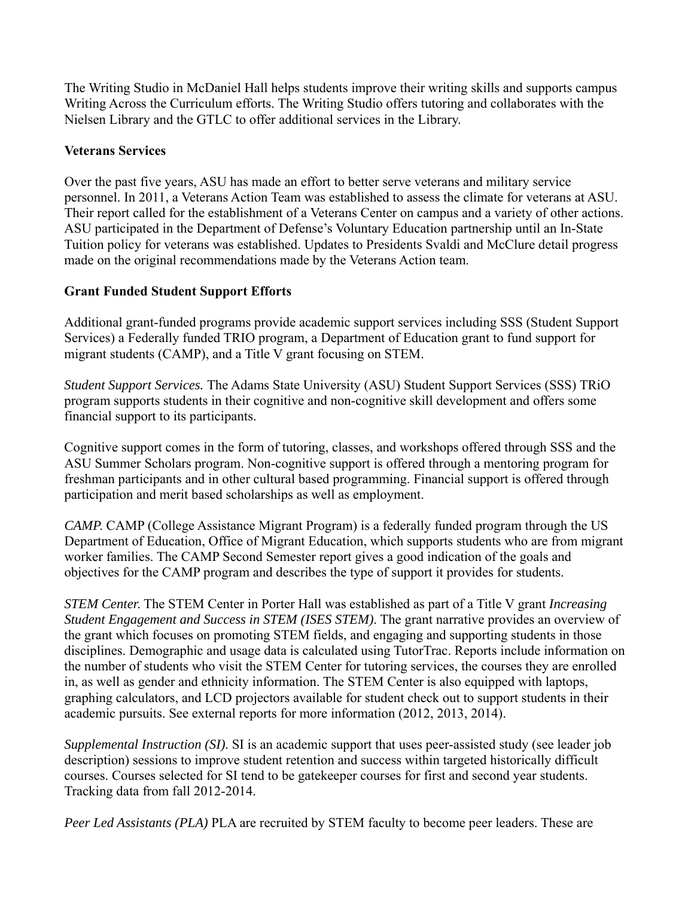The Writing Studio in McDaniel Hall helps students improve their writing skills and supports campus Writing Across the Curriculum efforts. The Writing Studio offers tutoring and collaborates with the Nielsen Library and the GTLC to offer additional services in the Library.

**Veterans Services**

Over the past five years, ASU has made an effort to better serve veterans and military service personnel. In 2011, a Veterans Action Team was established to assess the climate for veterans at ASU. Their report called for the establishment of a Veterans Center on campus and a variety of other actions. ASU participated in the Department of Defense's Voluntary Education partnership until an In-State Tuition policy for veterans was established. Updates to Presidents Svaldi and McClure detail progress made on the original recommendations made by the Veterans Action team.

**Grant Funded Student Support Efforts**

Additional grant-funded programs provide academic support services including SSS (Student Support Services) a Federally funded TRIO program, a Department of Education grant to fund support for migrant students (CAMP), and a Title V grant focusing on STEM.

*Student Support Services.* The Adams State University (ASU) Student Support Services (SSS) TRiO program supports students in their cognitive and non-cognitive skill development and offers some financial support to its participants.

Cognitive support comes in the form of tutoring, classes, and workshops offered through SSS and the ASU Summer Scholars program. Non-cognitive support is offered through a mentoring program for freshman participants and in other cultural based programming. Financial support is offered through participation and merit based scholarships as well as employment.

*CAMP.* CAMP (College Assistance Migrant Program) is a federally funded program through the US Department of Education, Office of Migrant Education, which supports students who are from migrant worker families. The CAMP Second Semester report gives a good indication of the goals and objectives for the CAMP program and describes the type of support it provides for students.

*STEM Center.* The STEM Center in Porter Hall was established as part of a Title V grant *Increasing Student Engagement and Success in STEM (ISES STEM)*. The grant narrative provides an overview of the grant which focuses on promoting STEM fields, and engaging and supporting students in those disciplines. Demographic and usage data is calculated using TutorTrac. Reports include information on the number of students who visit the STEM Center for tutoring services, the courses they are enrolled in, as well as gender and ethnicity information. The STEM Center is also equipped with laptops, graphing calculators, and LCD projectors available for student check out to support students in their academic pursuits. See external reports for more information (2012, 2013, 2014).

*Supplemental Instruction (SI).* SI is an academic support that uses peer-assisted study (see leader job description) sessions to improve student retention and success within targeted historically difficult courses. Courses selected for SI tend to be gatekeeper courses for first and second year students. Tracking data from fall 2012-2014.

*Peer Led Assistants (PLA)* PLA are recruited by STEM faculty to become peer leaders. These are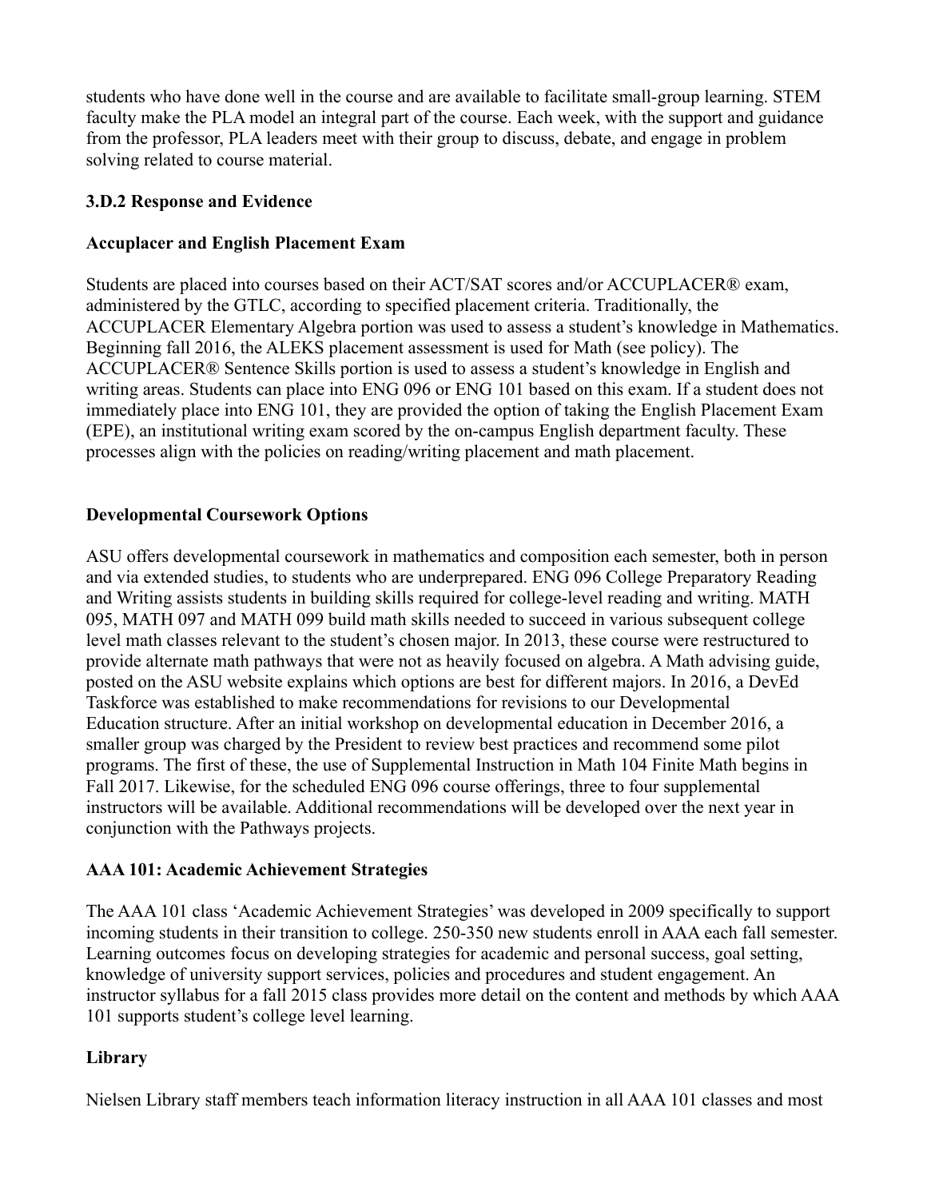students who have done well in the course and are available to facilitate small-group learning. STEM faculty make the PLA model an integral part of the course. Each week, with the support and guidance from the professor, PLA leaders meet with their group to discuss, debate, and engage in problem solving related to course material.

**3.D.2 Response and Evidence**

**Accuplacer and English Placement Exam**

Students are placed into courses based on their ACT/SAT scores and/or ACCUPLACER® exam, administered by the GTLC, according to specified placement criteria. Traditionally, the ACCUPLACER Elementary Algebra portion was used to assess a student's knowledge in Mathematics. Beginning fall 2016, the ALEKS placement assessment is used for Math (see policy). The ACCUPLACER® Sentence Skills portion is used to assess a student's knowledge in English and writing areas. Students can place into ENG 096 or ENG 101 based on this exam. If a student does not immediately place into ENG 101, they are provided the option of taking the English Placement Exam (EPE), an institutional writing exam scored by the on-campus English department faculty. These processes align with the policies on reading/writing placement and math placement.

**Developmental Coursework Options**

ASU offers developmental coursework in mathematics and composition each semester, both in person and via extended studies, to students who are underprepared. ENG 096 College Preparatory Reading and Writing assists students in building skills required for college-level reading and writing. MATH 095, MATH 097 and MATH 099 build math skills needed to succeed in various subsequent college level math classes relevant to the student's chosen major. In 2013, these course were restructured to provide alternate math pathways that were not as heavily focused on algebra. A Math advising guide, posted on the ASU website explains which options are best for different majors. In 2016, a DevEd Taskforce was established to make recommendations for revisions to our Developmental Education structure. After an initial workshop on developmental education in December 2016, a smaller group was charged by the President to review best practices and recommend some pilot programs. The first of these, the use of Supplemental Instruction in Math 104 Finite Math begins in Fall 2017. Likewise, for the scheduled ENG 096 course offerings, three to four supplemental instructors will be available. Additional recommendations will be developed over the next year in conjunction with the Pathways projects.

**AAA 101: Academic Achievement Strategies**

The AAA 101 class 'Academic Achievement Strategies' was developed in 2009 specifically to support incoming students in their transition to college. 250-350 new students enroll in AAA each fall semester. Learning outcomes focus on developing strategies for academic and personal success, goal setting, knowledge of university support services, policies and procedures and student engagement. An instructor syllabus for a fall 2015 class provides more detail on the content and methods by which AAA 101 supports student's college level learning.

**Library**

Nielsen Library staff members teach information literacy instruction in all AAA 101 classes and most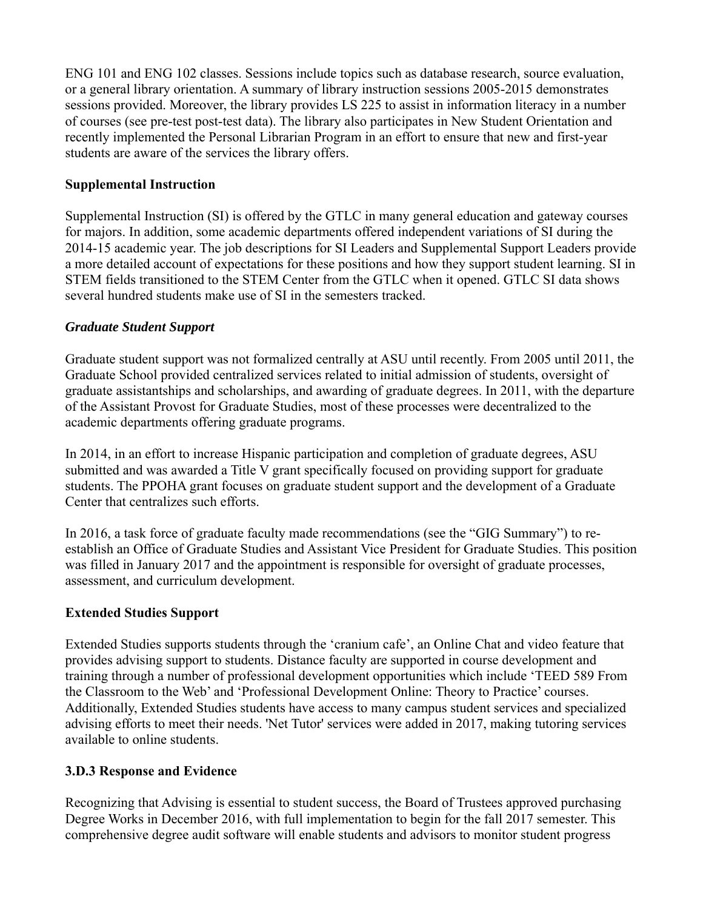ENG 101 and ENG 102 classes. Sessions include topics such as database research, source evaluation, or a general library orientation. A summary of library instruction sessions 2005-2015 demonstrates sessions provided. Moreover, the library provides LS 225 to assist in information literacy in a number of courses (see pre-test post-test data). The library also participates in New Student Orientation and recently implemented the Personal Librarian Program in an effort to ensure that new and first-year students are aware of the services the library offers.

**Supplemental Instruction**

Supplemental Instruction (SI) is offered by the GTLC in many general education and gateway courses for majors. In addition, some academic departments offered independent variations of SI during the 2014-15 academic year. The job descriptions for SI Leaders and Supplemental Support Leaders provide a more detailed account of expectations for these positions and how they support student learning. SI in STEM fields transitioned to the STEM Center from the GTLC when it opened. GTLC SI data shows several hundred students make use of SI in the semesters tracked.

***Graduate Student Support***

Graduate student support was not formalized centrally at ASU until recently. From 2005 until 2011, the Graduate School provided centralized services related to initial admission of students, oversight of graduate assistantships and scholarships, and awarding of graduate degrees. In 2011, with the departure of the Assistant Provost for Graduate Studies, most of these processes were decentralized to the academic departments offering graduate programs.

In 2014, in an effort to increase Hispanic participation and completion of graduate degrees, ASU submitted and was awarded a Title V grant specifically focused on providing support for graduate students. The PPOHA grant focuses on graduate student support and the development of a Graduate Center that centralizes such efforts.

In 2016, a task force of graduate faculty made recommendations (see the "GIG Summary") to re-establish an Office of Graduate Studies and Assistant Vice President for Graduate Studies. This position was filled in January 2017 and the appointment is responsible for oversight of graduate processes, assessment, and curriculum development.

**Extended Studies Support**

Extended Studies supports students through the 'cranium cafe', an Online Chat and video feature that provides advising support to students. Distance faculty are supported in course development and training through a number of professional development opportunities which include 'TEED 589 From the Classroom to the Web' and 'Professional Development Online: Theory to Practice' courses. Additionally, Extended Studies students have access to many campus student services and specialized advising efforts to meet their needs. 'Net Tutor' services were added in 2017, making tutoring services available to online students.

**3.D.3 Response and Evidence**

Recognizing that Advising is essential to student success, the Board of Trustees approved purchasing Degree Works in December 2016, with full implementation to begin for the fall 2017 semester. This comprehensive degree audit software will enable students and advisors to monitor student progress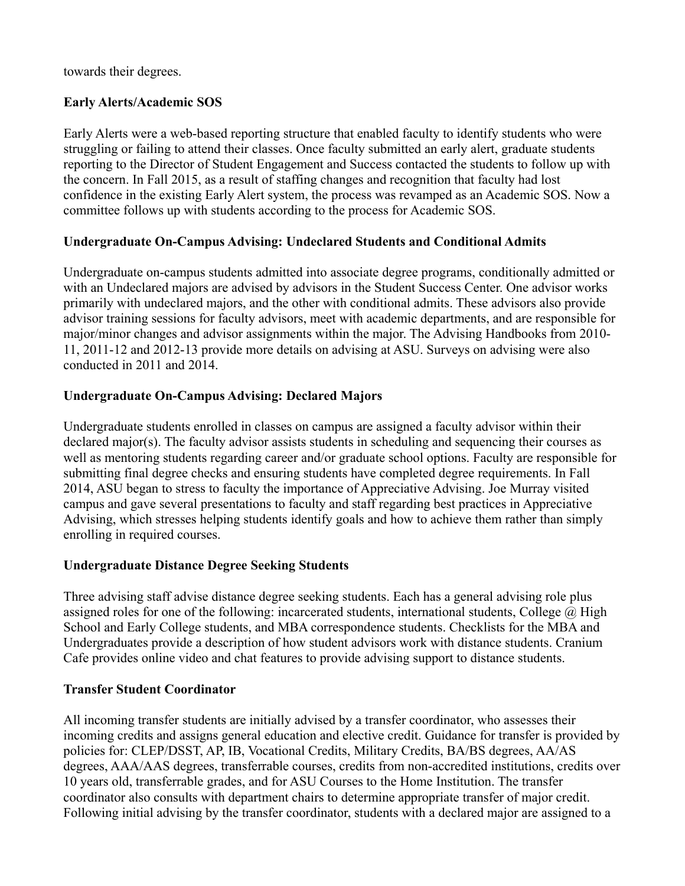towards their degrees.

**Early Alerts/Academic SOS**

Early Alerts were a web-based reporting structure that enabled faculty to identify students who were struggling or failing to attend their classes. Once faculty submitted an early alert, graduate students reporting to the Director of Student Engagement and Success contacted the students to follow up with the concern. In Fall 2015, as a result of staffing changes and recognition that faculty had lost confidence in the existing Early Alert system, the process was revamped as an Academic SOS. Now a committee follows up with students according to the process for Academic SOS.

**Undergraduate On-Campus Advising: Undeclared Students and Conditional Admits**

Undergraduate on-campus students admitted into associate degree programs, conditionally admitted or with an Undeclared majors are advised by advisors in the Student Success Center. One advisor works primarily with undeclared majors, and the other with conditional admits. These advisors also provide advisor training sessions for faculty advisors, meet with academic departments, and are responsible for major/minor changes and advisor assignments within the major. The Advising Handbooks from 2010-11, 2011-12 and 2012-13 provide more details on advising at ASU. Surveys on advising were also conducted in 2011 and 2014.

**Undergraduate On-Campus Advising: Declared Majors**

Undergraduate students enrolled in classes on campus are assigned a faculty advisor within their declared major(s). The faculty advisor assists students in scheduling and sequencing their courses as well as mentoring students regarding career and/or graduate school options. Faculty are responsible for submitting final degree checks and ensuring students have completed degree requirements. In Fall 2014, ASU began to stress to faculty the importance of Appreciative Advising. Joe Murray visited campus and gave several presentations to faculty and staff regarding best practices in Appreciative Advising, which stresses helping students identify goals and how to achieve them rather than simply enrolling in required courses.

**Undergraduate Distance Degree Seeking Students**

Three advising staff advise distance degree seeking students. Each has a general advising role plus assigned roles for one of the following: incarcerated students, international students, College @ High School and Early College students, and MBA correspondence students. Checklists for the MBA and Undergraduates provide a description of how student advisors work with distance students. Cranium Cafe provides online video and chat features to provide advising support to distance students.

**Transfer Student Coordinator**

All incoming transfer students are initially advised by a transfer coordinator, who assesses their incoming credits and assigns general education and elective credit. Guidance for transfer is provided by policies for: CLEP/DSST, AP, IB, Vocational Credits, Military Credits, BA/BS degrees, AA/AS degrees, AAA/AAS degrees, transferrable courses, credits from non-accredited institutions, credits over 10 years old, transferrable grades, and for ASU Courses to the Home Institution. The transfer coordinator also consults with department chairs to determine appropriate transfer of major credit. Following initial advising by the transfer coordinator, students with a declared major are assigned to a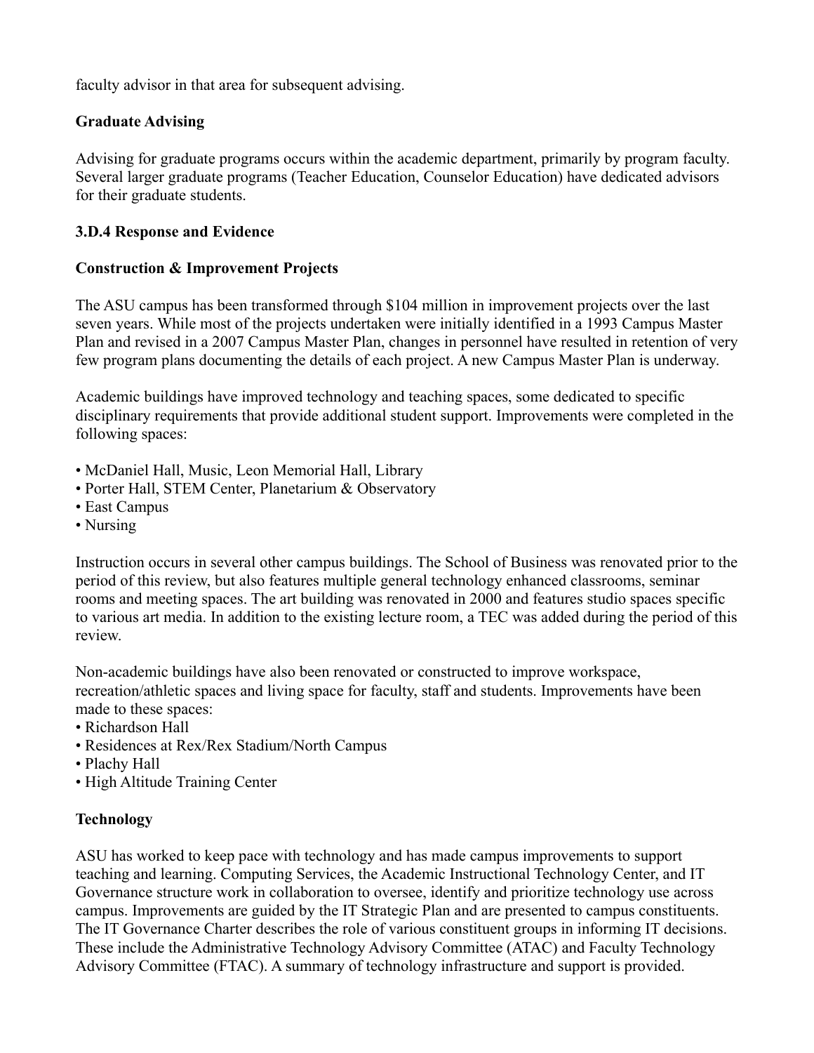faculty advisor in that area for subsequent advising.

**Graduate Advising**

Advising for graduate programs occurs within the academic department, primarily by program faculty. Several larger graduate programs (Teacher Education, Counselor Education) have dedicated advisors for their graduate students.

**3.D.4 Response and Evidence**

**Construction & Improvement Projects**

The ASU campus has been transformed through $104 million in improvement projects over the last seven years. While most of the projects undertaken were initially identified in a 1993 Campus Master Plan and revised in a 2007 Campus Master Plan, changes in personnel have resulted in retention of very few program plans documenting the details of each project. A new Campus Master Plan is underway.

Academic buildings have improved technology and teaching spaces, some dedicated to specific disciplinary requirements that provide additional student support. Improvements were completed in the following spaces:

- McDaniel Hall, Music, Leon Memorial Hall, Library
- Porter Hall, STEM Center, Planetarium & Observatory
- East Campus
- Nursing

Instruction occurs in several other campus buildings. The School of Business was renovated prior to the period of this review, but also features multiple general technology enhanced classrooms, seminar rooms and meeting spaces. The art building was renovated in 2000 and features studio spaces specific to various art media. In addition to the existing lecture room, a TEC was added during the period of this review.

Non-academic buildings have also been renovated or constructed to improve workspace, recreation/athletic spaces and living space for faculty, staff and students. Improvements have been made to these spaces:

- Richardson Hall
- Residences at Rex/Rex Stadium/North Campus
- Plachy Hall
- High Altitude Training Center

**Technology**

ASU has worked to keep pace with technology and has made campus improvements to support teaching and learning. Computing Services, the Academic Instructional Technology Center, and IT Governance structure work in collaboration to oversee, identify and prioritize technology use across campus. Improvements are guided by the IT Strategic Plan and are presented to campus constituents. The IT Governance Charter describes the role of various constituent groups in informing IT decisions. These include the Administrative Technology Advisory Committee (ATAC) and Faculty Technology Advisory Committee (FTAC). A summary of technology infrastructure and support is provided.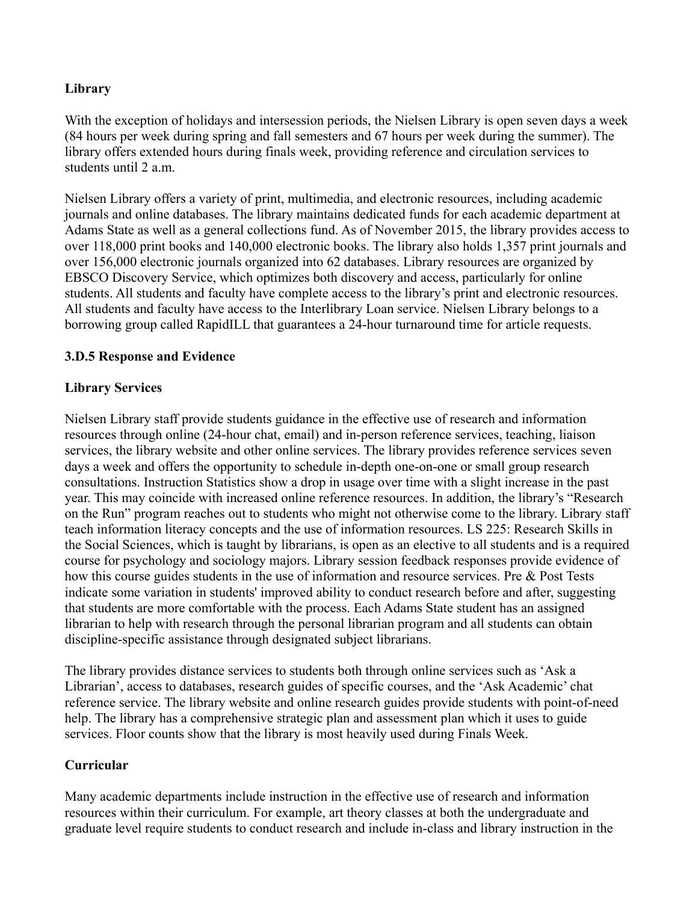**Library**

With the exception of holidays and intersession periods, the Nielsen Library is open seven days a week (84 hours per week during spring and fall semesters and 67 hours per week during the summer). The library offers extended hours during finals week, providing reference and circulation services to students until 2 a.m.

Nielsen Library offers a variety of print, multimedia, and electronic resources, including academic journals and online databases. The library maintains dedicated funds for each academic department at Adams State as well as a general collections fund. As of November 2015, the library provides access to over 118,000 print books and 140,000 electronic books. The library also holds 1,357 print journals and over 156,000 electronic journals organized into 62 databases. Library resources are organized by EBSCO Discovery Service, which optimizes both discovery and access, particularly for online students. All students and faculty have complete access to the library's print and electronic resources. All students and faculty have access to the Interlibrary Loan service. Nielsen Library belongs to a borrowing group called RapidILL that guarantees a 24-hour turnaround time for article requests.

**3.D.5 Response and Evidence**

**Library Services**

Nielsen Library staff provide students guidance in the effective use of research and information resources through online (24-hour chat, email) and in-person reference services, teaching, liaison services, the library website and other online services. The library provides reference services seven days a week and offers the opportunity to schedule in-depth one-on-one or small group research consultations. Instruction Statistics show a drop in usage over time with a slight increase in the past year. This may coincide with increased online reference resources. In addition, the library's "Research on the Run" program reaches out to students who might not otherwise come to the library. Library staff teach information literacy concepts and the use of information resources. LS 225: Research Skills in the Social Sciences, which is taught by librarians, is open as an elective to all students and is a required course for psychology and sociology majors. Library session feedback responses provide evidence of how this course guides students in the use of information and resource services. Pre & Post Tests indicate some variation in students' improved ability to conduct research before and after, suggesting that students are more comfortable with the process. Each Adams State student has an assigned librarian to help with research through the personal librarian program and all students can obtain discipline-specific assistance through designated subject librarians.

The library provides distance services to students both through online services such as 'Ask a Librarian', access to databases, research guides of specific courses, and the 'Ask Academic' chat reference service. The library website and online research guides provide students with point-of-need help. The library has a comprehensive strategic plan and assessment plan which it uses to guide services. Floor counts show that the library is most heavily used during Finals Week.

**Curricular**

Many academic departments include instruction in the effective use of research and information resources within their curriculum. For example, art theory classes at both the undergraduate and graduate level require students to conduct research and include in-class and library instruction in the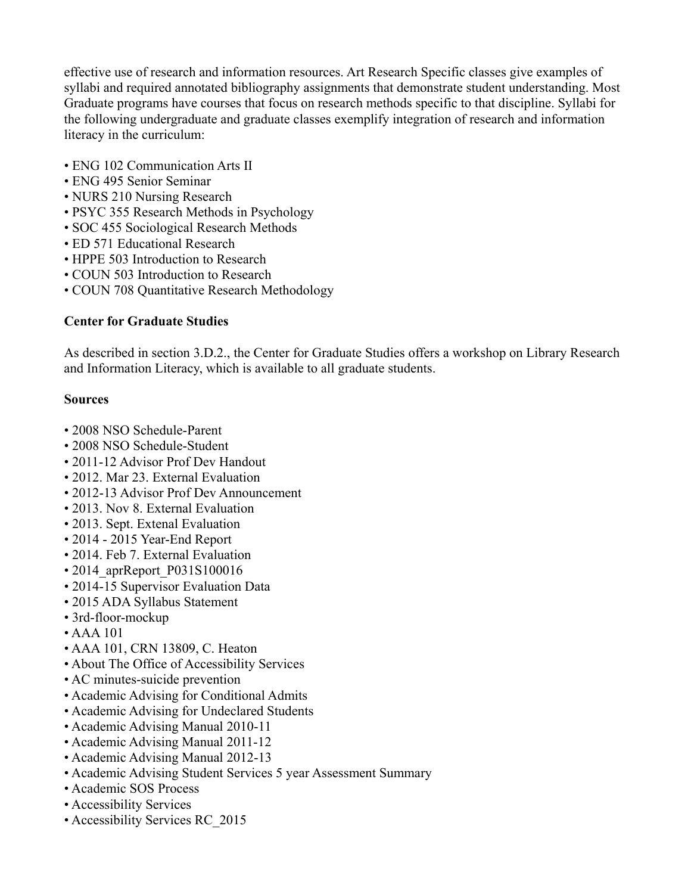effective use of research and information resources. Art Research Specific classes give examples of syllabi and required annotated bibliography assignments that demonstrate student understanding. Most Graduate programs have courses that focus on research methods specific to that discipline. Syllabi for the following undergraduate and graduate classes exemplify integration of research and information literacy in the curriculum:

- ENG 102 Communication Arts II
- ENG 495 Senior Seminar
- NURS 210 Nursing Research
- PSYC 355 Research Methods in Psychology
- SOC 455 Sociological Research Methods
- ED 571 Educational Research
- HPPE 503 Introduction to Research
- COUN 503 Introduction to Research
- COUN 708 Quantitative Research Methodology

**Center for Graduate Studies**

As described in section 3.D.2., the Center for Graduate Studies offers a workshop on Library Research and Information Literacy, which is available to all graduate students.

**Sources**

- 2008 NSO Schedule-Parent
- 2008 NSO Schedule-Student
- 2011-12 Advisor Prof Dev Handout
- 2012. Mar 23. External Evaluation
- 2012-13 Advisor Prof Dev Announcement
- 2013. Nov 8. External Evaluation
- 2013. Sept. Extenal Evaluation
- 2014 - 2015 Year-End Report
- 2014. Feb 7. External Evaluation
- 2014_aprReport_P031S100016
- 2014-15 Supervisor Evaluation Data
- 2015 ADA Syllabus Statement
- 3rd-floor-mockup
- AAA 101
- AAA 101, CRN 13809, C. Heaton
- About The Office of Accessibility Services
- AC minutes-suicide prevention
- Academic Advising for Conditional Admits
- Academic Advising for Undeclared Students
- Academic Advising Manual 2010-11
- Academic Advising Manual 2011-12
- Academic Advising Manual 2012-13
- Academic Advising Student Services 5 year Assessment Summary
- Academic SOS Process
- Accessibility Services
- Accessibility Services RC_2015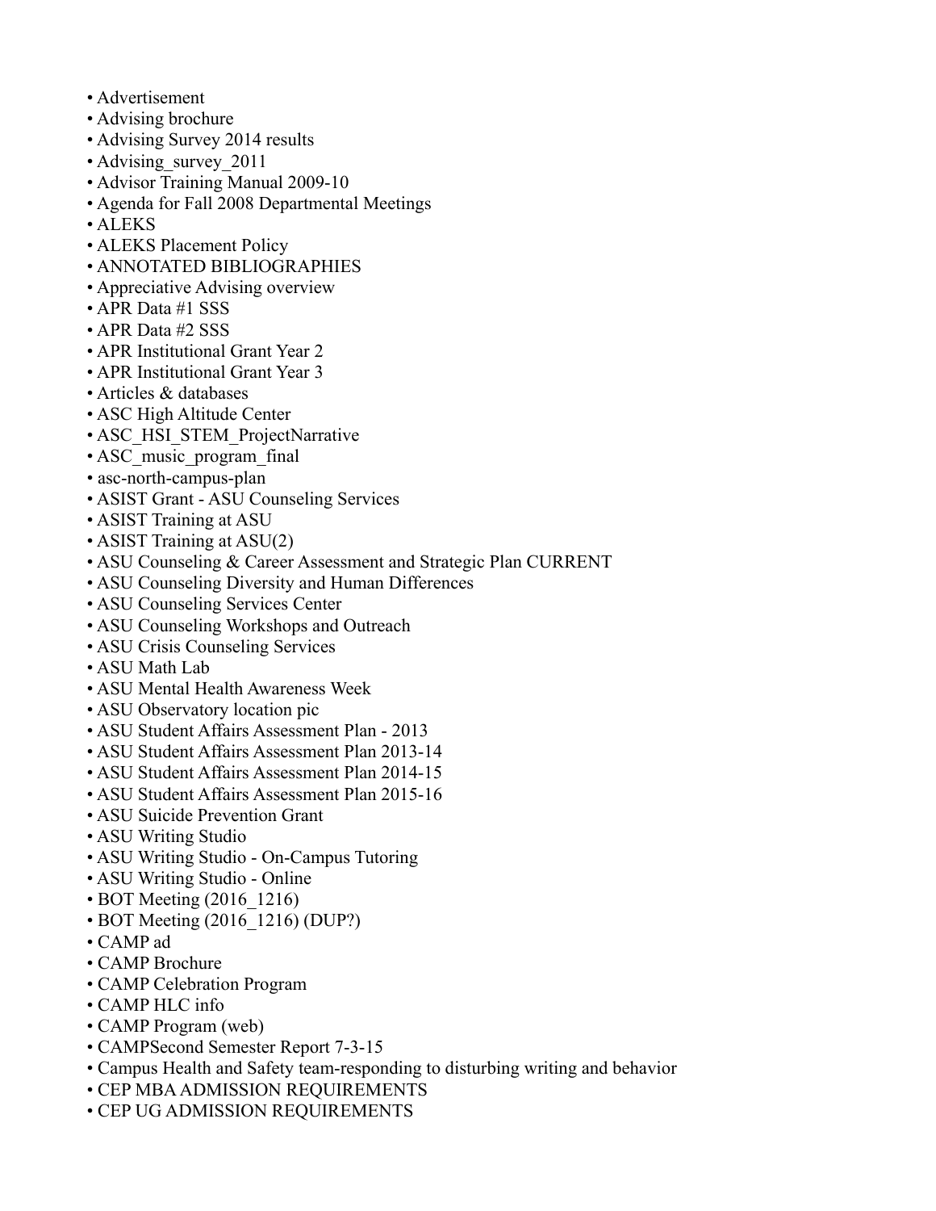- Advertisement
- Advising brochure
- Advising Survey 2014 results
- Advising_survey_2011
- Advisor Training Manual 2009-10
- Agenda for Fall 2008 Departmental Meetings
- ALEKS
- ALEKS Placement Policy
- ANNOTATED BIBLIOGRAPHIES
- Appreciative Advising overview
- APR Data #1 SSS
- APR Data #2 SSS
- APR Institutional Grant Year 2
- APR Institutional Grant Year 3
- Articles & databases
- ASC High Altitude Center
- ASC_HSI_STEM_ProjectNarrative
- ASC_music_program_final
- asc-north-campus-plan
- ASIST Grant - ASU Counseling Services
- ASIST Training at ASU
- ASIST Training at ASU(2)
- ASU Counseling & Career Assessment and Strategic Plan CURRENT
- ASU Counseling Diversity and Human Differences
- ASU Counseling Services Center
- ASU Counseling Workshops and Outreach
- ASU Crisis Counseling Services
- ASU Math Lab
- ASU Mental Health Awareness Week
- ASU Observatory location pic
- ASU Student Affairs Assessment Plan - 2013
- ASU Student Affairs Assessment Plan 2013-14
- ASU Student Affairs Assessment Plan 2014-15
- ASU Student Affairs Assessment Plan 2015-16
- ASU Suicide Prevention Grant
- ASU Writing Studio
- ASU Writing Studio - On-Campus Tutoring
- ASU Writing Studio - Online
- BOT Meeting (2016_1216)
- BOT Meeting (2016_1216) (DUP?)
- CAMP ad
- CAMP Brochure
- CAMP Celebration Program
- CAMP HLC info
- CAMP Program (web)
- CAMPSecond Semester Report 7-3-15
- Campus Health and Safety team-responding to disturbing writing and behavior
- CEP MBA ADMISSION REQUIREMENTS
- CEP UG ADMISSION REQUIREMENTS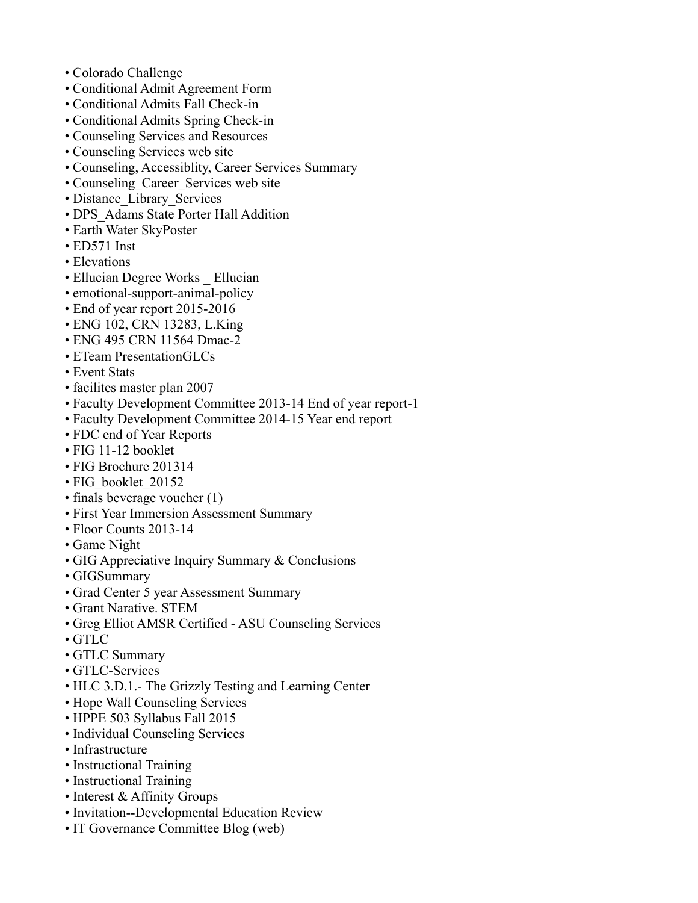- Colorado Challenge
- Conditional Admit Agreement Form
- Conditional Admits Fall Check-in
- Conditional Admits Spring Check-in
- Counseling Services and Resources
- Counseling Services web site
- Counseling, Accessiblity, Career Services Summary
- Counseling_Career_Services web site
- Distance_Library_Services
- DPS_Adams State Porter Hall Addition
- Earth Water SkyPoster
- ED571 Inst
- Elevations
- Ellucian Degree Works _ Ellucian
- emotional-support-animal-policy
- End of year report 2015-2016
- ENG 102, CRN 13283, L.King
- ENG 495 CRN 11564 Dmac-2
- ETeam PresentationGLCs
- Event Stats
- facilites master plan 2007
- Faculty Development Committee 2013-14 End of year report-1
- Faculty Development Committee 2014-15 Year end report
- FDC end of Year Reports
- FIG 11-12 booklet
- FIG Brochure 201314
- FIG_booklet_20152
- finals beverage voucher (1)
- First Year Immersion Assessment Summary
- Floor Counts 2013-14
- Game Night
- GIG Appreciative Inquiry Summary & Conclusions
- GIGSummary
- Grad Center 5 year Assessment Summary
- Grant Narative. STEM
- Greg Elliot AMSR Certified - ASU Counseling Services
- GTLC
- GTLC Summary
- GTLC-Services
- HLC 3.D.1.- The Grizzly Testing and Learning Center
- Hope Wall Counseling Services
- HPPE 503 Syllabus Fall 2015
- Individual Counseling Services
- Infrastructure
- Instructional Training
- Instructional Training
- Interest & Affinity Groups
- Invitation--Developmental Education Review
- IT Governance Committee Blog (web)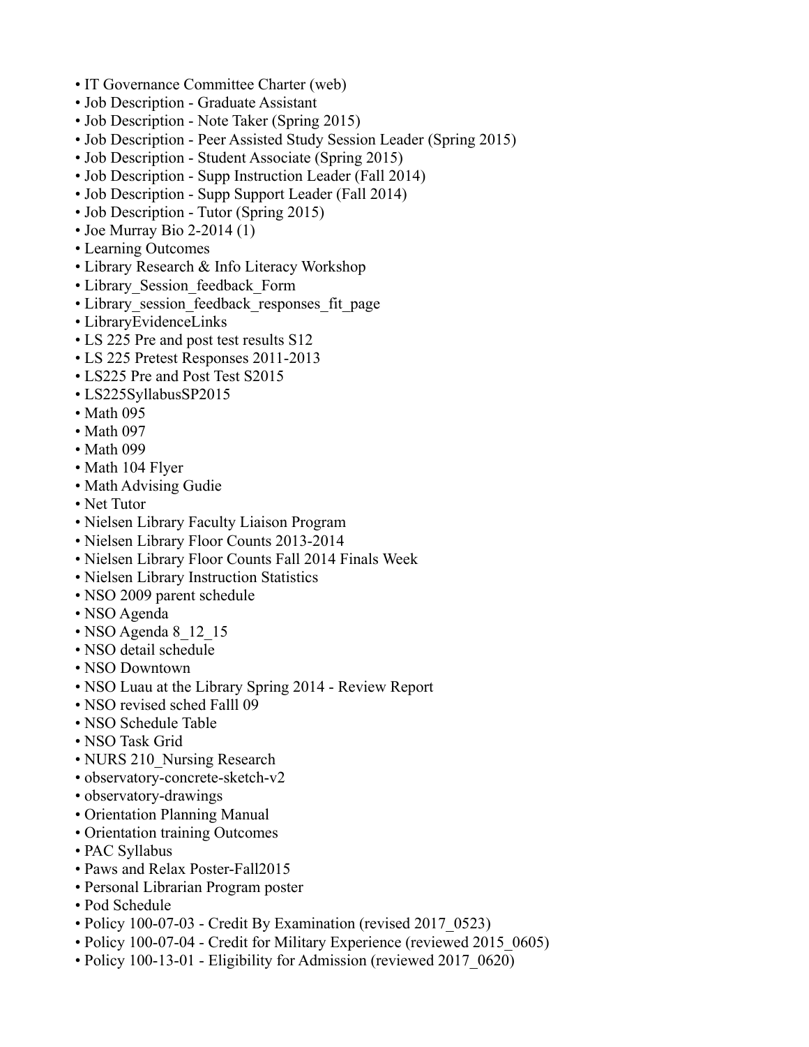- IT Governance Committee Charter (web)
- Job Description - Graduate Assistant
- Job Description - Note Taker (Spring 2015)
- Job Description - Peer Assisted Study Session Leader (Spring 2015)
- Job Description - Student Associate (Spring 2015)
- Job Description - Supp Instruction Leader (Fall 2014)
- Job Description - Supp Support Leader (Fall 2014)
- Job Description - Tutor (Spring 2015)
- Joe Murray Bio 2-2014 (1)
- Learning Outcomes
- Library Research & Info Literacy Workshop
- Library_Session_feedback_Form
- Library_session_feedback_responses_fit_page
- LibraryEvidenceLinks
- LS 225 Pre and post test results S12
- LS 225 Pretest Responses 2011-2013
- LS225 Pre and Post Test S2015
- LS225SyllabusSP2015
- Math 095
- Math 097
- Math 099
- Math 104 Flyer
- Math Advising Gudie
- Net Tutor
- Nielsen Library Faculty Liaison Program
- Nielsen Library Floor Counts 2013-2014
- Nielsen Library Floor Counts Fall 2014 Finals Week
- Nielsen Library Instruction Statistics
- NSO 2009 parent schedule
- NSO Agenda
- NSO Agenda 8_12_15
- NSO detail schedule
- NSO Downtown
- NSO Luau at the Library Spring 2014 - Review Report
- NSO revised sched Falll 09
- NSO Schedule Table
- NSO Task Grid
- NURS 210_Nursing Research
- observatory-concrete-sketch-v2
- observatory-drawings
- Orientation Planning Manual
- Orientation training Outcomes
- PAC Syllabus
- Paws and Relax Poster-Fall2015
- Personal Librarian Program poster
- Pod Schedule
- Policy 100-07-03 - Credit By Examination (revised 2017_0523)
- Policy 100-07-04 - Credit for Military Experience (reviewed 2015_0605)
- Policy 100-13-01 - Eligibility for Admission (reviewed 2017_0620)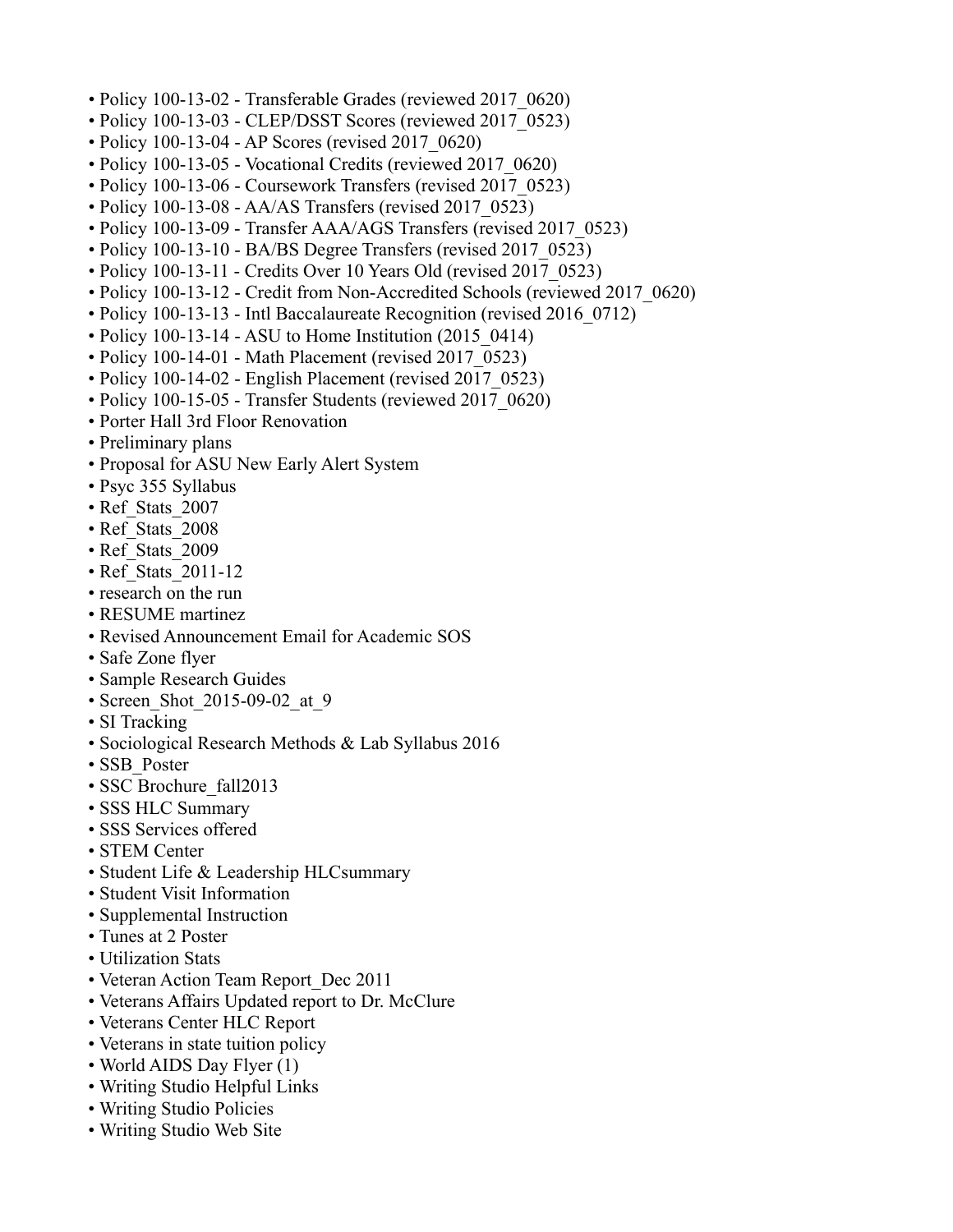- Policy 100-13-02 - Transferable Grades (reviewed 2017_0620)
- Policy 100-13-03 - CLEP/DSST Scores (reviewed 2017_0523)
- Policy 100-13-04 - AP Scores (revised 2017_0620)
- Policy 100-13-05 - Vocational Credits (reviewed 2017_0620)
- Policy 100-13-06 - Coursework Transfers (revised 2017_0523)
- Policy 100-13-08 - AA/AS Transfers (revised 2017_0523)
- Policy 100-13-09 - Transfer AAA/AGS Transfers (revised 2017_0523)
- Policy 100-13-10 - BA/BS Degree Transfers (revised 2017_0523)
- Policy 100-13-11 - Credits Over 10 Years Old (revised 2017_0523)
- Policy 100-13-12 - Credit from Non-Accredited Schools (reviewed 2017_0620)
- Policy 100-13-13 - Intl Baccalaureate Recognition (revised 2016_0712)
- Policy 100-13-14 - ASU to Home Institution (2015_0414)
- Policy 100-14-01 - Math Placement (revised 2017_0523)
- Policy 100-14-02 - English Placement (revised 2017_0523)
- Policy 100-15-05 - Transfer Students (reviewed 2017_0620)
- Porter Hall 3rd Floor Renovation
- Preliminary plans
- Proposal for ASU New Early Alert System
- Psyc 355 Syllabus
- Ref_Stats_2007
- Ref_Stats_2008
- Ref_Stats_2009
- Ref_Stats_2011-12
- research on the run
- RESUME martinez
- Revised Announcement Email for Academic SOS
- Safe Zone flyer
- Sample Research Guides
- Screen_Shot_2015-09-02_at_9
- SI Tracking
- Sociological Research Methods & Lab Syllabus 2016
- SSB_Poster
- SSC Brochure_fall2013
- SSS HLC Summary
- SSS Services offered
- STEM Center
- Student Life & Leadership HLCsummary
- Student Visit Information
- Supplemental Instruction
- Tunes at 2 Poster
- Utilization Stats
- Veteran Action Team Report_Dec 2011
- Veterans Affairs Updated report to Dr. McClure
- Veterans Center HLC Report
- Veterans in state tuition policy
- World AIDS Day Flyer (1)
- Writing Studio Helpful Links
- Writing Studio Policies
- Writing Studio Web Site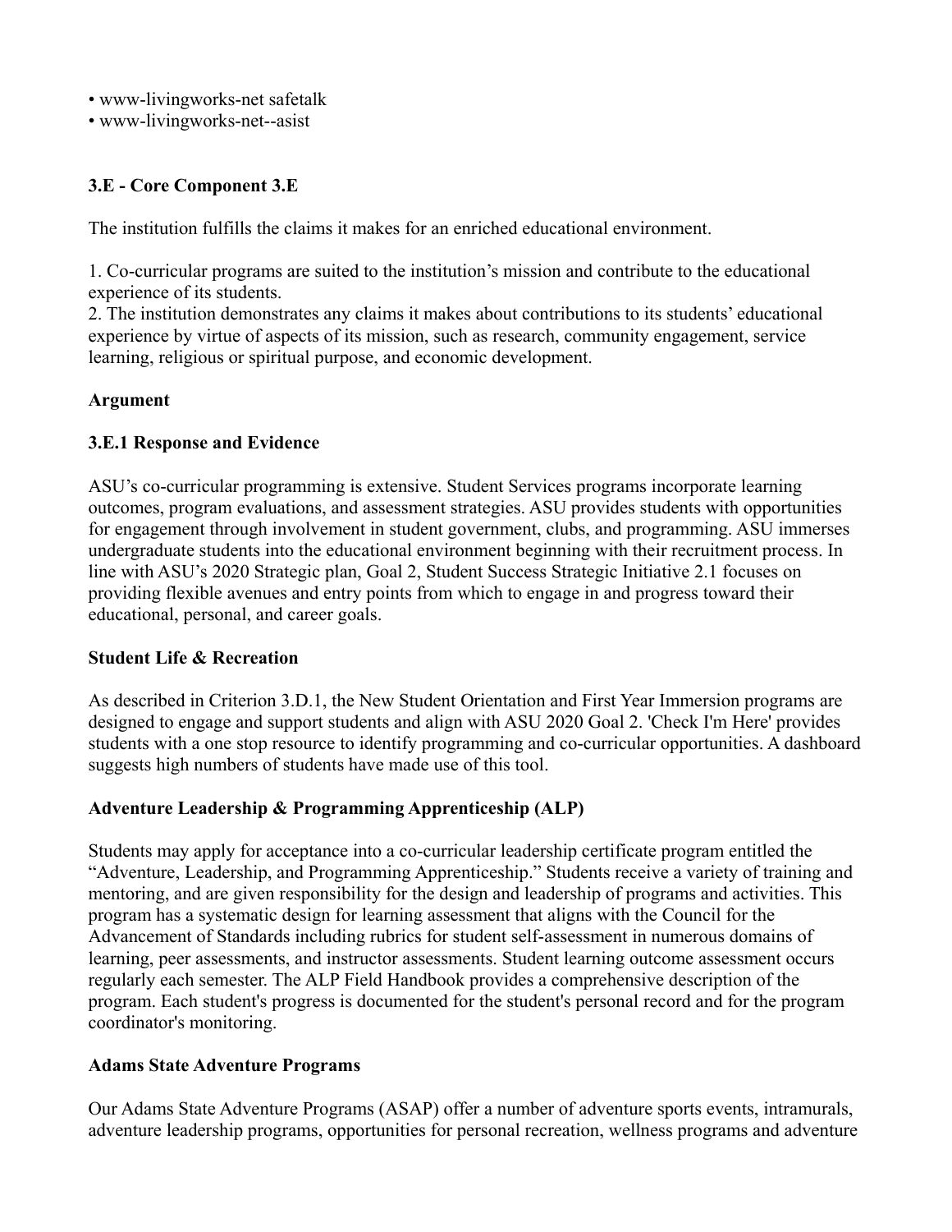- www-livingworks-net safetalk
- www-livingworks-net--asist

**3.E - Core Component 3.E**

The institution fulfills the claims it makes for an enriched educational environment.

1. Co-curricular programs are suited to the institution's mission and contribute to the educational experience of its students.
2. The institution demonstrates any claims it makes about contributions to its students' educational experience by virtue of aspects of its mission, such as research, community engagement, service learning, religious or spiritual purpose, and economic development.

**Argument**

**3.E.1 Response and Evidence**

ASU's co-curricular programming is extensive. Student Services programs incorporate learning outcomes, program evaluations, and assessment strategies. ASU provides students with opportunities for engagement through involvement in student government, clubs, and programming. ASU immerses undergraduate students into the educational environment beginning with their recruitment process. In line with ASU's 2020 Strategic plan, Goal 2, Student Success Strategic Initiative 2.1 focuses on providing flexible avenues and entry points from which to engage in and progress toward their educational, personal, and career goals.

**Student Life & Recreation**

As described in Criterion 3.D.1, the New Student Orientation and First Year Immersion programs are designed to engage and support students and align with ASU 2020 Goal 2. 'Check I'm Here' provides students with a one stop resource to identify programming and co-curricular opportunities. A dashboard suggests high numbers of students have made use of this tool.

**Adventure Leadership & Programming Apprenticeship (ALP)**

Students may apply for acceptance into a co-curricular leadership certificate program entitled the "Adventure, Leadership, and Programming Apprenticeship." Students receive a variety of training and mentoring, and are given responsibility for the design and leadership of programs and activities. This program has a systematic design for learning assessment that aligns with the Council for the Advancement of Standards including rubrics for student self-assessment in numerous domains of learning, peer assessments, and instructor assessments. Student learning outcome assessment occurs regularly each semester. The ALP Field Handbook provides a comprehensive description of the program. Each student's progress is documented for the student's personal record and for the program coordinator's monitoring.

**Adams State Adventure Programs**

Our Adams State Adventure Programs (ASAP) offer a number of adventure sports events, intramurals, adventure leadership programs, opportunities for personal recreation, wellness programs and adventure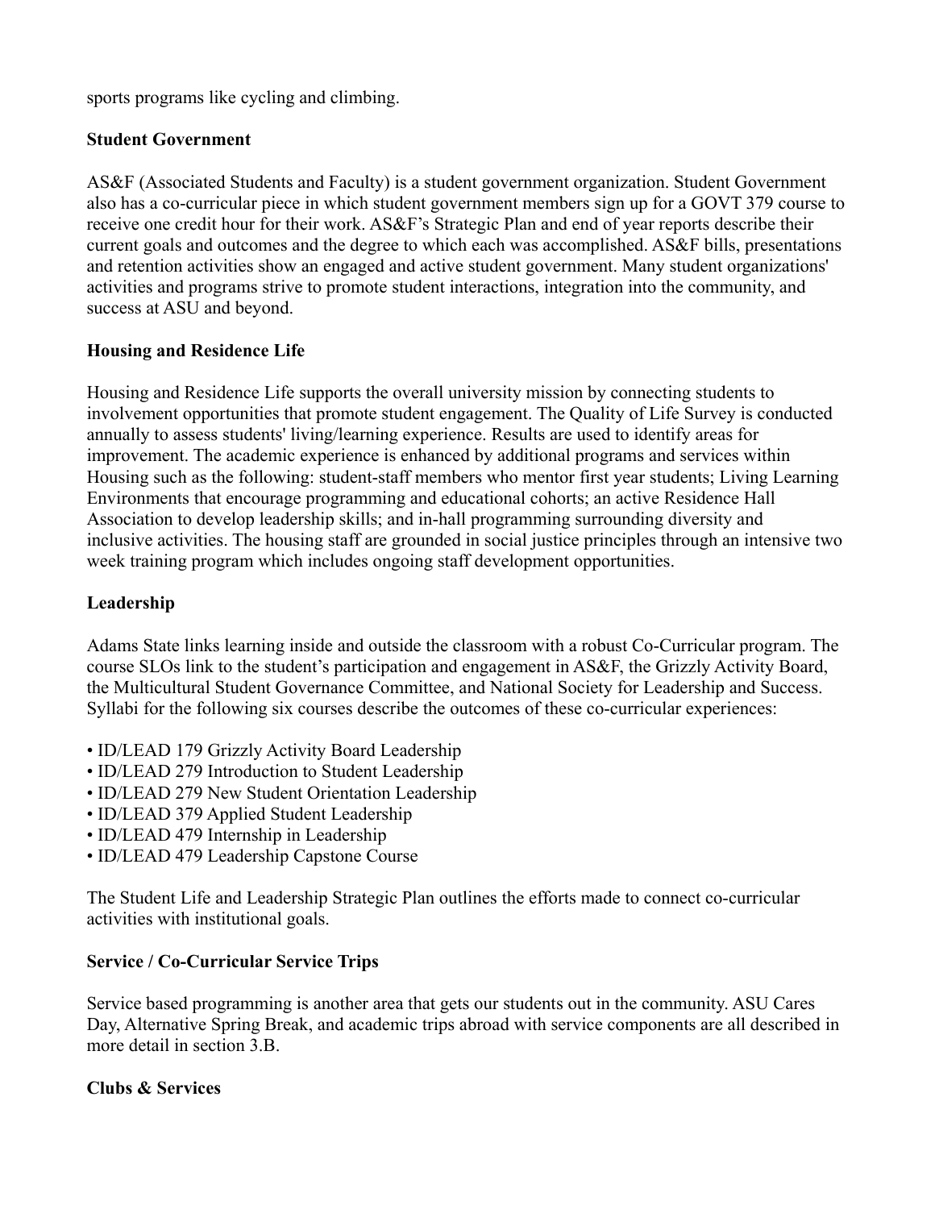sports programs like cycling and climbing.

**Student Government**

AS&F (Associated Students and Faculty) is a student government organization. Student Government also has a co-curricular piece in which student government members sign up for a GOVT 379 course to receive one credit hour for their work. AS&F's Strategic Plan and end of year reports describe their current goals and outcomes and the degree to which each was accomplished. AS&F bills, presentations and retention activities show an engaged and active student government. Many student organizations' activities and programs strive to promote student interactions, integration into the community, and success at ASU and beyond.

**Housing and Residence Life**

Housing and Residence Life supports the overall university mission by connecting students to involvement opportunities that promote student engagement. The Quality of Life Survey is conducted annually to assess students' living/learning experience. Results are used to identify areas for improvement. The academic experience is enhanced by additional programs and services within Housing such as the following: student-staff members who mentor first year students; Living Learning Environments that encourage programming and educational cohorts; an active Residence Hall Association to develop leadership skills; and in-hall programming surrounding diversity and inclusive activities. The housing staff are grounded in social justice principles through an intensive two week training program which includes ongoing staff development opportunities.

**Leadership**

Adams State links learning inside and outside the classroom with a robust Co-Curricular program. The course SLOs link to the student's participation and engagement in AS&F, the Grizzly Activity Board, the Multicultural Student Governance Committee, and National Society for Leadership and Success. Syllabi for the following six courses describe the outcomes of these co-curricular experiences:

- ID/LEAD 179 Grizzly Activity Board Leadership
- ID/LEAD 279 Introduction to Student Leadership
- ID/LEAD 279 New Student Orientation Leadership
- ID/LEAD 379 Applied Student Leadership
- ID/LEAD 479 Internship in Leadership
- ID/LEAD 479 Leadership Capstone Course

The Student Life and Leadership Strategic Plan outlines the efforts made to connect co-curricular activities with institutional goals.

**Service / Co-Curricular Service Trips**

Service based programming is another area that gets our students out in the community. ASU Cares Day, Alternative Spring Break, and academic trips abroad with service components are all described in more detail in section 3.B.

**Clubs & Services**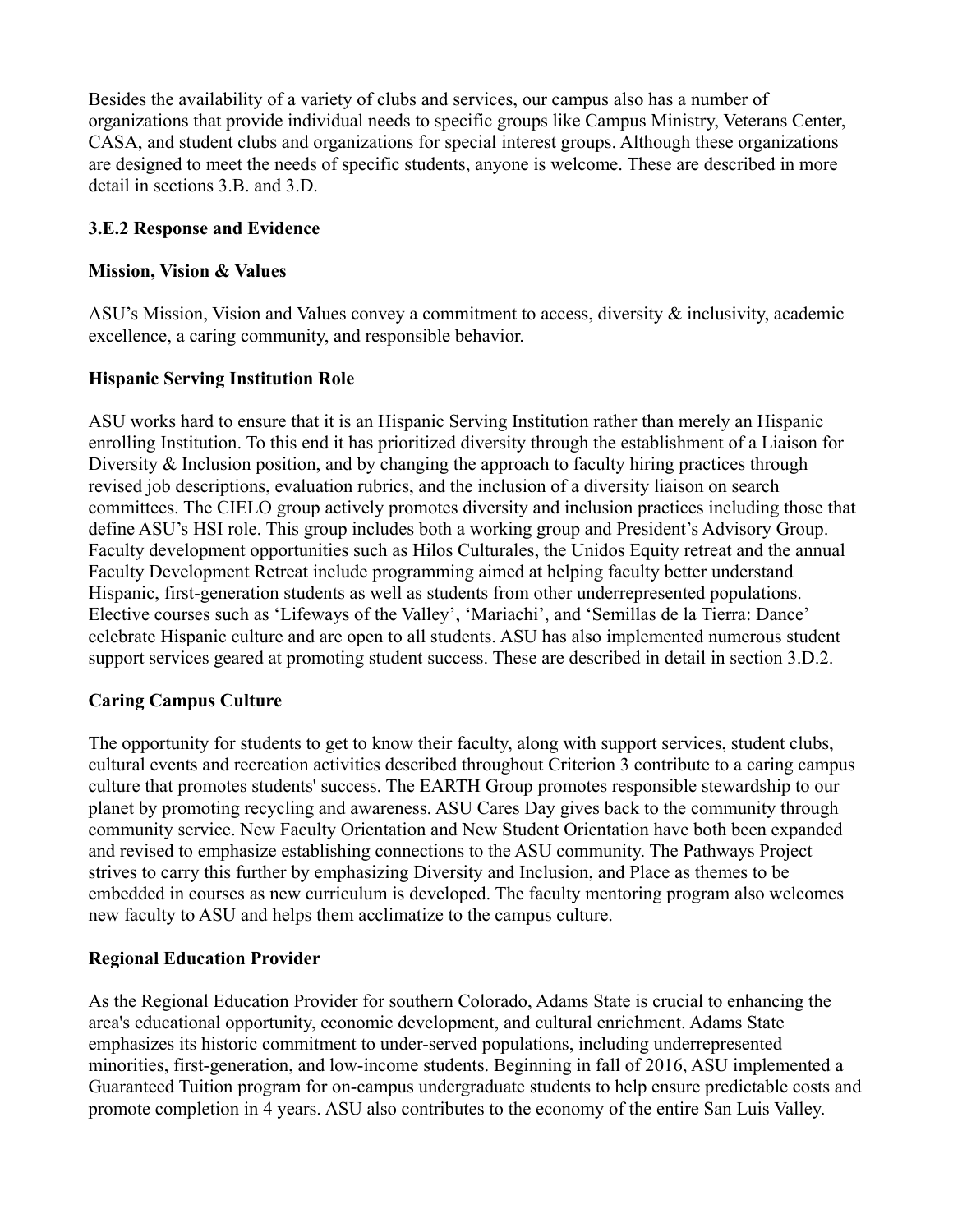Besides the availability of a variety of clubs and services, our campus also has a number of organizations that provide individual needs to specific groups like Campus Ministry, Veterans Center, CASA, and student clubs and organizations for special interest groups. Although these organizations are designed to meet the needs of specific students, anyone is welcome. These are described in more detail in sections 3.B. and 3.D.

**3.E.2 Response and Evidence**

**Mission, Vision & Values**

ASU's Mission, Vision and Values convey a commitment to access, diversity & inclusivity, academic excellence, a caring community, and responsible behavior.

**Hispanic Serving Institution Role**

ASU works hard to ensure that it is an Hispanic Serving Institution rather than merely an Hispanic enrolling Institution. To this end it has prioritized diversity through the establishment of a Liaison for Diversity & Inclusion position, and by changing the approach to faculty hiring practices through revised job descriptions, evaluation rubrics, and the inclusion of a diversity liaison on search committees. The CIELO group actively promotes diversity and inclusion practices including those that define ASU's HSI role. This group includes both a working group and President's Advisory Group. Faculty development opportunities such as Hilos Culturales, the Unidos Equity retreat and the annual Faculty Development Retreat include programming aimed at helping faculty better understand Hispanic, first-generation students as well as students from other underrepresented populations. Elective courses such as 'Lifeways of the Valley', 'Mariachi', and 'Semillas de la Tierra: Dance' celebrate Hispanic culture and are open to all students. ASU has also implemented numerous student support services geared at promoting student success. These are described in detail in section 3.D.2.

**Caring Campus Culture**

The opportunity for students to get to know their faculty, along with support services, student clubs, cultural events and recreation activities described throughout Criterion 3 contribute to a caring campus culture that promotes students' success. The EARTH Group promotes responsible stewardship to our planet by promoting recycling and awareness. ASU Cares Day gives back to the community through community service. New Faculty Orientation and New Student Orientation have both been expanded and revised to emphasize establishing connections to the ASU community. The Pathways Project strives to carry this further by emphasizing Diversity and Inclusion, and Place as themes to be embedded in courses as new curriculum is developed. The faculty mentoring program also welcomes new faculty to ASU and helps them acclimatize to the campus culture.

**Regional Education Provider**

As the Regional Education Provider for southern Colorado, Adams State is crucial to enhancing the area's educational opportunity, economic development, and cultural enrichment. Adams State emphasizes its historic commitment to under-served populations, including underrepresented minorities, first-generation, and low-income students. Beginning in fall of 2016, ASU implemented a Guaranteed Tuition program for on-campus undergraduate students to help ensure predictable costs and promote completion in 4 years. ASU also contributes to the economy of the entire San Luis Valley.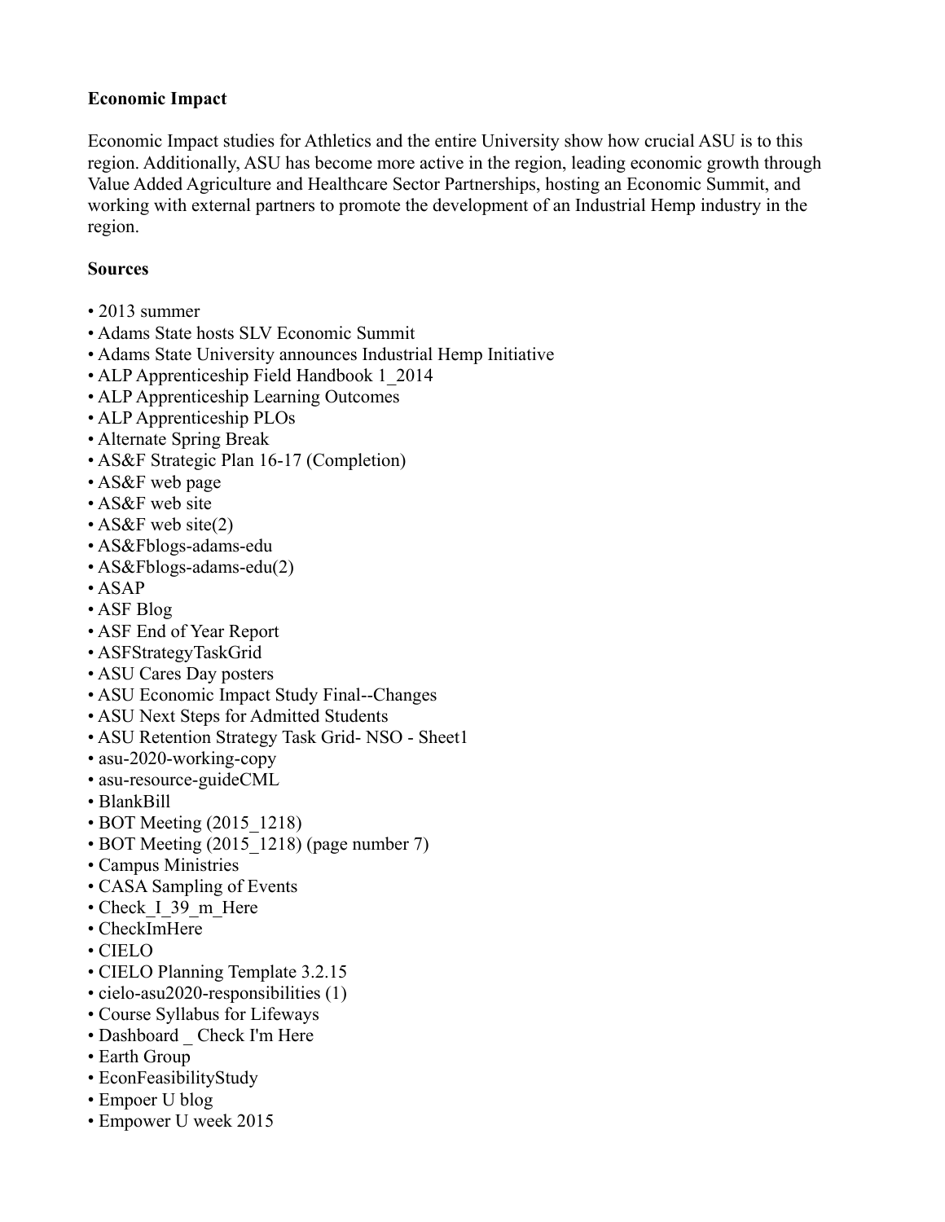**Economic Impact**

Economic Impact studies for Athletics and the entire University show how crucial ASU is to this region. Additionally, ASU has become more active in the region, leading economic growth through Value Added Agriculture and Healthcare Sector Partnerships, hosting an Economic Summit, and working with external partners to promote the development of an Industrial Hemp industry in the region.

**Sources**

- 2013 summer
- Adams State hosts SLV Economic Summit
- Adams State University announces Industrial Hemp Initiative
- ALP Apprenticeship Field Handbook 1_2014
- ALP Apprenticeship Learning Outcomes
- ALP Apprenticeship PLOs
- Alternate Spring Break
- AS&F Strategic Plan 16-17 (Completion)
- AS&F web page
- AS&F web site
- AS&F web site(2)
- AS&Fblogs-adams-edu
- AS&Fblogs-adams-edu(2)
- ASAP
- ASF Blog
- ASF End of Year Report
- ASFStrategyTaskGrid
- ASU Cares Day posters
- ASU Economic Impact Study Final--Changes
- ASU Next Steps for Admitted Students
- ASU Retention Strategy Task Grid- NSO - Sheet1
- asu-2020-working-copy
- asu-resource-guideCML
- BlankBill
- BOT Meeting (2015_1218)
- BOT Meeting (2015_1218) (page number 7)
- Campus Ministries
- CASA Sampling of Events
- Check_I_39_m_Here
- CheckImHere
- CIELO
- CIELO Planning Template 3.2.15
- cielo-asu2020-responsibilities (1)
- Course Syllabus for Lifeways
- Dashboard _ Check I'm Here
- Earth Group
- EconFeasibilityStudy
- Empoer U blog
- Empower U week 2015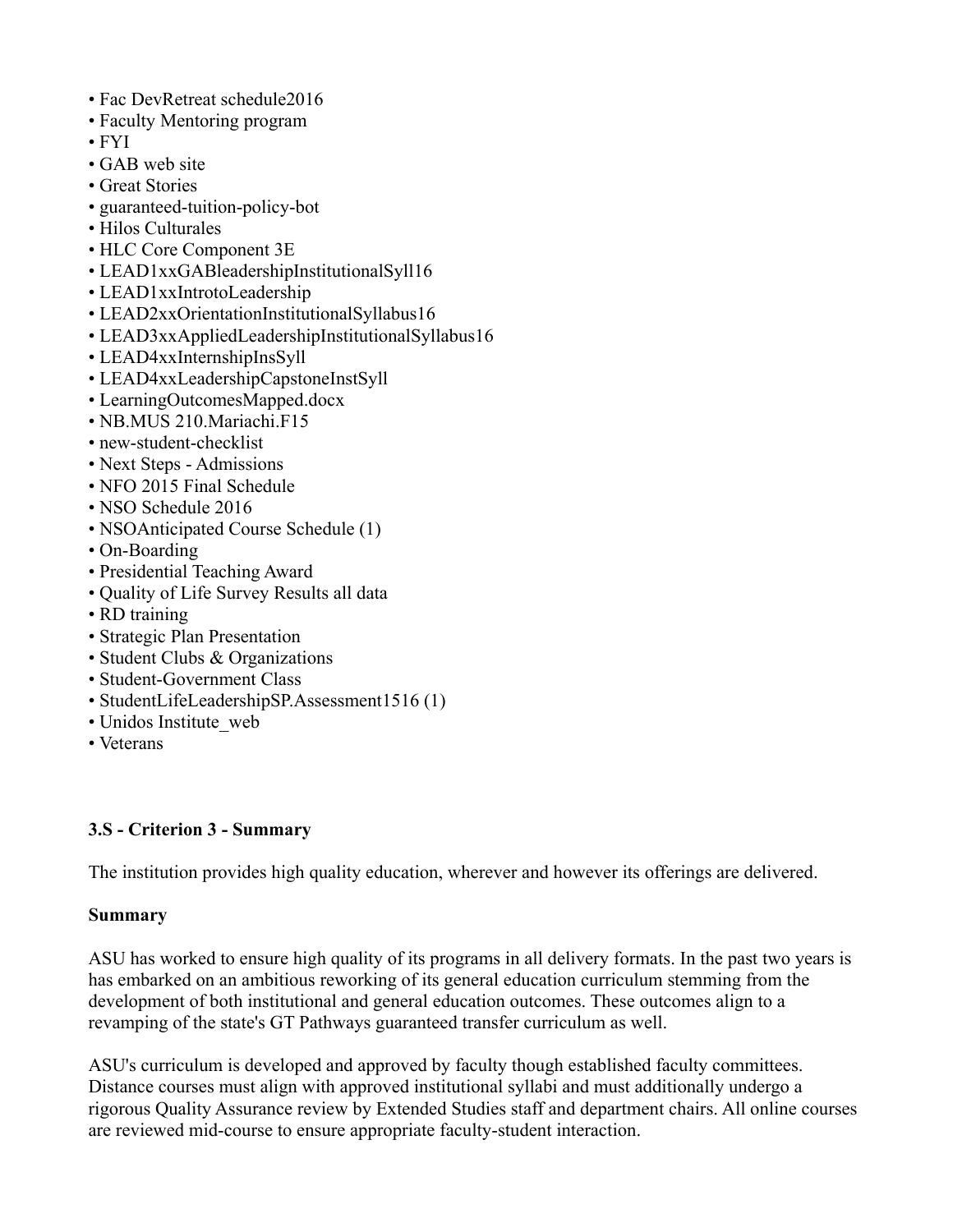- Fac DevRetreat schedule2016
- Faculty Mentoring program
- FYI
- GAB web site
- Great Stories
- guaranteed-tuition-policy-bot
- Hilos Culturales
- HLC Core Component 3E
- LEAD1xxGABleadershipInstitutionalSyll16
- LEAD1xxIntrotoLeadership
- LEAD2xxOrientationInstitutionalSyllabus16
- LEAD3xxAppliedLeadershipInstitutionalSyllabus16
- LEAD4xxInternshipInsSyll
- LEAD4xxLeadershipCapstoneInstSyll
- LearningOutcomesMapped.docx
- NB.MUS 210.Mariachi.F15
- new-student-checklist
- Next Steps - Admissions
- NFO 2015 Final Schedule
- NSO Schedule 2016
- NSOAnticipated Course Schedule (1)
- On-Boarding
- Presidential Teaching Award
- Quality of Life Survey Results all data
- RD training
- Strategic Plan Presentation
- Student Clubs & Organizations
- Student-Government Class
- StudentLifeLeadershipSP.Assessment1516 (1)
- Unidos Institute_web
- Veterans

**3.S - Criterion 3 - Summary**

The institution provides high quality education, wherever and however its offerings are delivered.

**Summary**

ASU has worked to ensure high quality of its programs in all delivery formats. In the past two years is has embarked on an ambitious reworking of its general education curriculum stemming from the development of both institutional and general education outcomes. These outcomes align to a revamping of the state's GT Pathways guaranteed transfer curriculum as well.

ASU's curriculum is developed and approved by faculty though established faculty committees. Distance courses must align with approved institutional syllabi and must additionally undergo a rigorous Quality Assurance review by Extended Studies staff and department chairs. All online courses are reviewed mid-course to ensure appropriate faculty-student interaction.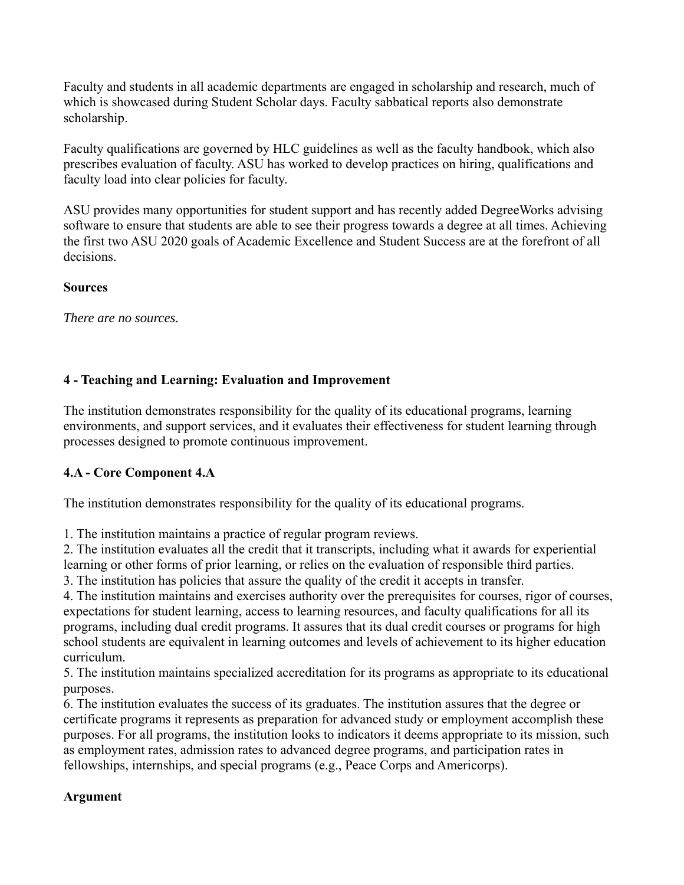Faculty and students in all academic departments are engaged in scholarship and research, much of which is showcased during Student Scholar days. Faculty sabbatical reports also demonstrate scholarship.

Faculty qualifications are governed by HLC guidelines as well as the faculty handbook, which also prescribes evaluation of faculty. ASU has worked to develop practices on hiring, qualifications and faculty load into clear policies for faculty.

ASU provides many opportunities for student support and has recently added DegreeWorks advising software to ensure that students are able to see their progress towards a degree at all times. Achieving the first two ASU 2020 goals of Academic Excellence and Student Success are at the forefront of all decisions.

**Sources**

*There are no sources.*

## 4 - Teaching and Learning: Evaluation and Improvement

The institution demonstrates responsibility for the quality of its educational programs, learning environments, and support services, and it evaluates their effectiveness for student learning through processes designed to promote continuous improvement.

### 4.A - Core Component 4.A

The institution demonstrates responsibility for the quality of its educational programs.

1. The institution maintains a practice of regular program reviews.
2. The institution evaluates all the credit that it transcripts, including what it awards for experiential learning or other forms of prior learning, or relies on the evaluation of responsible third parties.
3. The institution has policies that assure the quality of the credit it accepts in transfer.
4. The institution maintains and exercises authority over the prerequisites for courses, rigor of courses, expectations for student learning, access to learning resources, and faculty qualifications for all its programs, including dual credit programs. It assures that its dual credit courses or programs for high school students are equivalent in learning outcomes and levels of achievement to its higher education curriculum.
5. The institution maintains specialized accreditation for its programs as appropriate to its educational purposes.
6. The institution evaluates the success of its graduates. The institution assures that the degree or certificate programs it represents as preparation for advanced study or employment accomplish these purposes. For all programs, the institution looks to indicators it deems appropriate to its mission, such as employment rates, admission rates to advanced degree programs, and participation rates in fellowships, internships, and special programs (e.g., Peace Corps and Americorps).

**Argument**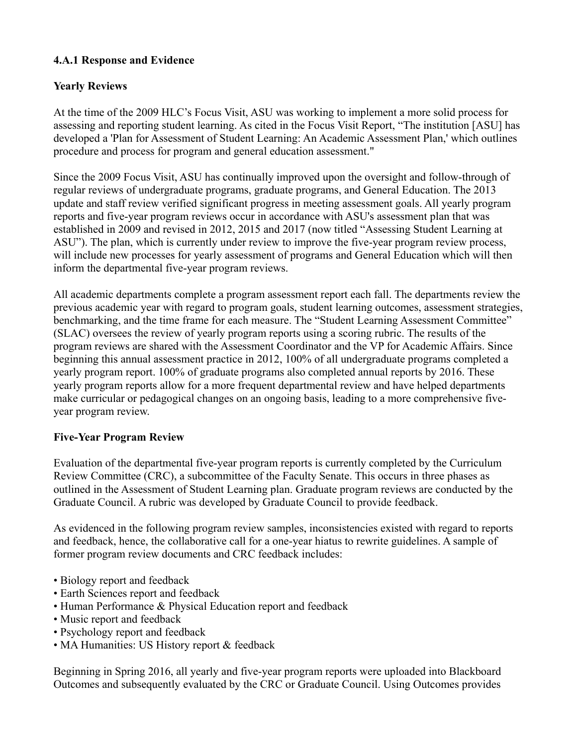**4.A.1 Response and Evidence**

**Yearly Reviews**

At the time of the 2009 HLC's Focus Visit, ASU was working to implement a more solid process for assessing and reporting student learning. As cited in the Focus Visit Report, "The institution [ASU] has developed a 'Plan for Assessment of Student Learning: An Academic Assessment Plan,' which outlines procedure and process for program and general education assessment."

Since the 2009 Focus Visit, ASU has continually improved upon the oversight and follow-through of regular reviews of undergraduate programs, graduate programs, and General Education. The 2013 update and staff review verified significant progress in meeting assessment goals. All yearly program reports and five-year program reviews occur in accordance with ASU's assessment plan that was established in 2009 and revised in 2012, 2015 and 2017 (now titled "Assessing Student Learning at ASU"). The plan, which is currently under review to improve the five-year program review process, will include new processes for yearly assessment of programs and General Education which will then inform the departmental five-year program reviews.

All academic departments complete a program assessment report each fall. The departments review the previous academic year with regard to program goals, student learning outcomes, assessment strategies, benchmarking, and the time frame for each measure. The "Student Learning Assessment Committee" (SLAC) oversees the review of yearly program reports using a scoring rubric. The results of the program reviews are shared with the Assessment Coordinator and the VP for Academic Affairs. Since beginning this annual assessment practice in 2012, 100% of all undergraduate programs completed a yearly program report. 100% of graduate programs also completed annual reports by 2016. These yearly program reports allow for a more frequent departmental review and have helped departments make curricular or pedagogical changes on an ongoing basis, leading to a more comprehensive five-year program review.

**Five-Year Program Review**

Evaluation of the departmental five-year program reports is currently completed by the Curriculum Review Committee (CRC), a subcommittee of the Faculty Senate. This occurs in three phases as outlined in the Assessment of Student Learning plan. Graduate program reviews are conducted by the Graduate Council. A rubric was developed by Graduate Council to provide feedback.

As evidenced in the following program review samples, inconsistencies existed with regard to reports and feedback, hence, the collaborative call for a one-year hiatus to rewrite guidelines. A sample of former program review documents and CRC feedback includes:

- Biology report and feedback
- Earth Sciences report and feedback
- Human Performance & Physical Education report and feedback
- Music report and feedback
- Psychology report and feedback
- MA Humanities: US History report & feedback

Beginning in Spring 2016, all yearly and five-year program reports were uploaded into Blackboard Outcomes and subsequently evaluated by the CRC or Graduate Council. Using Outcomes provides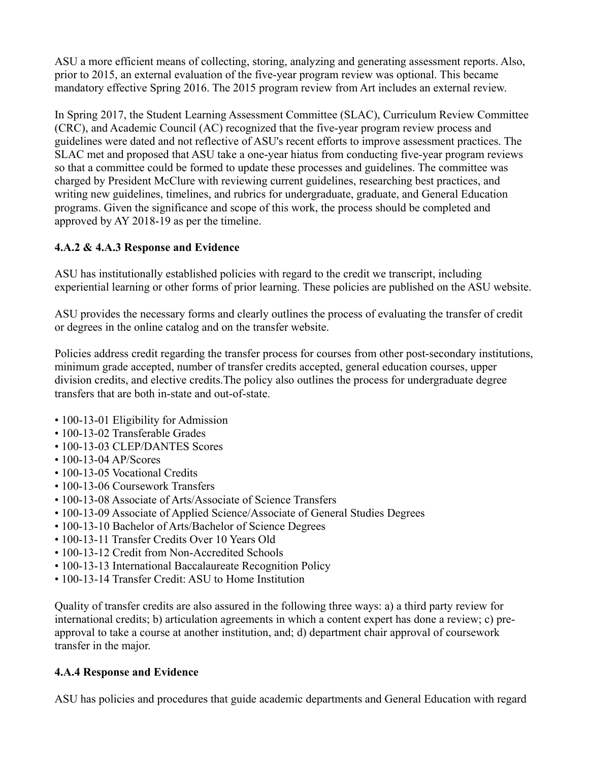ASU a more efficient means of collecting, storing, analyzing and generating assessment reports. Also, prior to 2015, an external evaluation of the five-year program review was optional. This became mandatory effective Spring 2016. The 2015 program review from Art includes an external review.

In Spring 2017, the Student Learning Assessment Committee (SLAC), Curriculum Review Committee (CRC), and Academic Council (AC) recognized that the five-year program review process and guidelines were dated and not reflective of ASU's recent efforts to improve assessment practices. The SLAC met and proposed that ASU take a one-year hiatus from conducting five-year program reviews so that a committee could be formed to update these processes and guidelines. The committee was charged by President McClure with reviewing current guidelines, researching best practices, and writing new guidelines, timelines, and rubrics for undergraduate, graduate, and General Education programs. Given the significance and scope of this work, the process should be completed and approved by AY 2018-19 as per the timeline.

**4.A.2 & 4.A.3 Response and Evidence**

ASU has institutionally established policies with regard to the credit we transcript, including experiential learning or other forms of prior learning. These policies are published on the ASU website.

ASU provides the necessary forms and clearly outlines the process of evaluating the transfer of credit or degrees in the online catalog and on the transfer website.

Policies address credit regarding the transfer process for courses from other post-secondary institutions, minimum grade accepted, number of transfer credits accepted, general education courses, upper division credits, and elective credits.The policy also outlines the process for undergraduate degree transfers that are both in-state and out-of-state.

- 100-13-01 Eligibility for Admission
- 100-13-02 Transferable Grades
- 100-13-03 CLEP/DANTES Scores
- 100-13-04 AP/Scores
- 100-13-05 Vocational Credits
- 100-13-06 Coursework Transfers
- 100-13-08 Associate of Arts/Associate of Science Transfers
- 100-13-09 Associate of Applied Science/Associate of General Studies Degrees
- 100-13-10 Bachelor of Arts/Bachelor of Science Degrees
- 100-13-11 Transfer Credits Over 10 Years Old
- 100-13-12 Credit from Non-Accredited Schools
- 100-13-13 International Baccalaureate Recognition Policy
- 100-13-14 Transfer Credit: ASU to Home Institution

Quality of transfer credits are also assured in the following three ways: a) a third party review for international credits; b) articulation agreements in which a content expert has done a review; c) pre-approval to take a course at another institution, and; d) department chair approval of coursework transfer in the major.

**4.A.4 Response and Evidence**

ASU has policies and procedures that guide academic departments and General Education with regard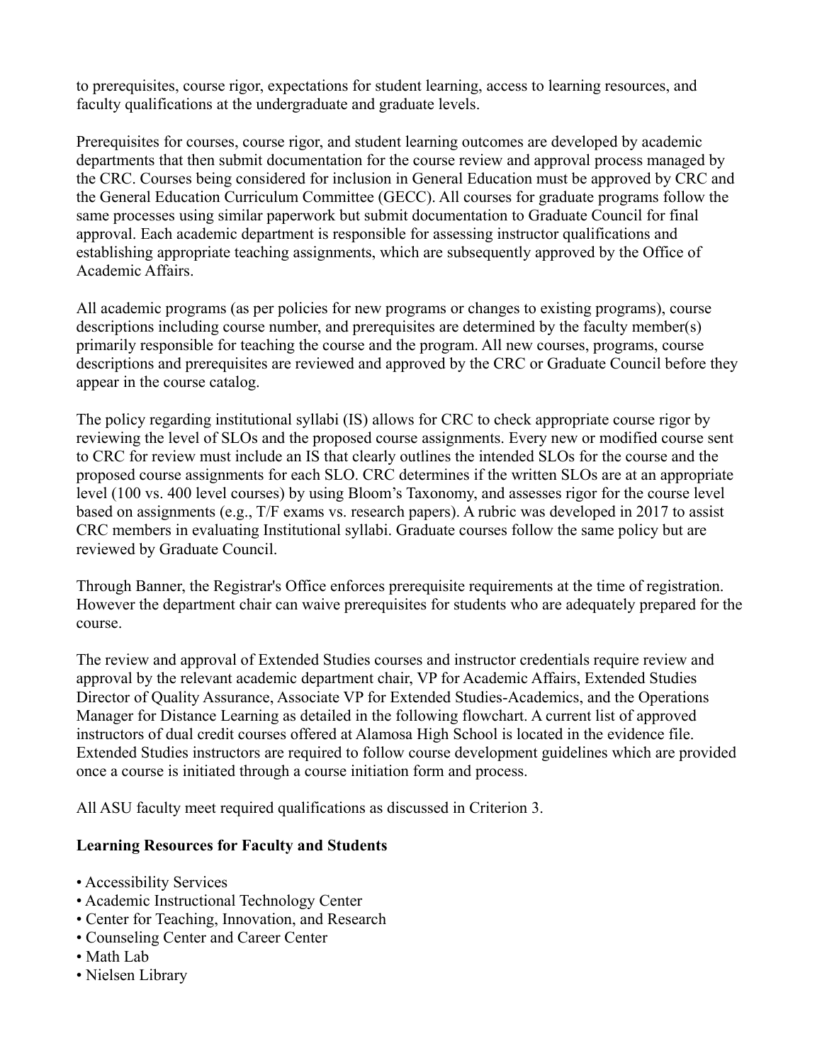to prerequisites, course rigor, expectations for student learning, access to learning resources, and faculty qualifications at the undergraduate and graduate levels.

Prerequisites for courses, course rigor, and student learning outcomes are developed by academic departments that then submit documentation for the course review and approval process managed by the CRC. Courses being considered for inclusion in General Education must be approved by CRC and the General Education Curriculum Committee (GECC). All courses for graduate programs follow the same processes using similar paperwork but submit documentation to Graduate Council for final approval. Each academic department is responsible for assessing instructor qualifications and establishing appropriate teaching assignments, which are subsequently approved by the Office of Academic Affairs.

All academic programs (as per policies for new programs or changes to existing programs), course descriptions including course number, and prerequisites are determined by the faculty member(s) primarily responsible for teaching the course and the program. All new courses, programs, course descriptions and prerequisites are reviewed and approved by the CRC or Graduate Council before they appear in the course catalog.

The policy regarding institutional syllabi (IS) allows for CRC to check appropriate course rigor by reviewing the level of SLOs and the proposed course assignments. Every new or modified course sent to CRC for review must include an IS that clearly outlines the intended SLOs for the course and the proposed course assignments for each SLO. CRC determines if the written SLOs are at an appropriate level (100 vs. 400 level courses) by using Bloom's Taxonomy, and assesses rigor for the course level based on assignments (e.g., T/F exams vs. research papers). A rubric was developed in 2017 to assist CRC members in evaluating Institutional syllabi. Graduate courses follow the same policy but are reviewed by Graduate Council.

Through Banner, the Registrar's Office enforces prerequisite requirements at the time of registration. However the department chair can waive prerequisites for students who are adequately prepared for the course.

The review and approval of Extended Studies courses and instructor credentials require review and approval by the relevant academic department chair, VP for Academic Affairs, Extended Studies Director of Quality Assurance, Associate VP for Extended Studies-Academics, and the Operations Manager for Distance Learning as detailed in the following flowchart. A current list of approved instructors of dual credit courses offered at Alamosa High School is located in the evidence file. Extended Studies instructors are required to follow course development guidelines which are provided once a course is initiated through a course initiation form and process.

All ASU faculty meet required qualifications as discussed in Criterion 3.

**Learning Resources for Faculty and Students**

- Accessibility Services
- Academic Instructional Technology Center
- Center for Teaching, Innovation, and Research
- Counseling Center and Career Center
- Math Lab
- Nielsen Library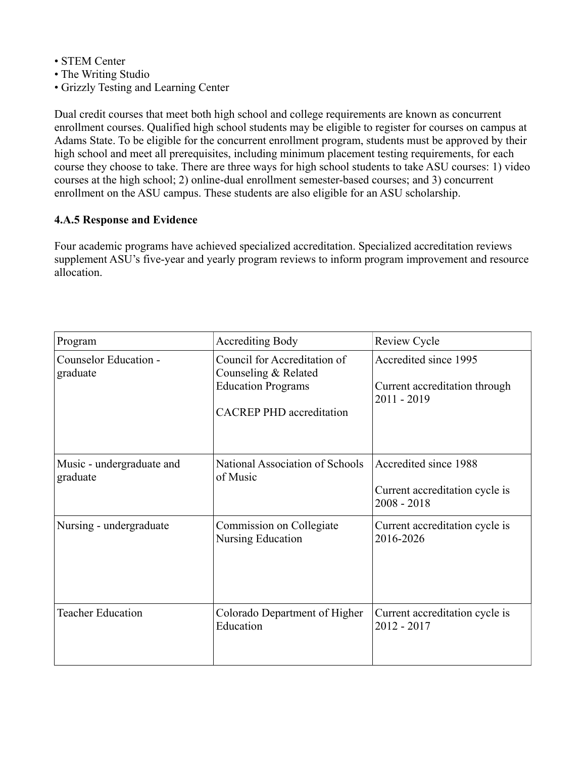- STEM Center
- The Writing Studio
- Grizzly Testing and Learning Center

Dual credit courses that meet both high school and college requirements are known as concurrent enrollment courses. Qualified high school students may be eligible to register for courses on campus at Adams State. To be eligible for the concurrent enrollment program, students must be approved by their high school and meet all prerequisites, including minimum placement testing requirements, for each course they choose to take. There are three ways for high school students to take ASU courses: 1) video courses at the high school; 2) online-dual enrollment semester-based courses; and 3) concurrent enrollment on the ASU campus. These students are also eligible for an ASU scholarship.

**4.A.5 Response and Evidence**

Four academic programs have achieved specialized accreditation. Specialized accreditation reviews supplement ASU's five-year and yearly program reviews to inform program improvement and resource allocation.

| Program | Accrediting Body | Review Cycle |
|---|---|---|
| Counselor Education - graduate | Council for Accreditation of Counseling & Related Education Programs<br><br>CACREP PHD accreditation | Accredited since 1995<br><br>Current accreditation through 2011 - 2019 |
| Music - undergraduate and graduate | National Association of Schools of Music | Accredited since 1988<br><br>Current accreditation cycle is 2008 - 2018 |
| Nursing - undergraduate | Commission on Collegiate Nursing Education | Current accreditation cycle is 2016-2026 |
| Teacher Education | Colorado Department of Higher Education | Current accreditation cycle is 2012 - 2017 |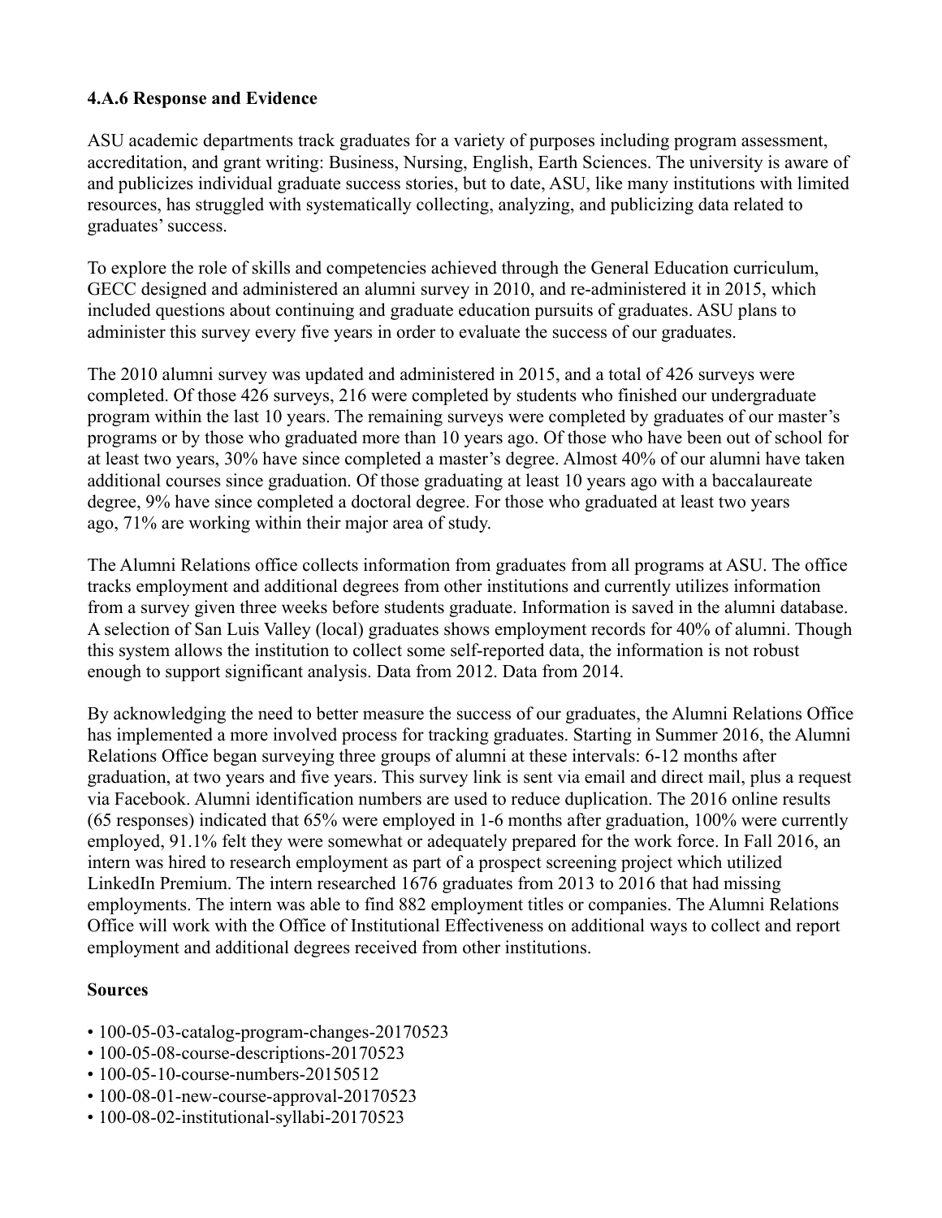**4.A.6 Response and Evidence**

ASU academic departments track graduates for a variety of purposes including program assessment, accreditation, and grant writing: Business, Nursing, English, Earth Sciences. The university is aware of and publicizes individual graduate success stories, but to date, ASU, like many institutions with limited resources, has struggled with systematically collecting, analyzing, and publicizing data related to graduates' success.

To explore the role of skills and competencies achieved through the General Education curriculum, GECC designed and administered an alumni survey in 2010, and re-administered it in 2015, which included questions about continuing and graduate education pursuits of graduates. ASU plans to administer this survey every five years in order to evaluate the success of our graduates.

The 2010 alumni survey was updated and administered in 2015, and a total of 426 surveys were completed. Of those 426 surveys, 216 were completed by students who finished our undergraduate program within the last 10 years. The remaining surveys were completed by graduates of our master's programs or by those who graduated more than 10 years ago. Of those who have been out of school for at least two years, 30% have since completed a master's degree. Almost 40% of our alumni have taken additional courses since graduation. Of those graduating at least 10 years ago with a baccalaureate degree, 9% have since completed a doctoral degree. For those who graduated at least two years ago, 71% are working within their major area of study.

The Alumni Relations office collects information from graduates from all programs at ASU. The office tracks employment and additional degrees from other institutions and currently utilizes information from a survey given three weeks before students graduate. Information is saved in the alumni database. A selection of San Luis Valley (local) graduates shows employment records for 40% of alumni. Though this system allows the institution to collect some self-reported data, the information is not robust enough to support significant analysis. Data from 2012. Data from 2014.

By acknowledging the need to better measure the success of our graduates, the Alumni Relations Office has implemented a more involved process for tracking graduates. Starting in Summer 2016, the Alumni Relations Office began surveying three groups of alumni at these intervals: 6-12 months after graduation, at two years and five years. This survey link is sent via email and direct mail, plus a request via Facebook. Alumni identification numbers are used to reduce duplication. The 2016 online results (65 responses) indicated that 65% were employed in 1-6 months after graduation, 100% were currently employed, 91.1% felt they were somewhat or adequately prepared for the work force. In Fall 2016, an intern was hired to research employment as part of a prospect screening project which utilized LinkedIn Premium. The intern researched 1676 graduates from 2013 to 2016 that had missing employments. The intern was able to find 882 employment titles or companies. The Alumni Relations Office will work with the Office of Institutional Effectiveness on additional ways to collect and report employment and additional degrees received from other institutions.

**Sources**

- 100-05-03-catalog-program-changes-20170523
- 100-05-08-course-descriptions-20170523
- 100-05-10-course-numbers-20150512
- 100-08-01-new-course-approval-20170523
- 100-08-02-institutional-syllabi-20170523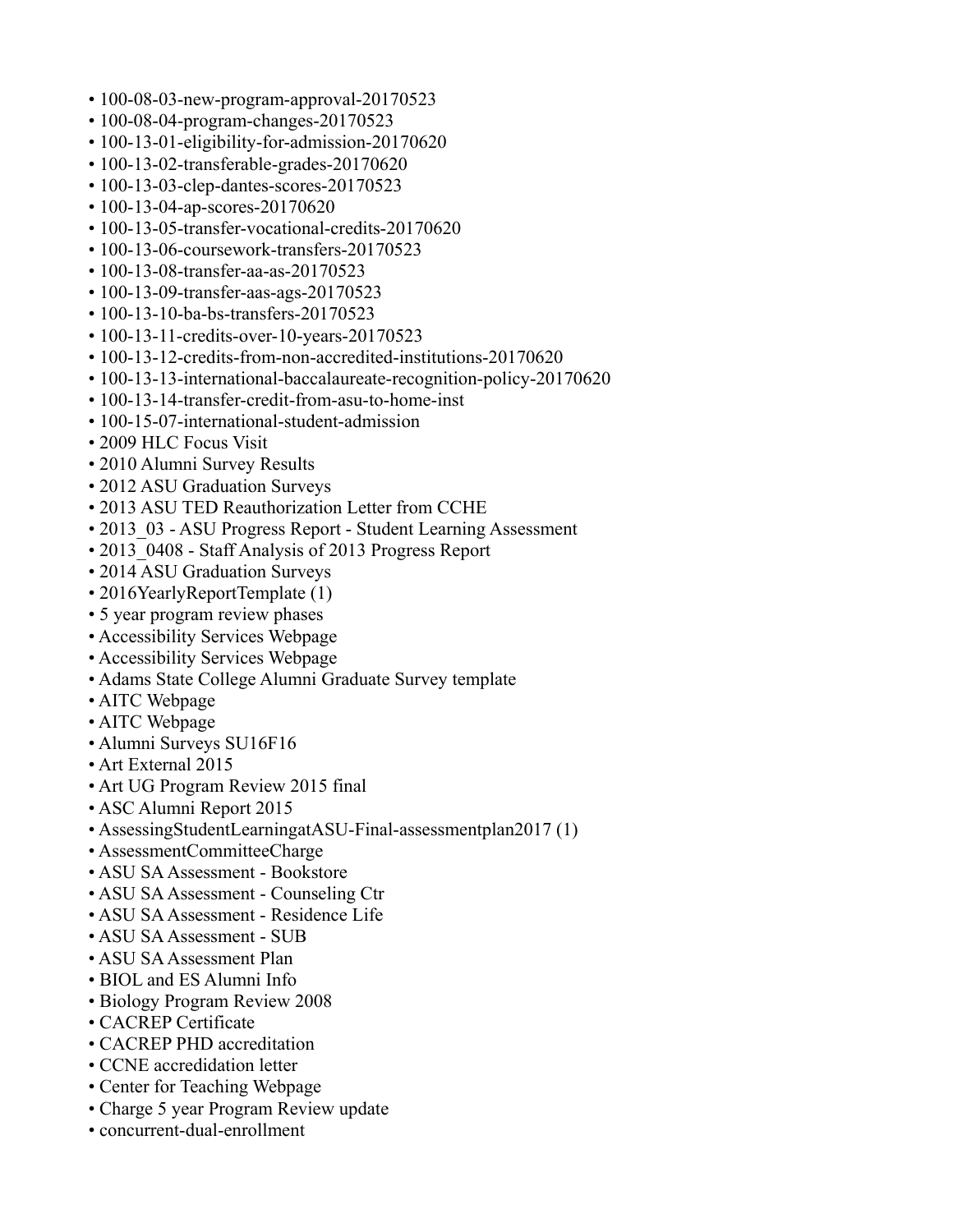- 100-08-03-new-program-approval-20170523
- 100-08-04-program-changes-20170523
- 100-13-01-eligibility-for-admission-20170620
- 100-13-02-transferable-grades-20170620
- 100-13-03-clep-dantes-scores-20170523
- 100-13-04-ap-scores-20170620
- 100-13-05-transfer-vocational-credits-20170620
- 100-13-06-coursework-transfers-20170523
- 100-13-08-transfer-aa-as-20170523
- 100-13-09-transfer-aas-ags-20170523
- 100-13-10-ba-bs-transfers-20170523
- 100-13-11-credits-over-10-years-20170523
- 100-13-12-credits-from-non-accredited-institutions-20170620
- 100-13-13-international-baccalaureate-recognition-policy-20170620
- 100-13-14-transfer-credit-from-asu-to-home-inst
- 100-15-07-international-student-admission
- 2009 HLC Focus Visit
- 2010 Alumni Survey Results
- 2012 ASU Graduation Surveys
- 2013 ASU TED Reauthorization Letter from CCHE
- 2013_03 - ASU Progress Report - Student Learning Assessment
- 2013_0408 - Staff Analysis of 2013 Progress Report
- 2014 ASU Graduation Surveys
- 2016YearlyReportTemplate (1)
- 5 year program review phases
- Accessibility Services Webpage
- Accessibility Services Webpage
- Adams State College Alumni Graduate Survey template
- AITC Webpage
- AITC Webpage
- Alumni Surveys SU16F16
- Art External 2015
- Art UG Program Review 2015 final
- ASC Alumni Report 2015
- AssessingStudentLearningatASU-Final-assessmentplan2017 (1)
- AssessmentCommitteeCharge
- ASU SA Assessment - Bookstore
- ASU SA Assessment - Counseling Ctr
- ASU SA Assessment - Residence Life
- ASU SA Assessment - SUB
- ASU SA Assessment Plan
- BIOL and ES Alumni Info
- Biology Program Review 2008
- CACREP Certificate
- CACREP PHD accreditation
- CCNE accredidation letter
- Center for Teaching Webpage
- Charge 5 year Program Review update
- concurrent-dual-enrollment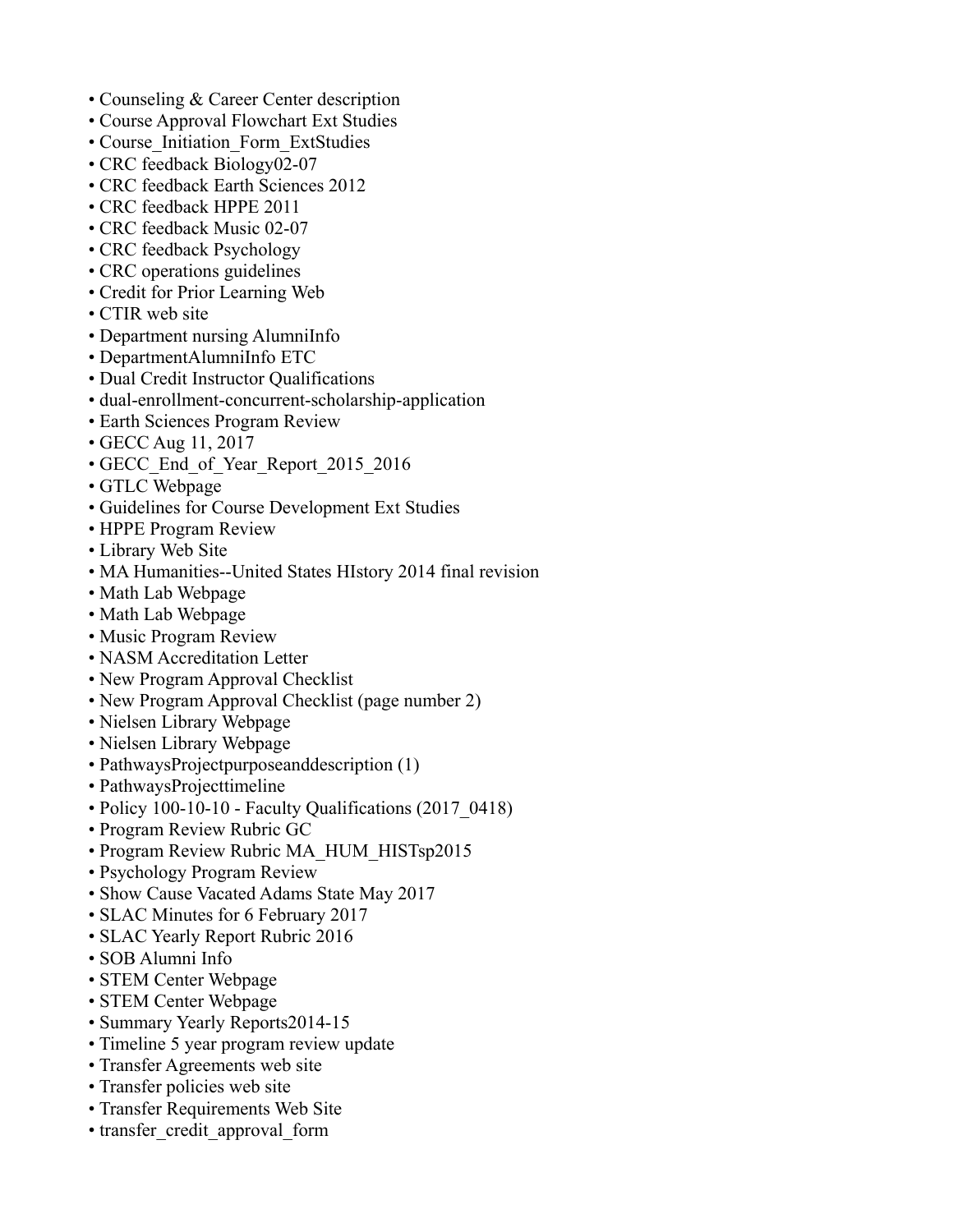- Counseling & Career Center description
- Course Approval Flowchart Ext Studies
- Course_Initiation_Form_ExtStudies
- CRC feedback Biology02-07
- CRC feedback Earth Sciences 2012
- CRC feedback HPPE 2011
- CRC feedback Music 02-07
- CRC feedback Psychology
- CRC operations guidelines
- Credit for Prior Learning Web
- CTIR web site
- Department nursing AlumniInfo
- DepartmentAlumniInfo ETC
- Dual Credit Instructor Qualifications
- dual-enrollment-concurrent-scholarship-application
- Earth Sciences Program Review
- GECC Aug 11, 2017
- GECC_End_of_Year_Report_2015_2016
- GTLC Webpage
- Guidelines for Course Development Ext Studies
- HPPE Program Review
- Library Web Site
- MA Humanities--United States HIstory 2014 final revision
- Math Lab Webpage
- Math Lab Webpage
- Music Program Review
- NASM Accreditation Letter
- New Program Approval Checklist
- New Program Approval Checklist (page number 2)
- Nielsen Library Webpage
- Nielsen Library Webpage
- PathwaysProjectpurposeanddescription (1)
- PathwaysProjecttimeline
- Policy 100-10-10 - Faculty Qualifications (2017_0418)
- Program Review Rubric GC
- Program Review Rubric MA_HUM_HISTsp2015
- Psychology Program Review
- Show Cause Vacated Adams State May 2017
- SLAC Minutes for 6 February 2017
- SLAC Yearly Report Rubric 2016
- SOB Alumni Info
- STEM Center Webpage
- STEM Center Webpage
- Summary Yearly Reports2014-15
- Timeline 5 year program review update
- Transfer Agreements web site
- Transfer policies web site
- Transfer Requirements Web Site
- transfer_credit_approval_form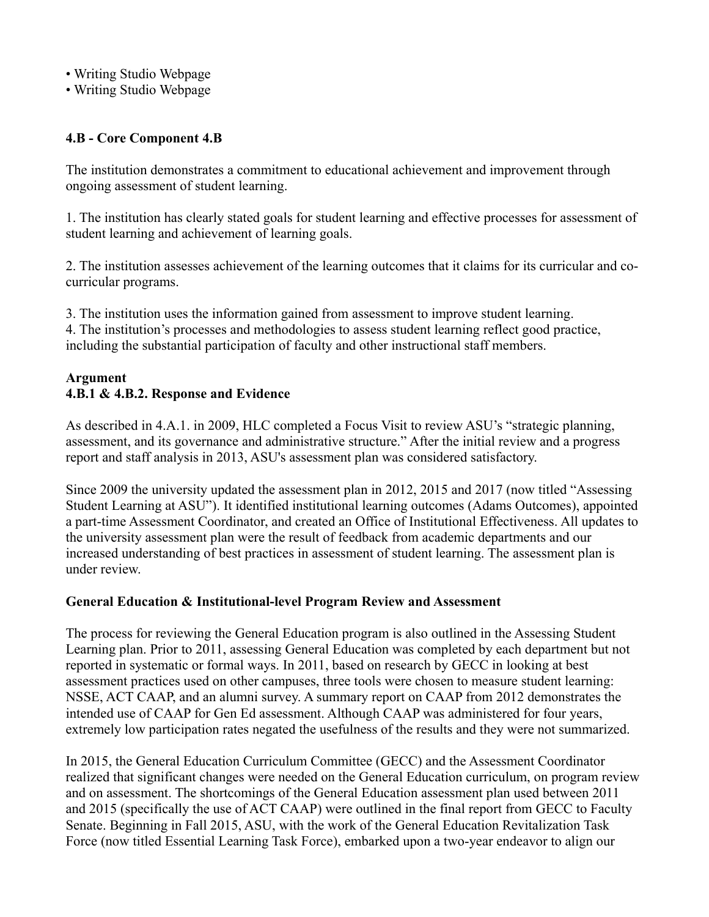- Writing Studio Webpage
- Writing Studio Webpage

**4.B - Core Component 4.B**

The institution demonstrates a commitment to educational achievement and improvement through ongoing assessment of student learning.

1. The institution has clearly stated goals for student learning and effective processes for assessment of student learning and achievement of learning goals.

2. The institution assesses achievement of the learning outcomes that it claims for its curricular and co-curricular programs.

3. The institution uses the information gained from assessment to improve student learning.
4. The institution's processes and methodologies to assess student learning reflect good practice, including the substantial participation of faculty and other instructional staff members.

**Argument**
**4.B.1 & 4.B.2. Response and Evidence**

As described in 4.A.1. in 2009, HLC completed a Focus Visit to review ASU's "strategic planning, assessment, and its governance and administrative structure." After the initial review and a progress report and staff analysis in 2013, ASU's assessment plan was considered satisfactory.

Since 2009 the university updated the assessment plan in 2012, 2015 and 2017 (now titled "Assessing Student Learning at ASU"). It identified institutional learning outcomes (Adams Outcomes), appointed a part-time Assessment Coordinator, and created an Office of Institutional Effectiveness. All updates to the university assessment plan were the result of feedback from academic departments and our increased understanding of best practices in assessment of student learning. The assessment plan is under review.

**General Education & Institutional-level Program Review and Assessment**

The process for reviewing the General Education program is also outlined in the Assessing Student Learning plan. Prior to 2011, assessing General Education was completed by each department but not reported in systematic or formal ways. In 2011, based on research by GECC in looking at best assessment practices used on other campuses, three tools were chosen to measure student learning: NSSE, ACT CAAP, and an alumni survey. A summary report on CAAP from 2012 demonstrates the intended use of CAAP for Gen Ed assessment. Although CAAP was administered for four years, extremely low participation rates negated the usefulness of the results and they were not summarized.

In 2015, the General Education Curriculum Committee (GECC) and the Assessment Coordinator realized that significant changes were needed on the General Education curriculum, on program review and on assessment. The shortcomings of the General Education assessment plan used between 2011 and 2015 (specifically the use of ACT CAAP) were outlined in the final report from GECC to Faculty Senate. Beginning in Fall 2015, ASU, with the work of the General Education Revitalization Task Force (now titled Essential Learning Task Force), embarked upon a two-year endeavor to align our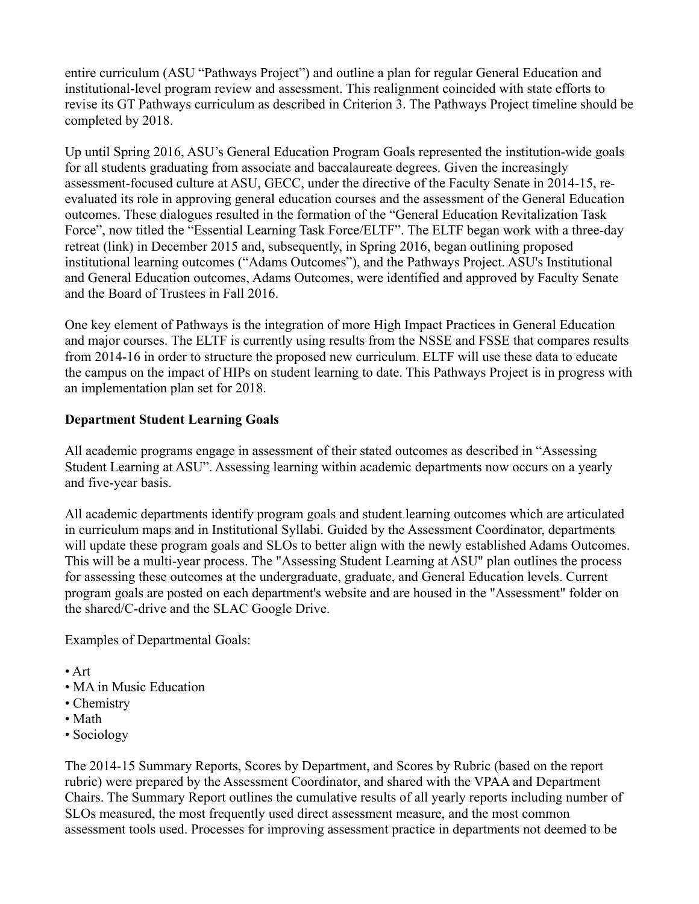entire curriculum (ASU "Pathways Project") and outline a plan for regular General Education and institutional-level program review and assessment. This realignment coincided with state efforts to revise its GT Pathways curriculum as described in Criterion 3. The Pathways Project timeline should be completed by 2018.

Up until Spring 2016, ASU's General Education Program Goals represented the institution-wide goals for all students graduating from associate and baccalaureate degrees. Given the increasingly assessment-focused culture at ASU, GECC, under the directive of the Faculty Senate in 2014-15, re-evaluated its role in approving general education courses and the assessment of the General Education outcomes. These dialogues resulted in the formation of the "General Education Revitalization Task Force", now titled the "Essential Learning Task Force/ELTF". The ELTF began work with a three-day retreat (link) in December 2015 and, subsequently, in Spring 2016, began outlining proposed institutional learning outcomes ("Adams Outcomes"), and the Pathways Project. ASU's Institutional and General Education outcomes, Adams Outcomes, were identified and approved by Faculty Senate and the Board of Trustees in Fall 2016.

One key element of Pathways is the integration of more High Impact Practices in General Education and major courses. The ELTF is currently using results from the NSSE and FSSE that compares results from 2014-16 in order to structure the proposed new curriculum. ELTF will use these data to educate the campus on the impact of HIPs on student learning to date. This Pathways Project is in progress with an implementation plan set for 2018.

**Department Student Learning Goals**

All academic programs engage in assessment of their stated outcomes as described in "Assessing Student Learning at ASU". Assessing learning within academic departments now occurs on a yearly and five-year basis.

All academic departments identify program goals and student learning outcomes which are articulated in curriculum maps and in Institutional Syllabi. Guided by the Assessment Coordinator, departments will update these program goals and SLOs to better align with the newly established Adams Outcomes. This will be a multi-year process. The "Assessing Student Learning at ASU" plan outlines the process for assessing these outcomes at the undergraduate, graduate, and General Education levels. Current program goals are posted on each department's website and are housed in the "Assessment" folder on the shared/C-drive and the SLAC Google Drive.

Examples of Departmental Goals:

- Art
- MA in Music Education
- Chemistry
- Math
- Sociology

The 2014-15 Summary Reports, Scores by Department, and Scores by Rubric (based on the report rubric) were prepared by the Assessment Coordinator, and shared with the VPAA and Department Chairs. The Summary Report outlines the cumulative results of all yearly reports including number of SLOs measured, the most frequently used direct assessment measure, and the most common assessment tools used. Processes for improving assessment practice in departments not deemed to be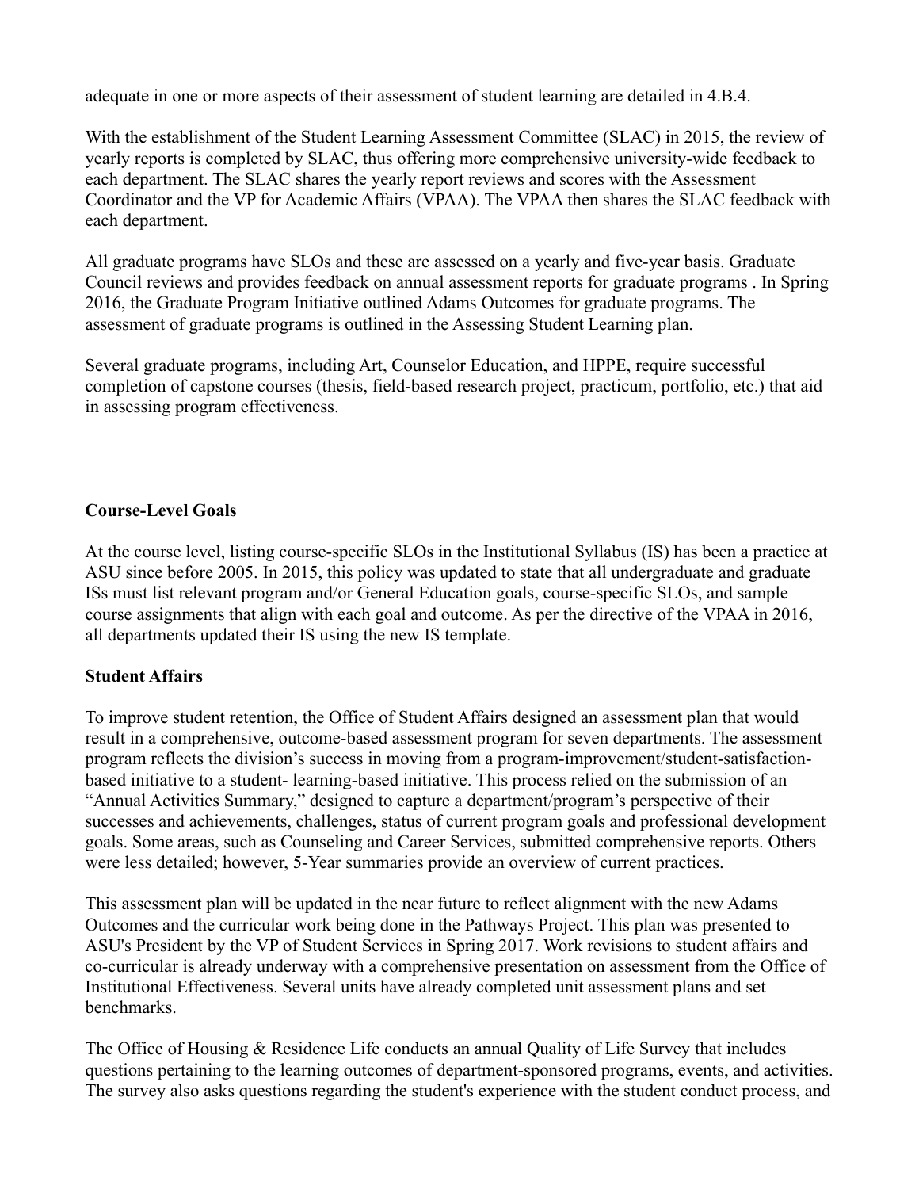adequate in one or more aspects of their assessment of student learning are detailed in 4.B.4.

With the establishment of the Student Learning Assessment Committee (SLAC) in 2015, the review of yearly reports is completed by SLAC, thus offering more comprehensive university-wide feedback to each department. The SLAC shares the yearly report reviews and scores with the Assessment Coordinator and the VP for Academic Affairs (VPAA). The VPAA then shares the SLAC feedback with each department.

All graduate programs have SLOs and these are assessed on a yearly and five-year basis. Graduate Council reviews and provides feedback on annual assessment reports for graduate programs . In Spring 2016, the Graduate Program Initiative outlined Adams Outcomes for graduate programs. The assessment of graduate programs is outlined in the Assessing Student Learning plan.

Several graduate programs, including Art, Counselor Education, and HPPE, require successful completion of capstone courses (thesis, field-based research project, practicum, portfolio, etc.) that aid in assessing program effectiveness.

**Course-Level Goals**

At the course level, listing course-specific SLOs in the Institutional Syllabus (IS) has been a practice at ASU since before 2005. In 2015, this policy was updated to state that all undergraduate and graduate ISs must list relevant program and/or General Education goals, course-specific SLOs, and sample course assignments that align with each goal and outcome. As per the directive of the VPAA in 2016, all departments updated their IS using the new IS template.

**Student Affairs**

To improve student retention, the Office of Student Affairs designed an assessment plan that would result in a comprehensive, outcome-based assessment program for seven departments. The assessment program reflects the division's success in moving from a program-improvement/student-satisfaction-based initiative to a student- learning-based initiative. This process relied on the submission of an "Annual Activities Summary," designed to capture a department/program's perspective of their successes and achievements, challenges, status of current program goals and professional development goals. Some areas, such as Counseling and Career Services, submitted comprehensive reports. Others were less detailed; however, 5-Year summaries provide an overview of current practices.

This assessment plan will be updated in the near future to reflect alignment with the new Adams Outcomes and the curricular work being done in the Pathways Project. This plan was presented to ASU's President by the VP of Student Services in Spring 2017. Work revisions to student affairs and co-curricular is already underway with a comprehensive presentation on assessment from the Office of Institutional Effectiveness. Several units have already completed unit assessment plans and set benchmarks.

The Office of Housing & Residence Life conducts an annual Quality of Life Survey that includes questions pertaining to the learning outcomes of department-sponsored programs, events, and activities. The survey also asks questions regarding the student's experience with the student conduct process, and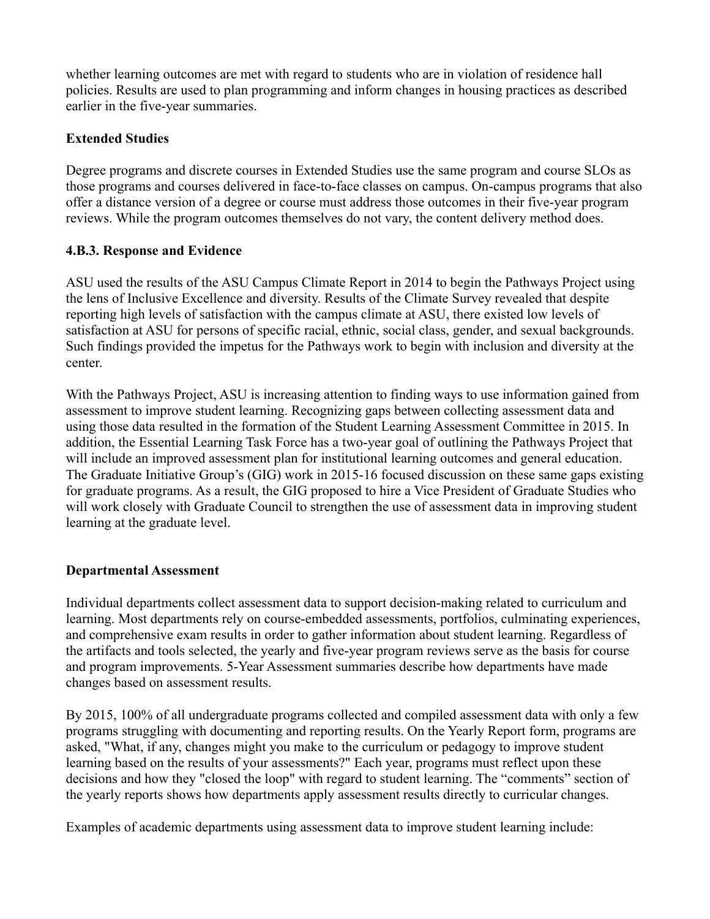whether learning outcomes are met with regard to students who are in violation of residence hall policies. Results are used to plan programming and inform changes in housing practices as described earlier in the five-year summaries.

**Extended Studies**

Degree programs and discrete courses in Extended Studies use the same program and course SLOs as those programs and courses delivered in face-to-face classes on campus. On-campus programs that also offer a distance version of a degree or course must address those outcomes in their five-year program reviews. While the program outcomes themselves do not vary, the content delivery method does.

**4.B.3. Response and Evidence**

ASU used the results of the ASU Campus Climate Report in 2014 to begin the Pathways Project using the lens of Inclusive Excellence and diversity. Results of the Climate Survey revealed that despite reporting high levels of satisfaction with the campus climate at ASU, there existed low levels of satisfaction at ASU for persons of specific racial, ethnic, social class, gender, and sexual backgrounds. Such findings provided the impetus for the Pathways work to begin with inclusion and diversity at the center.

With the Pathways Project, ASU is increasing attention to finding ways to use information gained from assessment to improve student learning. Recognizing gaps between collecting assessment data and using those data resulted in the formation of the Student Learning Assessment Committee in 2015. In addition, the Essential Learning Task Force has a two-year goal of outlining the Pathways Project that will include an improved assessment plan for institutional learning outcomes and general education. The Graduate Initiative Group's (GIG) work in 2015-16 focused discussion on these same gaps existing for graduate programs. As a result, the GIG proposed to hire a Vice President of Graduate Studies who will work closely with Graduate Council to strengthen the use of assessment data in improving student learning at the graduate level.

**Departmental Assessment**

Individual departments collect assessment data to support decision-making related to curriculum and learning. Most departments rely on course-embedded assessments, portfolios, culminating experiences, and comprehensive exam results in order to gather information about student learning. Regardless of the artifacts and tools selected, the yearly and five-year program reviews serve as the basis for course and program improvements. 5-Year Assessment summaries describe how departments have made changes based on assessment results.

By 2015, 100% of all undergraduate programs collected and compiled assessment data with only a few programs struggling with documenting and reporting results. On the Yearly Report form, programs are asked, "What, if any, changes might you make to the curriculum or pedagogy to improve student learning based on the results of your assessments?" Each year, programs must reflect upon these decisions and how they "closed the loop" with regard to student learning. The "comments" section of the yearly reports shows how departments apply assessment results directly to curricular changes.

Examples of academic departments using assessment data to improve student learning include: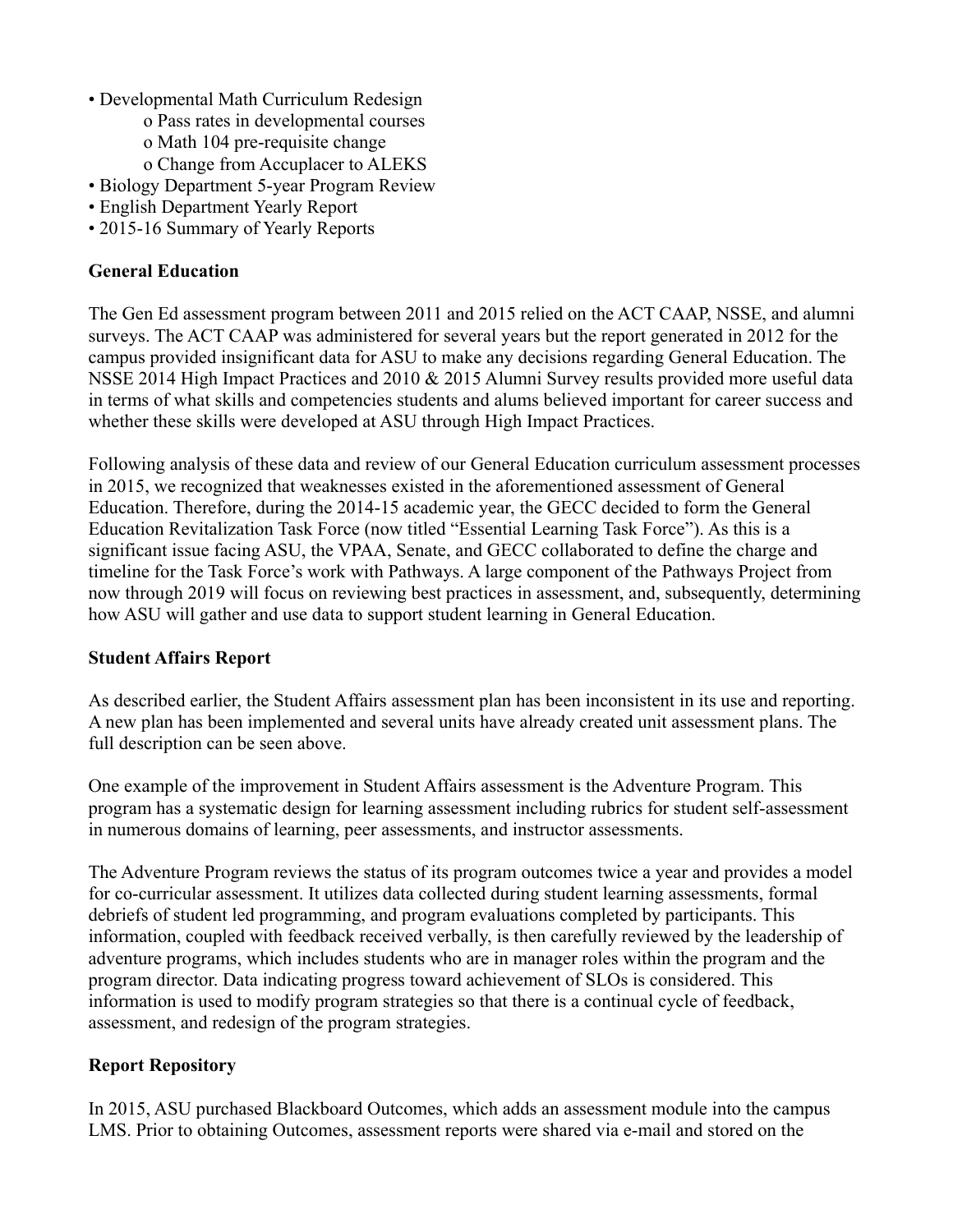- Developmental Math Curriculum Redesign
    - Pass rates in developmental courses
    - Math 104 pre-requisite change
    - Change from Accuplacer to ALEKS
- Biology Department 5-year Program Review
- English Department Yearly Report
- 2015-16 Summary of Yearly Reports

**General Education**

The Gen Ed assessment program between 2011 and 2015 relied on the ACT CAAP, NSSE, and alumni surveys. The ACT CAAP was administered for several years but the report generated in 2012 for the campus provided insignificant data for ASU to make any decisions regarding General Education. The NSSE 2014 High Impact Practices and 2010 & 2015 Alumni Survey results provided more useful data in terms of what skills and competencies students and alums believed important for career success and whether these skills were developed at ASU through High Impact Practices.

Following analysis of these data and review of our General Education curriculum assessment processes in 2015, we recognized that weaknesses existed in the aforementioned assessment of General Education. Therefore, during the 2014-15 academic year, the GECC decided to form the General Education Revitalization Task Force (now titled "Essential Learning Task Force"). As this is a significant issue facing ASU, the VPAA, Senate, and GECC collaborated to define the charge and timeline for the Task Force's work with Pathways. A large component of the Pathways Project from now through 2019 will focus on reviewing best practices in assessment, and, subsequently, determining how ASU will gather and use data to support student learning in General Education.

**Student Affairs Report**

As described earlier, the Student Affairs assessment plan has been inconsistent in its use and reporting. A new plan has been implemented and several units have already created unit assessment plans. The full description can be seen above.

One example of the improvement in Student Affairs assessment is the Adventure Program. This program has a systematic design for learning assessment including rubrics for student self-assessment in numerous domains of learning, peer assessments, and instructor assessments.

The Adventure Program reviews the status of its program outcomes twice a year and provides a model for co-curricular assessment. It utilizes data collected during student learning assessments, formal debriefs of student led programming, and program evaluations completed by participants. This information, coupled with feedback received verbally, is then carefully reviewed by the leadership of adventure programs, which includes students who are in manager roles within the program and the program director. Data indicating progress toward achievement of SLOs is considered. This information is used to modify program strategies so that there is a continual cycle of feedback, assessment, and redesign of the program strategies.

**Report Repository**

In 2015, ASU purchased Blackboard Outcomes, which adds an assessment module into the campus LMS. Prior to obtaining Outcomes, assessment reports were shared via e-mail and stored on the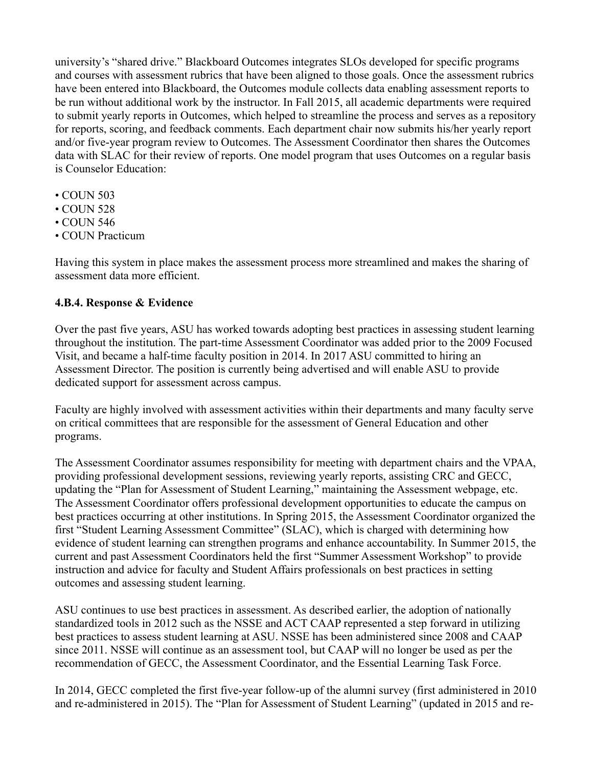university's "shared drive." Blackboard Outcomes integrates SLOs developed for specific programs and courses with assessment rubrics that have been aligned to those goals. Once the assessment rubrics have been entered into Blackboard, the Outcomes module collects data enabling assessment reports to be run without additional work by the instructor. In Fall 2015, all academic departments were required to submit yearly reports in Outcomes, which helped to streamline the process and serves as a repository for reports, scoring, and feedback comments. Each department chair now submits his/her yearly report and/or five-year program review to Outcomes. The Assessment Coordinator then shares the Outcomes data with SLAC for their review of reports. One model program that uses Outcomes on a regular basis is Counselor Education:

- COUN 503
- COUN 528
- COUN 546
- COUN Practicum

Having this system in place makes the assessment process more streamlined and makes the sharing of assessment data more efficient.

**4.B.4. Response & Evidence**

Over the past five years, ASU has worked towards adopting best practices in assessing student learning throughout the institution. The part-time Assessment Coordinator was added prior to the 2009 Focused Visit, and became a half-time faculty position in 2014. In 2017 ASU committed to hiring an Assessment Director. The position is currently being advertised and will enable ASU to provide dedicated support for assessment across campus.

Faculty are highly involved with assessment activities within their departments and many faculty serve on critical committees that are responsible for the assessment of General Education and other programs.

The Assessment Coordinator assumes responsibility for meeting with department chairs and the VPAA, providing professional development sessions, reviewing yearly reports, assisting CRC and GECC, updating the "Plan for Assessment of Student Learning," maintaining the Assessment webpage, etc. The Assessment Coordinator offers professional development opportunities to educate the campus on best practices occurring at other institutions. In Spring 2015, the Assessment Coordinator organized the first "Student Learning Assessment Committee" (SLAC), which is charged with determining how evidence of student learning can strengthen programs and enhance accountability. In Summer 2015, the current and past Assessment Coordinators held the first "Summer Assessment Workshop" to provide instruction and advice for faculty and Student Affairs professionals on best practices in setting outcomes and assessing student learning.

ASU continues to use best practices in assessment. As described earlier, the adoption of nationally standardized tools in 2012 such as the NSSE and ACT CAAP represented a step forward in utilizing best practices to assess student learning at ASU. NSSE has been administered since 2008 and CAAP since 2011. NSSE will continue as an assessment tool, but CAAP will no longer be used as per the recommendation of GECC, the Assessment Coordinator, and the Essential Learning Task Force.

In 2014, GECC completed the first five-year follow-up of the alumni survey (first administered in 2010 and re-administered in 2015). The "Plan for Assessment of Student Learning" (updated in 2015 and re-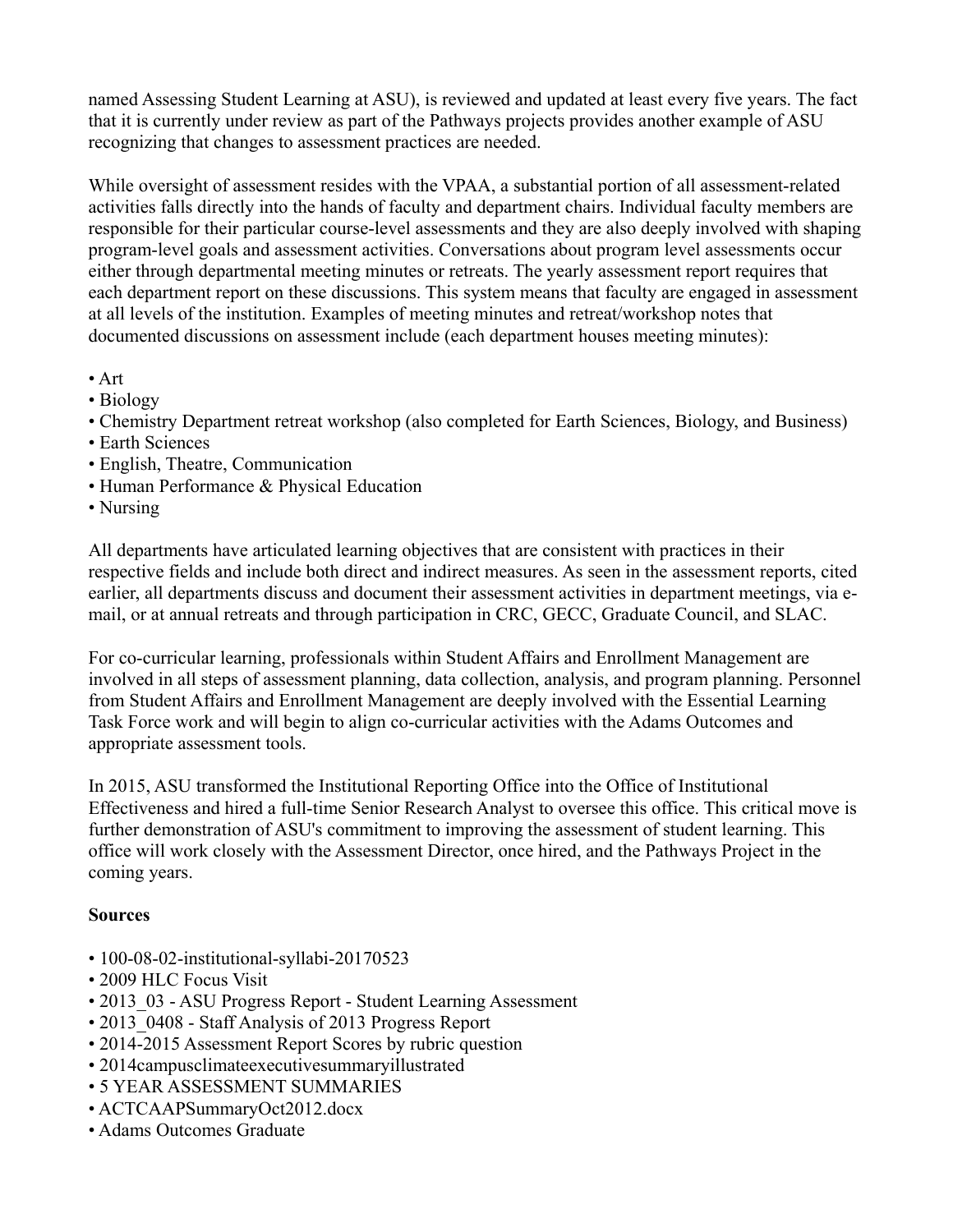named Assessing Student Learning at ASU), is reviewed and updated at least every five years. The fact that it is currently under review as part of the Pathways projects provides another example of ASU recognizing that changes to assessment practices are needed.

While oversight of assessment resides with the VPAA, a substantial portion of all assessment-related activities falls directly into the hands of faculty and department chairs. Individual faculty members are responsible for their particular course-level assessments and they are also deeply involved with shaping program-level goals and assessment activities. Conversations about program level assessments occur either through departmental meeting minutes or retreats. The yearly assessment report requires that each department report on these discussions. This system means that faculty are engaged in assessment at all levels of the institution. Examples of meeting minutes and retreat/workshop notes that documented discussions on assessment include (each department houses meeting minutes):

- Art
- Biology
- Chemistry Department retreat workshop (also completed for Earth Sciences, Biology, and Business)
- Earth Sciences
- English, Theatre, Communication
- Human Performance & Physical Education
- Nursing

All departments have articulated learning objectives that are consistent with practices in their respective fields and include both direct and indirect measures. As seen in the assessment reports, cited earlier, all departments discuss and document their assessment activities in department meetings, via e-mail, or at annual retreats and through participation in CRC, GECC, Graduate Council, and SLAC.

For co-curricular learning, professionals within Student Affairs and Enrollment Management are involved in all steps of assessment planning, data collection, analysis, and program planning. Personnel from Student Affairs and Enrollment Management are deeply involved with the Essential Learning Task Force work and will begin to align co-curricular activities with the Adams Outcomes and appropriate assessment tools.

In 2015, ASU transformed the Institutional Reporting Office into the Office of Institutional Effectiveness and hired a full-time Senior Research Analyst to oversee this office. This critical move is further demonstration of ASU's commitment to improving the assessment of student learning. This office will work closely with the Assessment Director, once hired, and the Pathways Project in the coming years.

**Sources**

- 100-08-02-institutional-syllabi-20170523
- 2009 HLC Focus Visit
- 2013_03 - ASU Progress Report - Student Learning Assessment
- 2013_0408 - Staff Analysis of 2013 Progress Report
- 2014-2015 Assessment Report Scores by rubric question
- 2014campusclimateexecutivesummaryillustrated
- 5 YEAR ASSESSMENT SUMMARIES
- ACTCAAPSummaryOct2012.docx
- Adams Outcomes Graduate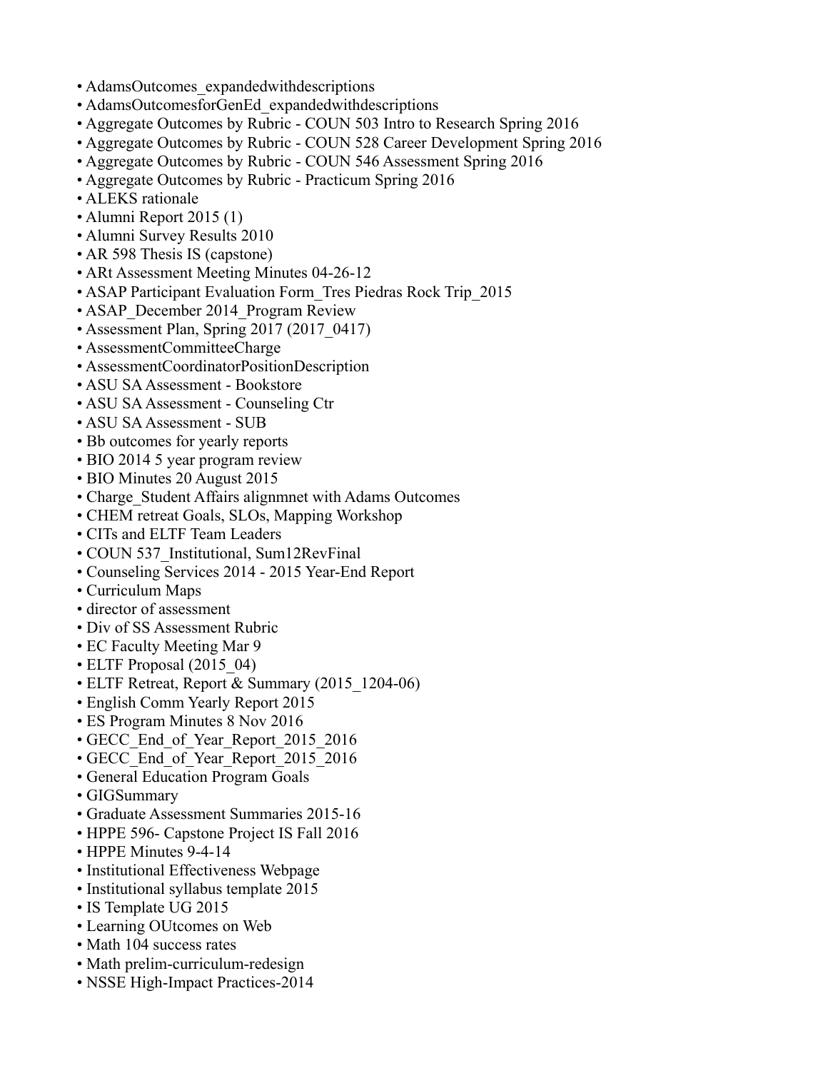- AdamsOutcomes_expandedwithdescriptions
- AdamsOutcomesforGenEd_expandedwithdescriptions
- Aggregate Outcomes by Rubric - COUN 503 Intro to Research Spring 2016
- Aggregate Outcomes by Rubric - COUN 528 Career Development Spring 2016
- Aggregate Outcomes by Rubric - COUN 546 Assessment Spring 2016
- Aggregate Outcomes by Rubric - Practicum Spring 2016
- ALEKS rationale
- Alumni Report 2015 (1)
- Alumni Survey Results 2010
- AR 598 Thesis IS (capstone)
- ARt Assessment Meeting Minutes 04-26-12
- ASAP Participant Evaluation Form_Tres Piedras Rock Trip_2015
- ASAP_December 2014_Program Review
- Assessment Plan, Spring 2017 (2017_0417)
- AssessmentCommitteeCharge
- AssessmentCoordinatorPositionDescription
- ASU SA Assessment - Bookstore
- ASU SA Assessment - Counseling Ctr
- ASU SA Assessment - SUB
- Bb outcomes for yearly reports
- BIO 2014 5 year program review
- BIO Minutes 20 August 2015
- Charge_Student Affairs alignmnet with Adams Outcomes
- CHEM retreat Goals, SLOs, Mapping Workshop
- CITs and ELTF Team Leaders
- COUN 537_Institutional, Sum12RevFinal
- Counseling Services 2014 - 2015 Year-End Report
- Curriculum Maps
- director of assessment
- Div of SS Assessment Rubric
- EC Faculty Meeting Mar 9
- ELTF Proposal (2015_04)
- ELTF Retreat, Report & Summary (2015_1204-06)
- English Comm Yearly Report 2015
- ES Program Minutes 8 Nov 2016
- GECC_End_of_Year_Report_2015_2016
- GECC_End_of_Year_Report_2015_2016
- General Education Program Goals
- GIGSummary
- Graduate Assessment Summaries 2015-16
- HPPE 596- Capstone Project IS Fall 2016
- HPPE Minutes 9-4-14
- Institutional Effectiveness Webpage
- Institutional syllabus template 2015
- IS Template UG 2015
- Learning OUtcomes on Web
- Math 104 success rates
- Math prelim-curriculum-redesign
- NSSE High-Impact Practices-2014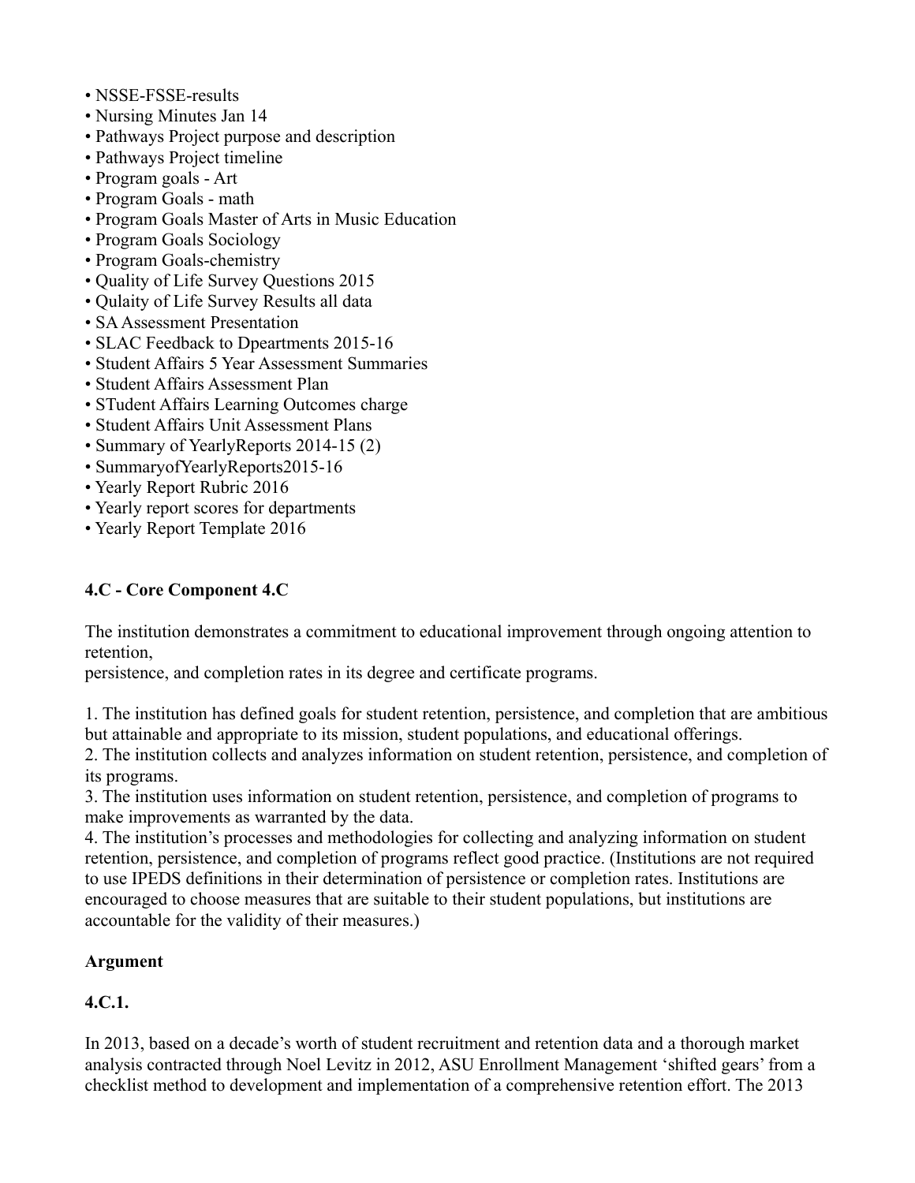- NSSE-FSSE-results
- Nursing Minutes Jan 14
- Pathways Project purpose and description
- Pathways Project timeline
- Program goals - Art
- Program Goals - math
- Program Goals Master of Arts in Music Education
- Program Goals Sociology
- Program Goals-chemistry
- Quality of Life Survey Questions 2015
- Qulaity of Life Survey Results all data
- SA Assessment Presentation
- SLAC Feedback to Dpeartments 2015-16
- Student Affairs 5 Year Assessment Summaries
- Student Affairs Assessment Plan
- STudent Affairs Learning Outcomes charge
- Student Affairs Unit Assessment Plans
- Summary of YearlyReports 2014-15 (2)
- SummaryofYearlyReports2015-16
- Yearly Report Rubric 2016
- Yearly report scores for departments
- Yearly Report Template 2016

## 4.C - Core Component 4.C

The institution demonstrates a commitment to educational improvement through ongoing attention to retention,
persistence, and completion rates in its degree and certificate programs.

1. The institution has defined goals for student retention, persistence, and completion that are ambitious but attainable and appropriate to its mission, student populations, and educational offerings.
2. The institution collects and analyzes information on student retention, persistence, and completion of its programs.
3. The institution uses information on student retention, persistence, and completion of programs to make improvements as warranted by the data.
4. The institution's processes and methodologies for collecting and analyzing information on student retention, persistence, and completion of programs reflect good practice. (Institutions are not required to use IPEDS definitions in their determination of persistence or completion rates. Institutions are encouraged to choose measures that are suitable to their student populations, but institutions are accountable for the validity of their measures.)

### Argument

### 4.C.1.

In 2013, based on a decade's worth of student recruitment and retention data and a thorough market analysis contracted through Noel Levitz in 2012, ASU Enrollment Management 'shifted gears' from a checklist method to development and implementation of a comprehensive retention effort. The 2013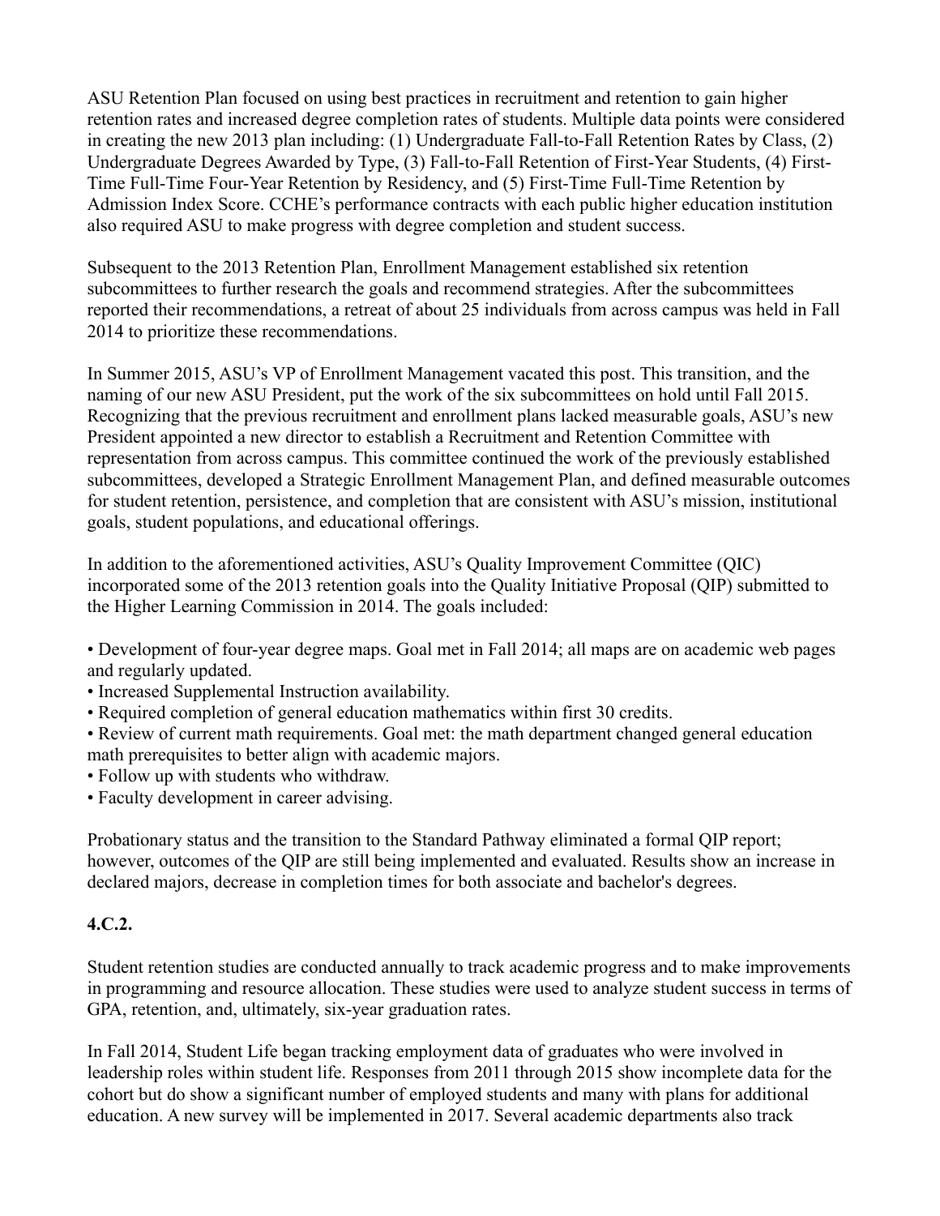ASU Retention Plan focused on using best practices in recruitment and retention to gain higher retention rates and increased degree completion rates of students. Multiple data points were considered in creating the new 2013 plan including: (1) Undergraduate Fall-to-Fall Retention Rates by Class, (2) Undergraduate Degrees Awarded by Type, (3) Fall-to-Fall Retention of First-Year Students, (4) First-Time Full-Time Four-Year Retention by Residency, and (5) First-Time Full-Time Retention by Admission Index Score. CCHE's performance contracts with each public higher education institution also required ASU to make progress with degree completion and student success.

Subsequent to the 2013 Retention Plan, Enrollment Management established six retention subcommittees to further research the goals and recommend strategies. After the subcommittees reported their recommendations, a retreat of about 25 individuals from across campus was held in Fall 2014 to prioritize these recommendations.

In Summer 2015, ASU's VP of Enrollment Management vacated this post. This transition, and the naming of our new ASU President, put the work of the six subcommittees on hold until Fall 2015. Recognizing that the previous recruitment and enrollment plans lacked measurable goals, ASU's new President appointed a new director to establish a Recruitment and Retention Committee with representation from across campus. This committee continued the work of the previously established subcommittees, developed a Strategic Enrollment Management Plan, and defined measurable outcomes for student retention, persistence, and completion that are consistent with ASU's mission, institutional goals, student populations, and educational offerings.

In addition to the aforementioned activities, ASU's Quality Improvement Committee (QIC) incorporated some of the 2013 retention goals into the Quality Initiative Proposal (QIP) submitted to the Higher Learning Commission in 2014. The goals included:

- Development of four-year degree maps. Goal met in Fall 2014; all maps are on academic web pages and regularly updated.
- Increased Supplemental Instruction availability.
- Required completion of general education mathematics within first 30 credits.
- Review of current math requirements. Goal met: the math department changed general education math prerequisites to better align with academic majors.
- Follow up with students who withdraw.
- Faculty development in career advising.

Probationary status and the transition to the Standard Pathway eliminated a formal QIP report; however, outcomes of the QIP are still being implemented and evaluated. Results show an increase in declared majors, decrease in completion times for both associate and bachelor's degrees.

**4.C.2.**

Student retention studies are conducted annually to track academic progress and to make improvements in programming and resource allocation. These studies were used to analyze student success in terms of GPA, retention, and, ultimately, six-year graduation rates.

In Fall 2014, Student Life began tracking employment data of graduates who were involved in leadership roles within student life. Responses from 2011 through 2015 show incomplete data for the cohort but do show a significant number of employed students and many with plans for additional education. A new survey will be implemented in 2017. Several academic departments also track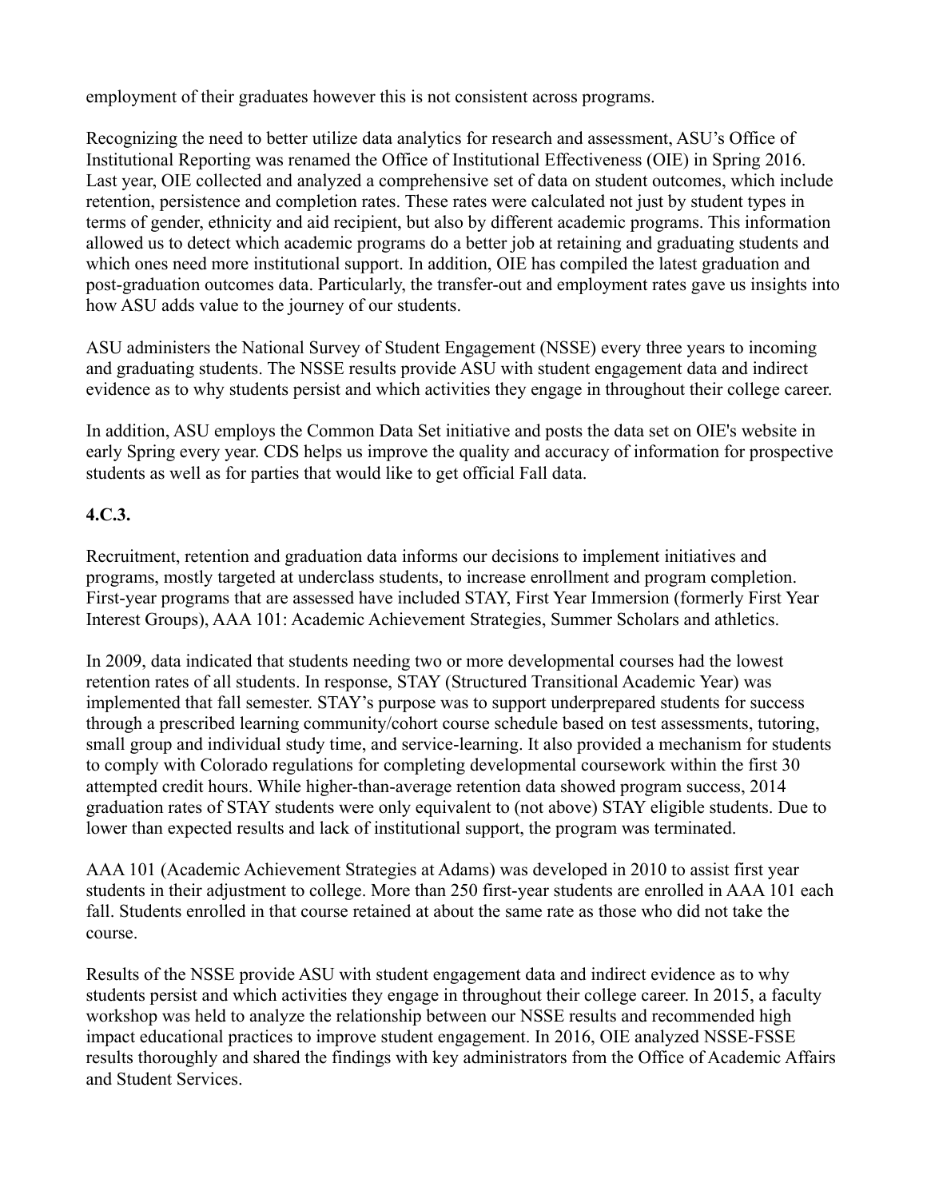employment of their graduates however this is not consistent across programs.

Recognizing the need to better utilize data analytics for research and assessment, ASU's Office of Institutional Reporting was renamed the Office of Institutional Effectiveness (OIE) in Spring 2016. Last year, OIE collected and analyzed a comprehensive set of data on student outcomes, which include retention, persistence and completion rates. These rates were calculated not just by student types in terms of gender, ethnicity and aid recipient, but also by different academic programs. This information allowed us to detect which academic programs do a better job at retaining and graduating students and which ones need more institutional support. In addition, OIE has compiled the latest graduation and post-graduation outcomes data. Particularly, the transfer-out and employment rates gave us insights into how ASU adds value to the journey of our students.

ASU administers the National Survey of Student Engagement (NSSE) every three years to incoming and graduating students. The NSSE results provide ASU with student engagement data and indirect evidence as to why students persist and which activities they engage in throughout their college career.

In addition, ASU employs the Common Data Set initiative and posts the data set on OIE's website in early Spring every year. CDS helps us improve the quality and accuracy of information for prospective students as well as for parties that would like to get official Fall data.

**4.C.3.**

Recruitment, retention and graduation data informs our decisions to implement initiatives and programs, mostly targeted at underclass students, to increase enrollment and program completion. First-year programs that are assessed have included STAY, First Year Immersion (formerly First Year Interest Groups), AAA 101: Academic Achievement Strategies, Summer Scholars and athletics.

In 2009, data indicated that students needing two or more developmental courses had the lowest retention rates of all students. In response, STAY (Structured Transitional Academic Year) was implemented that fall semester. STAY's purpose was to support underprepared students for success through a prescribed learning community/cohort course schedule based on test assessments, tutoring, small group and individual study time, and service-learning. It also provided a mechanism for students to comply with Colorado regulations for completing developmental coursework within the first 30 attempted credit hours. While higher-than-average retention data showed program success, 2014 graduation rates of STAY students were only equivalent to (not above) STAY eligible students. Due to lower than expected results and lack of institutional support, the program was terminated.

AAA 101 (Academic Achievement Strategies at Adams) was developed in 2010 to assist first year students in their adjustment to college. More than 250 first-year students are enrolled in AAA 101 each fall. Students enrolled in that course retained at about the same rate as those who did not take the course.

Results of the NSSE provide ASU with student engagement data and indirect evidence as to why students persist and which activities they engage in throughout their college career. In 2015, a faculty workshop was held to analyze the relationship between our NSSE results and recommended high impact educational practices to improve student engagement. In 2016, OIE analyzed NSSE-FSSE results thoroughly and shared the findings with key administrators from the Office of Academic Affairs and Student Services.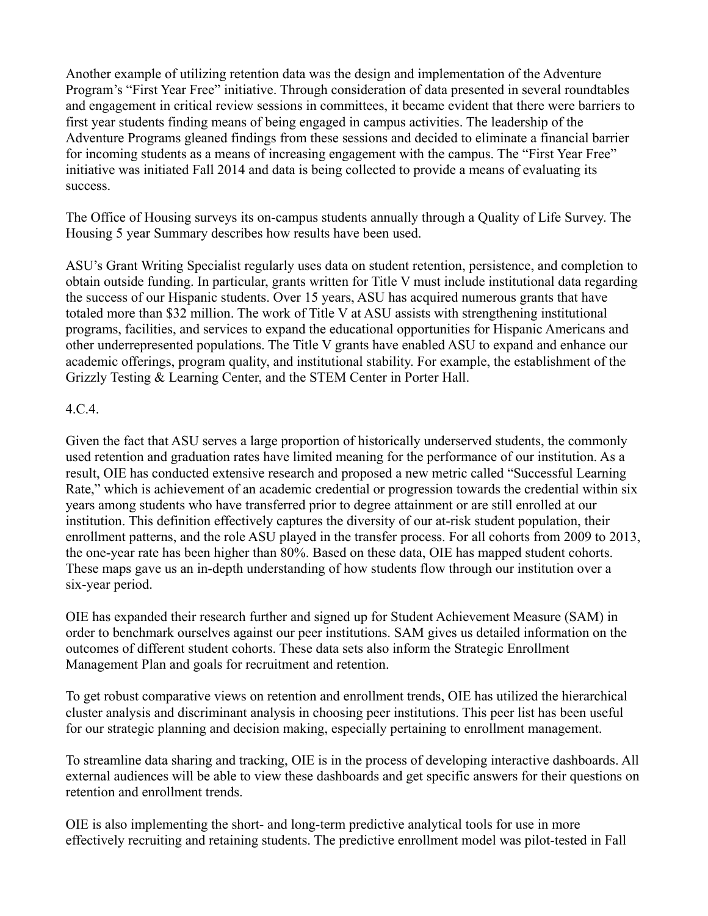Another example of utilizing retention data was the design and implementation of the Adventure Program's "First Year Free" initiative. Through consideration of data presented in several roundtables and engagement in critical review sessions in committees, it became evident that there were barriers to first year students finding means of being engaged in campus activities. The leadership of the Adventure Programs gleaned findings from these sessions and decided to eliminate a financial barrier for incoming students as a means of increasing engagement with the campus. The "First Year Free" initiative was initiated Fall 2014 and data is being collected to provide a means of evaluating its success.

The Office of Housing surveys its on-campus students annually through a Quality of Life Survey. The Housing 5 year Summary describes how results have been used.

ASU's Grant Writing Specialist regularly uses data on student retention, persistence, and completion to obtain outside funding. In particular, grants written for Title V must include institutional data regarding the success of our Hispanic students. Over 15 years, ASU has acquired numerous grants that have totaled more than $32 million. The work of Title V at ASU assists with strengthening institutional programs, facilities, and services to expand the educational opportunities for Hispanic Americans and other underrepresented populations. The Title V grants have enabled ASU to expand and enhance our academic offerings, program quality, and institutional stability. For example, the establishment of the Grizzly Testing & Learning Center, and the STEM Center in Porter Hall.

4.C.4.

Given the fact that ASU serves a large proportion of historically underserved students, the commonly used retention and graduation rates have limited meaning for the performance of our institution. As a result, OIE has conducted extensive research and proposed a new metric called "Successful Learning Rate," which is achievement of an academic credential or progression towards the credential within six years among students who have transferred prior to degree attainment or are still enrolled at our institution. This definition effectively captures the diversity of our at-risk student population, their enrollment patterns, and the role ASU played in the transfer process. For all cohorts from 2009 to 2013, the one-year rate has been higher than 80%. Based on these data, OIE has mapped student cohorts. These maps gave us an in-depth understanding of how students flow through our institution over a six-year period.

OIE has expanded their research further and signed up for Student Achievement Measure (SAM) in order to benchmark ourselves against our peer institutions. SAM gives us detailed information on the outcomes of different student cohorts. These data sets also inform the Strategic Enrollment Management Plan and goals for recruitment and retention.

To get robust comparative views on retention and enrollment trends, OIE has utilized the hierarchical cluster analysis and discriminant analysis in choosing peer institutions. This peer list has been useful for our strategic planning and decision making, especially pertaining to enrollment management.

To streamline data sharing and tracking, OIE is in the process of developing interactive dashboards. All external audiences will be able to view these dashboards and get specific answers for their questions on retention and enrollment trends.

OIE is also implementing the short- and long-term predictive analytical tools for use in more effectively recruiting and retaining students. The predictive enrollment model was pilot-tested in Fall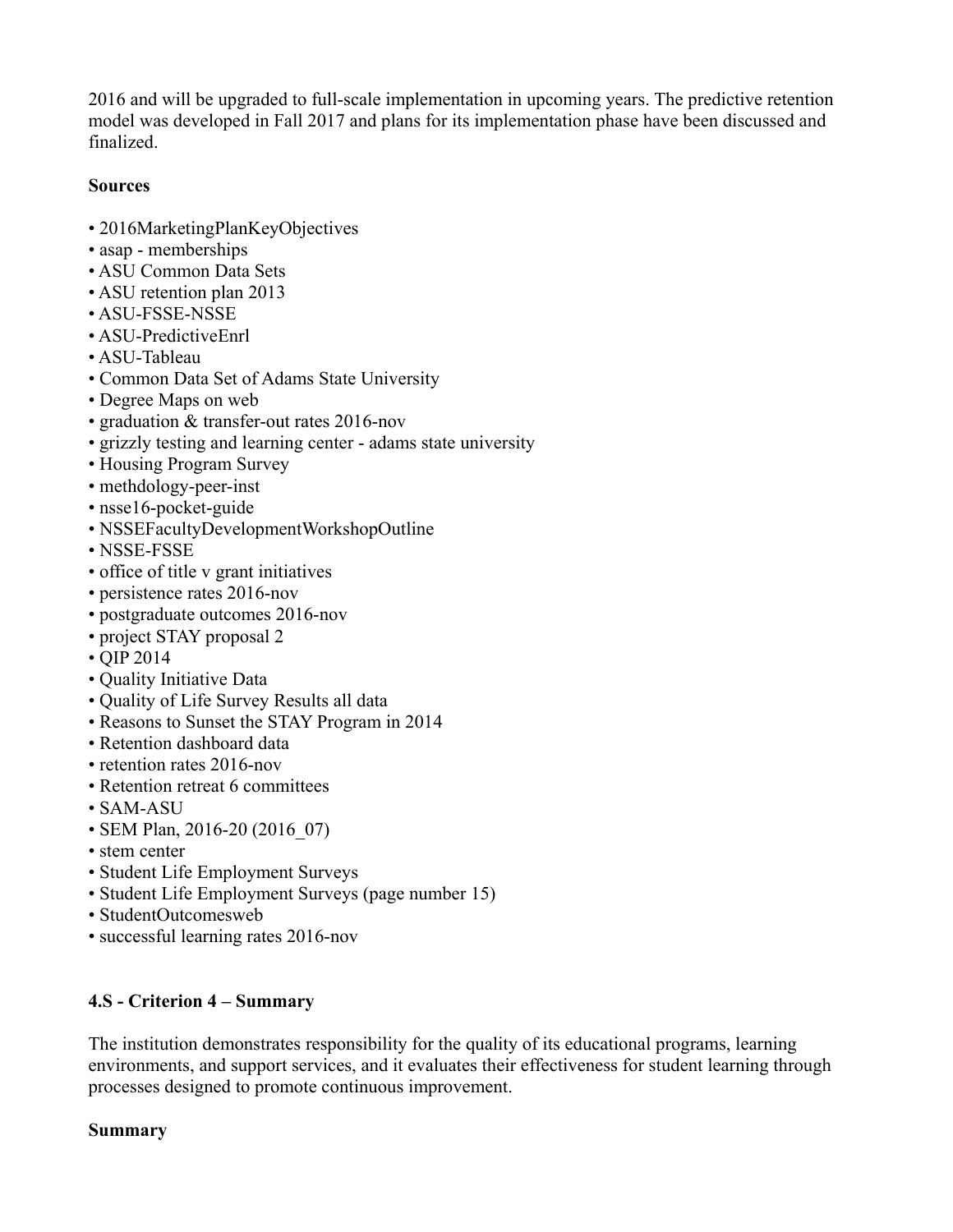2016 and will be upgraded to full-scale implementation in upcoming years. The predictive retention model was developed in Fall 2017 and plans for its implementation phase have been discussed and finalized.

**Sources**

- 2016MarketingPlanKeyObjectives
- asap - memberships
- ASU Common Data Sets
- ASU retention plan 2013
- ASU-FSSE-NSSE
- ASU-PredictiveEnrl
- ASU-Tableau
- Common Data Set of Adams State University
- Degree Maps on web
- graduation & transfer-out rates 2016-nov
- grizzly testing and learning center - adams state university
- Housing Program Survey
- methdology-peer-inst
- nsse16-pocket-guide
- NSSEFacultyDevelopmentWorkshopOutline
- NSSE-FSSE
- office of title v grant initiatives
- persistence rates 2016-nov
- postgraduate outcomes 2016-nov
- project STAY proposal 2
- QIP 2014
- Quality Initiative Data
- Quality of Life Survey Results all data
- Reasons to Sunset the STAY Program in 2014
- Retention dashboard data
- retention rates 2016-nov
- Retention retreat 6 committees
- SAM-ASU
- SEM Plan, 2016-20 (2016_07)
- stem center
- Student Life Employment Surveys
- Student Life Employment Surveys (page number 15)
- StudentOutcomesweb
- successful learning rates 2016-nov

## 4.S - Criterion 4 – Summary

The institution demonstrates responsibility for the quality of its educational programs, learning environments, and support services, and it evaluates their effectiveness for student learning through processes designed to promote continuous improvement.

**Summary**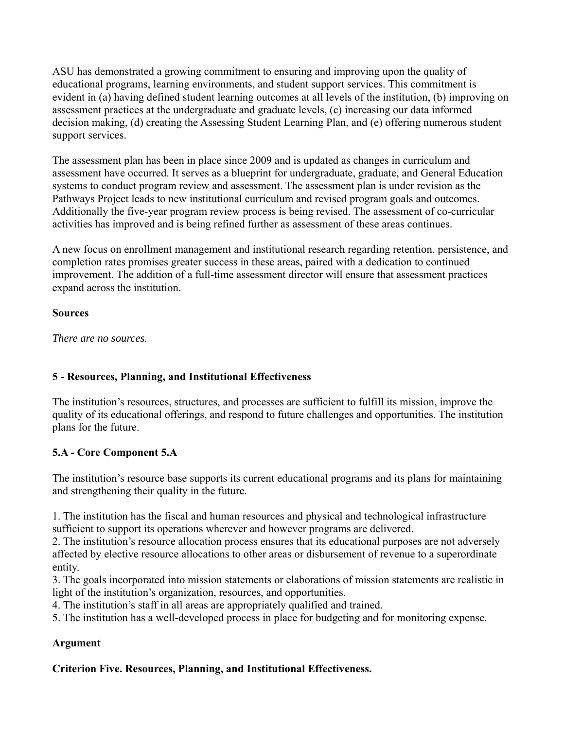ASU has demonstrated a growing commitment to ensuring and improving upon the quality of educational programs, learning environments, and student support services. This commitment is evident in (a) having defined student learning outcomes at all levels of the institution, (b) improving on assessment practices at the undergraduate and graduate levels, (c) increasing our data informed decision making, (d) creating the Assessing Student Learning Plan, and (e) offering numerous student support services.

The assessment plan has been in place since 2009 and is updated as changes in curriculum and assessment have occurred. It serves as a blueprint for undergraduate, graduate, and General Education systems to conduct program review and assessment. The assessment plan is under revision as the Pathways Project leads to new institutional curriculum and revised program goals and outcomes. Additionally the five-year program review process is being revised. The assessment of co-curricular activities has improved and is being refined further as assessment of these areas continues.

A new focus on enrollment management and institutional research regarding retention, persistence, and completion rates promises greater success in these areas, paired with a dedication to continued improvement. The addition of a full-time assessment director will ensure that assessment practices expand across the institution.

**Sources**

*There are no sources.*

## 5 - Resources, Planning, and Institutional Effectiveness

The institution's resources, structures, and processes are sufficient to fulfill its mission, improve the quality of its educational offerings, and respond to future challenges and opportunities. The institution plans for the future.

### 5.A - Core Component 5.A

The institution's resource base supports its current educational programs and its plans for maintaining and strengthening their quality in the future.

1. The institution has the fiscal and human resources and physical and technological infrastructure sufficient to support its operations wherever and however programs are delivered.
2. The institution's resource allocation process ensures that its educational purposes are not adversely affected by elective resource allocations to other areas or disbursement of revenue to a superordinate entity.
3. The goals incorporated into mission statements or elaborations of mission statements are realistic in light of the institution's organization, resources, and opportunities.
4. The institution's staff in all areas are appropriately qualified and trained.
5. The institution has a well-developed process in place for budgeting and for monitoring expense.

**Argument**

**Criterion Five. Resources, Planning, and Institutional Effectiveness.**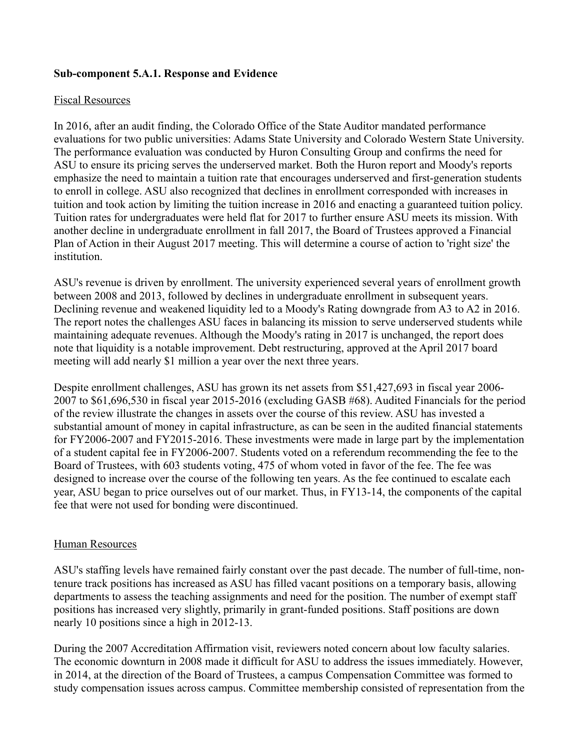**Sub-component 5.A.1. Response and Evidence**

Fiscal Resources

In 2016, after an audit finding, the Colorado Office of the State Auditor mandated performance evaluations for two public universities: Adams State University and Colorado Western State University. The performance evaluation was conducted by Huron Consulting Group and confirms the need for ASU to ensure its pricing serves the underserved market. Both the Huron report and Moody's reports emphasize the need to maintain a tuition rate that encourages underserved and first-generation students to enroll in college. ASU also recognized that declines in enrollment corresponded with increases in tuition and took action by limiting the tuition increase in 2016 and enacting a guaranteed tuition policy. Tuition rates for undergraduates were held flat for 2017 to further ensure ASU meets its mission. With another decline in undergraduate enrollment in fall 2017, the Board of Trustees approved a Financial Plan of Action in their August 2017 meeting. This will determine a course of action to 'right size' the institution.

ASU's revenue is driven by enrollment. The university experienced several years of enrollment growth between 2008 and 2013, followed by declines in undergraduate enrollment in subsequent years. Declining revenue and weakened liquidity led to a Moody's Rating downgrade from A3 to A2 in 2016. The report notes the challenges ASU faces in balancing its mission to serve underserved students while maintaining adequate revenues. Although the Moody's rating in 2017 is unchanged, the report does note that liquidity is a notable improvement. Debt restructuring, approved at the April 2017 board meeting will add nearly $1 million a year over the next three years.

Despite enrollment challenges, ASU has grown its net assets from $51,427,693 in fiscal year 2006-2007 to $61,696,530 in fiscal year 2015-2016 (excluding GASB #68). Audited Financials for the period of the review illustrate the changes in assets over the course of this review. ASU has invested a substantial amount of money in capital infrastructure, as can be seen in the audited financial statements for FY2006-2007 and FY2015-2016. These investments were made in large part by the implementation of a student capital fee in FY2006-2007. Students voted on a referendum recommending the fee to the Board of Trustees, with 603 students voting, 475 of whom voted in favor of the fee. The fee was designed to increase over the course of the following ten years. As the fee continued to escalate each year, ASU began to price ourselves out of our market. Thus, in FY13-14, the components of the capital fee that were not used for bonding were discontinued.

Human Resources

ASU's staffing levels have remained fairly constant over the past decade. The number of full-time, non-tenure track positions has increased as ASU has filled vacant positions on a temporary basis, allowing departments to assess the teaching assignments and need for the position. The number of exempt staff positions has increased very slightly, primarily in grant-funded positions. Staff positions are down nearly 10 positions since a high in 2012-13.

During the 2007 Accreditation Affirmation visit, reviewers noted concern about low faculty salaries. The economic downturn in 2008 made it difficult for ASU to address the issues immediately. However, in 2014, at the direction of the Board of Trustees, a campus Compensation Committee was formed to study compensation issues across campus. Committee membership consisted of representation from the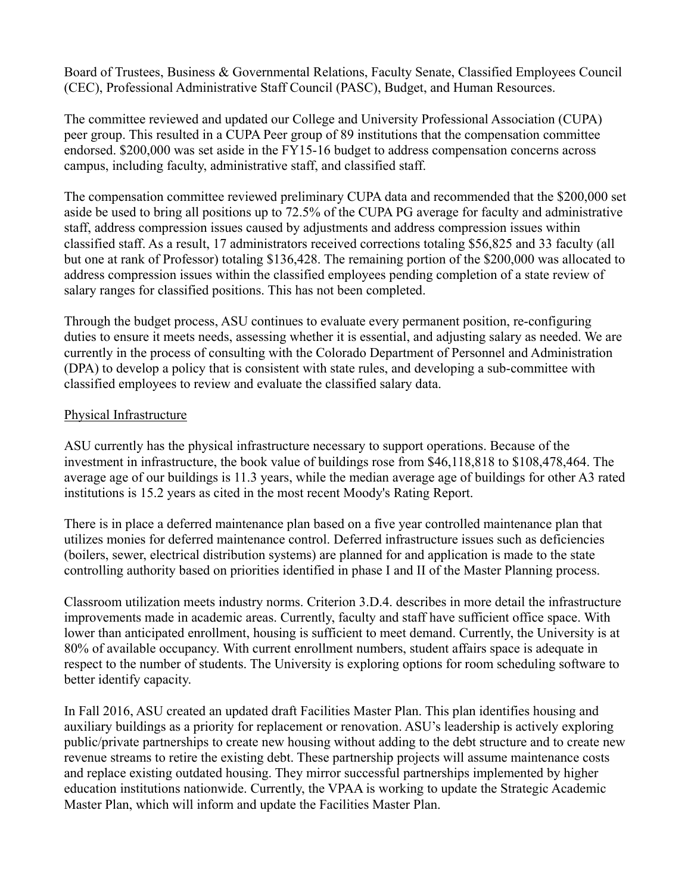Board of Trustees, Business & Governmental Relations, Faculty Senate, Classified Employees Council (CEC), Professional Administrative Staff Council (PASC), Budget, and Human Resources.

The committee reviewed and updated our College and University Professional Association (CUPA) peer group. This resulted in a CUPA Peer group of 89 institutions that the compensation committee endorsed. $200,000 was set aside in the FY15-16 budget to address compensation concerns across campus, including faculty, administrative staff, and classified staff.

The compensation committee reviewed preliminary CUPA data and recommended that the $200,000 set aside be used to bring all positions up to 72.5% of the CUPA PG average for faculty and administrative staff, address compression issues caused by adjustments and address compression issues within classified staff. As a result, 17 administrators received corrections totaling $56,825 and 33 faculty (all but one at rank of Professor) totaling $136,428. The remaining portion of the $200,000 was allocated to address compression issues within the classified employees pending completion of a state review of salary ranges for classified positions. This has not been completed.

Through the budget process, ASU continues to evaluate every permanent position, re-configuring duties to ensure it meets needs, assessing whether it is essential, and adjusting salary as needed. We are currently in the process of consulting with the Colorado Department of Personnel and Administration (DPA) to develop a policy that is consistent with state rules, and developing a sub-committee with classified employees to review and evaluate the classified salary data.

Physical Infrastructure

ASU currently has the physical infrastructure necessary to support operations. Because of the investment in infrastructure, the book value of buildings rose from $46,118,818 to $108,478,464. The average age of our buildings is 11.3 years, while the median average age of buildings for other A3 rated institutions is 15.2 years as cited in the most recent Moody's Rating Report.

There is in place a deferred maintenance plan based on a five year controlled maintenance plan that utilizes monies for deferred maintenance control. Deferred infrastructure issues such as deficiencies (boilers, sewer, electrical distribution systems) are planned for and application is made to the state controlling authority based on priorities identified in phase I and II of the Master Planning process.

Classroom utilization meets industry norms. Criterion 3.D.4. describes in more detail the infrastructure improvements made in academic areas. Currently, faculty and staff have sufficient office space. With lower than anticipated enrollment, housing is sufficient to meet demand. Currently, the University is at 80% of available occupancy. With current enrollment numbers, student affairs space is adequate in respect to the number of students. The University is exploring options for room scheduling software to better identify capacity.

In Fall 2016, ASU created an updated draft Facilities Master Plan. This plan identifies housing and auxiliary buildings as a priority for replacement or renovation. ASU's leadership is actively exploring public/private partnerships to create new housing without adding to the debt structure and to create new revenue streams to retire the existing debt. These partnership projects will assume maintenance costs and replace existing outdated housing. They mirror successful partnerships implemented by higher education institutions nationwide. Currently, the VPAA is working to update the Strategic Academic Master Plan, which will inform and update the Facilities Master Plan.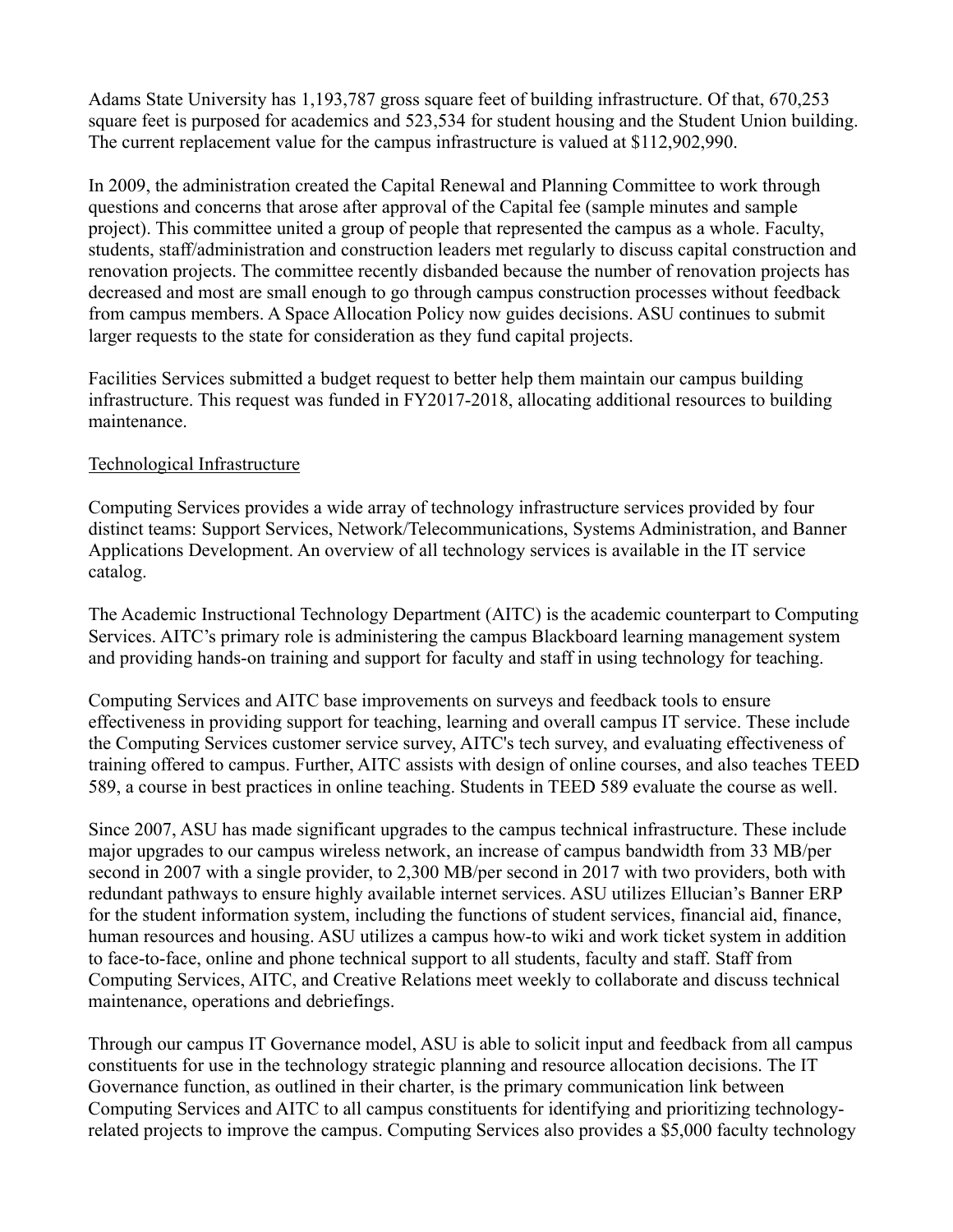Adams State University has 1,193,787 gross square feet of building infrastructure. Of that, 670,253 square feet is purposed for academics and 523,534 for student housing and the Student Union building. The current replacement value for the campus infrastructure is valued at $112,902,990.

In 2009, the administration created the Capital Renewal and Planning Committee to work through questions and concerns that arose after approval of the Capital fee (sample minutes and sample project). This committee united a group of people that represented the campus as a whole. Faculty, students, staff/administration and construction leaders met regularly to discuss capital construction and renovation projects. The committee recently disbanded because the number of renovation projects has decreased and most are small enough to go through campus construction processes without feedback from campus members. A Space Allocation Policy now guides decisions. ASU continues to submit larger requests to the state for consideration as they fund capital projects.

Facilities Services submitted a budget request to better help them maintain our campus building infrastructure. This request was funded in FY2017-2018, allocating additional resources to building maintenance.

Technological Infrastructure

Computing Services provides a wide array of technology infrastructure services provided by four distinct teams: Support Services, Network/Telecommunications, Systems Administration, and Banner Applications Development. An overview of all technology services is available in the IT service catalog.

The Academic Instructional Technology Department (AITC) is the academic counterpart to Computing Services. AITC's primary role is administering the campus Blackboard learning management system and providing hands-on training and support for faculty and staff in using technology for teaching.

Computing Services and AITC base improvements on surveys and feedback tools to ensure effectiveness in providing support for teaching, learning and overall campus IT service. These include the Computing Services customer service survey, AITC's tech survey, and evaluating effectiveness of training offered to campus. Further, AITC assists with design of online courses, and also teaches TEED 589, a course in best practices in online teaching. Students in TEED 589 evaluate the course as well.

Since 2007, ASU has made significant upgrades to the campus technical infrastructure. These include major upgrades to our campus wireless network, an increase of campus bandwidth from 33 MB/per second in 2007 with a single provider, to 2,300 MB/per second in 2017 with two providers, both with redundant pathways to ensure highly available internet services. ASU utilizes Ellucian's Banner ERP for the student information system, including the functions of student services, financial aid, finance, human resources and housing. ASU utilizes a campus how-to wiki and work ticket system in addition to face-to-face, online and phone technical support to all students, faculty and staff. Staff from Computing Services, AITC, and Creative Relations meet weekly to collaborate and discuss technical maintenance, operations and debriefings.

Through our campus IT Governance model, ASU is able to solicit input and feedback from all campus constituents for use in the technology strategic planning and resource allocation decisions. The IT Governance function, as outlined in their charter, is the primary communication link between Computing Services and AITC to all campus constituents for identifying and prioritizing technology-related projects to improve the campus. Computing Services also provides a $5,000 faculty technology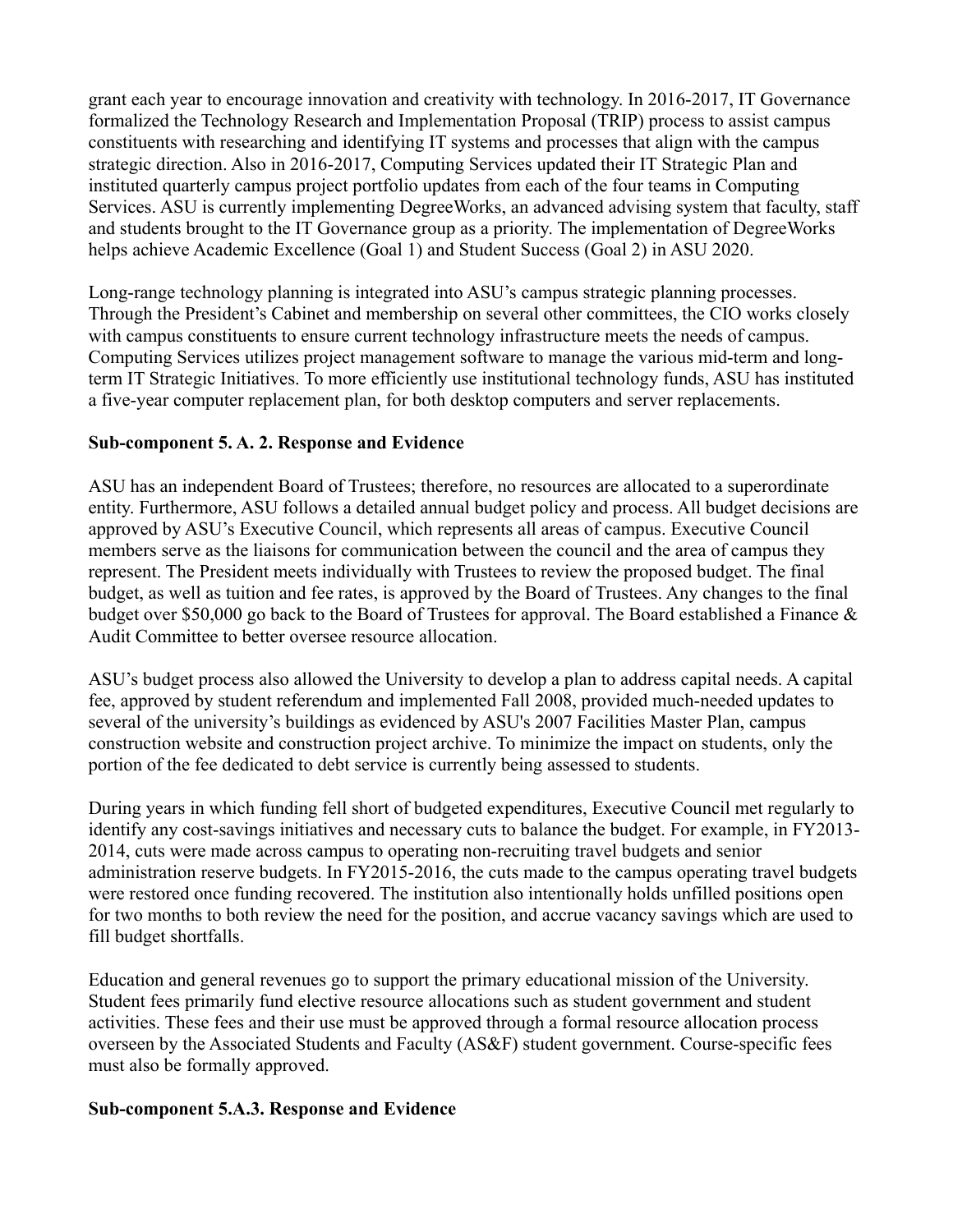grant each year to encourage innovation and creativity with technology. In 2016-2017, IT Governance formalized the Technology Research and Implementation Proposal (TRIP) process to assist campus constituents with researching and identifying IT systems and processes that align with the campus strategic direction. Also in 2016-2017, Computing Services updated their IT Strategic Plan and instituted quarterly campus project portfolio updates from each of the four teams in Computing Services. ASU is currently implementing DegreeWorks, an advanced advising system that faculty, staff and students brought to the IT Governance group as a priority. The implementation of DegreeWorks helps achieve Academic Excellence (Goal 1) and Student Success (Goal 2) in ASU 2020.

Long-range technology planning is integrated into ASU's campus strategic planning processes. Through the President's Cabinet and membership on several other committees, the CIO works closely with campus constituents to ensure current technology infrastructure meets the needs of campus. Computing Services utilizes project management software to manage the various mid-term and long-term IT Strategic Initiatives. To more efficiently use institutional technology funds, ASU has instituted a five-year computer replacement plan, for both desktop computers and server replacements.

### Sub-component 5. A. 2. Response and Evidence

ASU has an independent Board of Trustees; therefore, no resources are allocated to a superordinate entity. Furthermore, ASU follows a detailed annual budget policy and process. All budget decisions are approved by ASU's Executive Council, which represents all areas of campus. Executive Council members serve as the liaisons for communication between the council and the area of campus they represent. The President meets individually with Trustees to review the proposed budget. The final budget, as well as tuition and fee rates, is approved by the Board of Trustees. Any changes to the final budget over $50,000 go back to the Board of Trustees for approval. The Board established a Finance & Audit Committee to better oversee resource allocation.

ASU's budget process also allowed the University to develop a plan to address capital needs. A capital fee, approved by student referendum and implemented Fall 2008, provided much-needed updates to several of the university's buildings as evidenced by ASU's 2007 Facilities Master Plan, campus construction website and construction project archive. To minimize the impact on students, only the portion of the fee dedicated to debt service is currently being assessed to students.

During years in which funding fell short of budgeted expenditures, Executive Council met regularly to identify any cost-savings initiatives and necessary cuts to balance the budget. For example, in FY2013-2014, cuts were made across campus to operating non-recruiting travel budgets and senior administration reserve budgets. In FY2015-2016, the cuts made to the campus operating travel budgets were restored once funding recovered. The institution also intentionally holds unfilled positions open for two months to both review the need for the position, and accrue vacancy savings which are used to fill budget shortfalls.

Education and general revenues go to support the primary educational mission of the University. Student fees primarily fund elective resource allocations such as student government and student activities. These fees and their use must be approved through a formal resource allocation process overseen by the Associated Students and Faculty (AS&F) student government. Course-specific fees must also be formally approved.

### Sub-component 5.A.3. Response and Evidence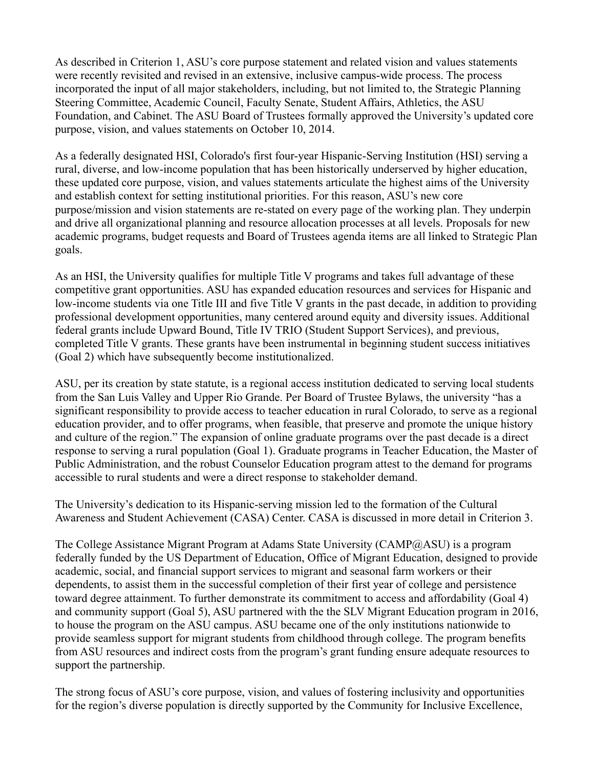As described in Criterion 1, ASU's core purpose statement and related vision and values statements were recently revisited and revised in an extensive, inclusive campus-wide process. The process incorporated the input of all major stakeholders, including, but not limited to, the Strategic Planning Steering Committee, Academic Council, Faculty Senate, Student Affairs, Athletics, the ASU Foundation, and Cabinet. The ASU Board of Trustees formally approved the University's updated core purpose, vision, and values statements on October 10, 2014.

As a federally designated HSI, Colorado's first four-year Hispanic-Serving Institution (HSI) serving a rural, diverse, and low-income population that has been historically underserved by higher education, these updated core purpose, vision, and values statements articulate the highest aims of the University and establish context for setting institutional priorities. For this reason, ASU's new core purpose/mission and vision statements are re-stated on every page of the working plan. They underpin and drive all organizational planning and resource allocation processes at all levels. Proposals for new academic programs, budget requests and Board of Trustees agenda items are all linked to Strategic Plan goals.

As an HSI, the University qualifies for multiple Title V programs and takes full advantage of these competitive grant opportunities. ASU has expanded education resources and services for Hispanic and low-income students via one Title III and five Title V grants in the past decade, in addition to providing professional development opportunities, many centered around equity and diversity issues. Additional federal grants include Upward Bound, Title IV TRIO (Student Support Services), and previous, completed Title V grants. These grants have been instrumental in beginning student success initiatives (Goal 2) which have subsequently become institutionalized.

ASU, per its creation by state statute, is a regional access institution dedicated to serving local students from the San Luis Valley and Upper Rio Grande. Per Board of Trustee Bylaws, the university "has a significant responsibility to provide access to teacher education in rural Colorado, to serve as a regional education provider, and to offer programs, when feasible, that preserve and promote the unique history and culture of the region." The expansion of online graduate programs over the past decade is a direct response to serving a rural population (Goal 1). Graduate programs in Teacher Education, the Master of Public Administration, and the robust Counselor Education program attest to the demand for programs accessible to rural students and were a direct response to stakeholder demand.

The University's dedication to its Hispanic-serving mission led to the formation of the Cultural Awareness and Student Achievement (CASA) Center. CASA is discussed in more detail in Criterion 3.

The College Assistance Migrant Program at Adams State University (CAMP@ASU) is a program federally funded by the US Department of Education, Office of Migrant Education, designed to provide academic, social, and financial support services to migrant and seasonal farm workers or their dependents, to assist them in the successful completion of their first year of college and persistence toward degree attainment. To further demonstrate its commitment to access and affordability (Goal 4) and community support (Goal 5), ASU partnered with the the SLV Migrant Education program in 2016, to house the program on the ASU campus. ASU became one of the only institutions nationwide to provide seamless support for migrant students from childhood through college. The program benefits from ASU resources and indirect costs from the program's grant funding ensure adequate resources to support the partnership.

The strong focus of ASU's core purpose, vision, and values of fostering inclusivity and opportunities for the region's diverse population is directly supported by the Community for Inclusive Excellence,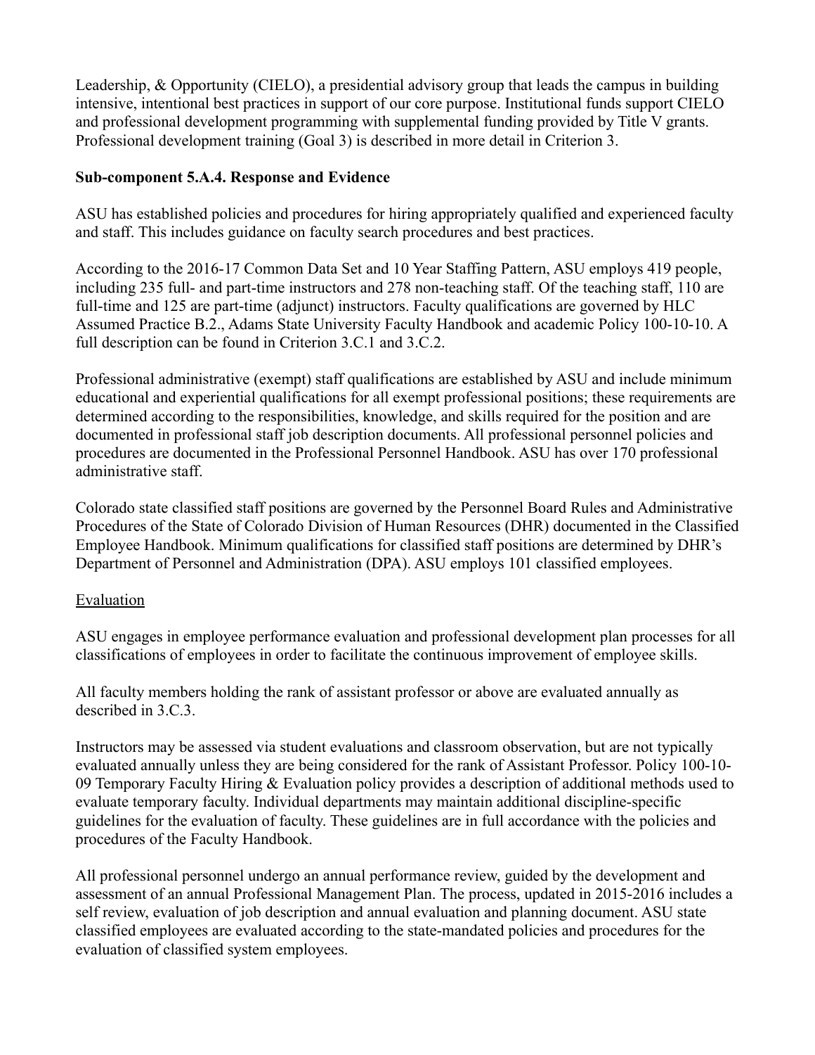Leadership, & Opportunity (CIELO), a presidential advisory group that leads the campus in building intensive, intentional best practices in support of our core purpose. Institutional funds support CIELO and professional development programming with supplemental funding provided by Title V grants. Professional development training (Goal 3) is described in more detail in Criterion 3.

**Sub-component 5.A.4. Response and Evidence**

ASU has established policies and procedures for hiring appropriately qualified and experienced faculty and staff. This includes guidance on faculty search procedures and best practices.

According to the 2016-17 Common Data Set and 10 Year Staffing Pattern, ASU employs 419 people, including 235 full- and part-time instructors and 278 non-teaching staff. Of the teaching staff, 110 are full-time and 125 are part-time (adjunct) instructors. Faculty qualifications are governed by HLC Assumed Practice B.2., Adams State University Faculty Handbook and academic Policy 100-10-10. A full description can be found in Criterion 3.C.1 and 3.C.2.

Professional administrative (exempt) staff qualifications are established by ASU and include minimum educational and experiential qualifications for all exempt professional positions; these requirements are determined according to the responsibilities, knowledge, and skills required for the position and are documented in professional staff job description documents. All professional personnel policies and procedures are documented in the Professional Personnel Handbook. ASU has over 170 professional administrative staff.

Colorado state classified staff positions are governed by the Personnel Board Rules and Administrative Procedures of the State of Colorado Division of Human Resources (DHR) documented in the Classified Employee Handbook. Minimum qualifications for classified staff positions are determined by DHR's Department of Personnel and Administration (DPA). ASU employs 101 classified employees.

Evaluation

ASU engages in employee performance evaluation and professional development plan processes for all classifications of employees in order to facilitate the continuous improvement of employee skills.

All faculty members holding the rank of assistant professor or above are evaluated annually as described in 3.C.3.

Instructors may be assessed via student evaluations and classroom observation, but are not typically evaluated annually unless they are being considered for the rank of Assistant Professor. Policy 100-10-09 Temporary Faculty Hiring & Evaluation policy provides a description of additional methods used to evaluate temporary faculty. Individual departments may maintain additional discipline-specific guidelines for the evaluation of faculty. These guidelines are in full accordance with the policies and procedures of the Faculty Handbook.

All professional personnel undergo an annual performance review, guided by the development and assessment of an annual Professional Management Plan. The process, updated in 2015-2016 includes a self review, evaluation of job description and annual evaluation and planning document. ASU state classified employees are evaluated according to the state-mandated policies and procedures for the evaluation of classified system employees.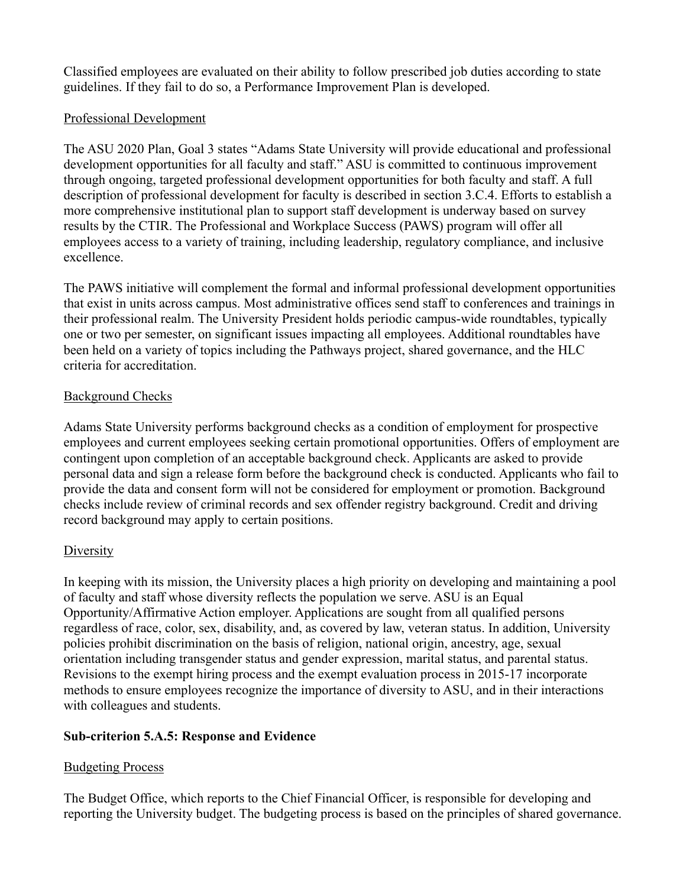Classified employees are evaluated on their ability to follow prescribed job duties according to state guidelines. If they fail to do so, a Performance Improvement Plan is developed.

Professional Development

The ASU 2020 Plan, Goal 3 states "Adams State University will provide educational and professional development opportunities for all faculty and staff." ASU is committed to continuous improvement through ongoing, targeted professional development opportunities for both faculty and staff. A full description of professional development for faculty is described in section 3.C.4. Efforts to establish a more comprehensive institutional plan to support staff development is underway based on survey results by the CTIR. The Professional and Workplace Success (PAWS) program will offer all employees access to a variety of training, including leadership, regulatory compliance, and inclusive excellence.

The PAWS initiative will complement the formal and informal professional development opportunities that exist in units across campus. Most administrative offices send staff to conferences and trainings in their professional realm. The University President holds periodic campus-wide roundtables, typically one or two per semester, on significant issues impacting all employees. Additional roundtables have been held on a variety of topics including the Pathways project, shared governance, and the HLC criteria for accreditation.

Background Checks

Adams State University performs background checks as a condition of employment for prospective employees and current employees seeking certain promotional opportunities. Offers of employment are contingent upon completion of an acceptable background check. Applicants are asked to provide personal data and sign a release form before the background check is conducted. Applicants who fail to provide the data and consent form will not be considered for employment or promotion. Background checks include review of criminal records and sex offender registry background. Credit and driving record background may apply to certain positions.

Diversity

In keeping with its mission, the University places a high priority on developing and maintaining a pool of faculty and staff whose diversity reflects the population we serve. ASU is an Equal Opportunity/Affirmative Action employer. Applications are sought from all qualified persons regardless of race, color, sex, disability, and, as covered by law, veteran status. In addition, University policies prohibit discrimination on the basis of religion, national origin, ancestry, age, sexual orientation including transgender status and gender expression, marital status, and parental status. Revisions to the exempt hiring process and the exempt evaluation process in 2015-17 incorporate methods to ensure employees recognize the importance of diversity to ASU, and in their interactions with colleagues and students.

**Sub-criterion 5.A.5: Response and Evidence**

Budgeting Process

The Budget Office, which reports to the Chief Financial Officer, is responsible for developing and reporting the University budget. The budgeting process is based on the principles of shared governance.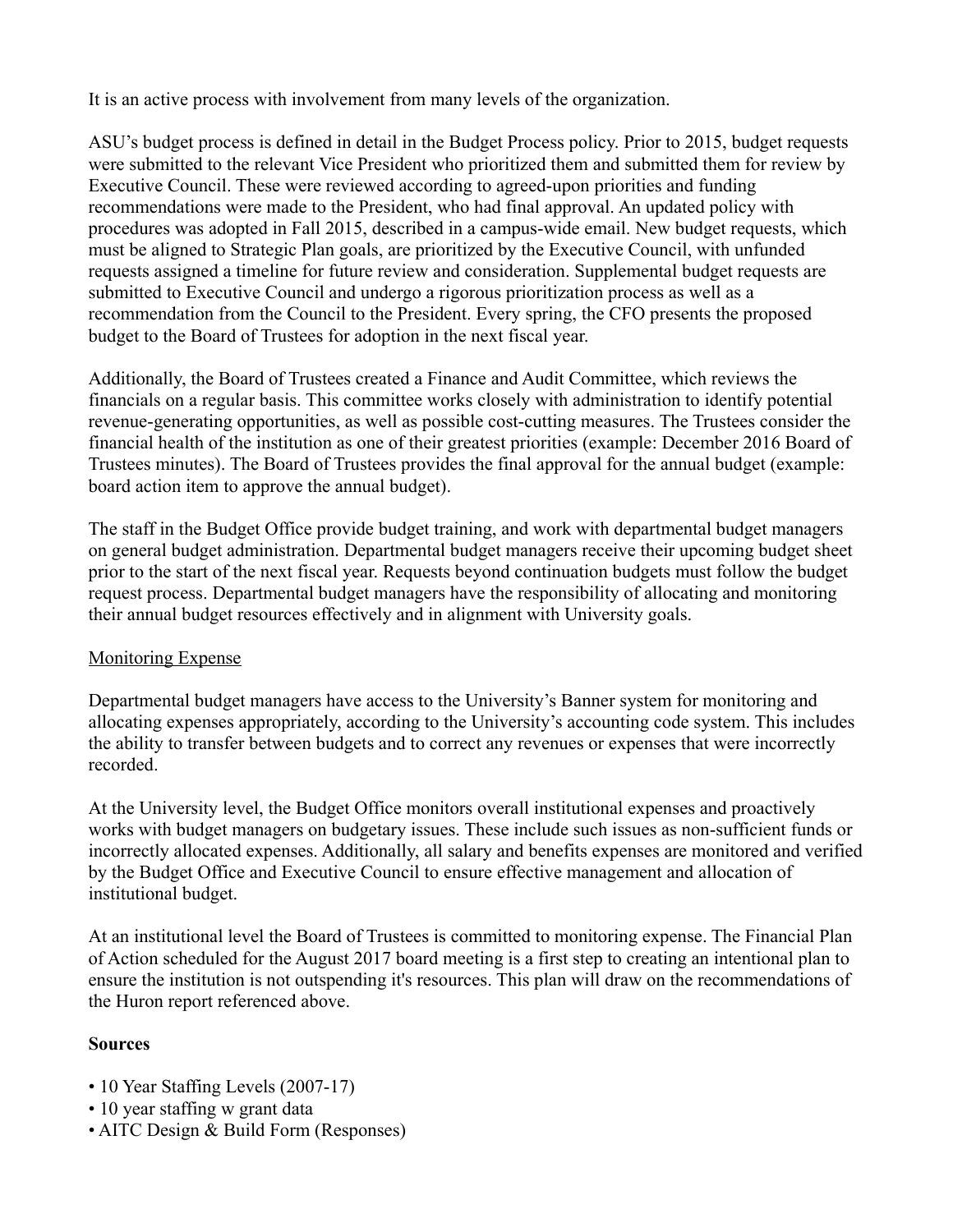It is an active process with involvement from many levels of the organization.

ASU's budget process is defined in detail in the Budget Process policy. Prior to 2015, budget requests were submitted to the relevant Vice President who prioritized them and submitted them for review by Executive Council. These were reviewed according to agreed-upon priorities and funding recommendations were made to the President, who had final approval. An updated policy with procedures was adopted in Fall 2015, described in a campus-wide email. New budget requests, which must be aligned to Strategic Plan goals, are prioritized by the Executive Council, with unfunded requests assigned a timeline for future review and consideration. Supplemental budget requests are submitted to Executive Council and undergo a rigorous prioritization process as well as a recommendation from the Council to the President. Every spring, the CFO presents the proposed budget to the Board of Trustees for adoption in the next fiscal year.

Additionally, the Board of Trustees created a Finance and Audit Committee, which reviews the financials on a regular basis. This committee works closely with administration to identify potential revenue-generating opportunities, as well as possible cost-cutting measures. The Trustees consider the financial health of the institution as one of their greatest priorities (example: December 2016 Board of Trustees minutes). The Board of Trustees provides the final approval for the annual budget (example: board action item to approve the annual budget).

The staff in the Budget Office provide budget training, and work with departmental budget managers on general budget administration. Departmental budget managers receive their upcoming budget sheet prior to the start of the next fiscal year. Requests beyond continuation budgets must follow the budget request process. Departmental budget managers have the responsibility of allocating and monitoring their annual budget resources effectively and in alignment with University goals.

Monitoring Expense

Departmental budget managers have access to the University's Banner system for monitoring and allocating expenses appropriately, according to the University's accounting code system. This includes the ability to transfer between budgets and to correct any revenues or expenses that were incorrectly recorded.

At the University level, the Budget Office monitors overall institutional expenses and proactively works with budget managers on budgetary issues. These include such issues as non-sufficient funds or incorrectly allocated expenses. Additionally, all salary and benefits expenses are monitored and verified by the Budget Office and Executive Council to ensure effective management and allocation of institutional budget.

At an institutional level the Board of Trustees is committed to monitoring expense. The Financial Plan of Action scheduled for the August 2017 board meeting is a first step to creating an intentional plan to ensure the institution is not outspending it's resources. This plan will draw on the recommendations of the Huron report referenced above.

**Sources**

- 10 Year Staffing Levels (2007-17)
- 10 year staffing w grant data
- AITC Design & Build Form (Responses)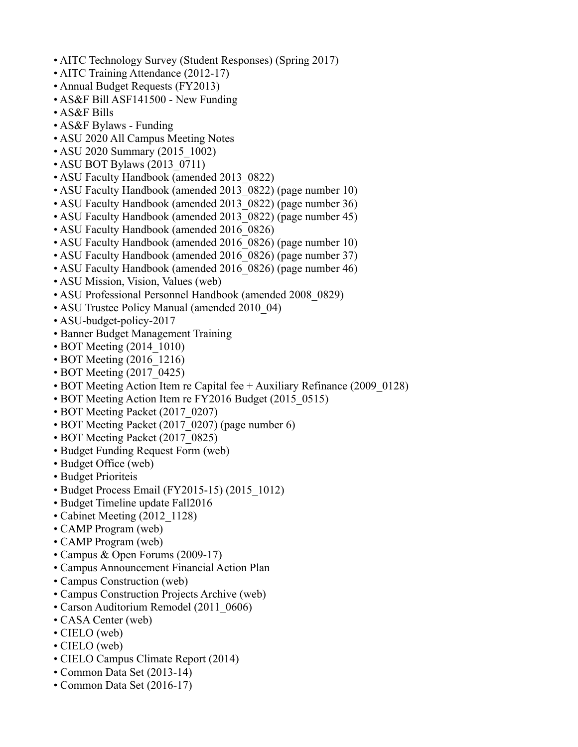- AITC Technology Survey (Student Responses) (Spring 2017)
- AITC Training Attendance (2012-17)
- Annual Budget Requests (FY2013)
- AS&F Bill ASF141500 - New Funding
- AS&F Bills
- AS&F Bylaws - Funding
- ASU 2020 All Campus Meeting Notes
- ASU 2020 Summary (2015_1002)
- ASU BOT Bylaws (2013_0711)
- ASU Faculty Handbook (amended 2013_0822)
- ASU Faculty Handbook (amended 2013_0822) (page number 10)
- ASU Faculty Handbook (amended 2013_0822) (page number 36)
- ASU Faculty Handbook (amended 2013_0822) (page number 45)
- ASU Faculty Handbook (amended 2016_0826)
- ASU Faculty Handbook (amended 2016_0826) (page number 10)
- ASU Faculty Handbook (amended 2016_0826) (page number 37)
- ASU Faculty Handbook (amended 2016_0826) (page number 46)
- ASU Mission, Vision, Values (web)
- ASU Professional Personnel Handbook (amended 2008_0829)
- ASU Trustee Policy Manual (amended 2010_04)
- ASU-budget-policy-2017
- Banner Budget Management Training
- BOT Meeting (2014_1010)
- BOT Meeting (2016_1216)
- BOT Meeting (2017_0425)
- BOT Meeting Action Item re Capital fee + Auxiliary Refinance (2009_0128)
- BOT Meeting Action Item re FY2016 Budget (2015_0515)
- BOT Meeting Packet (2017_0207)
- BOT Meeting Packet (2017_0207) (page number 6)
- BOT Meeting Packet (2017_0825)
- Budget Funding Request Form (web)
- Budget Office (web)
- Budget Prioriteis
- Budget Process Email (FY2015-15) (2015_1012)
- Budget Timeline update Fall2016
- Cabinet Meeting (2012_1128)
- CAMP Program (web)
- CAMP Program (web)
- Campus & Open Forums (2009-17)
- Campus Announcement Financial Action Plan
- Campus Construction (web)
- Campus Construction Projects Archive (web)
- Carson Auditorium Remodel (2011_0606)
- CASA Center (web)
- CIELO (web)
- CIELO (web)
- CIELO Campus Climate Report (2014)
- Common Data Set (2013-14)
- Common Data Set (2016-17)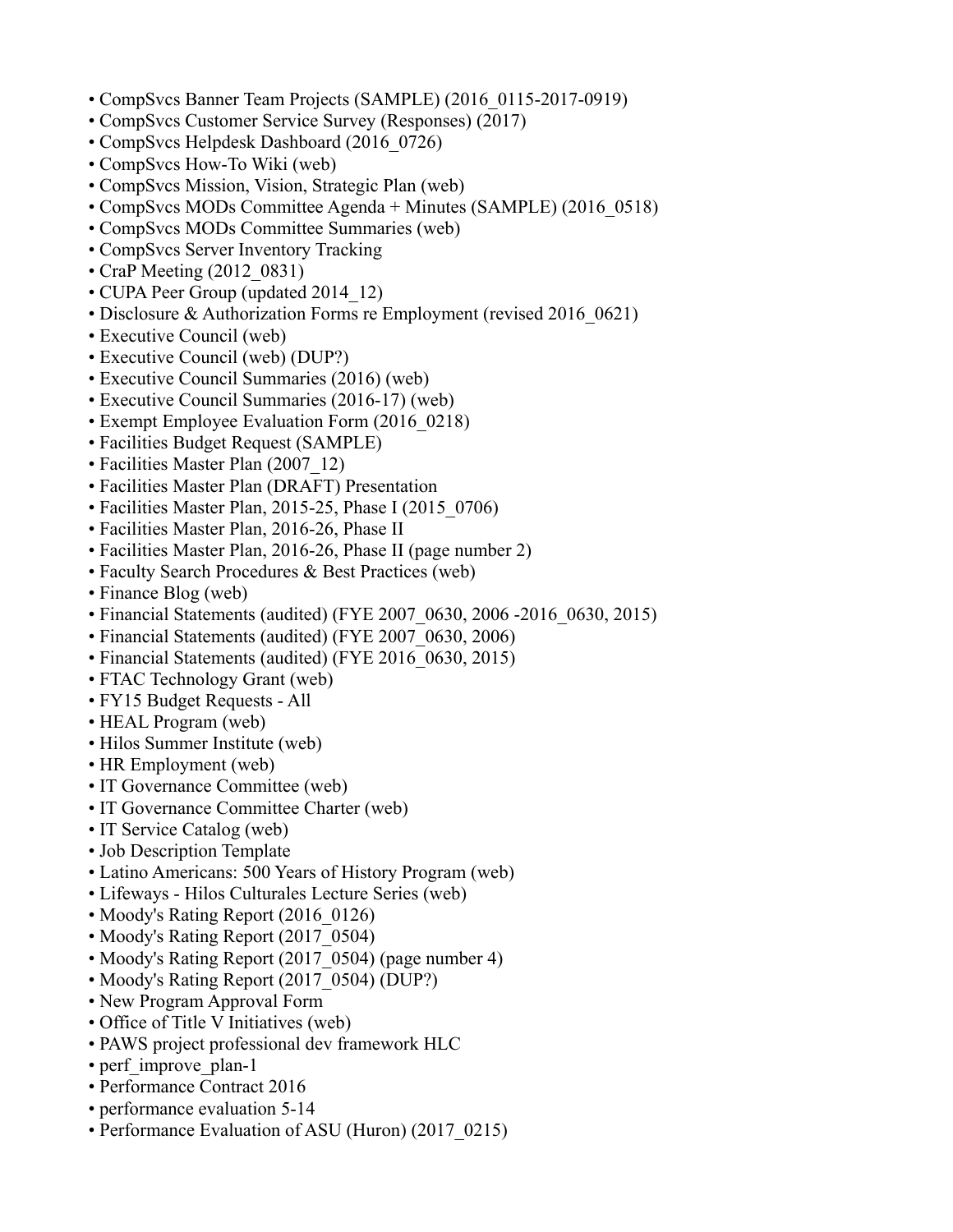- CompSvcs Banner Team Projects (SAMPLE) (2016_0115-2017-0919)
- CompSvcs Customer Service Survey (Responses) (2017)
- CompSvcs Helpdesk Dashboard (2016_0726)
- CompSvcs How-To Wiki (web)
- CompSvcs Mission, Vision, Strategic Plan (web)
- CompSvcs MODs Committee Agenda + Minutes (SAMPLE) (2016_0518)
- CompSvcs MODs Committee Summaries (web)
- CompSvcs Server Inventory Tracking
- CraP Meeting (2012_0831)
- CUPA Peer Group (updated 2014_12)
- Disclosure & Authorization Forms re Employment (revised 2016_0621)
- Executive Council (web)
- Executive Council (web) (DUP?)
- Executive Council Summaries (2016) (web)
- Executive Council Summaries (2016-17) (web)
- Exempt Employee Evaluation Form (2016_0218)
- Facilities Budget Request (SAMPLE)
- Facilities Master Plan (2007_12)
- Facilities Master Plan (DRAFT) Presentation
- Facilities Master Plan, 2015-25, Phase I (2015_0706)
- Facilities Master Plan, 2016-26, Phase II
- Facilities Master Plan, 2016-26, Phase II (page number 2)
- Faculty Search Procedures & Best Practices (web)
- Finance Blog (web)
- Financial Statements (audited) (FYE 2007_0630, 2006 -2016_0630, 2015)
- Financial Statements (audited) (FYE 2007_0630, 2006)
- Financial Statements (audited) (FYE 2016_0630, 2015)
- FTAC Technology Grant (web)
- FY15 Budget Requests - All
- HEAL Program (web)
- Hilos Summer Institute (web)
- HR Employment (web)
- IT Governance Committee (web)
- IT Governance Committee Charter (web)
- IT Service Catalog (web)
- Job Description Template
- Latino Americans: 500 Years of History Program (web)
- Lifeways - Hilos Culturales Lecture Series (web)
- Moody's Rating Report (2016_0126)
- Moody's Rating Report (2017_0504)
- Moody's Rating Report (2017_0504) (page number 4)
- Moody's Rating Report (2017_0504) (DUP?)
- New Program Approval Form
- Office of Title V Initiatives (web)
- PAWS project professional dev framework HLC
- perf_improve_plan-1
- Performance Contract 2016
- performance evaluation 5-14
- Performance Evaluation of ASU (Huron) (2017_0215)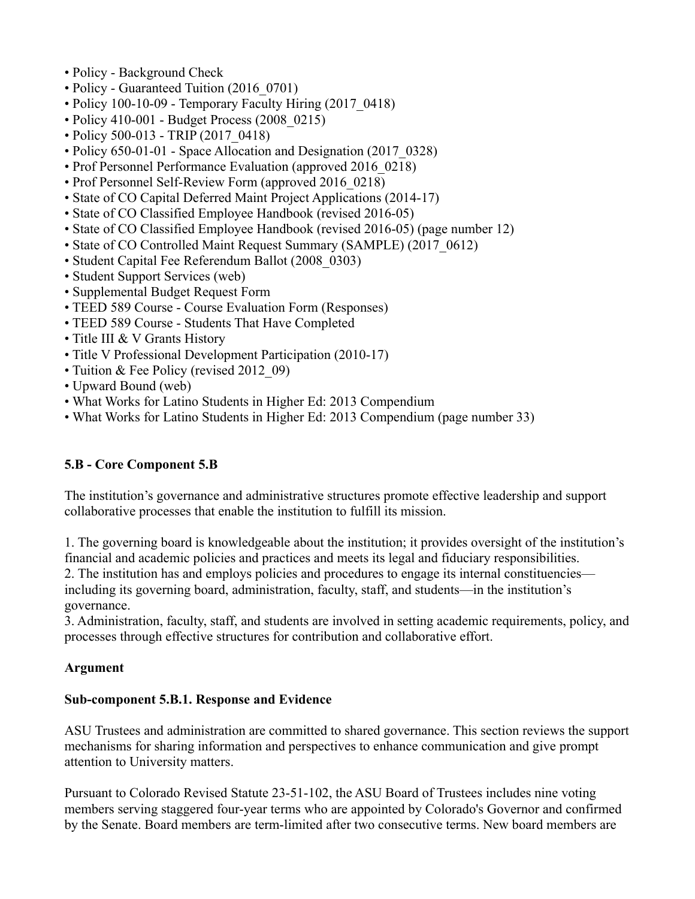- Policy - Background Check
- Policy - Guaranteed Tuition (2016_0701)
- Policy 100-10-09 - Temporary Faculty Hiring (2017_0418)
- Policy 410-001 - Budget Process (2008_0215)
- Policy 500-013 - TRIP (2017_0418)
- Policy 650-01-01 - Space Allocation and Designation (2017_0328)
- Prof Personnel Performance Evaluation (approved 2016_0218)
- Prof Personnel Self-Review Form (approved 2016_0218)
- State of CO Capital Deferred Maint Project Applications (2014-17)
- State of CO Classified Employee Handbook (revised 2016-05)
- State of CO Classified Employee Handbook (revised 2016-05) (page number 12)
- State of CO Controlled Maint Request Summary (SAMPLE) (2017_0612)
- Student Capital Fee Referendum Ballot (2008_0303)
- Student Support Services (web)
- Supplemental Budget Request Form
- TEED 589 Course - Course Evaluation Form (Responses)
- TEED 589 Course - Students That Have Completed
- Title III & V Grants History
- Title V Professional Development Participation (2010-17)
- Tuition & Fee Policy (revised 2012_09)
- Upward Bound (web)
- What Works for Latino Students in Higher Ed: 2013 Compendium
- What Works for Latino Students in Higher Ed: 2013 Compendium (page number 33)

## 5.B - Core Component 5.B

The institution's governance and administrative structures promote effective leadership and support collaborative processes that enable the institution to fulfill its mission.

1. The governing board is knowledgeable about the institution; it provides oversight of the institution's financial and academic policies and practices and meets its legal and fiduciary responsibilities.
2. The institution has and employs policies and procedures to engage its internal constituencies—including its governing board, administration, faculty, staff, and students—in the institution's governance.
3. Administration, faculty, staff, and students are involved in setting academic requirements, policy, and processes through effective structures for contribution and collaborative effort.

### Argument

### Sub-component 5.B.1. Response and Evidence

ASU Trustees and administration are committed to shared governance. This section reviews the support mechanisms for sharing information and perspectives to enhance communication and give prompt attention to University matters.

Pursuant to Colorado Revised Statute 23-51-102, the ASU Board of Trustees includes nine voting members serving staggered four-year terms who are appointed by Colorado's Governor and confirmed by the Senate. Board members are term-limited after two consecutive terms. New board members are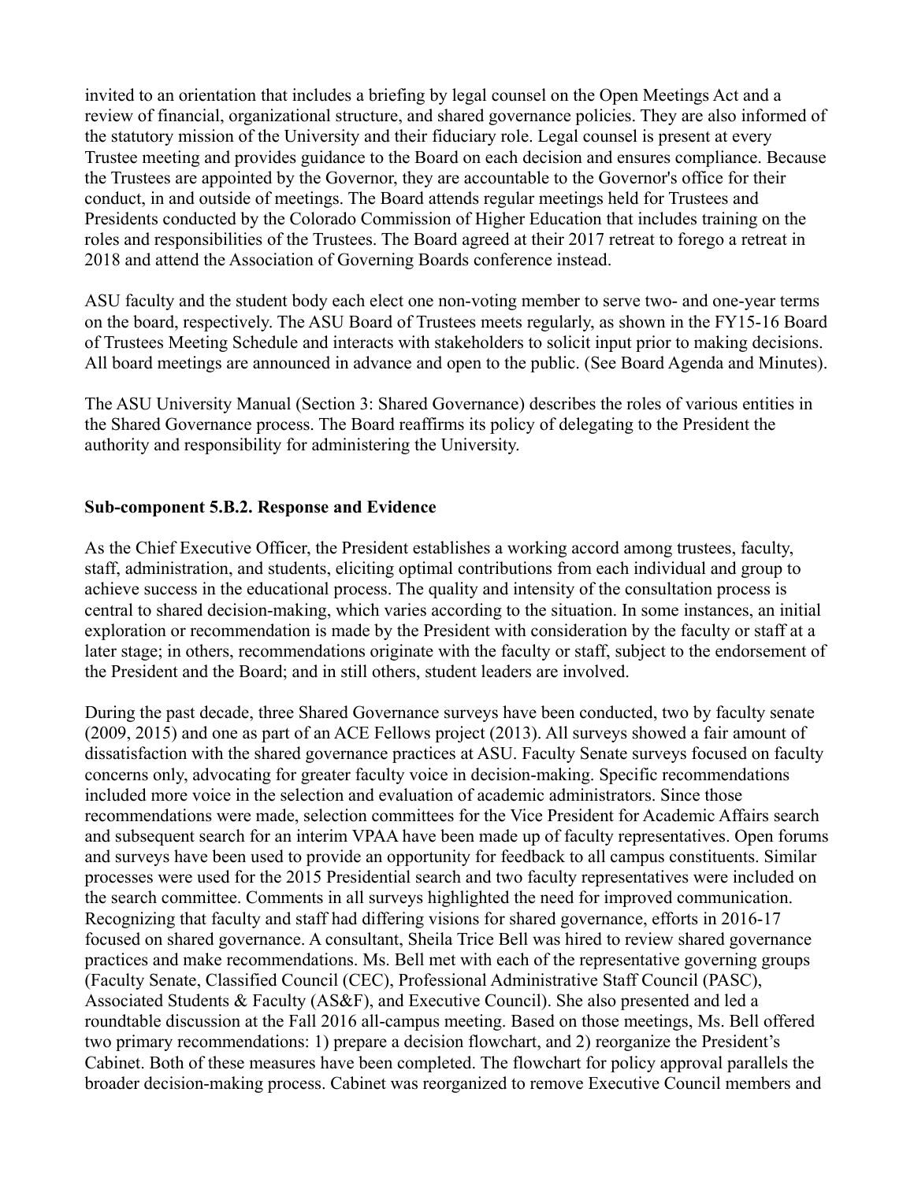invited to an orientation that includes a briefing by legal counsel on the Open Meetings Act and a review of financial, organizational structure, and shared governance policies. They are also informed of the statutory mission of the University and their fiduciary role. Legal counsel is present at every Trustee meeting and provides guidance to the Board on each decision and ensures compliance. Because the Trustees are appointed by the Governor, they are accountable to the Governor's office for their conduct, in and outside of meetings. The Board attends regular meetings held for Trustees and Presidents conducted by the Colorado Commission of Higher Education that includes training on the roles and responsibilities of the Trustees. The Board agreed at their 2017 retreat to forego a retreat in 2018 and attend the Association of Governing Boards conference instead.

ASU faculty and the student body each elect one non-voting member to serve two- and one-year terms on the board, respectively. The ASU Board of Trustees meets regularly, as shown in the FY15-16 Board of Trustees Meeting Schedule and interacts with stakeholders to solicit input prior to making decisions. All board meetings are announced in advance and open to the public. (See Board Agenda and Minutes).

The ASU University Manual (Section 3: Shared Governance) describes the roles of various entities in the Shared Governance process. The Board reaffirms its policy of delegating to the President the authority and responsibility for administering the University.

**Sub-component 5.B.2. Response and Evidence**

As the Chief Executive Officer, the President establishes a working accord among trustees, faculty, staff, administration, and students, eliciting optimal contributions from each individual and group to achieve success in the educational process. The quality and intensity of the consultation process is central to shared decision-making, which varies according to the situation. In some instances, an initial exploration or recommendation is made by the President with consideration by the faculty or staff at a later stage; in others, recommendations originate with the faculty or staff, subject to the endorsement of the President and the Board; and in still others, student leaders are involved.

During the past decade, three Shared Governance surveys have been conducted, two by faculty senate (2009, 2015) and one as part of an ACE Fellows project (2013). All surveys showed a fair amount of dissatisfaction with the shared governance practices at ASU. Faculty Senate surveys focused on faculty concerns only, advocating for greater faculty voice in decision-making. Specific recommendations included more voice in the selection and evaluation of academic administrators. Since those recommendations were made, selection committees for the Vice President for Academic Affairs search and subsequent search for an interim VPAA have been made up of faculty representatives. Open forums and surveys have been used to provide an opportunity for feedback to all campus constituents. Similar processes were used for the 2015 Presidential search and two faculty representatives were included on the search committee. Comments in all surveys highlighted the need for improved communication. Recognizing that faculty and staff had differing visions for shared governance, efforts in 2016-17 focused on shared governance. A consultant, Sheila Trice Bell was hired to review shared governance practices and make recommendations. Ms. Bell met with each of the representative governing groups (Faculty Senate, Classified Council (CEC), Professional Administrative Staff Council (PASC), Associated Students & Faculty (AS&F), and Executive Council). She also presented and led a roundtable discussion at the Fall 2016 all-campus meeting. Based on those meetings, Ms. Bell offered two primary recommendations: 1) prepare a decision flowchart, and 2) reorganize the President's Cabinet. Both of these measures have been completed. The flowchart for policy approval parallels the broader decision-making process. Cabinet was reorganized to remove Executive Council members and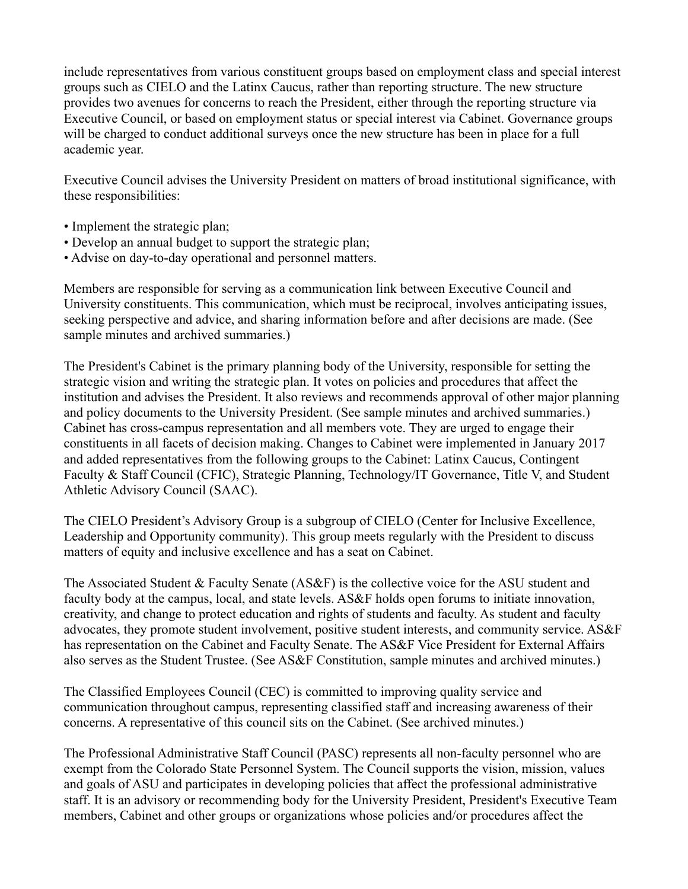include representatives from various constituent groups based on employment class and special interest groups such as CIELO and the Latinx Caucus, rather than reporting structure. The new structure provides two avenues for concerns to reach the President, either through the reporting structure via Executive Council, or based on employment status or special interest via Cabinet. Governance groups will be charged to conduct additional surveys once the new structure has been in place for a full academic year.

Executive Council advises the University President on matters of broad institutional significance, with these responsibilities:

- Implement the strategic plan;
- Develop an annual budget to support the strategic plan;
- Advise on day-to-day operational and personnel matters.

Members are responsible for serving as a communication link between Executive Council and University constituents. This communication, which must be reciprocal, involves anticipating issues, seeking perspective and advice, and sharing information before and after decisions are made. (See sample minutes and archived summaries.)

The President's Cabinet is the primary planning body of the University, responsible for setting the strategic vision and writing the strategic plan. It votes on policies and procedures that affect the institution and advises the President. It also reviews and recommends approval of other major planning and policy documents to the University President. (See sample minutes and archived summaries.) Cabinet has cross-campus representation and all members vote. They are urged to engage their constituents in all facets of decision making. Changes to Cabinet were implemented in January 2017 and added representatives from the following groups to the Cabinet: Latinx Caucus, Contingent Faculty & Staff Council (CFIC), Strategic Planning, Technology/IT Governance, Title V, and Student Athletic Advisory Council (SAAC).

The CIELO President's Advisory Group is a subgroup of CIELO (Center for Inclusive Excellence, Leadership and Opportunity community). This group meets regularly with the President to discuss matters of equity and inclusive excellence and has a seat on Cabinet.

The Associated Student & Faculty Senate (AS&F) is the collective voice for the ASU student and faculty body at the campus, local, and state levels. AS&F holds open forums to initiate innovation, creativity, and change to protect education and rights of students and faculty. As student and faculty advocates, they promote student involvement, positive student interests, and community service. AS&F has representation on the Cabinet and Faculty Senate. The AS&F Vice President for External Affairs also serves as the Student Trustee. (See AS&F Constitution, sample minutes and archived minutes.)

The Classified Employees Council (CEC) is committed to improving quality service and communication throughout campus, representing classified staff and increasing awareness of their concerns. A representative of this council sits on the Cabinet. (See archived minutes.)

The Professional Administrative Staff Council (PASC) represents all non-faculty personnel who are exempt from the Colorado State Personnel System. The Council supports the vision, mission, values and goals of ASU and participates in developing policies that affect the professional administrative staff. It is an advisory or recommending body for the University President, President's Executive Team members, Cabinet and other groups or organizations whose policies and/or procedures affect the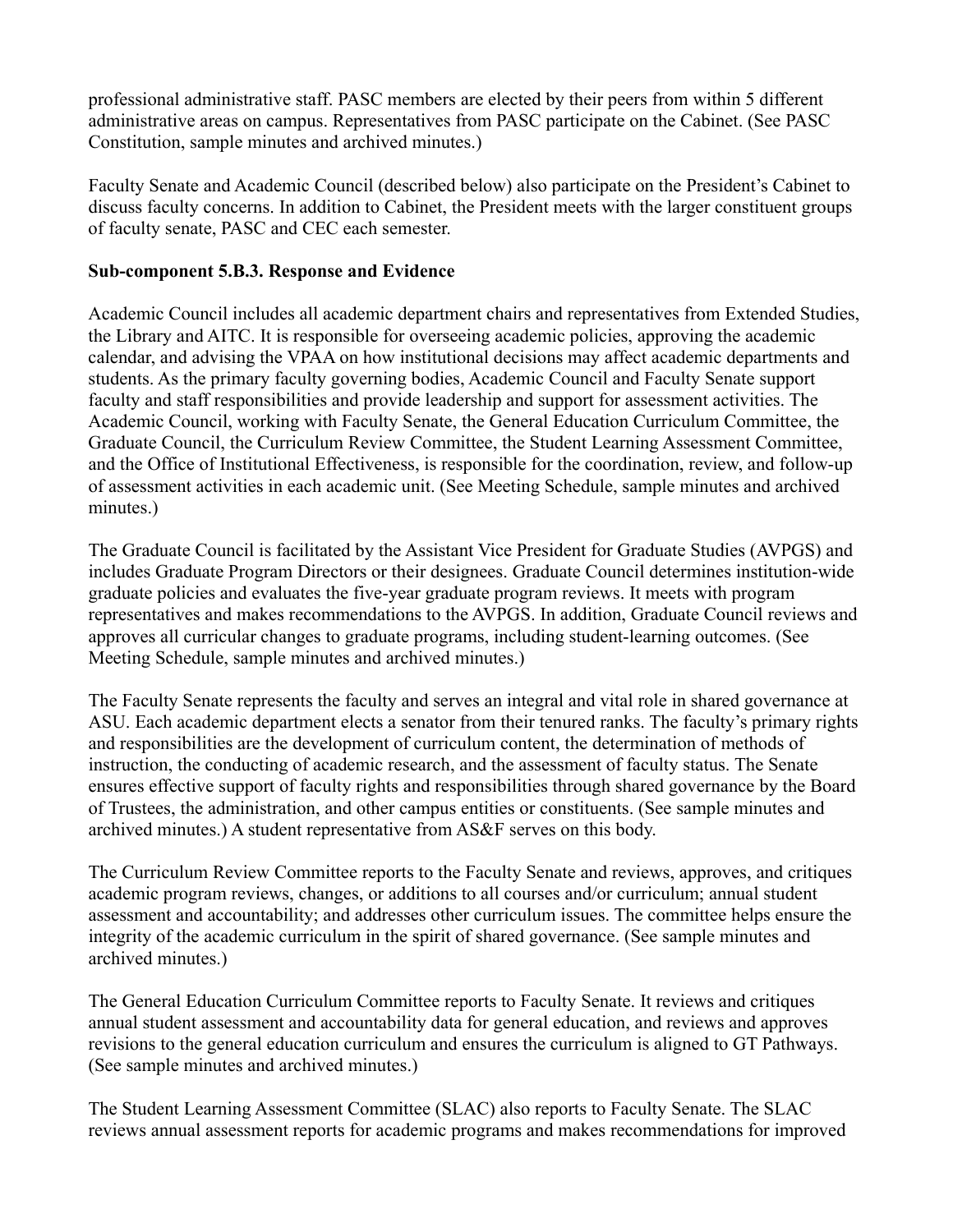professional administrative staff. PASC members are elected by their peers from within 5 different administrative areas on campus. Representatives from PASC participate on the Cabinet. (See PASC Constitution, sample minutes and archived minutes.)

Faculty Senate and Academic Council (described below) also participate on the President's Cabinet to discuss faculty concerns. In addition to Cabinet, the President meets with the larger constituent groups of faculty senate, PASC and CEC each semester.

**Sub-component 5.B.3. Response and Evidence**

Academic Council includes all academic department chairs and representatives from Extended Studies, the Library and AITC. It is responsible for overseeing academic policies, approving the academic calendar, and advising the VPAA on how institutional decisions may affect academic departments and students. As the primary faculty governing bodies, Academic Council and Faculty Senate support faculty and staff responsibilities and provide leadership and support for assessment activities. The Academic Council, working with Faculty Senate, the General Education Curriculum Committee, the Graduate Council, the Curriculum Review Committee, the Student Learning Assessment Committee, and the Office of Institutional Effectiveness, is responsible for the coordination, review, and follow-up of assessment activities in each academic unit. (See Meeting Schedule, sample minutes and archived minutes.)

The Graduate Council is facilitated by the Assistant Vice President for Graduate Studies (AVPGS) and includes Graduate Program Directors or their designees. Graduate Council determines institution-wide graduate policies and evaluates the five-year graduate program reviews. It meets with program representatives and makes recommendations to the AVPGS. In addition, Graduate Council reviews and approves all curricular changes to graduate programs, including student-learning outcomes. (See Meeting Schedule, sample minutes and archived minutes.)

The Faculty Senate represents the faculty and serves an integral and vital role in shared governance at ASU. Each academic department elects a senator from their tenured ranks. The faculty's primary rights and responsibilities are the development of curriculum content, the determination of methods of instruction, the conducting of academic research, and the assessment of faculty status. The Senate ensures effective support of faculty rights and responsibilities through shared governance by the Board of Trustees, the administration, and other campus entities or constituents. (See sample minutes and archived minutes.) A student representative from AS&F serves on this body.

The Curriculum Review Committee reports to the Faculty Senate and reviews, approves, and critiques academic program reviews, changes, or additions to all courses and/or curriculum; annual student assessment and accountability; and addresses other curriculum issues. The committee helps ensure the integrity of the academic curriculum in the spirit of shared governance. (See sample minutes and archived minutes.)

The General Education Curriculum Committee reports to Faculty Senate. It reviews and critiques annual student assessment and accountability data for general education, and reviews and approves revisions to the general education curriculum and ensures the curriculum is aligned to GT Pathways. (See sample minutes and archived minutes.)

The Student Learning Assessment Committee (SLAC) also reports to Faculty Senate. The SLAC reviews annual assessment reports for academic programs and makes recommendations for improved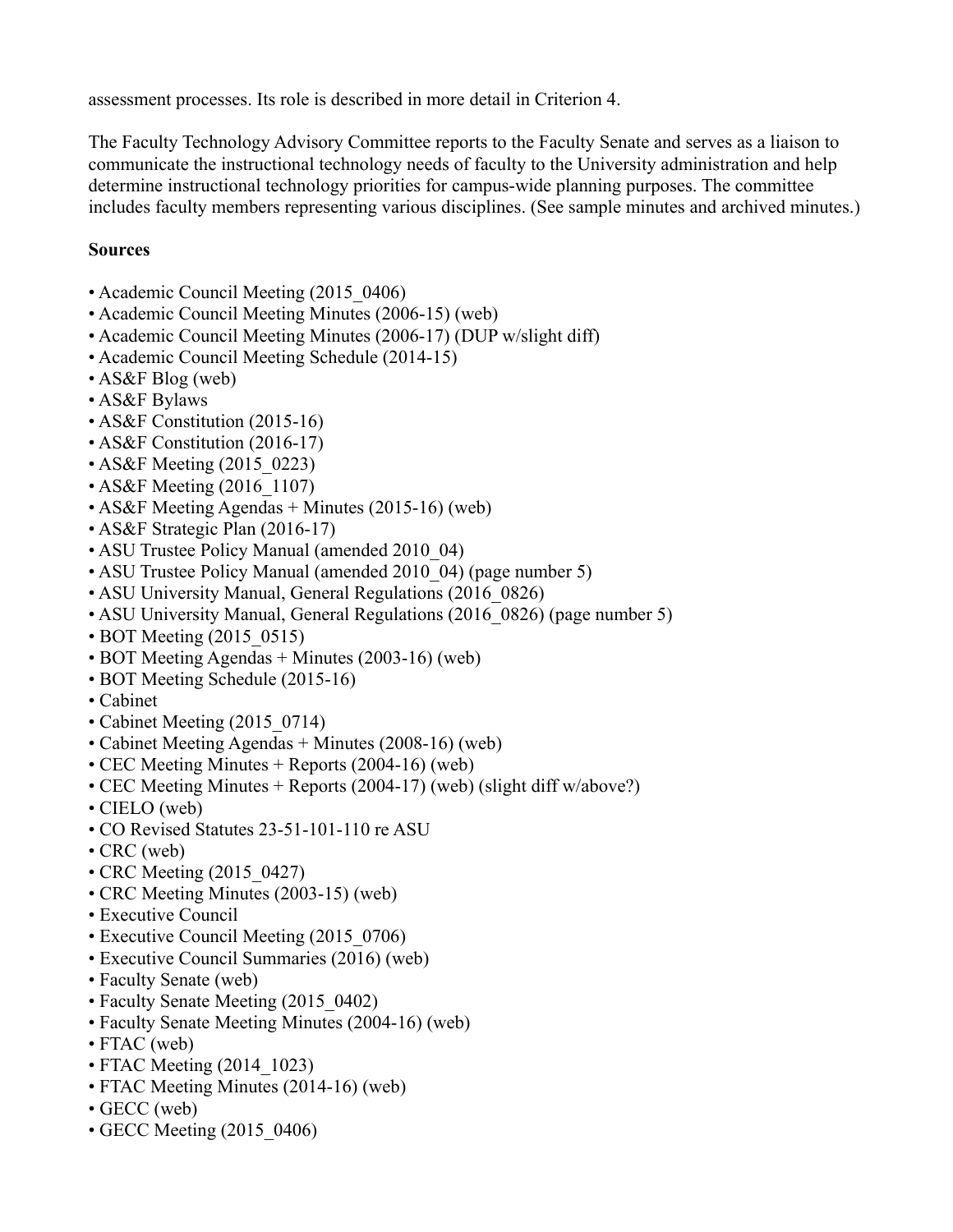assessment processes. Its role is described in more detail in Criterion 4.

The Faculty Technology Advisory Committee reports to the Faculty Senate and serves as a liaison to communicate the instructional technology needs of faculty to the University administration and help determine instructional technology priorities for campus-wide planning purposes. The committee includes faculty members representing various disciplines. (See sample minutes and archived minutes.)

**Sources**

- Academic Council Meeting (2015_0406)
- Academic Council Meeting Minutes (2006-15) (web)
- Academic Council Meeting Minutes (2006-17) (DUP w/slight diff)
- Academic Council Meeting Schedule (2014-15)
- AS&F Blog (web)
- AS&F Bylaws
- AS&F Constitution (2015-16)
- AS&F Constitution (2016-17)
- AS&F Meeting (2015_0223)
- AS&F Meeting (2016_1107)
- AS&F Meeting Agendas + Minutes (2015-16) (web)
- AS&F Strategic Plan (2016-17)
- ASU Trustee Policy Manual (amended 2010_04)
- ASU Trustee Policy Manual (amended 2010_04) (page number 5)
- ASU University Manual, General Regulations (2016_0826)
- ASU University Manual, General Regulations (2016_0826) (page number 5)
- BOT Meeting (2015_0515)
- BOT Meeting Agendas + Minutes (2003-16) (web)
- BOT Meeting Schedule (2015-16)
- Cabinet
- Cabinet Meeting (2015_0714)
- Cabinet Meeting Agendas + Minutes (2008-16) (web)
- CEC Meeting Minutes + Reports (2004-16) (web)
- CEC Meeting Minutes + Reports (2004-17) (web) (slight diff w/above?)
- CIELO (web)
- CO Revised Statutes 23-51-101-110 re ASU
- CRC (web)
- CRC Meeting (2015_0427)
- CRC Meeting Minutes (2003-15) (web)
- Executive Council
- Executive Council Meeting (2015_0706)
- Executive Council Summaries (2016) (web)
- Faculty Senate (web)
- Faculty Senate Meeting (2015_0402)
- Faculty Senate Meeting Minutes (2004-16) (web)
- FTAC (web)
- FTAC Meeting (2014_1023)
- FTAC Meeting Minutes (2014-16) (web)
- GECC (web)
- GECC Meeting (2015_0406)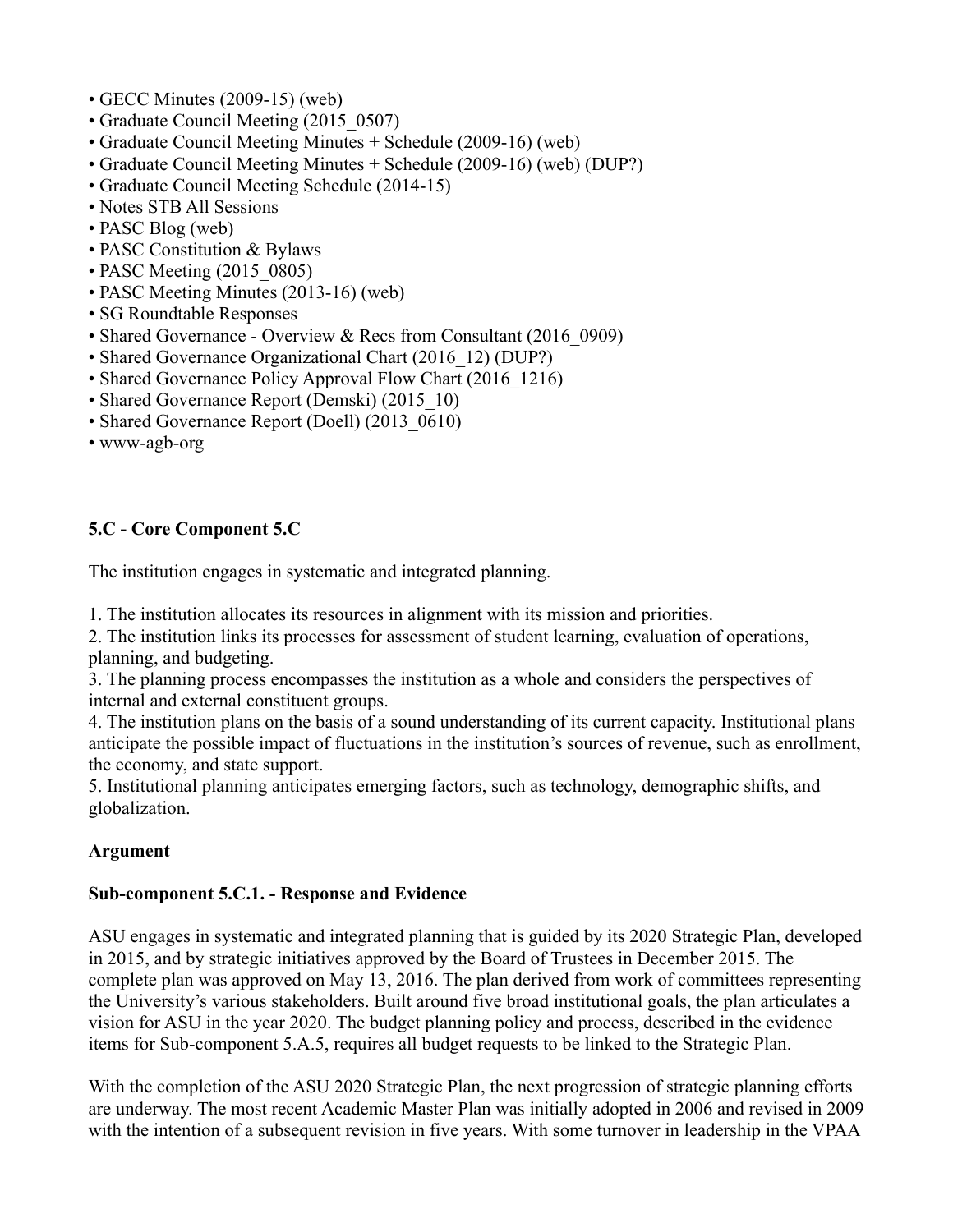- GECC Minutes (2009-15) (web)
- Graduate Council Meeting (2015_0507)
- Graduate Council Meeting Minutes + Schedule (2009-16) (web)
- Graduate Council Meeting Minutes + Schedule (2009-16) (web) (DUP?)
- Graduate Council Meeting Schedule (2014-15)
- Notes STB All Sessions
- PASC Blog (web)
- PASC Constitution & Bylaws
- PASC Meeting (2015_0805)
- PASC Meeting Minutes (2013-16) (web)
- SG Roundtable Responses
- Shared Governance - Overview & Recs from Consultant (2016_0909)
- Shared Governance Organizational Chart (2016_12) (DUP?)
- Shared Governance Policy Approval Flow Chart (2016_1216)
- Shared Governance Report (Demski) (2015_10)
- Shared Governance Report (Doell) (2013_0610)
- www-agb-org

## 5.C - Core Component 5.C

The institution engages in systematic and integrated planning.

1. The institution allocates its resources in alignment with its mission and priorities.
2. The institution links its processes for assessment of student learning, evaluation of operations, planning, and budgeting.
3. The planning process encompasses the institution as a whole and considers the perspectives of internal and external constituent groups.
4. The institution plans on the basis of a sound understanding of its current capacity. Institutional plans anticipate the possible impact of fluctuations in the institution's sources of revenue, such as enrollment, the economy, and state support.
5. Institutional planning anticipates emerging factors, such as technology, demographic shifts, and globalization.

**Argument**

**Sub-component 5.C.1. - Response and Evidence**

ASU engages in systematic and integrated planning that is guided by its 2020 Strategic Plan, developed in 2015, and by strategic initiatives approved by the Board of Trustees in December 2015. The complete plan was approved on May 13, 2016. The plan derived from work of committees representing the University's various stakeholders. Built around five broad institutional goals, the plan articulates a vision for ASU in the year 2020. The budget planning policy and process, described in the evidence items for Sub-component 5.A.5, requires all budget requests to be linked to the Strategic Plan.

With the completion of the ASU 2020 Strategic Plan, the next progression of strategic planning efforts are underway. The most recent Academic Master Plan was initially adopted in 2006 and revised in 2009 with the intention of a subsequent revision in five years. With some turnover in leadership in the VPAA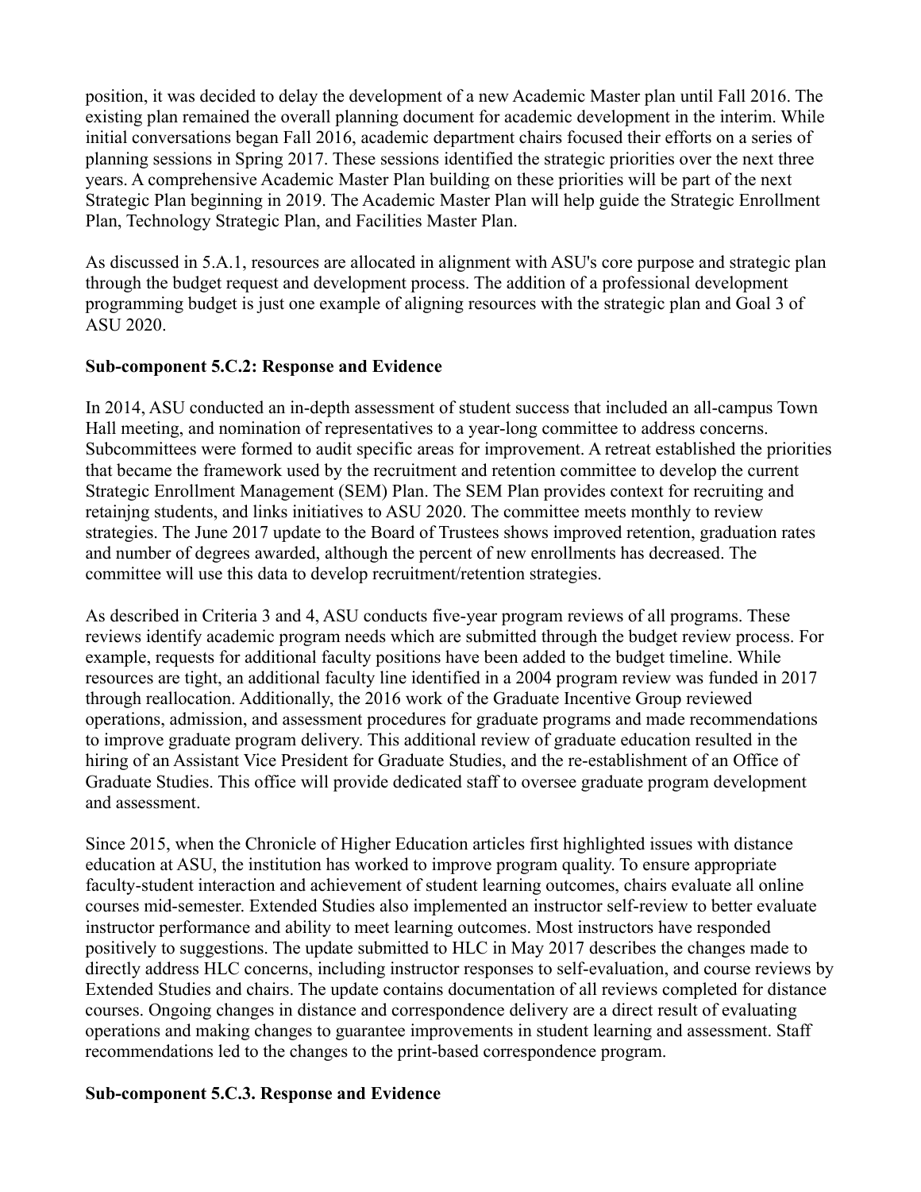position, it was decided to delay the development of a new Academic Master plan until Fall 2016. The existing plan remained the overall planning document for academic development in the interim. While initial conversations began Fall 2016, academic department chairs focused their efforts on a series of planning sessions in Spring 2017. These sessions identified the strategic priorities over the next three years. A comprehensive Academic Master Plan building on these priorities will be part of the next Strategic Plan beginning in 2019. The Academic Master Plan will help guide the Strategic Enrollment Plan, Technology Strategic Plan, and Facilities Master Plan.

As discussed in 5.A.1, resources are allocated in alignment with ASU's core purpose and strategic plan through the budget request and development process. The addition of a professional development programming budget is just one example of aligning resources with the strategic plan and Goal 3 of ASU 2020.

**Sub-component 5.C.2: Response and Evidence**

In 2014, ASU conducted an in-depth assessment of student success that included an all-campus Town Hall meeting, and nomination of representatives to a year-long committee to address concerns. Subcommittees were formed to audit specific areas for improvement. A retreat established the priorities that became the framework used by the recruitment and retention committee to develop the current Strategic Enrollment Management (SEM) Plan. The SEM Plan provides context for recruiting and retainjng students, and links initiatives to ASU 2020. The committee meets monthly to review strategies. The June 2017 update to the Board of Trustees shows improved retention, graduation rates and number of degrees awarded, although the percent of new enrollments has decreased. The committee will use this data to develop recruitment/retention strategies.

As described in Criteria 3 and 4, ASU conducts five-year program reviews of all programs. These reviews identify academic program needs which are submitted through the budget review process. For example, requests for additional faculty positions have been added to the budget timeline. While resources are tight, an additional faculty line identified in a 2004 program review was funded in 2017 through reallocation. Additionally, the 2016 work of the Graduate Incentive Group reviewed operations, admission, and assessment procedures for graduate programs and made recommendations to improve graduate program delivery. This additional review of graduate education resulted in the hiring of an Assistant Vice President for Graduate Studies, and the re-establishment of an Office of Graduate Studies. This office will provide dedicated staff to oversee graduate program development and assessment.

Since 2015, when the Chronicle of Higher Education articles first highlighted issues with distance education at ASU, the institution has worked to improve program quality. To ensure appropriate faculty-student interaction and achievement of student learning outcomes, chairs evaluate all online courses mid-semester. Extended Studies also implemented an instructor self-review to better evaluate instructor performance and ability to meet learning outcomes. Most instructors have responded positively to suggestions. The update submitted to HLC in May 2017 describes the changes made to directly address HLC concerns, including instructor responses to self-evaluation, and course reviews by Extended Studies and chairs. The update contains documentation of all reviews completed for distance courses. Ongoing changes in distance and correspondence delivery are a direct result of evaluating operations and making changes to guarantee improvements in student learning and assessment. Staff recommendations led to the changes to the print-based correspondence program.

**Sub-component 5.C.3. Response and Evidence**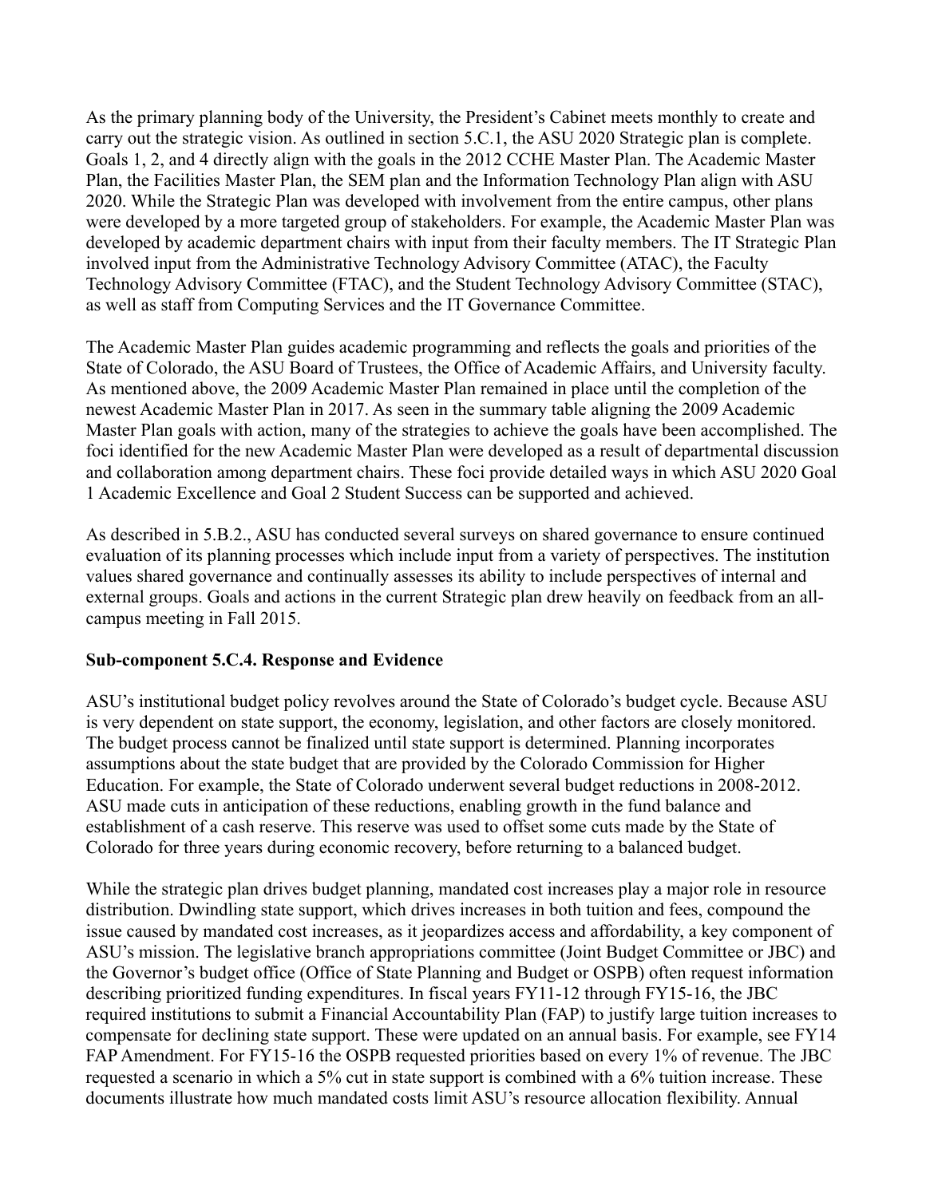As the primary planning body of the University, the President's Cabinet meets monthly to create and carry out the strategic vision. As outlined in section 5.C.1, the ASU 2020 Strategic plan is complete. Goals 1, 2, and 4 directly align with the goals in the 2012 CCHE Master Plan. The Academic Master Plan, the Facilities Master Plan, the SEM plan and the Information Technology Plan align with ASU 2020. While the Strategic Plan was developed with involvement from the entire campus, other plans were developed by a more targeted group of stakeholders. For example, the Academic Master Plan was developed by academic department chairs with input from their faculty members. The IT Strategic Plan involved input from the Administrative Technology Advisory Committee (ATAC), the Faculty Technology Advisory Committee (FTAC), and the Student Technology Advisory Committee (STAC), as well as staff from Computing Services and the IT Governance Committee.

The Academic Master Plan guides academic programming and reflects the goals and priorities of the State of Colorado, the ASU Board of Trustees, the Office of Academic Affairs, and University faculty. As mentioned above, the 2009 Academic Master Plan remained in place until the completion of the newest Academic Master Plan in 2017. As seen in the summary table aligning the 2009 Academic Master Plan goals with action, many of the strategies to achieve the goals have been accomplished. The foci identified for the new Academic Master Plan were developed as a result of departmental discussion and collaboration among department chairs. These foci provide detailed ways in which ASU 2020 Goal 1 Academic Excellence and Goal 2 Student Success can be supported and achieved.

As described in 5.B.2., ASU has conducted several surveys on shared governance to ensure continued evaluation of its planning processes which include input from a variety of perspectives. The institution values shared governance and continually assesses its ability to include perspectives of internal and external groups. Goals and actions in the current Strategic plan drew heavily on feedback from an all-campus meeting in Fall 2015.

**Sub-component 5.C.4. Response and Evidence**

ASU's institutional budget policy revolves around the State of Colorado's budget cycle. Because ASU is very dependent on state support, the economy, legislation, and other factors are closely monitored. The budget process cannot be finalized until state support is determined. Planning incorporates assumptions about the state budget that are provided by the Colorado Commission for Higher Education. For example, the State of Colorado underwent several budget reductions in 2008-2012. ASU made cuts in anticipation of these reductions, enabling growth in the fund balance and establishment of a cash reserve. This reserve was used to offset some cuts made by the State of Colorado for three years during economic recovery, before returning to a balanced budget.

While the strategic plan drives budget planning, mandated cost increases play a major role in resource distribution. Dwindling state support, which drives increases in both tuition and fees, compound the issue caused by mandated cost increases, as it jeopardizes access and affordability, a key component of ASU's mission. The legislative branch appropriations committee (Joint Budget Committee or JBC) and the Governor's budget office (Office of State Planning and Budget or OSPB) often request information describing prioritized funding expenditures. In fiscal years FY11-12 through FY15-16, the JBC required institutions to submit a Financial Accountability Plan (FAP) to justify large tuition increases to compensate for declining state support. These were updated on an annual basis. For example, see FY14 FAP Amendment. For FY15-16 the OSPB requested priorities based on every 1% of revenue. The JBC requested a scenario in which a 5% cut in state support is combined with a 6% tuition increase. These documents illustrate how much mandated costs limit ASU's resource allocation flexibility. Annual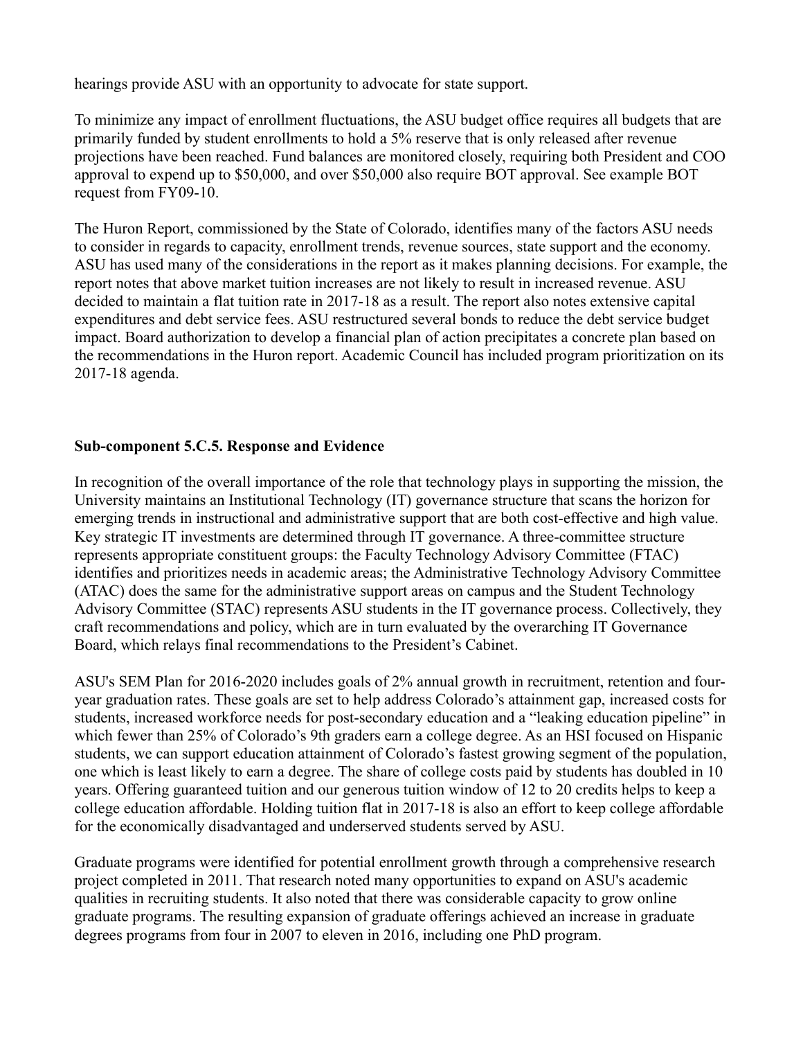hearings provide ASU with an opportunity to advocate for state support.

To minimize any impact of enrollment fluctuations, the ASU budget office requires all budgets that are primarily funded by student enrollments to hold a 5% reserve that is only released after revenue projections have been reached. Fund balances are monitored closely, requiring both President and COO approval to expend up to $50,000, and over $50,000 also require BOT approval. See example BOT request from FY09-10.

The Huron Report, commissioned by the State of Colorado, identifies many of the factors ASU needs to consider in regards to capacity, enrollment trends, revenue sources, state support and the economy. ASU has used many of the considerations in the report as it makes planning decisions. For example, the report notes that above market tuition increases are not likely to result in increased revenue. ASU decided to maintain a flat tuition rate in 2017-18 as a result. The report also notes extensive capital expenditures and debt service fees. ASU restructured several bonds to reduce the debt service budget impact. Board authorization to develop a financial plan of action precipitates a concrete plan based on the recommendations in the Huron report. Academic Council has included program prioritization on its 2017-18 agenda.

**Sub-component 5.C.5. Response and Evidence**

In recognition of the overall importance of the role that technology plays in supporting the mission, the University maintains an Institutional Technology (IT) governance structure that scans the horizon for emerging trends in instructional and administrative support that are both cost-effective and high value. Key strategic IT investments are determined through IT governance. A three-committee structure represents appropriate constituent groups: the Faculty Technology Advisory Committee (FTAC) identifies and prioritizes needs in academic areas; the Administrative Technology Advisory Committee (ATAC) does the same for the administrative support areas on campus and the Student Technology Advisory Committee (STAC) represents ASU students in the IT governance process. Collectively, they craft recommendations and policy, which are in turn evaluated by the overarching IT Governance Board, which relays final recommendations to the President's Cabinet.

ASU's SEM Plan for 2016-2020 includes goals of 2% annual growth in recruitment, retention and four-year graduation rates. These goals are set to help address Colorado's attainment gap, increased costs for students, increased workforce needs for post-secondary education and a "leaking education pipeline" in which fewer than 25% of Colorado's 9th graders earn a college degree. As an HSI focused on Hispanic students, we can support education attainment of Colorado's fastest growing segment of the population, one which is least likely to earn a degree. The share of college costs paid by students has doubled in 10 years. Offering guaranteed tuition and our generous tuition window of 12 to 20 credits helps to keep a college education affordable. Holding tuition flat in 2017-18 is also an effort to keep college affordable for the economically disadvantaged and underserved students served by ASU.

Graduate programs were identified for potential enrollment growth through a comprehensive research project completed in 2011. That research noted many opportunities to expand on ASU's academic qualities in recruiting students. It also noted that there was considerable capacity to grow online graduate programs. The resulting expansion of graduate offerings achieved an increase in graduate degrees programs from four in 2007 to eleven in 2016, including one PhD program.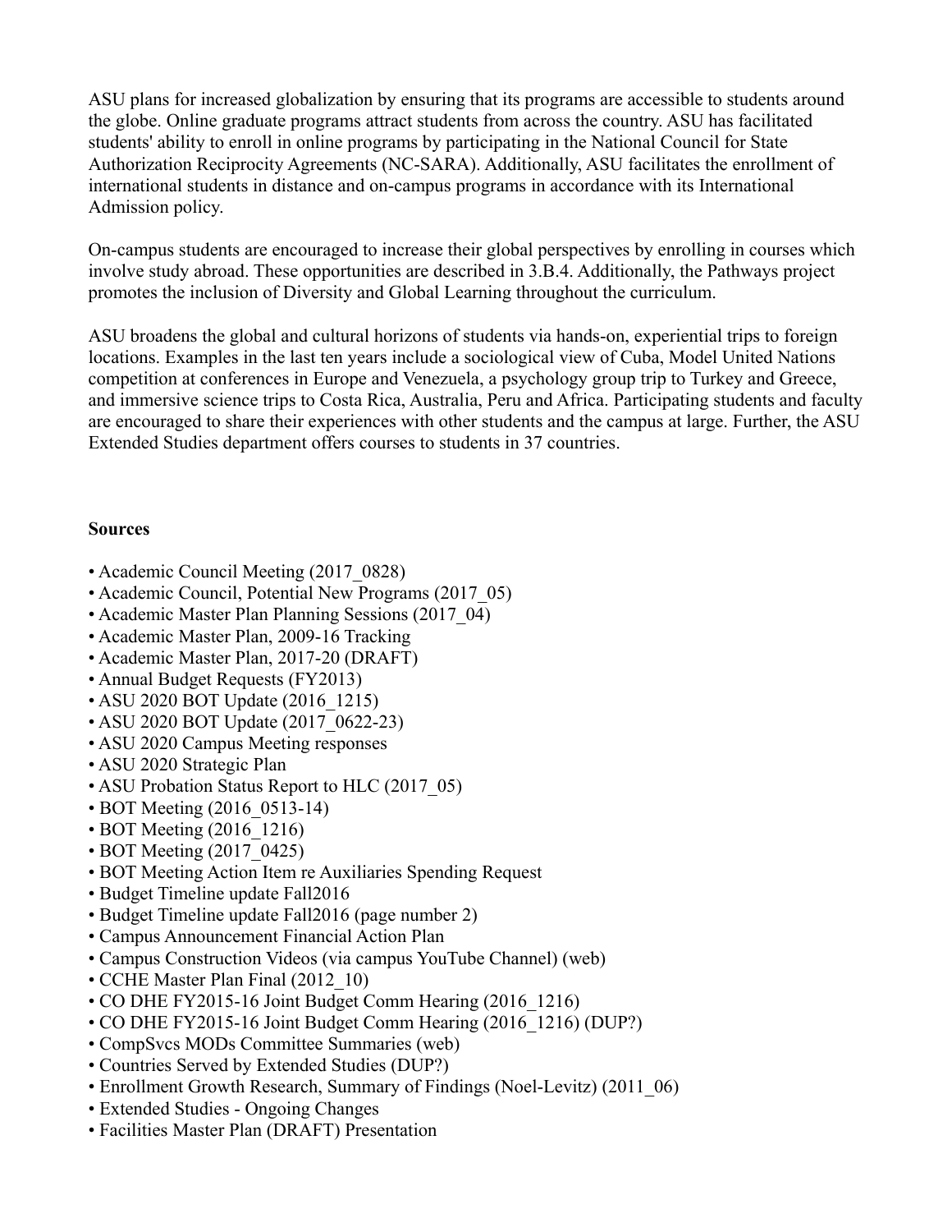ASU plans for increased globalization by ensuring that its programs are accessible to students around the globe. Online graduate programs attract students from across the country. ASU has facilitated students' ability to enroll in online programs by participating in the National Council for State Authorization Reciprocity Agreements (NC-SARA). Additionally, ASU facilitates the enrollment of international students in distance and on-campus programs in accordance with its International Admission policy.

On-campus students are encouraged to increase their global perspectives by enrolling in courses which involve study abroad. These opportunities are described in 3.B.4. Additionally, the Pathways project promotes the inclusion of Diversity and Global Learning throughout the curriculum.

ASU broadens the global and cultural horizons of students via hands-on, experiential trips to foreign locations. Examples in the last ten years include a sociological view of Cuba, Model United Nations competition at conferences in Europe and Venezuela, a psychology group trip to Turkey and Greece, and immersive science trips to Costa Rica, Australia, Peru and Africa. Participating students and faculty are encouraged to share their experiences with other students and the campus at large. Further, the ASU Extended Studies department offers courses to students in 37 countries.

**Sources**

- Academic Council Meeting (2017_0828)
- Academic Council, Potential New Programs (2017_05)
- Academic Master Plan Planning Sessions (2017_04)
- Academic Master Plan, 2009-16 Tracking
- Academic Master Plan, 2017-20 (DRAFT)
- Annual Budget Requests (FY2013)
- ASU 2020 BOT Update (2016_1215)
- ASU 2020 BOT Update (2017_0622-23)
- ASU 2020 Campus Meeting responses
- ASU 2020 Strategic Plan
- ASU Probation Status Report to HLC (2017_05)
- BOT Meeting (2016_0513-14)
- BOT Meeting (2016_1216)
- BOT Meeting (2017_0425)
- BOT Meeting Action Item re Auxiliaries Spending Request
- Budget Timeline update Fall2016
- Budget Timeline update Fall2016 (page number 2)
- Campus Announcement Financial Action Plan
- Campus Construction Videos (via campus YouTube Channel) (web)
- CCHE Master Plan Final (2012_10)
- CO DHE FY2015-16 Joint Budget Comm Hearing (2016_1216)
- CO DHE FY2015-16 Joint Budget Comm Hearing (2016_1216) (DUP?)
- CompSvcs MODs Committee Summaries (web)
- Countries Served by Extended Studies (DUP?)
- Enrollment Growth Research, Summary of Findings (Noel-Levitz) (2011_06)
- Extended Studies - Ongoing Changes
- Facilities Master Plan (DRAFT) Presentation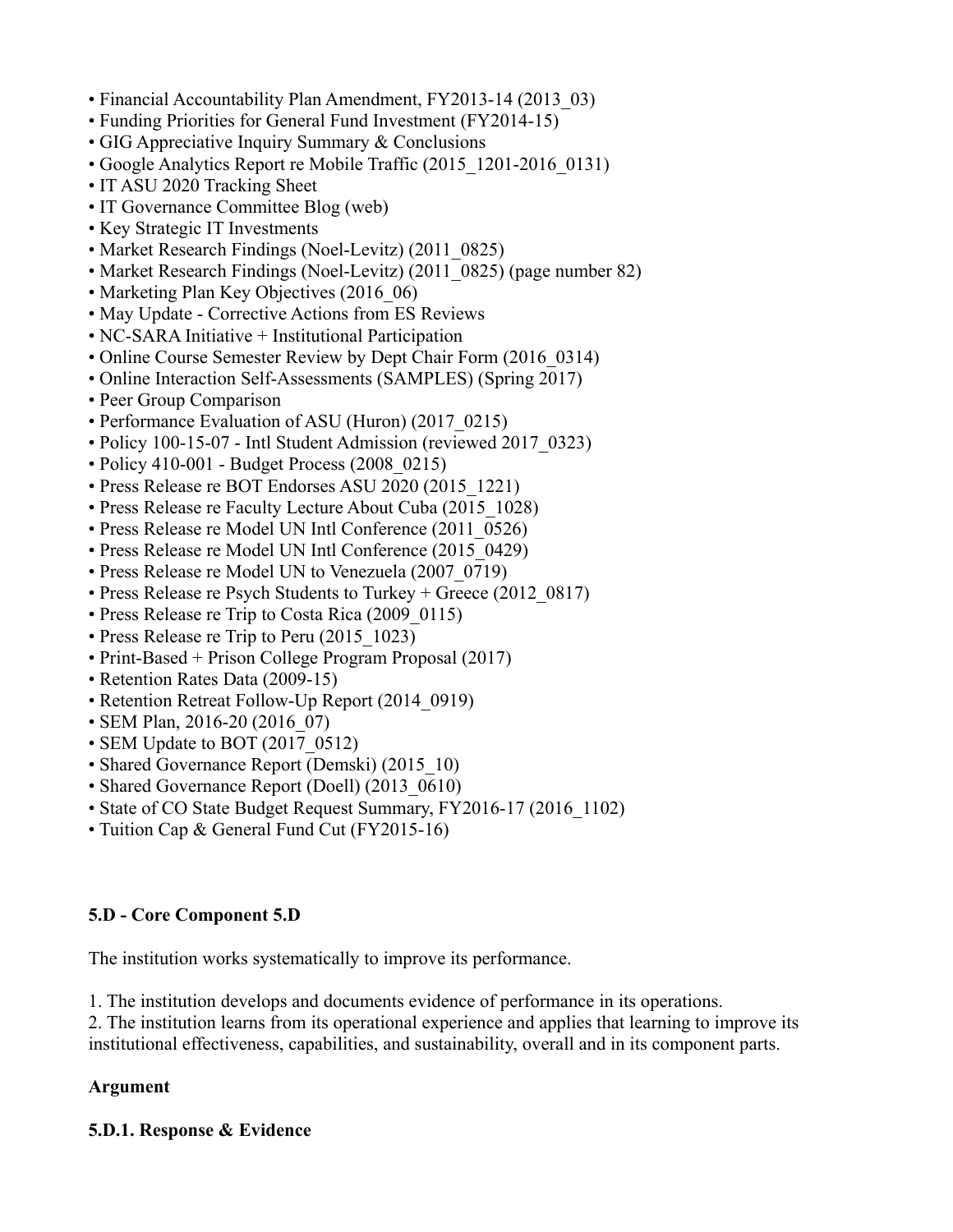- Financial Accountability Plan Amendment, FY2013-14 (2013_03)
- Funding Priorities for General Fund Investment (FY2014-15)
- GIG Appreciative Inquiry Summary & Conclusions
- Google Analytics Report re Mobile Traffic (2015_1201-2016_0131)
- IT ASU 2020 Tracking Sheet
- IT Governance Committee Blog (web)
- Key Strategic IT Investments
- Market Research Findings (Noel-Levitz) (2011_0825)
- Market Research Findings (Noel-Levitz) (2011_0825) (page number 82)
- Marketing Plan Key Objectives (2016_06)
- May Update - Corrective Actions from ES Reviews
- NC-SARA Initiative + Institutional Participation
- Online Course Semester Review by Dept Chair Form (2016_0314)
- Online Interaction Self-Assessments (SAMPLES) (Spring 2017)
- Peer Group Comparison
- Performance Evaluation of ASU (Huron) (2017_0215)
- Policy 100-15-07 - Intl Student Admission (reviewed 2017_0323)
- Policy 410-001 - Budget Process (2008_0215)
- Press Release re BOT Endorses ASU 2020 (2015_1221)
- Press Release re Faculty Lecture About Cuba (2015_1028)
- Press Release re Model UN Intl Conference (2011_0526)
- Press Release re Model UN Intl Conference (2015_0429)
- Press Release re Model UN to Venezuela (2007_0719)
- Press Release re Psych Students to Turkey + Greece (2012_0817)
- Press Release re Trip to Costa Rica (2009_0115)
- Press Release re Trip to Peru (2015_1023)
- Print-Based + Prison College Program Proposal (2017)
- Retention Rates Data (2009-15)
- Retention Retreat Follow-Up Report (2014_0919)
- SEM Plan, 2016-20 (2016_07)
- SEM Update to BOT (2017_0512)
- Shared Governance Report (Demski) (2015_10)
- Shared Governance Report (Doell) (2013_0610)
- State of CO State Budget Request Summary, FY2016-17 (2016_1102)
- Tuition Cap & General Fund Cut (FY2015-16)

**5.D - Core Component 5.D**

The institution works systematically to improve its performance.

1. The institution develops and documents evidence of performance in its operations.
2. The institution learns from its operational experience and applies that learning to improve its institutional effectiveness, capabilities, and sustainability, overall and in its component parts.

**Argument**

**5.D.1. Response & Evidence**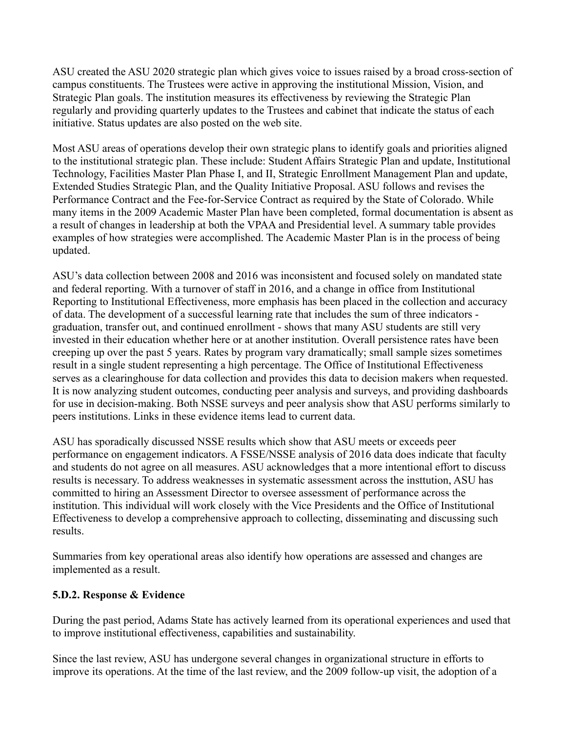ASU created the ASU 2020 strategic plan which gives voice to issues raised by a broad cross-section of campus constituents. The Trustees were active in approving the institutional Mission, Vision, and Strategic Plan goals. The institution measures its effectiveness by reviewing the Strategic Plan regularly and providing quarterly updates to the Trustees and cabinet that indicate the status of each initiative. Status updates are also posted on the web site.

Most ASU areas of operations develop their own strategic plans to identify goals and priorities aligned to the institutional strategic plan. These include: Student Affairs Strategic Plan and update, Institutional Technology, Facilities Master Plan Phase I, and II, Strategic Enrollment Management Plan and update, Extended Studies Strategic Plan, and the Quality Initiative Proposal. ASU follows and revises the Performance Contract and the Fee-for-Service Contract as required by the State of Colorado. While many items in the 2009 Academic Master Plan have been completed, formal documentation is absent as a result of changes in leadership at both the VPAA and Presidential level. A summary table provides examples of how strategies were accomplished. The Academic Master Plan is in the process of being updated.

ASU's data collection between 2008 and 2016 was inconsistent and focused solely on mandated state and federal reporting. With a turnover of staff in 2016, and a change in office from Institutional Reporting to Institutional Effectiveness, more emphasis has been placed in the collection and accuracy of data. The development of a successful learning rate that includes the sum of three indicators - graduation, transfer out, and continued enrollment - shows that many ASU students are still very invested in their education whether here or at another institution. Overall persistence rates have been creeping up over the past 5 years. Rates by program vary dramatically; small sample sizes sometimes result in a single student representing a high percentage. The Office of Institutional Effectiveness serves as a clearinghouse for data collection and provides this data to decision makers when requested. It is now analyzing student outcomes, conducting peer analysis and surveys, and providing dashboards for use in decision-making. Both NSSE surveys and peer analysis show that ASU performs similarly to peers institutions. Links in these evidence items lead to current data.

ASU has sporadically discussed NSSE results which show that ASU meets or exceeds peer performance on engagement indicators. A FSSE/NSSE analysis of 2016 data does indicate that faculty and students do not agree on all measures. ASU acknowledges that a more intentional effort to discuss results is necessary. To address weaknesses in systematic assessment across the insttution, ASU has committed to hiring an Assessment Director to oversee assessment of performance across the institution. This individual will work closely with the Vice Presidents and the Office of Institutional Effectiveness to develop a comprehensive approach to collecting, disseminating and discussing such results.

Summaries from key operational areas also identify how operations are assessed and changes are implemented as a result.

**5.D.2. Response & Evidence**

During the past period, Adams State has actively learned from its operational experiences and used that to improve institutional effectiveness, capabilities and sustainability.

Since the last review, ASU has undergone several changes in organizational structure in efforts to improve its operations. At the time of the last review, and the 2009 follow-up visit, the adoption of a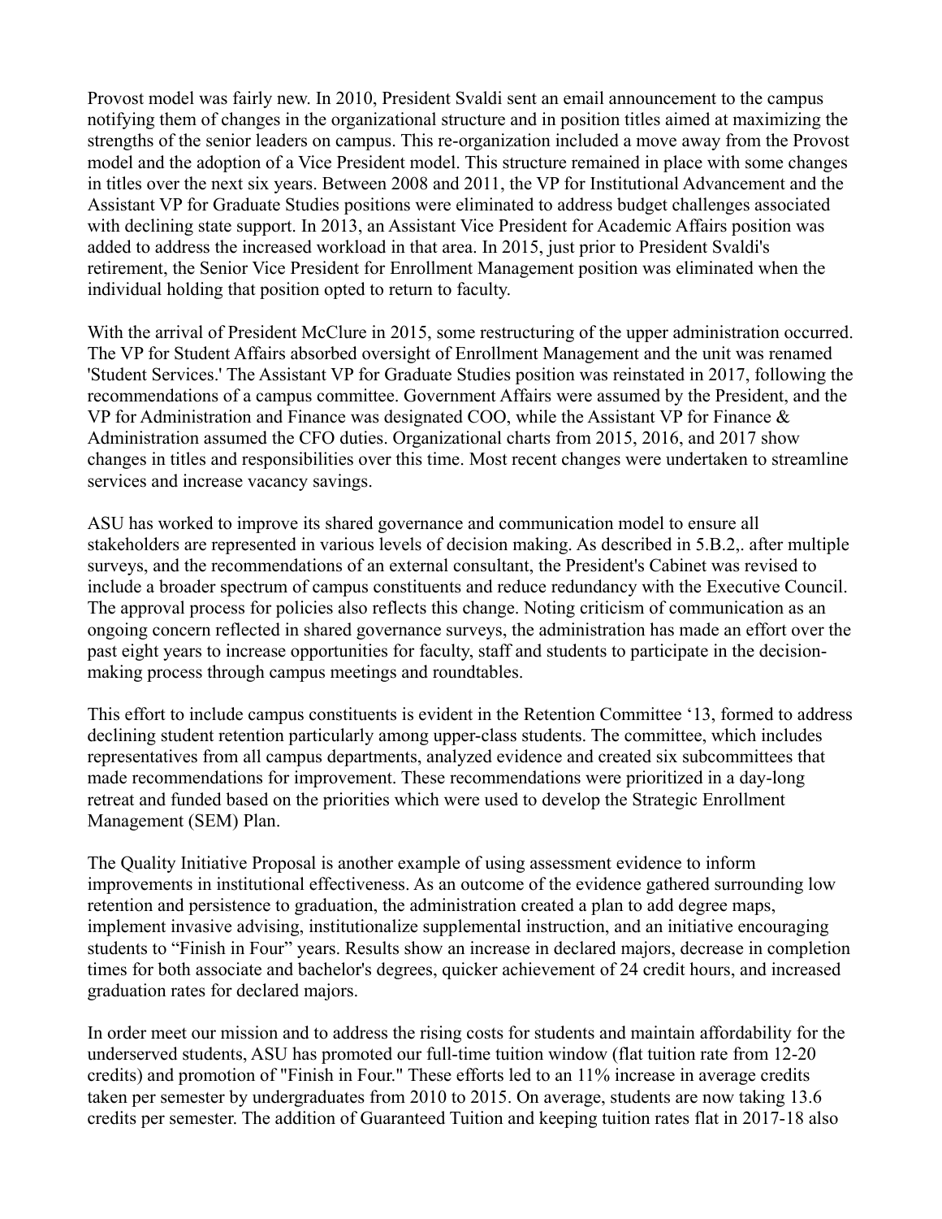Provost model was fairly new. In 2010, President Svaldi sent an email announcement to the campus notifying them of changes in the organizational structure and in position titles aimed at maximizing the strengths of the senior leaders on campus. This re-organization included a move away from the Provost model and the adoption of a Vice President model. This structure remained in place with some changes in titles over the next six years. Between 2008 and 2011, the VP for Institutional Advancement and the Assistant VP for Graduate Studies positions were eliminated to address budget challenges associated with declining state support. In 2013, an Assistant Vice President for Academic Affairs position was added to address the increased workload in that area. In 2015, just prior to President Svaldi's retirement, the Senior Vice President for Enrollment Management position was eliminated when the individual holding that position opted to return to faculty.

With the arrival of President McClure in 2015, some restructuring of the upper administration occurred. The VP for Student Affairs absorbed oversight of Enrollment Management and the unit was renamed 'Student Services.' The Assistant VP for Graduate Studies position was reinstated in 2017, following the recommendations of a campus committee. Government Affairs were assumed by the President, and the VP for Administration and Finance was designated COO, while the Assistant VP for Finance & Administration assumed the CFO duties. Organizational charts from 2015, 2016, and 2017 show changes in titles and responsibilities over this time. Most recent changes were undertaken to streamline services and increase vacancy savings.

ASU has worked to improve its shared governance and communication model to ensure all stakeholders are represented in various levels of decision making. As described in 5.B.2,. after multiple surveys, and the recommendations of an external consultant, the President's Cabinet was revised to include a broader spectrum of campus constituents and reduce redundancy with the Executive Council. The approval process for policies also reflects this change. Noting criticism of communication as an ongoing concern reflected in shared governance surveys, the administration has made an effort over the past eight years to increase opportunities for faculty, staff and students to participate in the decision-making process through campus meetings and roundtables.

This effort to include campus constituents is evident in the Retention Committee '13, formed to address declining student retention particularly among upper-class students. The committee, which includes representatives from all campus departments, analyzed evidence and created six subcommittees that made recommendations for improvement. These recommendations were prioritized in a day-long retreat and funded based on the priorities which were used to develop the Strategic Enrollment Management (SEM) Plan.

The Quality Initiative Proposal is another example of using assessment evidence to inform improvements in institutional effectiveness. As an outcome of the evidence gathered surrounding low retention and persistence to graduation, the administration created a plan to add degree maps, implement invasive advising, institutionalize supplemental instruction, and an initiative encouraging students to "Finish in Four" years. Results show an increase in declared majors, decrease in completion times for both associate and bachelor's degrees, quicker achievement of 24 credit hours, and increased graduation rates for declared majors.

In order meet our mission and to address the rising costs for students and maintain affordability for the underserved students, ASU has promoted our full-time tuition window (flat tuition rate from 12-20 credits) and promotion of "Finish in Four." These efforts led to an 11% increase in average credits taken per semester by undergraduates from 2010 to 2015. On average, students are now taking 13.6 credits per semester. The addition of Guaranteed Tuition and keeping tuition rates flat in 2017-18 also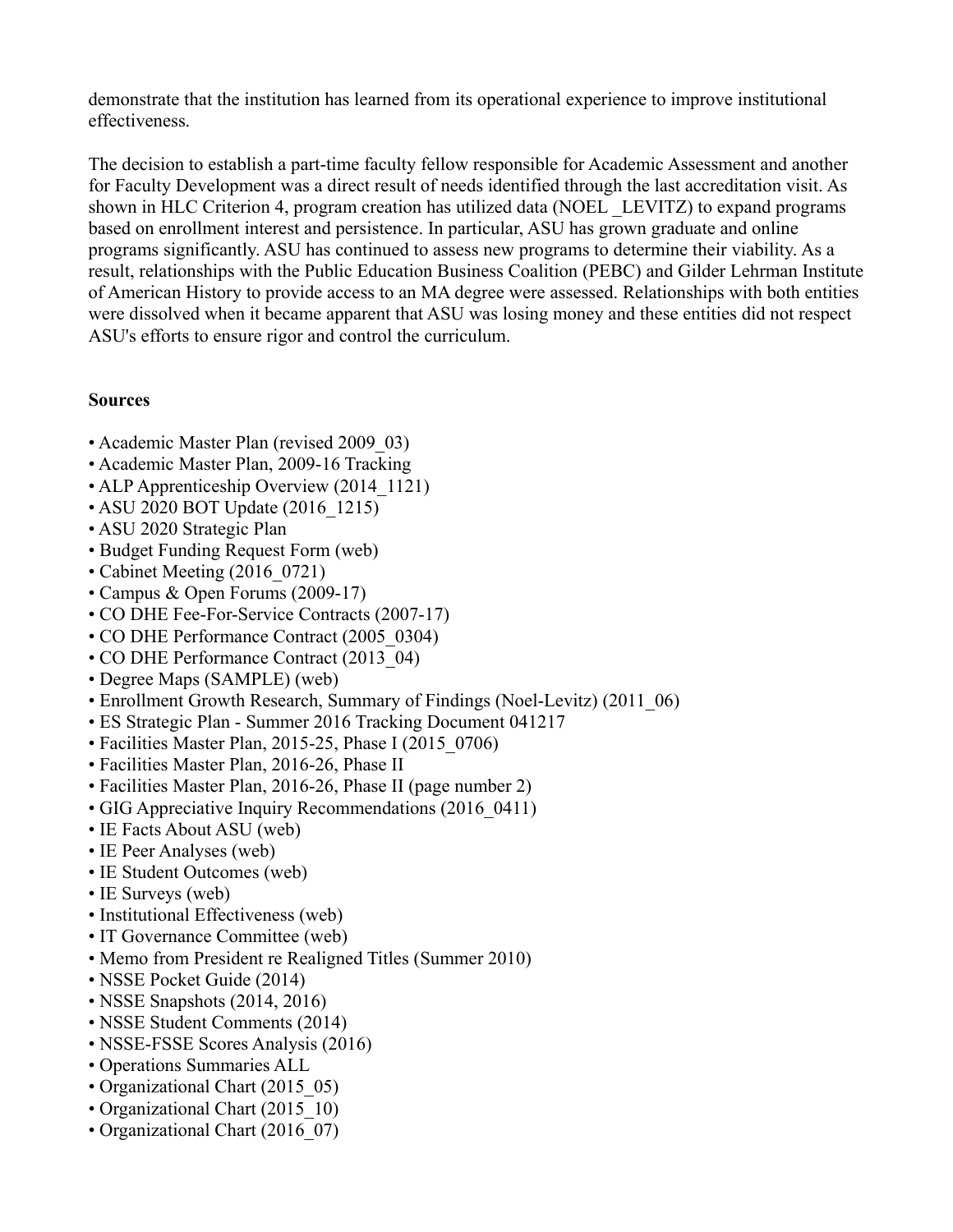demonstrate that the institution has learned from its operational experience to improve institutional effectiveness.

The decision to establish a part-time faculty fellow responsible for Academic Assessment and another for Faculty Development was a direct result of needs identified through the last accreditation visit. As shown in HLC Criterion 4, program creation has utilized data (NOEL _LEVITZ) to expand programs based on enrollment interest and persistence. In particular, ASU has grown graduate and online programs significantly. ASU has continued to assess new programs to determine their viability. As a result, relationships with the Public Education Business Coalition (PEBC) and Gilder Lehrman Institute of American History to provide access to an MA degree were assessed. Relationships with both entities were dissolved when it became apparent that ASU was losing money and these entities did not respect ASU's efforts to ensure rigor and control the curriculum.

**Sources**

- Academic Master Plan (revised 2009_03)
- Academic Master Plan, 2009-16 Tracking
- ALP Apprenticeship Overview (2014_1121)
- ASU 2020 BOT Update (2016_1215)
- ASU 2020 Strategic Plan
- Budget Funding Request Form (web)
- Cabinet Meeting (2016_0721)
- Campus & Open Forums (2009-17)
- CO DHE Fee-For-Service Contracts (2007-17)
- CO DHE Performance Contract (2005_0304)
- CO DHE Performance Contract (2013_04)
- Degree Maps (SAMPLE) (web)
- Enrollment Growth Research, Summary of Findings (Noel-Levitz) (2011_06)
- ES Strategic Plan - Summer 2016 Tracking Document 041217
- Facilities Master Plan, 2015-25, Phase I (2015_0706)
- Facilities Master Plan, 2016-26, Phase II
- Facilities Master Plan, 2016-26, Phase II (page number 2)
- GIG Appreciative Inquiry Recommendations (2016_0411)
- IE Facts About ASU (web)
- IE Peer Analyses (web)
- IE Student Outcomes (web)
- IE Surveys (web)
- Institutional Effectiveness (web)
- IT Governance Committee (web)
- Memo from President re Realigned Titles (Summer 2010)
- NSSE Pocket Guide (2014)
- NSSE Snapshots (2014, 2016)
- NSSE Student Comments (2014)
- NSSE-FSSE Scores Analysis (2016)
- Operations Summaries ALL
- Organizational Chart (2015_05)
- Organizational Chart (2015_10)
- Organizational Chart (2016_07)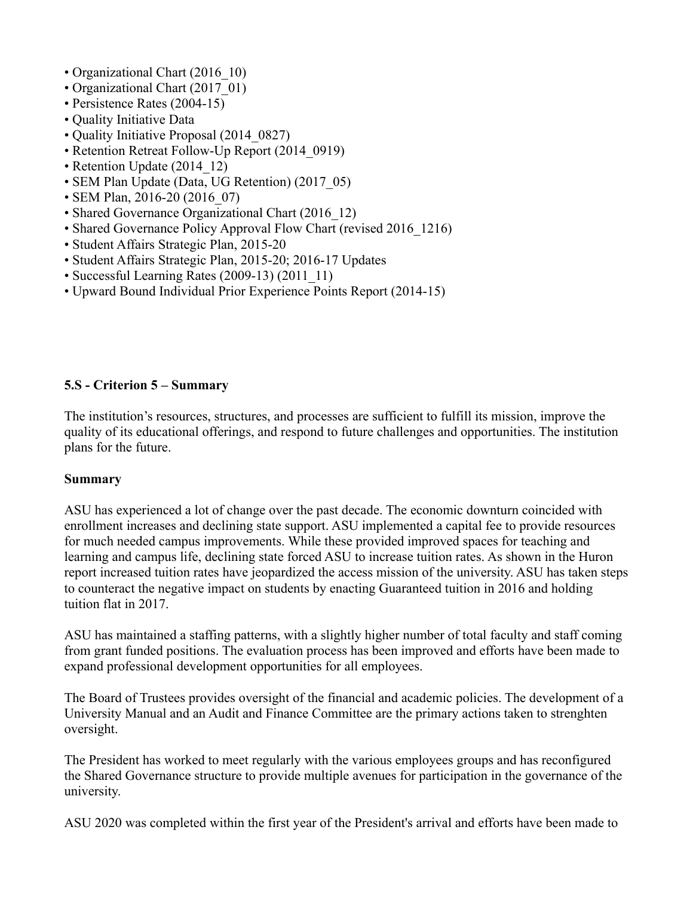- Organizational Chart (2016_10)
- Organizational Chart (2017_01)
- Persistence Rates (2004-15)
- Quality Initiative Data
- Quality Initiative Proposal (2014_0827)
- Retention Retreat Follow-Up Report (2014_0919)
- Retention Update (2014_12)
- SEM Plan Update (Data, UG Retention) (2017_05)
- SEM Plan, 2016-20 (2016_07)
- Shared Governance Organizational Chart (2016_12)
- Shared Governance Policy Approval Flow Chart (revised 2016_1216)
- Student Affairs Strategic Plan, 2015-20
- Student Affairs Strategic Plan, 2015-20; 2016-17 Updates
- Successful Learning Rates (2009-13) (2011_11)
- Upward Bound Individual Prior Experience Points Report (2014-15)

## 5.S - Criterion 5 – Summary

The institution's resources, structures, and processes are sufficient to fulfill its mission, improve the quality of its educational offerings, and respond to future challenges and opportunities. The institution plans for the future.

### Summary

ASU has experienced a lot of change over the past decade. The economic downturn coincided with enrollment increases and declining state support. ASU implemented a capital fee to provide resources for much needed campus improvements. While these provided improved spaces for teaching and learning and campus life, declining state forced ASU to increase tuition rates. As shown in the Huron report increased tuition rates have jeopardized the access mission of the university. ASU has taken steps to counteract the negative impact on students by enacting Guaranteed tuition in 2016 and holding tuition flat in 2017.

ASU has maintained a staffing patterns, with a slightly higher number of total faculty and staff coming from grant funded positions. The evaluation process has been improved and efforts have been made to expand professional development opportunities for all employees.

The Board of Trustees provides oversight of the financial and academic policies. The development of a University Manual and an Audit and Finance Committee are the primary actions taken to strenghten oversight.

The President has worked to meet regularly with the various employees groups and has reconfigured the Shared Governance structure to provide multiple avenues for participation in the governance of the university.

ASU 2020 was completed within the first year of the President's arrival and efforts have been made to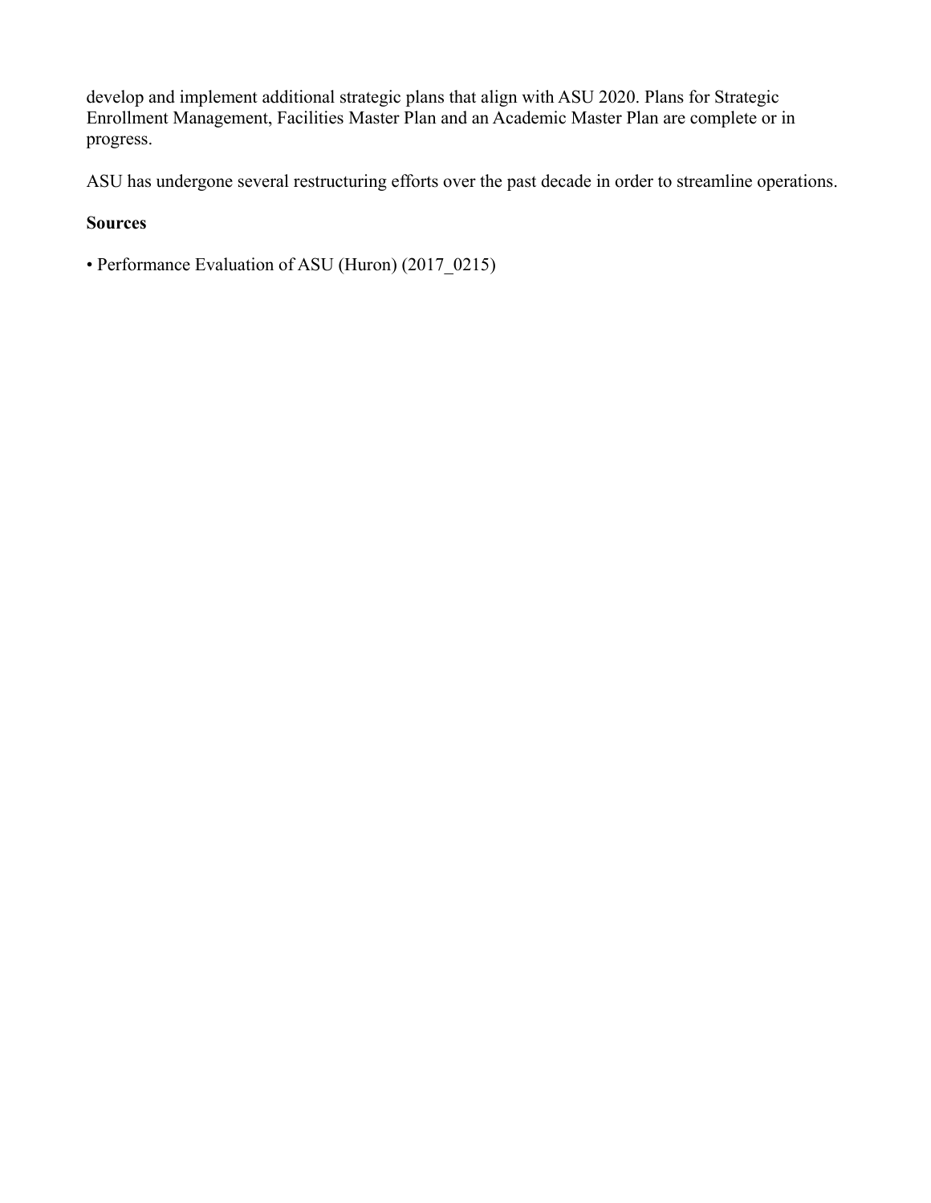develop and implement additional strategic plans that align with ASU 2020. Plans for Strategic Enrollment Management, Facilities Master Plan and an Academic Master Plan are complete or in progress.

ASU has undergone several restructuring efforts over the past decade in order to streamline operations.

**Sources**

- Performance Evaluation of ASU (Huron) (2017_0215)